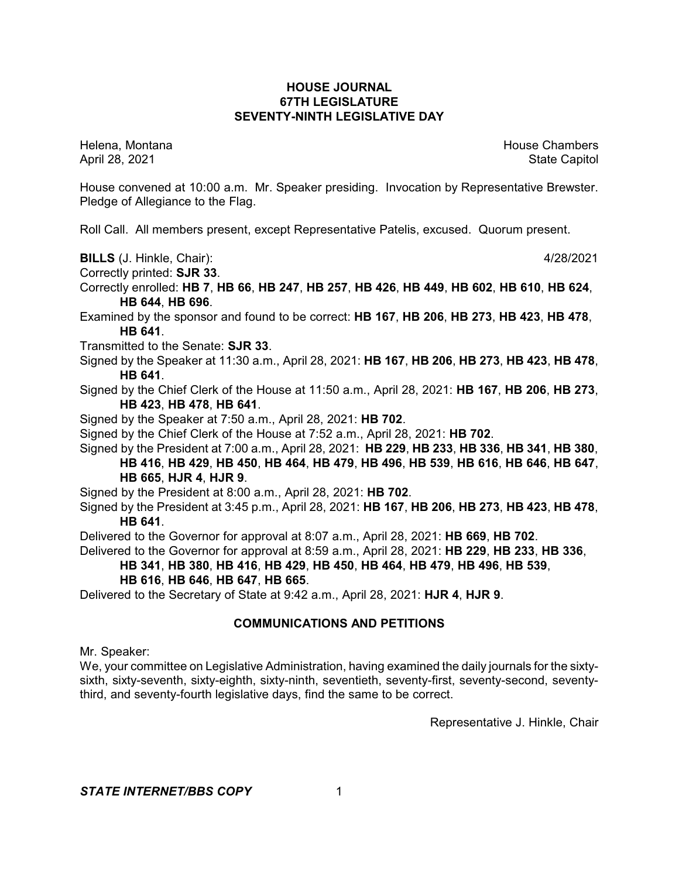**HOUSE JOURNAL**
**67TH LEGISLATURE**
**SEVENTY-NINTH LEGISLATIVE DAY**

Helena, Montana — House Chambers
April 28, 2021 — State Capitol

House convened at 10:00 a.m. Mr. Speaker presiding. Invocation by Representative Brewster. Pledge of Allegiance to the Flag.

Roll Call. All members present, except Representative Patelis, excused. Quorum present.

**BILLS** (J. Hinkle, Chair): 4/28/2021

Correctly printed: **SJR 33**.

Correctly enrolled: **HB 7**, **HB 66**, **HB 247**, **HB 257**, **HB 426**, **HB 449**, **HB 602**, **HB 610**, **HB 624**, **HB 644**, **HB 696**.

Examined by the sponsor and found to be correct: **HB 167**, **HB 206**, **HB 273**, **HB 423**, **HB 478**, **HB 641**.

Transmitted to the Senate: **SJR 33**.

Signed by the Speaker at 11:30 a.m., April 28, 2021: **HB 167**, **HB 206**, **HB 273**, **HB 423**, **HB 478**, **HB 641**.

Signed by the Chief Clerk of the House at 11:50 a.m., April 28, 2021: **HB 167**, **HB 206**, **HB 273**, **HB 423**, **HB 478**, **HB 641**.

Signed by the Speaker at 7:50 a.m., April 28, 2021: **HB 702**.

Signed by the Chief Clerk of the House at 7:52 a.m., April 28, 2021: **HB 702**.

Signed by the President at 7:00 a.m., April 28, 2021: **HB 229**, **HB 233**, **HB 336**, **HB 341**, **HB 380**, **HB 416**, **HB 429**, **HB 450**, **HB 464**, **HB 479**, **HB 496**, **HB 539**, **HB 616**, **HB 646**, **HB 647**, **HB 665**, **HJR 4**, **HJR 9**.

Signed by the President at 8:00 a.m., April 28, 2021: **HB 702**.

Signed by the President at 3:45 p.m., April 28, 2021: **HB 167**, **HB 206**, **HB 273**, **HB 423**, **HB 478**, **HB 641**.

Delivered to the Governor for approval at 8:07 a.m., April 28, 2021: **HB 669**, **HB 702**.

Delivered to the Governor for approval at 8:59 a.m., April 28, 2021: **HB 229**, **HB 233**, **HB 336**, **HB 341**, **HB 380**, **HB 416**, **HB 429**, **HB 450**, **HB 464**, **HB 479**, **HB 496**, **HB 539**, **HB 616**, **HB 646**, **HB 647**, **HB 665**.

Delivered to the Secretary of State at 9:42 a.m., April 28, 2021: **HJR 4**, **HJR 9**.

## COMMUNICATIONS AND PETITIONS

Mr. Speaker:

We, your committee on Legislative Administration, having examined the daily journals for the sixty-sixth, sixty-seventh, sixty-eighth, sixty-ninth, seventieth, seventy-first, seventy-second, seventy-third, and seventy-fourth legislative days, find the same to be correct.

Representative J. Hinkle, Chair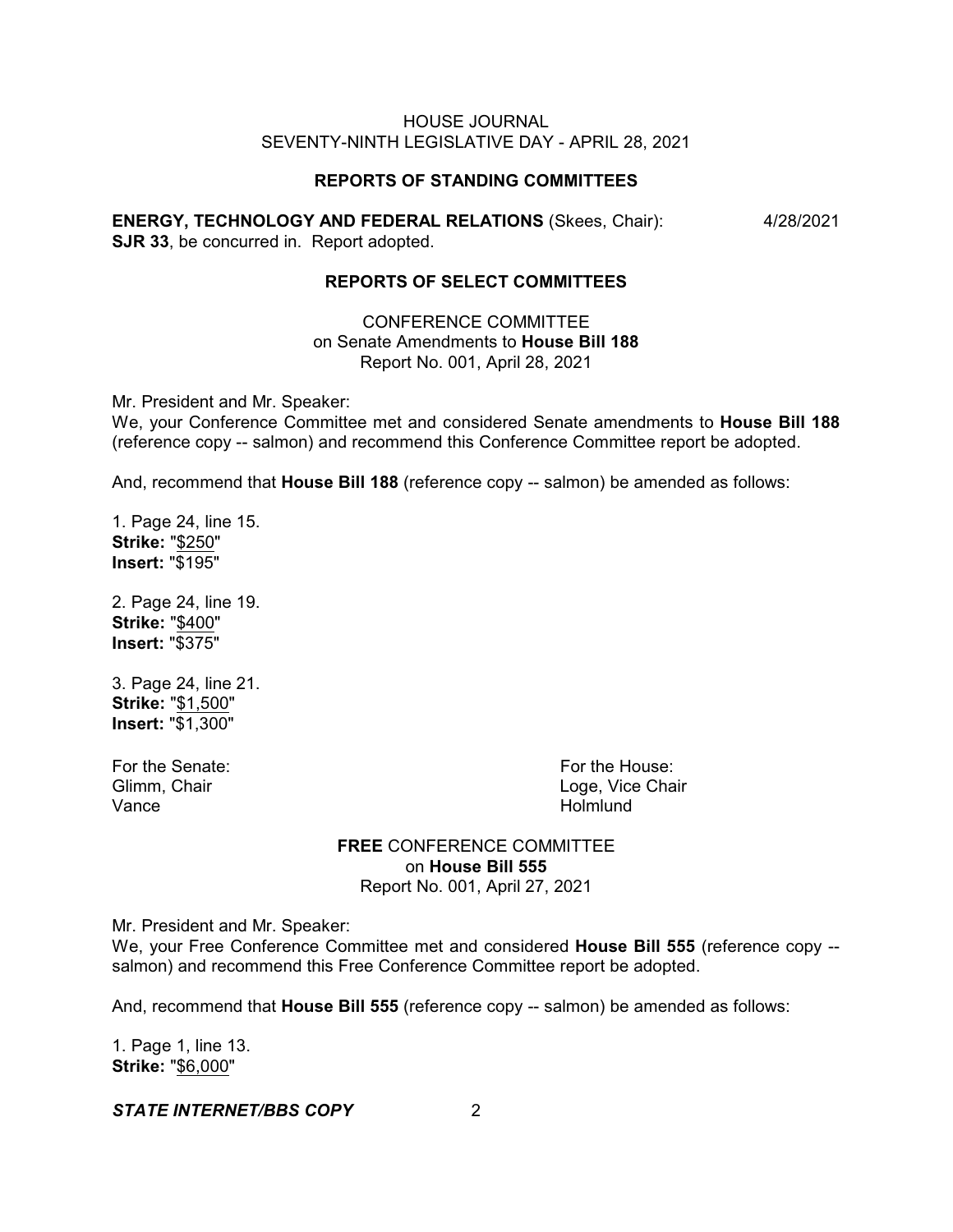### REPORTS OF STANDING COMMITTEES

**ENERGY, TECHNOLOGY AND FEDERAL RELATIONS** (Skees, Chair): 4/28/2021
**SJR 33**, be concurred in. Report adopted.

### REPORTS OF SELECT COMMITTEES

CONFERENCE COMMITTEE
on Senate Amendments to **House Bill 188**
Report No. 001, April 28, 2021

Mr. President and Mr. Speaker:
We, your Conference Committee met and considered Senate amendments to **House Bill 188** (reference copy -- salmon) and recommend this Conference Committee report be adopted.

And, recommend that **House Bill 188** (reference copy -- salmon) be amended as follows:

1. Page 24, line 15.
**Strike:** "$250"
**Insert:** "$195"

2. Page 24, line 19.
**Strike:** "$400"
**Insert:** "$375"

3. Page 24, line 21.
**Strike:** "$1,500"
**Insert:** "$1,300"

For the Senate:
Glimm, Chair
Vance

For the House:
Loge, Vice Chair
Holmlund

**FREE** CONFERENCE COMMITTEE
on **House Bill 555**
Report No. 001, April 27, 2021

Mr. President and Mr. Speaker:
We, your Free Conference Committee met and considered **House Bill 555** (reference copy -- salmon) and recommend this Free Conference Committee report be adopted.

And, recommend that **House Bill 555** (reference copy -- salmon) be amended as follows:

1. Page 1, line 13.
**Strike:** "$6,000"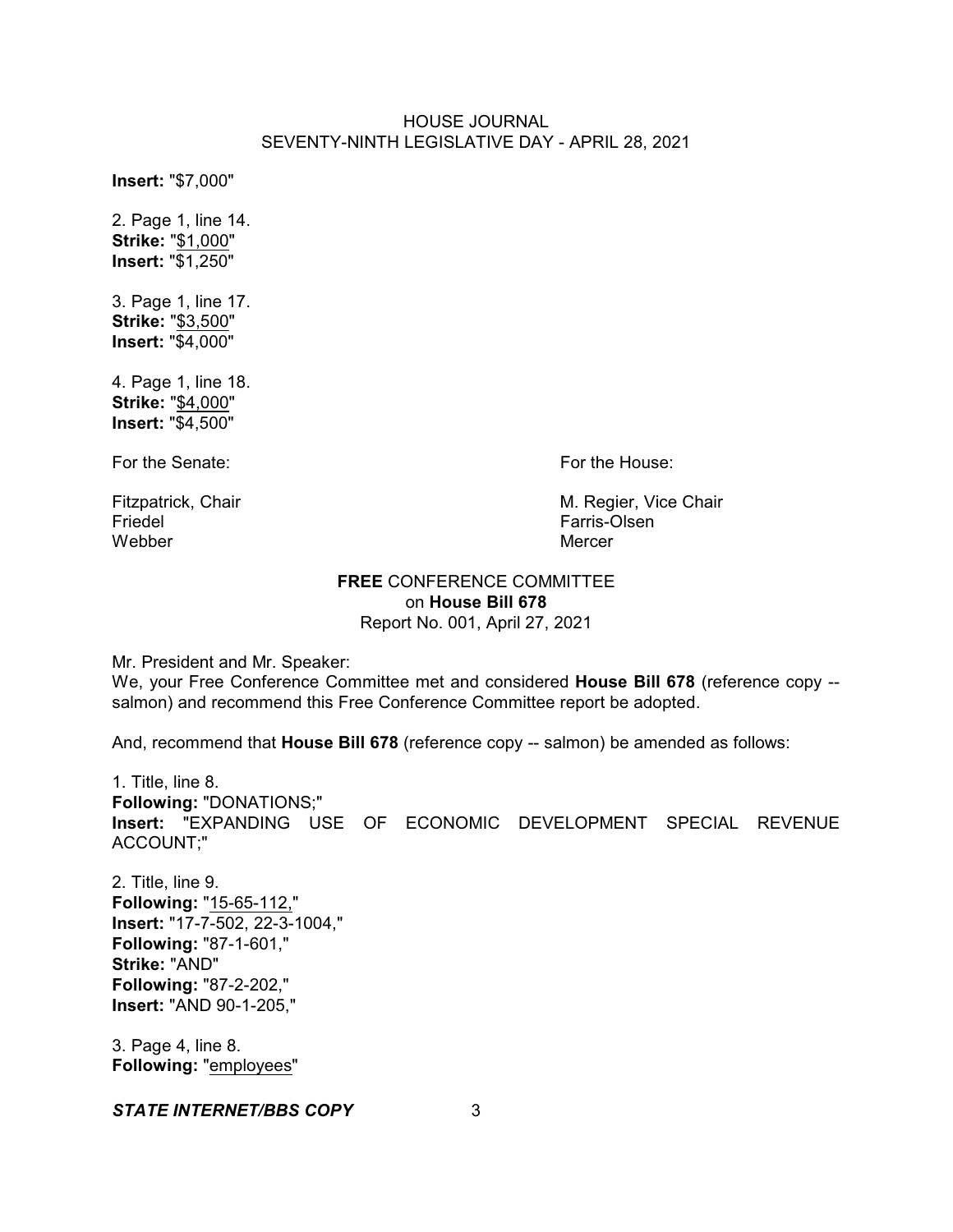**Insert:** "$7,000"

2. Page 1, line 14.
**Strike:** "<u>$1,000</u>"
**Insert:** "$1,250"

3. Page 1, line 17.
**Strike:** "<u>$3,500</u>"
**Insert:** "$4,000"

4. Page 1, line 18.
**Strike:** "<u>$4,000</u>"
**Insert:** "$4,500"

For the Senate:

Fitzpatrick, Chair
Friedel
Webber

For the House:

M. Regier, Vice Chair
Farris-Olsen
Mercer

**FREE** CONFERENCE COMMITTEE
on **House Bill 678**
Report No. 001, April 27, 2021

Mr. President and Mr. Speaker:
We, your Free Conference Committee met and considered **House Bill 678** (reference copy -- salmon) and recommend this Free Conference Committee report be adopted.

And, recommend that **House Bill 678** (reference copy -- salmon) be amended as follows:

1. Title, line 8.
**Following:** "DONATIONS;"
**Insert:** "EXPANDING USE OF ECONOMIC DEVELOPMENT SPECIAL REVENUE ACCOUNT;"

2. Title, line 9.
**Following:** "<u>15-65-112,</u>"
**Insert:** "17-7-502, 22-3-1004,"
**Following:** "87-1-601,"
**Strike:** "AND"
**Following:** "87-2-202,"
**Insert:** "AND 90-1-205,"

3. Page 4, line 8.
**Following:** "<u>employees</u>"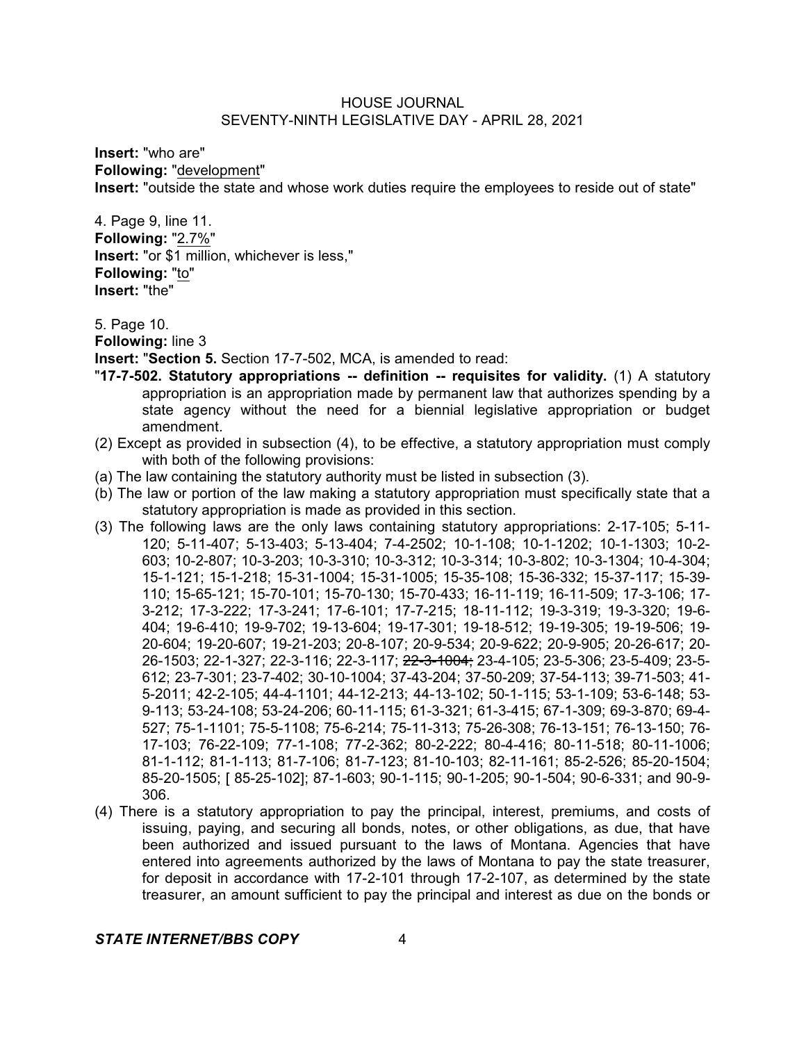**Insert:** "who are"
**Following:** "development"
**Insert:** "outside the state and whose work duties require the employees to reside out of state"

4. Page 9, line 11.
**Following:** "2.7%"
**Insert:** "or $1 million, whichever is less,"
**Following:** "to"
**Insert:** "the"

5. Page 10.
**Following:** line 3
**Insert:** "**Section 5.** Section 17-7-502, MCA, is amended to read:
"**17-7-502. Statutory appropriations -- definition -- requisites for validity.** (1) A statutory appropriation is an appropriation made by permanent law that authorizes spending by a state agency without the need for a biennial legislative appropriation or budget amendment.
(2) Except as provided in subsection (4), to be effective, a statutory appropriation must comply with both of the following provisions:
(a) The law containing the statutory authority must be listed in subsection (3).
(b) The law or portion of the law making a statutory appropriation must specifically state that a statutory appropriation is made as provided in this section.
(3) The following laws are the only laws containing statutory appropriations: 2-17-105; 5-11-120; 5-11-407; 5-13-403; 5-13-404; 7-4-2502; 10-1-108; 10-1-1202; 10-1-1303; 10-2-603; 10-2-807; 10-3-203; 10-3-310; 10-3-312; 10-3-314; 10-3-802; 10-3-1304; 10-4-304; 15-1-121; 15-1-218; 15-31-1004; 15-31-1005; 15-35-108; 15-36-332; 15-37-117; 15-39-110; 15-65-121; 15-70-101; 15-70-130; 15-70-433; 16-11-119; 16-11-509; 17-3-106; 17-3-212; 17-3-222; 17-3-241; 17-6-101; 17-7-215; 18-11-112; 19-3-319; 19-3-320; 19-6-404; 19-6-410; 19-9-702; 19-13-604; 19-17-301; 19-18-512; 19-19-305; 19-19-506; 19-20-604; 19-20-607; 19-21-203; 20-8-107; 20-9-534; 20-9-622; 20-9-905; 20-26-617; 20-26-1503; 22-1-327; 22-3-116; 22-3-117; ~~22-3-1004;~~ 23-4-105; 23-5-306; 23-5-409; 23-5-612; 23-7-301; 23-7-402; 30-10-1004; 37-43-204; 37-50-209; 37-54-113; 39-71-503; 41-5-2011; 42-2-105; 44-4-1101; 44-12-213; 44-13-102; 50-1-115; 53-1-109; 53-6-148; 53-9-113; 53-24-108; 53-24-206; 60-11-115; 61-3-321; 61-3-415; 67-1-309; 69-3-870; 69-4-527; 75-1-1101; 75-5-1108; 75-6-214; 75-11-313; 75-26-308; 76-13-151; 76-13-150; 76-17-103; 76-22-109; 77-1-108; 77-2-362; 80-2-222; 80-4-416; 80-11-518; 80-11-1006; 81-1-112; 81-1-113; 81-7-106; 81-7-123; 81-10-103; 82-11-161; 85-2-526; 85-20-1504; 85-20-1505; [ 85-25-102]; 87-1-603; 90-1-115; 90-1-205; 90-1-504; 90-6-331; and 90-9-306.
(4) There is a statutory appropriation to pay the principal, interest, premiums, and costs of issuing, paying, and securing all bonds, notes, or other obligations, as due, that have been authorized and issued pursuant to the laws of Montana. Agencies that have entered into agreements authorized by the laws of Montana to pay the state treasurer, for deposit in accordance with 17-2-101 through 17-2-107, as determined by the state treasurer, an amount sufficient to pay the principal and interest as due on the bonds or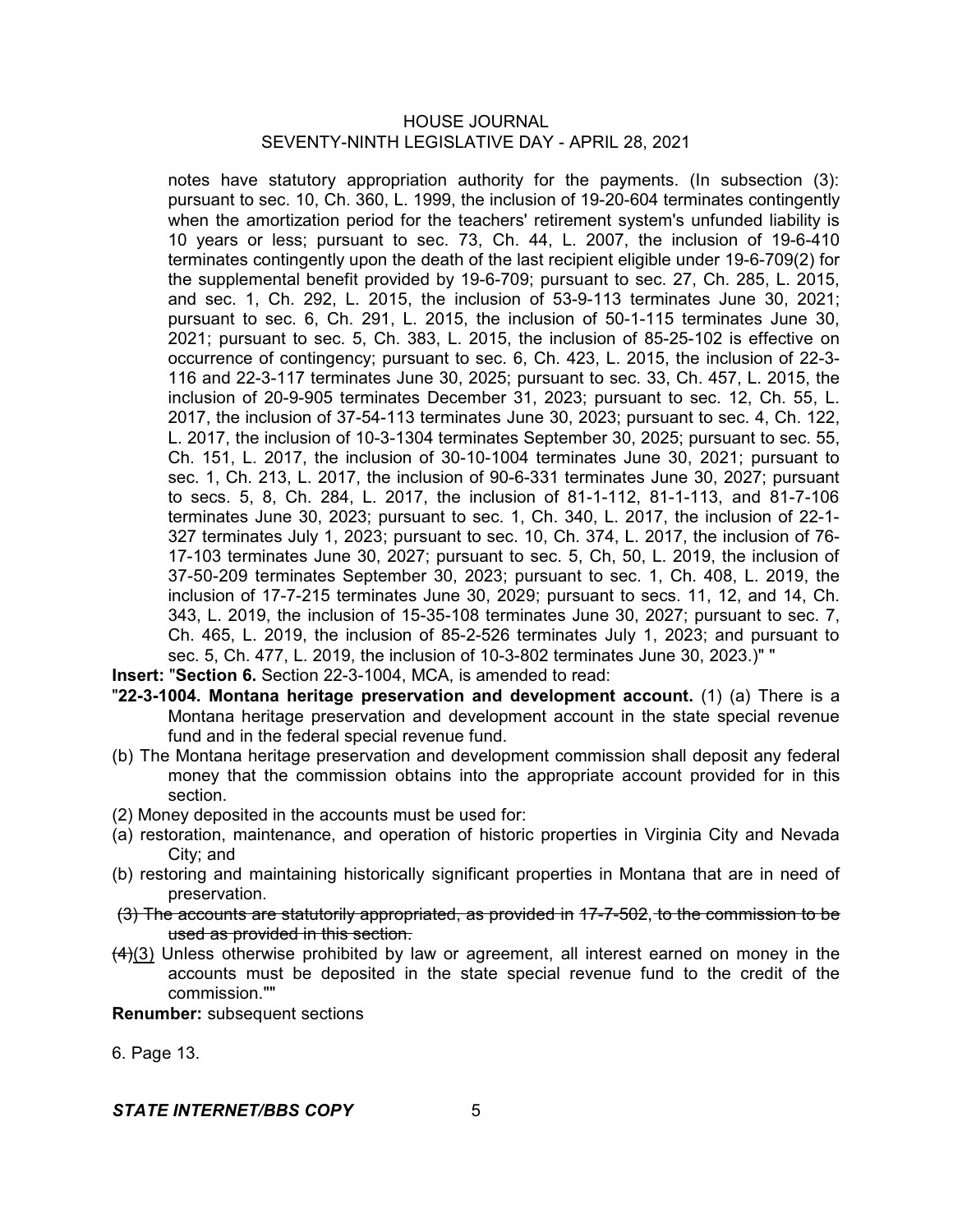notes have statutory appropriation authority for the payments. (In subsection (3): pursuant to sec. 10, Ch. 360, L. 1999, the inclusion of 19-20-604 terminates contingently when the amortization period for the teachers' retirement system's unfunded liability is 10 years or less; pursuant to sec. 73, Ch. 44, L. 2007, the inclusion of 19-6-410 terminates contingently upon the death of the last recipient eligible under 19-6-709(2) for the supplemental benefit provided by 19-6-709; pursuant to sec. 27, Ch. 285, L. 2015, and sec. 1, Ch. 292, L. 2015, the inclusion of 53-9-113 terminates June 30, 2021; pursuant to sec. 6, Ch. 291, L. 2015, the inclusion of 50-1-115 terminates June 30, 2021; pursuant to sec. 5, Ch. 383, L. 2015, the inclusion of 85-25-102 is effective on occurrence of contingency; pursuant to sec. 6, Ch. 423, L. 2015, the inclusion of 22-3-116 and 22-3-117 terminates June 30, 2025; pursuant to sec. 33, Ch. 457, L. 2015, the inclusion of 20-9-905 terminates December 31, 2023; pursuant to sec. 12, Ch. 55, L. 2017, the inclusion of 37-54-113 terminates June 30, 2023; pursuant to sec. 4, Ch. 122, L. 2017, the inclusion of 10-3-1304 terminates September 30, 2025; pursuant to sec. 55, Ch. 151, L. 2017, the inclusion of 30-10-1004 terminates June 30, 2021; pursuant to sec. 1, Ch. 213, L. 2017, the inclusion of 90-6-331 terminates June 30, 2027; pursuant to secs. 5, 8, Ch. 284, L. 2017, the inclusion of 81-1-112, 81-1-113, and 81-7-106 terminates June 30, 2023; pursuant to sec. 1, Ch. 340, L. 2017, the inclusion of 22-1-327 terminates July 1, 2023; pursuant to sec. 10, Ch. 374, L. 2017, the inclusion of 76-17-103 terminates June 30, 2027; pursuant to sec. 5, Ch, 50, L. 2019, the inclusion of 37-50-209 terminates September 30, 2023; pursuant to sec. 1, Ch. 408, L. 2019, the inclusion of 17-7-215 terminates June 30, 2029; pursuant to secs. 11, 12, and 14, Ch. 343, L. 2019, the inclusion of 15-35-108 terminates June 30, 2027; pursuant to sec. 7, Ch. 465, L. 2019, the inclusion of 85-2-526 terminates July 1, 2023; and pursuant to sec. 5, Ch. 477, L. 2019, the inclusion of 10-3-802 terminates June 30, 2023.)" "

**Insert:** "**Section 6.** Section 22-3-1004, MCA, is amended to read:

"**22-3-1004. Montana heritage preservation and development account.** (1) (a) There is a Montana heritage preservation and development account in the state special revenue fund and in the federal special revenue fund.

(b) The Montana heritage preservation and development commission shall deposit any federal money that the commission obtains into the appropriate account provided for in this section.

(2) Money deposited in the accounts must be used for:

(a) restoration, maintenance, and operation of historic properties in Virginia City and Nevada City; and

(b) restoring and maintaining historically significant properties in Montana that are in need of preservation.

~~(3) The accounts are statutorily appropriated, as provided in 17-7-502, to the commission to be used as provided in this section.~~

~~(4)~~(3) Unless otherwise prohibited by law or agreement, all interest earned on money in the accounts must be deposited in the state special revenue fund to the credit of the commission.""

**Renumber:** subsequent sections

6. Page 13.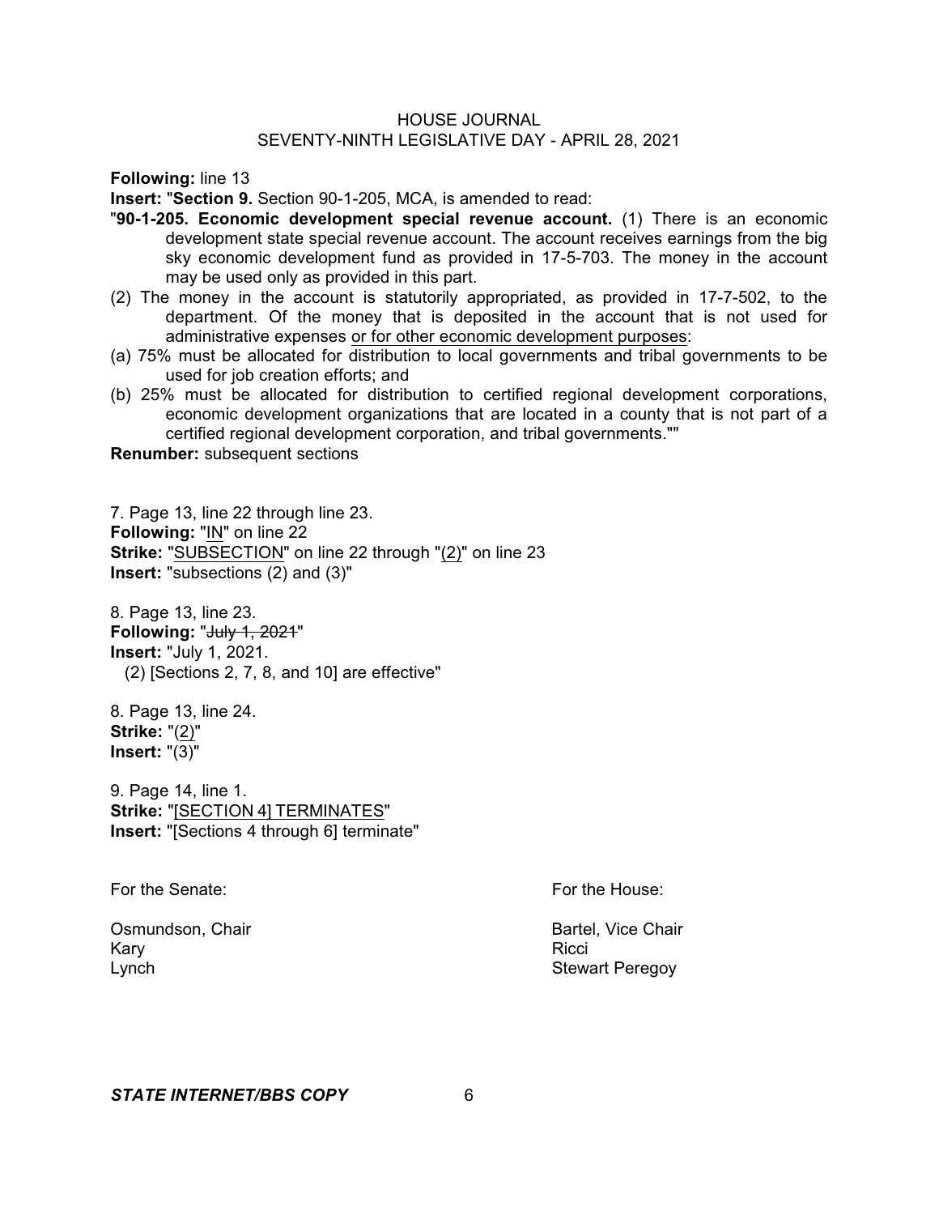**Following:** line 13

**Insert:** "**Section 9.** Section 90-1-205, MCA, is amended to read:

"**90-1-205. Economic development special revenue account.** (1) There is an economic development state special revenue account. The account receives earnings from the big sky economic development fund as provided in 17-5-703. The money in the account may be used only as provided in this part.

(2) The money in the account is statutorily appropriated, as provided in 17-7-502, to the department. Of the money that is deposited in the account that is not used for administrative expenses <u>or for other economic development purposes</u>:

(a) 75% must be allocated for distribution to local governments and tribal governments to be used for job creation efforts; and

(b) 25% must be allocated for distribution to certified regional development corporations, economic development organizations that are located in a county that is not part of a certified regional development corporation, and tribal governments.""

**Renumber:** subsequent sections

7. Page 13, line 22 through line 23.

**Following:** "<u>IN</u>" on line 22

**Strike:** "<u>SUBSECTION</u>" on line 22 through "<u>(2)</u>" on line 23

**Insert:** "subsections (2) and (3)"

8. Page 13, line 23.

**Following:** "~~July 1, 2021~~"

**Insert:** "July 1, 2021.

(2) [Sections 2, 7, 8, and 10] are effective"

8. Page 13, line 24.

**Strike:** "<u>(2)</u>"

**Insert:** "(3)"

9. Page 14, line 1.

**Strike:** "<u>[SECTION 4] TERMINATES</u>"

**Insert:** "[Sections 4 through 6] terminate"

For the Senate:

Osmundson, Chair
Kary
Lynch

For the House:

Bartel, Vice Chair
Ricci
Stewart Peregoy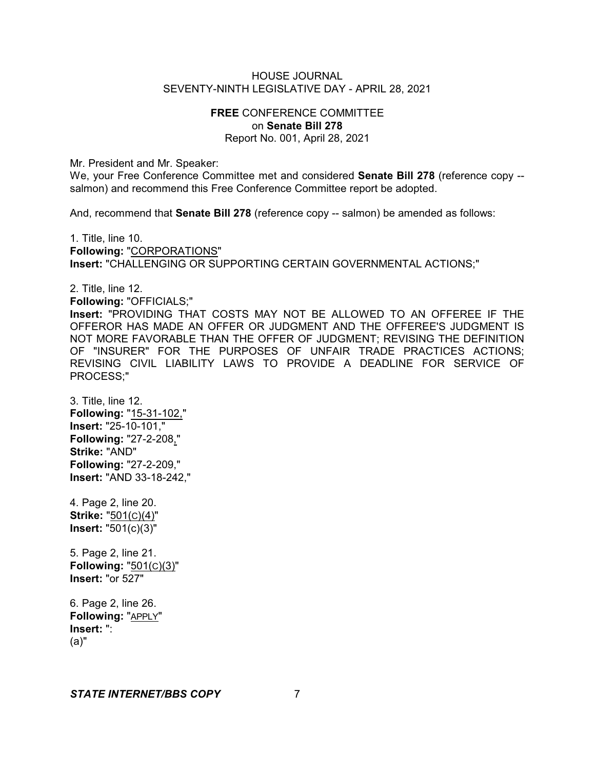**FREE** CONFERENCE COMMITTEE
on **Senate Bill 278**
Report No. 001, April 28, 2021

Mr. President and Mr. Speaker:

We, your Free Conference Committee met and considered **Senate Bill 278** (reference copy -- salmon) and recommend this Free Conference Committee report be adopted.

And, recommend that **Senate Bill 278** (reference copy -- salmon) be amended as follows:

1. Title, line 10.
**Following:** "CORPORATIONS"
**Insert:** "CHALLENGING OR SUPPORTING CERTAIN GOVERNMENTAL ACTIONS;"

2. Title, line 12.
**Following:** "OFFICIALS;"
**Insert:** "PROVIDING THAT COSTS MAY NOT BE ALLOWED TO AN OFFEREE IF THE OFFEROR HAS MADE AN OFFER OR JUDGMENT AND THE OFFEREE'S JUDGMENT IS NOT MORE FAVORABLE THAN THE OFFER OF JUDGMENT; REVISING THE DEFINITION OF "INSURER" FOR THE PURPOSES OF UNFAIR TRADE PRACTICES ACTIONS; REVISING CIVIL LIABILITY LAWS TO PROVIDE A DEADLINE FOR SERVICE OF PROCESS;"

3. Title, line 12.
**Following:** "15-31-102,"
**Insert:** "25-10-101,"
**Following:** "27-2-208,"
**Strike:** "AND"
**Following:** "27-2-209,"
**Insert:** "AND 33-18-242,"

4. Page 2, line 20.
**Strike:** "501(C)(4)"
**Insert:** "501(c)(3)"

5. Page 2, line 21.
**Following:** "501(C)(3)"
**Insert:** "or 527"

6. Page 2, line 26.
**Following:** "APPLY"
**Insert:** ":
(a)"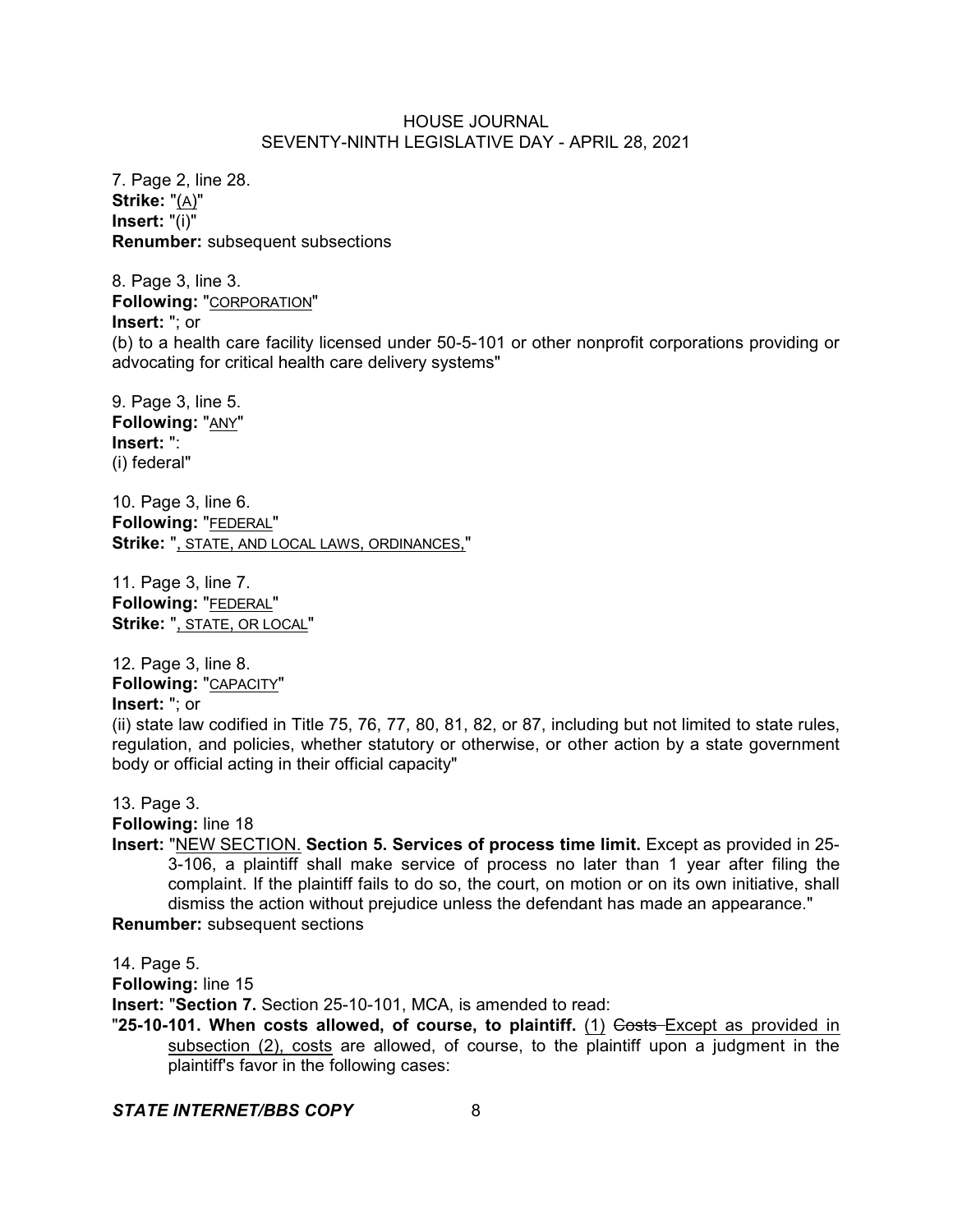7. Page 2, line 28.
**Strike:** "(A)"
**Insert:** "(i)"
**Renumber:** subsequent subsections

8. Page 3, line 3.
**Following:** "CORPORATION"
**Insert:** "; or
(b) to a health care facility licensed under 50-5-101 or other nonprofit corporations providing or advocating for critical health care delivery systems"

9. Page 3, line 5.
**Following:** "ANY"
**Insert:** ":
(i) federal"

10. Page 3, line 6.
**Following:** "FEDERAL"
**Strike:** ", STATE, AND LOCAL LAWS, ORDINANCES,"

11. Page 3, line 7.
**Following:** "FEDERAL"
**Strike:** ", STATE, OR LOCAL"

12. Page 3, line 8.
**Following:** "CAPACITY"
**Insert:** "; or
(ii) state law codified in Title 75, 76, 77, 80, 81, 82, or 87, including but not limited to state rules, regulation, and policies, whether statutory or otherwise, or other action by a state government body or official acting in their official capacity"

13. Page 3.
**Following:** line 18
**Insert:** "NEW SECTION. **Section 5. Services of process time limit.** Except as provided in 25-3-106, a plaintiff shall make service of process no later than 1 year after filing the complaint. If the plaintiff fails to do so, the court, on motion or on its own initiative, shall dismiss the action without prejudice unless the defendant has made an appearance."
**Renumber:** subsequent sections

14. Page 5.
**Following:** line 15
**Insert:** "**Section 7.** Section 25-10-101, MCA, is amended to read:
"**25-10-101. When costs allowed, of course, to plaintiff.** (1) ~~Costs~~ Except as provided in subsection (2), costs are allowed, of course, to the plaintiff upon a judgment in the plaintiff's favor in the following cases: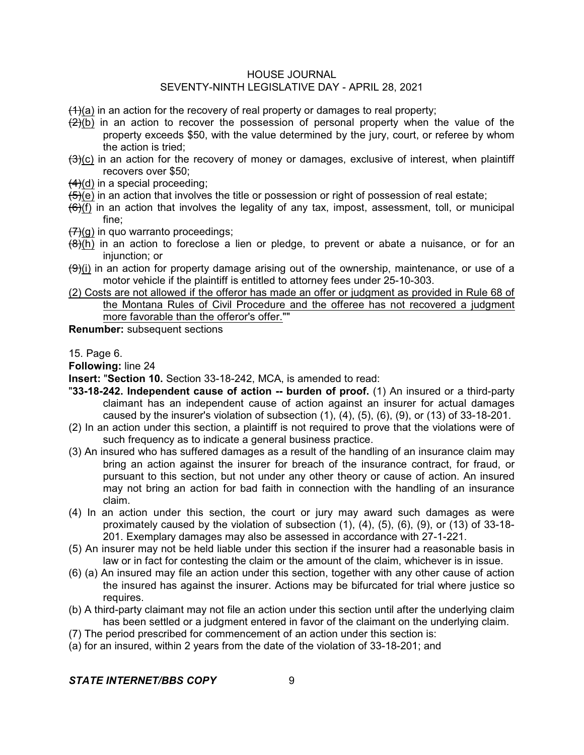~~(1)~~<u>(a)</u> in an action for the recovery of real property or damages to real property;

~~(2)~~<u>(b)</u> in an action to recover the possession of personal property when the value of the property exceeds $50, with the value determined by the jury, court, or referee by whom the action is tried;

~~(3)~~<u>(c)</u> in an action for the recovery of money or damages, exclusive of interest, when plaintiff recovers over $50;

~~(4)~~<u>(d)</u> in a special proceeding;

~~(5)~~<u>(e)</u> in an action that involves the title or possession or right of possession of real estate;

~~(6)~~<u>(f)</u> in an action that involves the legality of any tax, impost, assessment, toll, or municipal fine;

~~(7)~~<u>(g)</u> in quo warranto proceedings;

~~(8)~~<u>(h)</u> in an action to foreclose a lien or pledge, to prevent or abate a nuisance, or for an injunction; or

~~(9)~~<u>(i)</u> in an action for property damage arising out of the ownership, maintenance, or use of a motor vehicle if the plaintiff is entitled to attorney fees under 25-10-303.

<u>(2) Costs are not allowed if the offeror has made an offer or judgment as provided in Rule 68 of the Montana Rules of Civil Procedure and the offeree has not recovered a judgment more favorable than the offeror's offer.</u>""

**Renumber:** subsequent sections

15. Page 6.

**Following:** line 24

**Insert:** "**Section 10.** Section 33-18-242, MCA, is amended to read:

"**33-18-242. Independent cause of action -- burden of proof.** (1) An insured or a third-party claimant has an independent cause of action against an insurer for actual damages caused by the insurer's violation of subsection (1), (4), (5), (6), (9), or (13) of 33-18-201.

(2) In an action under this section, a plaintiff is not required to prove that the violations were of such frequency as to indicate a general business practice.

(3) An insured who has suffered damages as a result of the handling of an insurance claim may bring an action against the insurer for breach of the insurance contract, for fraud, or pursuant to this section, but not under any other theory or cause of action. An insured may not bring an action for bad faith in connection with the handling of an insurance claim.

(4) In an action under this section, the court or jury may award such damages as were proximately caused by the violation of subsection (1), (4), (5), (6), (9), or (13) of 33-18-201. Exemplary damages may also be assessed in accordance with 27-1-221.

(5) An insurer may not be held liable under this section if the insurer had a reasonable basis in law or in fact for contesting the claim or the amount of the claim, whichever is in issue.

(6) (a) An insured may file an action under this section, together with any other cause of action the insured has against the insurer. Actions may be bifurcated for trial where justice so requires.

(b) A third-party claimant may not file an action under this section until after the underlying claim has been settled or a judgment entered in favor of the claimant on the underlying claim.

(7) The period prescribed for commencement of an action under this section is:

(a) for an insured, within 2 years from the date of the violation of 33-18-201; and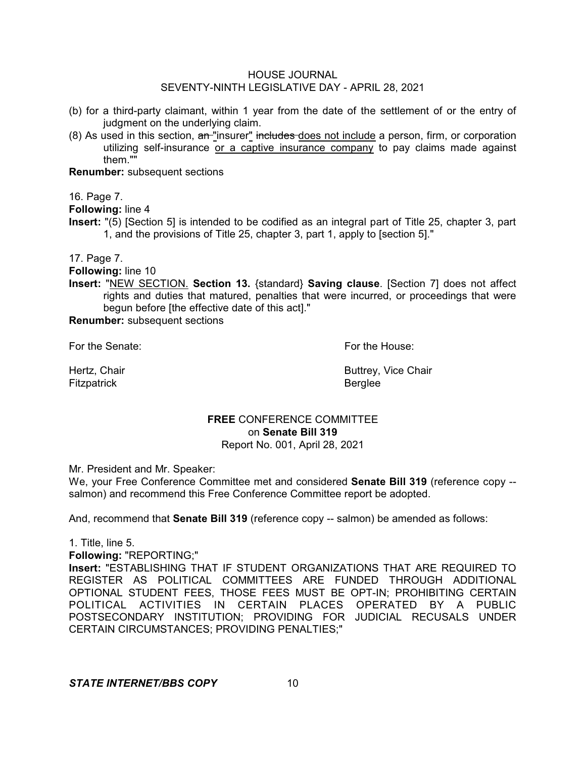(b) for a third-party claimant, within 1 year from the date of the settlement of or the entry of judgment on the underlying claim.

(8) As used in this section, ~~an~~ "insurer" ~~includes~~ <u>does not include</u> a person, firm, or corporation utilizing self-insurance <u>or a captive insurance company</u> to pay claims made against them.""

**Renumber:** subsequent sections

16. Page 7.

**Following:** line 4

**Insert:** "(5) [Section 5] is intended to be codified as an integral part of Title 25, chapter 3, part 1, and the provisions of Title 25, chapter 3, part 1, apply to [section 5]."

17. Page 7.

**Following:** line 10

**Insert:** "<u>NEW SECTION.</u> **Section 13.** {standard} **Saving clause**. [Section 7] does not affect rights and duties that matured, penalties that were incurred, or proceedings that were begun before [the effective date of this act]."

**Renumber:** subsequent sections

| For the Senate: | For the House: |
|---|---|
| Hertz, Chair | Buttrey, Vice Chair |
| Fitzpatrick | Berglee |

**FREE** CONFERENCE COMMITTEE
on **Senate Bill 319**
Report No. 001, April 28, 2021

Mr. President and Mr. Speaker:

We, your Free Conference Committee met and considered **Senate Bill 319** (reference copy -- salmon) and recommend this Free Conference Committee report be adopted.

And, recommend that **Senate Bill 319** (reference copy -- salmon) be amended as follows:

1. Title, line 5.

**Following:** "REPORTING;"

**Insert:** "ESTABLISHING THAT IF STUDENT ORGANIZATIONS THAT ARE REQUIRED TO REGISTER AS POLITICAL COMMITTEES ARE FUNDED THROUGH ADDITIONAL OPTIONAL STUDENT FEES, THOSE FEES MUST BE OPT-IN; PROHIBITING CERTAIN POLITICAL ACTIVITIES IN CERTAIN PLACES OPERATED BY A PUBLIC POSTSECONDARY INSTITUTION; PROVIDING FOR JUDICIAL RECUSALS UNDER CERTAIN CIRCUMSTANCES; PROVIDING PENALTIES;"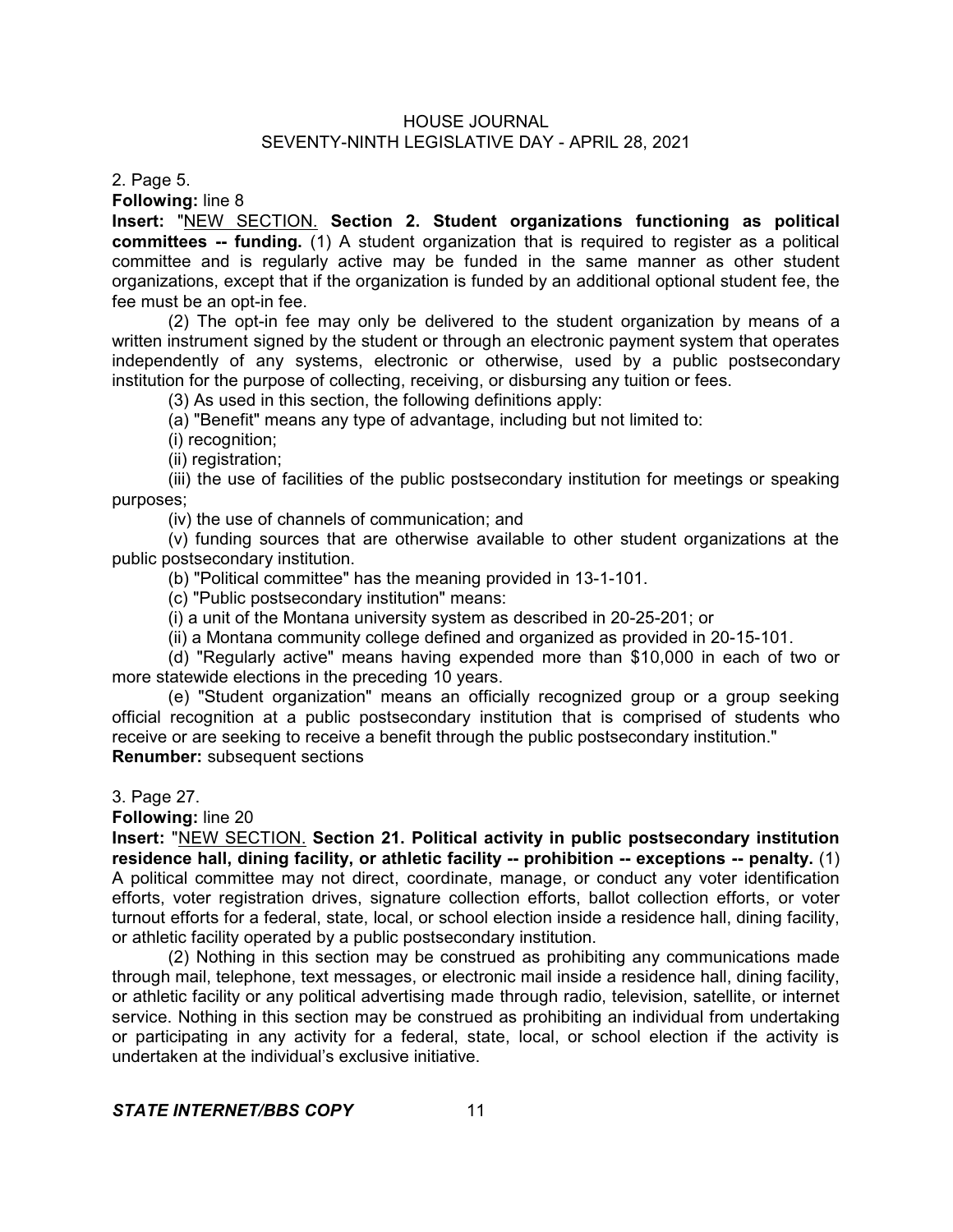2. Page 5.

**Following:** line 8

**Insert:** "NEW SECTION. **Section 2. Student organizations functioning as political committees -- funding.** (1) A student organization that is required to register as a political committee and is regularly active may be funded in the same manner as other student organizations, except that if the organization is funded by an additional optional student fee, the fee must be an opt-in fee.

(2) The opt-in fee may only be delivered to the student organization by means of a written instrument signed by the student or through an electronic payment system that operates independently of any systems, electronic or otherwise, used by a public postsecondary institution for the purpose of collecting, receiving, or disbursing any tuition or fees.

(3) As used in this section, the following definitions apply:

(a) "Benefit" means any type of advantage, including but not limited to:

(i) recognition;

(ii) registration;

(iii) the use of facilities of the public postsecondary institution for meetings or speaking purposes;

(iv) the use of channels of communication; and

(v) funding sources that are otherwise available to other student organizations at the public postsecondary institution.

(b) "Political committee" has the meaning provided in 13-1-101.

(c) "Public postsecondary institution" means:

(i) a unit of the Montana university system as described in 20-25-201; or

(ii) a Montana community college defined and organized as provided in 20-15-101.

(d) "Regularly active" means having expended more than $10,000 in each of two or more statewide elections in the preceding 10 years.

(e) "Student organization" means an officially recognized group or a group seeking official recognition at a public postsecondary institution that is comprised of students who receive or are seeking to receive a benefit through the public postsecondary institution."

**Renumber:** subsequent sections

3. Page 27.

**Following:** line 20

**Insert:** "NEW SECTION. **Section 21. Political activity in public postsecondary institution residence hall, dining facility, or athletic facility -- prohibition -- exceptions -- penalty.** (1) A political committee may not direct, coordinate, manage, or conduct any voter identification efforts, voter registration drives, signature collection efforts, ballot collection efforts, or voter turnout efforts for a federal, state, local, or school election inside a residence hall, dining facility, or athletic facility operated by a public postsecondary institution.

(2) Nothing in this section may be construed as prohibiting any communications made through mail, telephone, text messages, or electronic mail inside a residence hall, dining facility, or athletic facility or any political advertising made through radio, television, satellite, or internet service. Nothing in this section may be construed as prohibiting an individual from undertaking or participating in any activity for a federal, state, local, or school election if the activity is undertaken at the individual's exclusive initiative.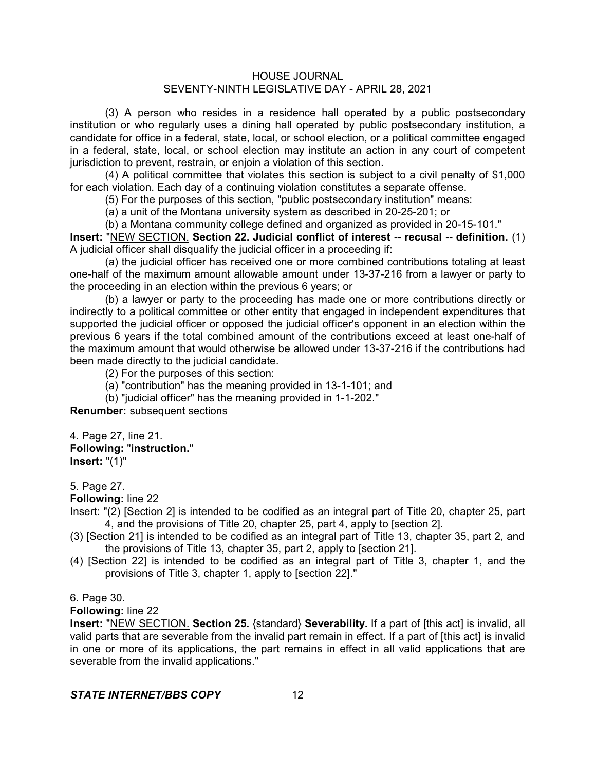(3) A person who resides in a residence hall operated by a public postsecondary institution or who regularly uses a dining hall operated by public postsecondary institution, a candidate for office in a federal, state, local, or school election, or a political committee engaged in a federal, state, local, or school election may institute an action in any court of competent jurisdiction to prevent, restrain, or enjoin a violation of this section.

(4) A political committee that violates this section is subject to a civil penalty of $1,000 for each violation. Each day of a continuing violation constitutes a separate offense.

(5) For the purposes of this section, "public postsecondary institution" means:

(a) a unit of the Montana university system as described in 20-25-201; or

(b) a Montana community college defined and organized as provided in 20-15-101."

**Insert:** "NEW SECTION. **Section 22. Judicial conflict of interest -- recusal -- definition.** (1) A judicial officer shall disqualify the judicial officer in a proceeding if:

(a) the judicial officer has received one or more combined contributions totaling at least one-half of the maximum amount allowable amount under 13-37-216 from a lawyer or party to the proceeding in an election within the previous 6 years; or

(b) a lawyer or party to the proceeding has made one or more contributions directly or indirectly to a political committee or other entity that engaged in independent expenditures that supported the judicial officer or opposed the judicial officer's opponent in an election within the previous 6 years if the total combined amount of the contributions exceed at least one-half of the maximum amount that would otherwise be allowed under 13-37-216 if the contributions had been made directly to the judicial candidate.

(2) For the purposes of this section:

(a) "contribution" has the meaning provided in 13-1-101; and

(b) "judicial officer" has the meaning provided in 1-1-202."

**Renumber:** subsequent sections

4. Page 27, line 21.
**Following:** "**instruction.**"
**Insert:** "(1)"

5. Page 27.
**Following:** line 22
Insert: "(2) [Section 2] is intended to be codified as an integral part of Title 20, chapter 25, part 4, and the provisions of Title 20, chapter 25, part 4, apply to [section 2].
(3) [Section 21] is intended to be codified as an integral part of Title 13, chapter 35, part 2, and the provisions of Title 13, chapter 35, part 2, apply to [section 21].
(4) [Section 22] is intended to be codified as an integral part of Title 3, chapter 1, and the provisions of Title 3, chapter 1, apply to [section 22]."

6. Page 30.
**Following:** line 22
**Insert:** "NEW SECTION. **Section 25.** {standard} **Severability.** If a part of [this act] is invalid, all valid parts that are severable from the invalid part remain in effect. If a part of [this act] is invalid in one or more of its applications, the part remains in effect in all valid applications that are severable from the invalid applications."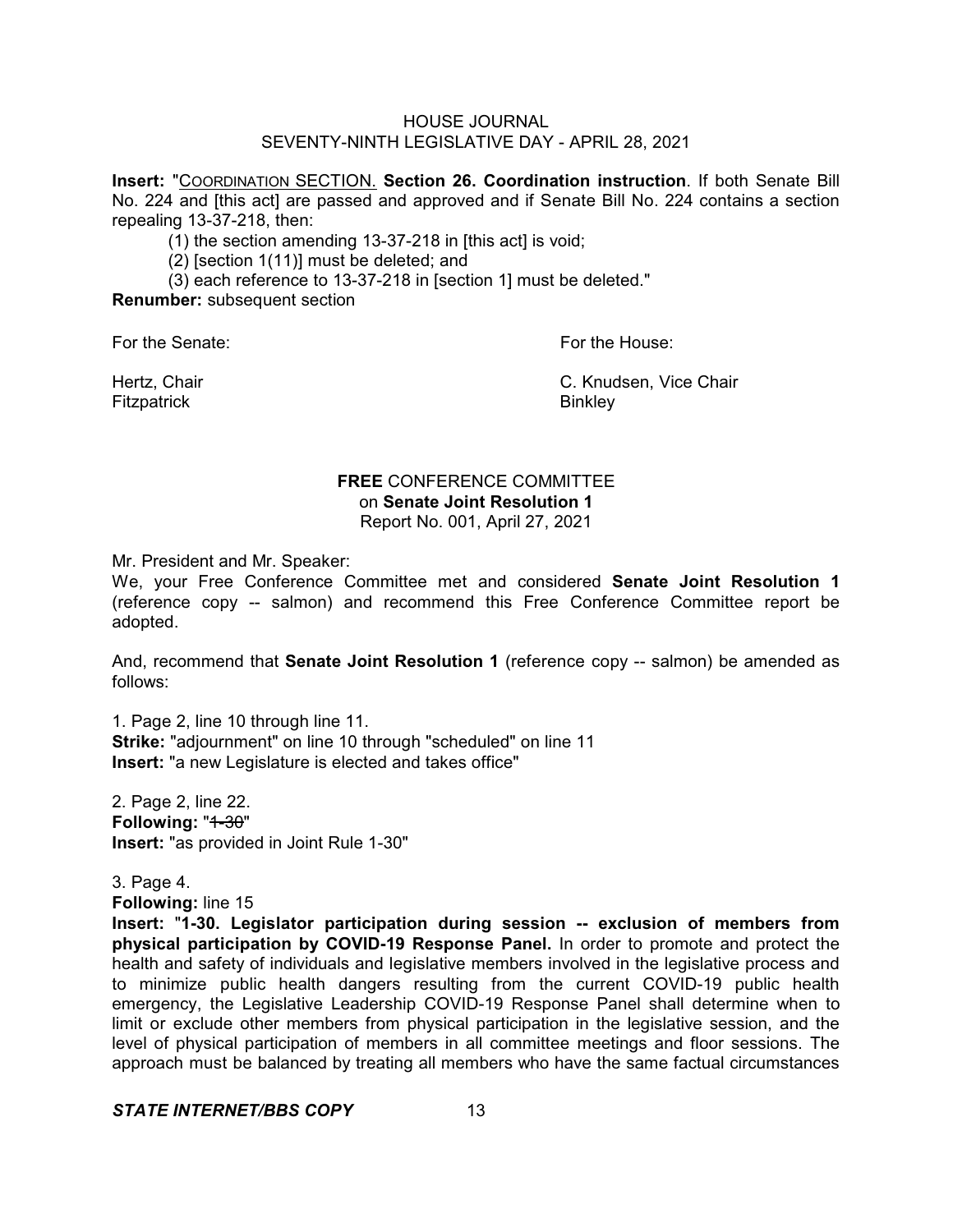**Insert:** "COORDINATION SECTION. **Section 26. Coordination instruction**. If both Senate Bill No. 224 and [this act] are passed and approved and if Senate Bill No. 224 contains a section repealing 13-37-218, then:

(1) the section amending 13-37-218 in [this act] is void;

(2) [section 1(11)] must be deleted; and

(3) each reference to 13-37-218 in [section 1] must be deleted."

**Renumber:** subsequent section

For the Senate:

Hertz, Chair
Fitzpatrick

For the House:

C. Knudsen, Vice Chair
Binkley

## **FREE** CONFERENCE COMMITTEE on **Senate Joint Resolution 1**

Report No. 001, April 27, 2021

Mr. President and Mr. Speaker:

We, your Free Conference Committee met and considered **Senate Joint Resolution 1** (reference copy -- salmon) and recommend this Free Conference Committee report be adopted.

And, recommend that **Senate Joint Resolution 1** (reference copy -- salmon) be amended as follows:

1. Page 2, line 10 through line 11.
**Strike:** "adjournment" on line 10 through "scheduled" on line 11
**Insert:** "a new Legislature is elected and takes office"

2. Page 2, line 22.
**Following:** "~~1-30~~"
**Insert:** "as provided in Joint Rule 1-30"

3. Page 4.
**Following:** line 15
**Insert:** "**1-30. Legislator participation during session -- exclusion of members from physical participation by COVID-19 Response Panel.** In order to promote and protect the health and safety of individuals and legislative members involved in the legislative process and to minimize public health dangers resulting from the current COVID-19 public health emergency, the Legislative Leadership COVID-19 Response Panel shall determine when to limit or exclude other members from physical participation in the legislative session, and the level of physical participation of members in all committee meetings and floor sessions. The approach must be balanced by treating all members who have the same factual circumstances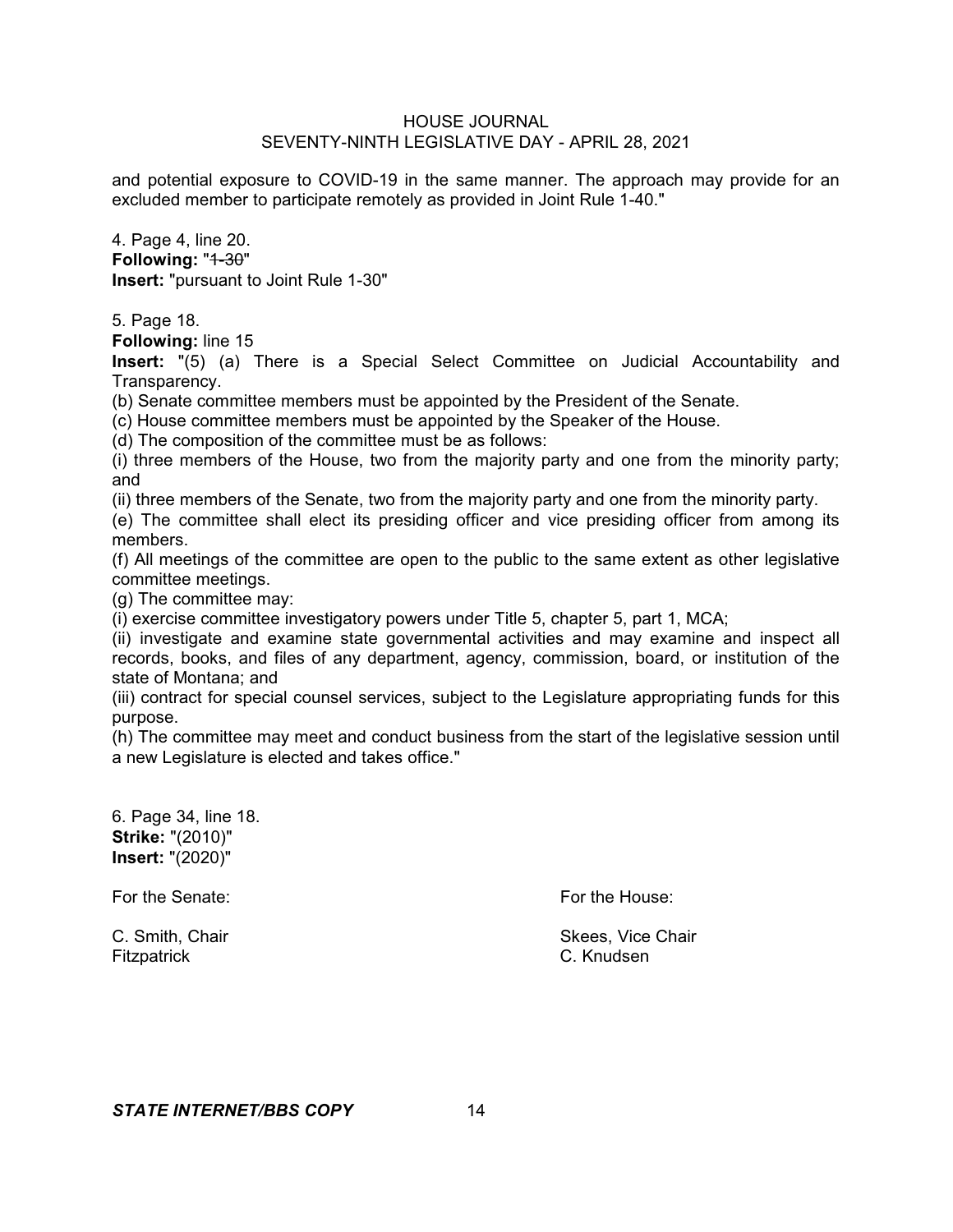and potential exposure to COVID-19 in the same manner. The approach may provide for an excluded member to participate remotely as provided in Joint Rule 1-40."

4. Page 4, line 20.
**Following:** "~~1-30~~"
**Insert:** "pursuant to Joint Rule 1-30"

5. Page 18.
**Following:** line 15
**Insert:** "(5) (a) There is a Special Select Committee on Judicial Accountability and Transparency.
(b) Senate committee members must be appointed by the President of the Senate.
(c) House committee members must be appointed by the Speaker of the House.
(d) The composition of the committee must be as follows:
(i) three members of the House, two from the majority party and one from the minority party; and
(ii) three members of the Senate, two from the majority party and one from the minority party.
(e) The committee shall elect its presiding officer and vice presiding officer from among its members.
(f) All meetings of the committee are open to the public to the same extent as other legislative committee meetings.
(g) The committee may:
(i) exercise committee investigatory powers under Title 5, chapter 5, part 1, MCA;
(ii) investigate and examine state governmental activities and may examine and inspect all records, books, and files of any department, agency, commission, board, or institution of the state of Montana; and
(iii) contract for special counsel services, subject to the Legislature appropriating funds for this purpose.
(h) The committee may meet and conduct business from the start of the legislative session until a new Legislature is elected and takes office."

6. Page 34, line 18.
**Strike:** "(2010)"
**Insert:** "(2020)"

For the Senate:

C. Smith, Chair
Fitzpatrick

For the House:

Skees, Vice Chair
C. Knudsen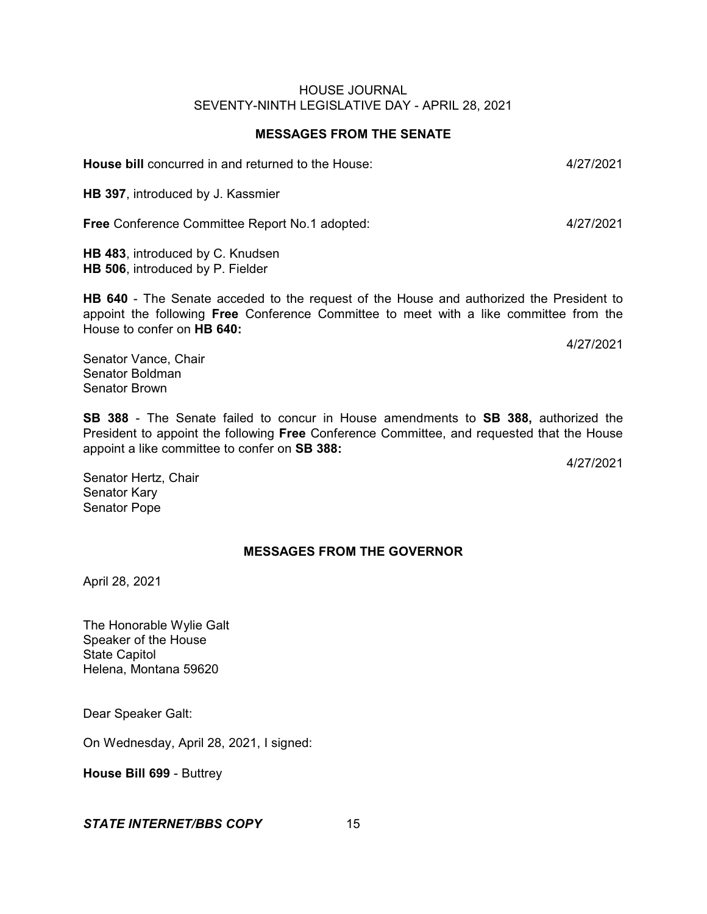## MESSAGES FROM THE SENATE

**House bill** concurred in and returned to the House: 4/27/2021

**HB 397**, introduced by J. Kassmier

**Free** Conference Committee Report No.1 adopted: 4/27/2021

**HB 483**, introduced by C. Knudsen
**HB 506**, introduced by P. Fielder

**HB 640** - The Senate acceded to the request of the House and authorized the President to appoint the following **Free** Conference Committee to meet with a like committee from the House to confer on **HB 640:**

4/27/2021

Senator Vance, Chair
Senator Boldman
Senator Brown

**SB 388** - The Senate failed to concur in House amendments to **SB 388,** authorized the President to appoint the following **Free** Conference Committee, and requested that the House appoint a like committee to confer on **SB 388:**

4/27/2021

Senator Hertz, Chair
Senator Kary
Senator Pope

## MESSAGES FROM THE GOVERNOR

April 28, 2021

The Honorable Wylie Galt
Speaker of the House
State Capitol
Helena, Montana 59620

Dear Speaker Galt:

On Wednesday, April 28, 2021, I signed:

**House Bill 699** - Buttrey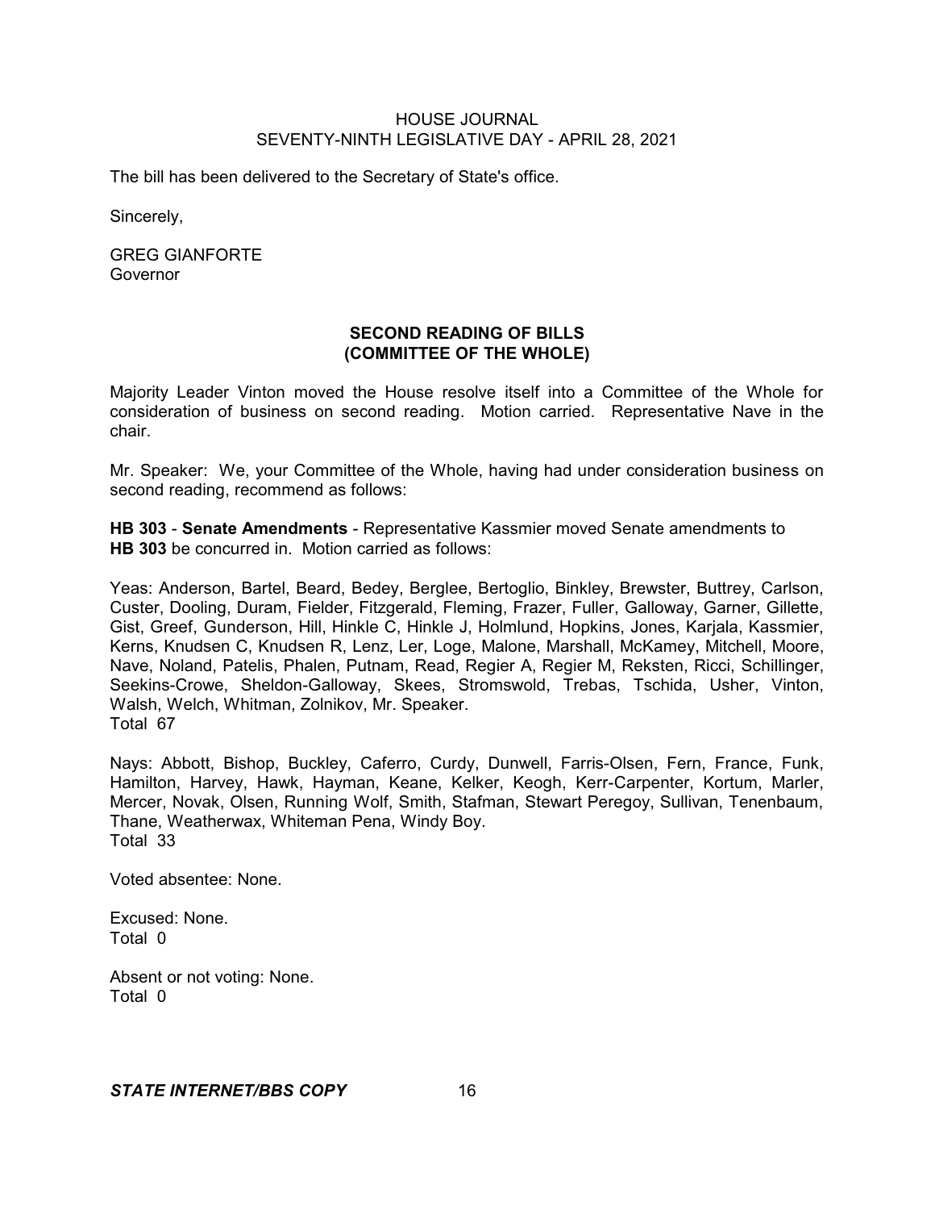The bill has been delivered to the Secretary of State's office.

Sincerely,

GREG GIANFORTE
Governor

## SECOND READING OF BILLS
## (COMMITTEE OF THE WHOLE)

Majority Leader Vinton moved the House resolve itself into a Committee of the Whole for consideration of business on second reading. Motion carried. Representative Nave in the chair.

Mr. Speaker: We, your Committee of the Whole, having had under consideration business on second reading, recommend as follows:

**HB 303** - **Senate Amendments** - Representative Kassmier moved Senate amendments to **HB 303** be concurred in. Motion carried as follows:

Yeas: Anderson, Bartel, Beard, Bedey, Berglee, Bertoglio, Binkley, Brewster, Buttrey, Carlson, Custer, Dooling, Duram, Fielder, Fitzgerald, Fleming, Frazer, Fuller, Galloway, Garner, Gillette, Gist, Greef, Gunderson, Hill, Hinkle C, Hinkle J, Holmlund, Hopkins, Jones, Karjala, Kassmier, Kerns, Knudsen C, Knudsen R, Lenz, Ler, Loge, Malone, Marshall, McKamey, Mitchell, Moore, Nave, Noland, Patelis, Phalen, Putnam, Read, Regier A, Regier M, Reksten, Ricci, Schillinger, Seekins-Crowe, Sheldon-Galloway, Skees, Stromswold, Trebas, Tschida, Usher, Vinton, Walsh, Welch, Whitman, Zolnikov, Mr. Speaker.
Total 67

Nays: Abbott, Bishop, Buckley, Caferro, Curdy, Dunwell, Farris-Olsen, Fern, France, Funk, Hamilton, Harvey, Hawk, Hayman, Keane, Kelker, Keogh, Kerr-Carpenter, Kortum, Marler, Mercer, Novak, Olsen, Running Wolf, Smith, Stafman, Stewart Peregoy, Sullivan, Tenenbaum, Thane, Weatherwax, Whiteman Pena, Windy Boy.
Total 33

Voted absentee: None.

Excused: None.
Total 0

Absent or not voting: None.
Total 0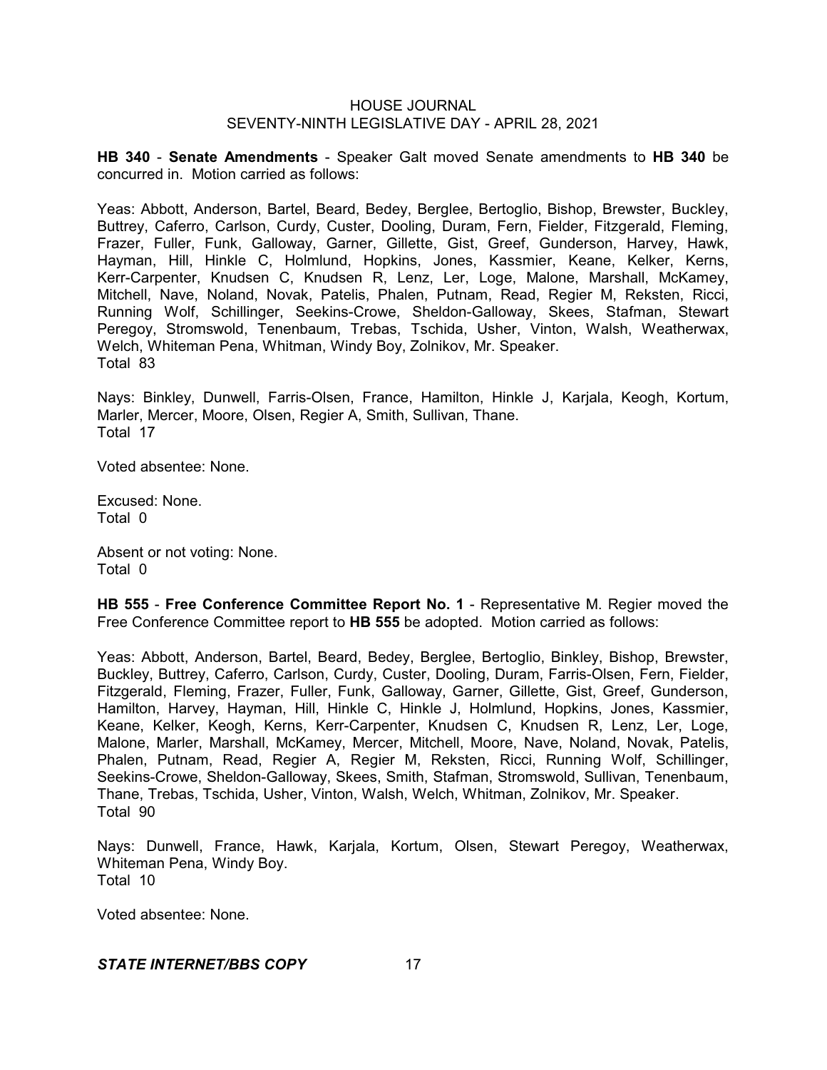**HB 340** - **Senate Amendments** - Speaker Galt moved Senate amendments to **HB 340** be concurred in. Motion carried as follows:

Yeas: Abbott, Anderson, Bartel, Beard, Bedey, Berglee, Bertoglio, Bishop, Brewster, Buckley, Buttrey, Caferro, Carlson, Curdy, Custer, Dooling, Duram, Fern, Fielder, Fitzgerald, Fleming, Frazer, Fuller, Funk, Galloway, Garner, Gillette, Gist, Greef, Gunderson, Harvey, Hawk, Hayman, Hill, Hinkle C, Holmlund, Hopkins, Jones, Kassmier, Keane, Kelker, Kerns, Kerr-Carpenter, Knudsen C, Knudsen R, Lenz, Ler, Loge, Malone, Marshall, McKamey, Mitchell, Nave, Noland, Novak, Patelis, Phalen, Putnam, Read, Regier M, Reksten, Ricci, Running Wolf, Schillinger, Seekins-Crowe, Sheldon-Galloway, Skees, Stafman, Stewart Peregoy, Stromswold, Tenenbaum, Trebas, Tschida, Usher, Vinton, Walsh, Weatherwax, Welch, Whiteman Pena, Whitman, Windy Boy, Zolnikov, Mr. Speaker.
Total 83

Nays: Binkley, Dunwell, Farris-Olsen, France, Hamilton, Hinkle J, Karjala, Keogh, Kortum, Marler, Mercer, Moore, Olsen, Regier A, Smith, Sullivan, Thane.
Total 17

Voted absentee: None.

Excused: None.
Total 0

Absent or not voting: None.
Total 0

**HB 555** - **Free Conference Committee Report No. 1** - Representative M. Regier moved the Free Conference Committee report to **HB 555** be adopted. Motion carried as follows:

Yeas: Abbott, Anderson, Bartel, Beard, Bedey, Berglee, Bertoglio, Binkley, Bishop, Brewster, Buckley, Buttrey, Caferro, Carlson, Curdy, Custer, Dooling, Duram, Farris-Olsen, Fern, Fielder, Fitzgerald, Fleming, Frazer, Fuller, Funk, Galloway, Garner, Gillette, Gist, Greef, Gunderson, Hamilton, Harvey, Hayman, Hill, Hinkle C, Hinkle J, Holmlund, Hopkins, Jones, Kassmier, Keane, Kelker, Keogh, Kerns, Kerr-Carpenter, Knudsen C, Knudsen R, Lenz, Ler, Loge, Malone, Marler, Marshall, McKamey, Mercer, Mitchell, Moore, Nave, Noland, Novak, Patelis, Phalen, Putnam, Read, Regier A, Regier M, Reksten, Ricci, Running Wolf, Schillinger, Seekins-Crowe, Sheldon-Galloway, Skees, Smith, Stafman, Stromswold, Sullivan, Tenenbaum, Thane, Trebas, Tschida, Usher, Vinton, Walsh, Welch, Whitman, Zolnikov, Mr. Speaker.
Total 90

Nays: Dunwell, France, Hawk, Karjala, Kortum, Olsen, Stewart Peregoy, Weatherwax, Whiteman Pena, Windy Boy.
Total 10

Voted absentee: None.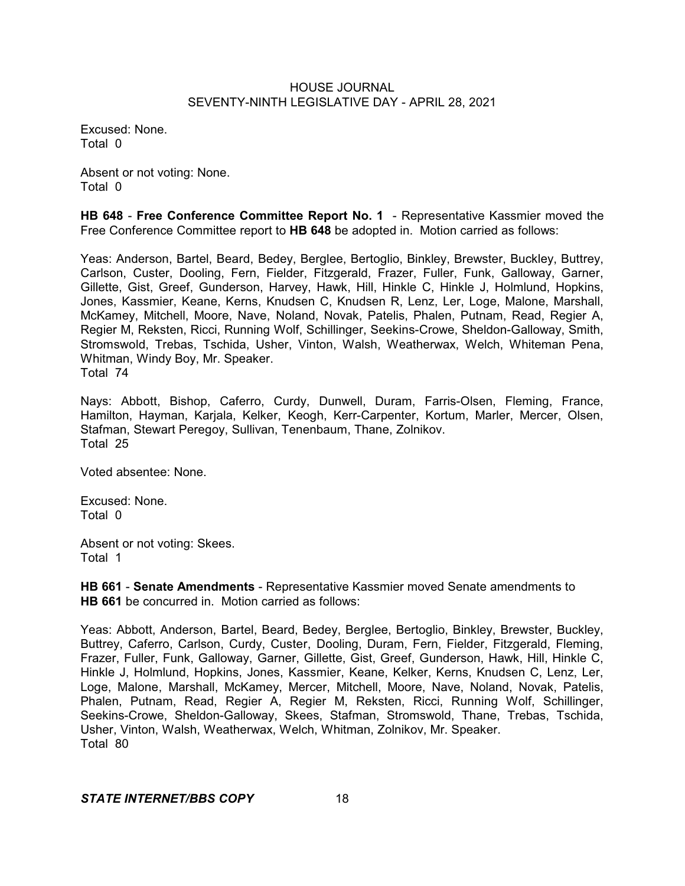Excused: None.
Total 0

Absent or not voting: None.
Total 0

**HB 648** - **Free Conference Committee Report No. 1** - Representative Kassmier moved the Free Conference Committee report to **HB 648** be adopted in. Motion carried as follows:

Yeas: Anderson, Bartel, Beard, Bedey, Berglee, Bertoglio, Binkley, Brewster, Buckley, Buttrey, Carlson, Custer, Dooling, Fern, Fielder, Fitzgerald, Frazer, Fuller, Funk, Galloway, Garner, Gillette, Gist, Greef, Gunderson, Harvey, Hawk, Hill, Hinkle C, Hinkle J, Holmlund, Hopkins, Jones, Kassmier, Keane, Kerns, Knudsen C, Knudsen R, Lenz, Ler, Loge, Malone, Marshall, McKamey, Mitchell, Moore, Nave, Noland, Novak, Patelis, Phalen, Putnam, Read, Regier A, Regier M, Reksten, Ricci, Running Wolf, Schillinger, Seekins-Crowe, Sheldon-Galloway, Smith, Stromswold, Trebas, Tschida, Usher, Vinton, Walsh, Weatherwax, Welch, Whiteman Pena, Whitman, Windy Boy, Mr. Speaker.
Total 74

Nays: Abbott, Bishop, Caferro, Curdy, Dunwell, Duram, Farris-Olsen, Fleming, France, Hamilton, Hayman, Karjala, Kelker, Keogh, Kerr-Carpenter, Kortum, Marler, Mercer, Olsen, Stafman, Stewart Peregoy, Sullivan, Tenenbaum, Thane, Zolnikov.
Total 25

Voted absentee: None.

Excused: None.
Total 0

Absent or not voting: Skees.
Total 1

**HB 661** - **Senate Amendments** - Representative Kassmier moved Senate amendments to **HB 661** be concurred in. Motion carried as follows:

Yeas: Abbott, Anderson, Bartel, Beard, Bedey, Berglee, Bertoglio, Binkley, Brewster, Buckley, Buttrey, Caferro, Carlson, Curdy, Custer, Dooling, Duram, Fern, Fielder, Fitzgerald, Fleming, Frazer, Fuller, Funk, Galloway, Garner, Gillette, Gist, Greef, Gunderson, Hawk, Hill, Hinkle C, Hinkle J, Holmlund, Hopkins, Jones, Kassmier, Keane, Kelker, Kerns, Knudsen C, Lenz, Ler, Loge, Malone, Marshall, McKamey, Mercer, Mitchell, Moore, Nave, Noland, Novak, Patelis, Phalen, Putnam, Read, Regier A, Regier M, Reksten, Ricci, Running Wolf, Schillinger, Seekins-Crowe, Sheldon-Galloway, Skees, Stafman, Stromswold, Thane, Trebas, Tschida, Usher, Vinton, Walsh, Weatherwax, Welch, Whitman, Zolnikov, Mr. Speaker.
Total 80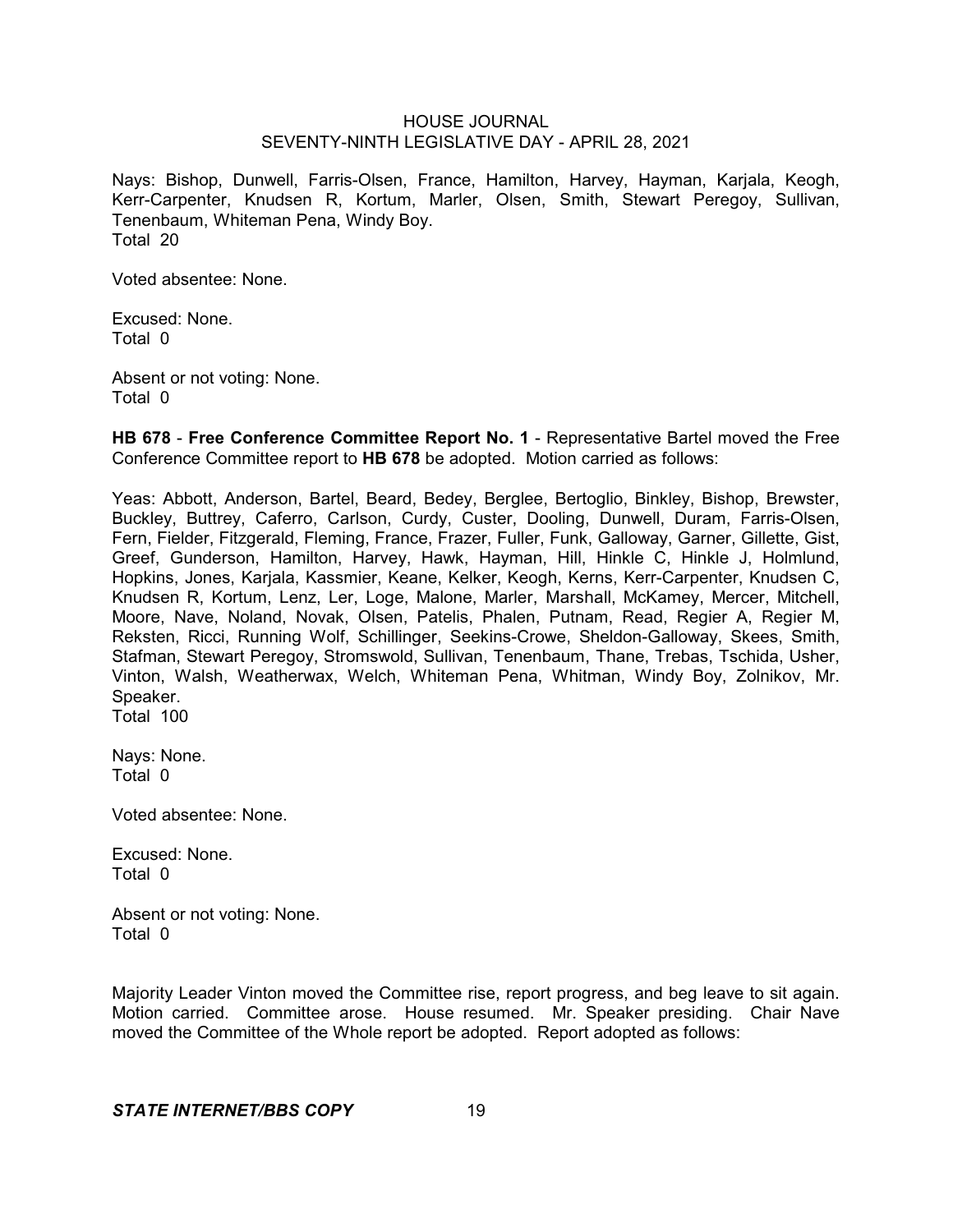Nays: Bishop, Dunwell, Farris-Olsen, France, Hamilton, Harvey, Hayman, Karjala, Keogh, Kerr-Carpenter, Knudsen R, Kortum, Marler, Olsen, Smith, Stewart Peregoy, Sullivan, Tenenbaum, Whiteman Pena, Windy Boy.
Total 20

Voted absentee: None.

Excused: None.
Total 0

Absent or not voting: None.
Total 0

**HB 678** - **Free Conference Committee Report No. 1** - Representative Bartel moved the Free Conference Committee report to **HB 678** be adopted. Motion carried as follows:

Yeas: Abbott, Anderson, Bartel, Beard, Bedey, Berglee, Bertoglio, Binkley, Bishop, Brewster, Buckley, Buttrey, Caferro, Carlson, Curdy, Custer, Dooling, Dunwell, Duram, Farris-Olsen, Fern, Fielder, Fitzgerald, Fleming, France, Frazer, Fuller, Funk, Galloway, Garner, Gillette, Gist, Greef, Gunderson, Hamilton, Harvey, Hawk, Hayman, Hill, Hinkle C, Hinkle J, Holmlund, Hopkins, Jones, Karjala, Kassmier, Keane, Kelker, Keogh, Kerns, Kerr-Carpenter, Knudsen C, Knudsen R, Kortum, Lenz, Ler, Loge, Malone, Marler, Marshall, McKamey, Mercer, Mitchell, Moore, Nave, Noland, Novak, Olsen, Patelis, Phalen, Putnam, Read, Regier A, Regier M, Reksten, Ricci, Running Wolf, Schillinger, Seekins-Crowe, Sheldon-Galloway, Skees, Smith, Stafman, Stewart Peregoy, Stromswold, Sullivan, Tenenbaum, Thane, Trebas, Tschida, Usher, Vinton, Walsh, Weatherwax, Welch, Whiteman Pena, Whitman, Windy Boy, Zolnikov, Mr. Speaker.
Total 100

Nays: None.
Total 0

Voted absentee: None.

Excused: None.
Total 0

Absent or not voting: None.
Total 0

Majority Leader Vinton moved the Committee rise, report progress, and beg leave to sit again. Motion carried. Committee arose. House resumed. Mr. Speaker presiding. Chair Nave moved the Committee of the Whole report be adopted. Report adopted as follows: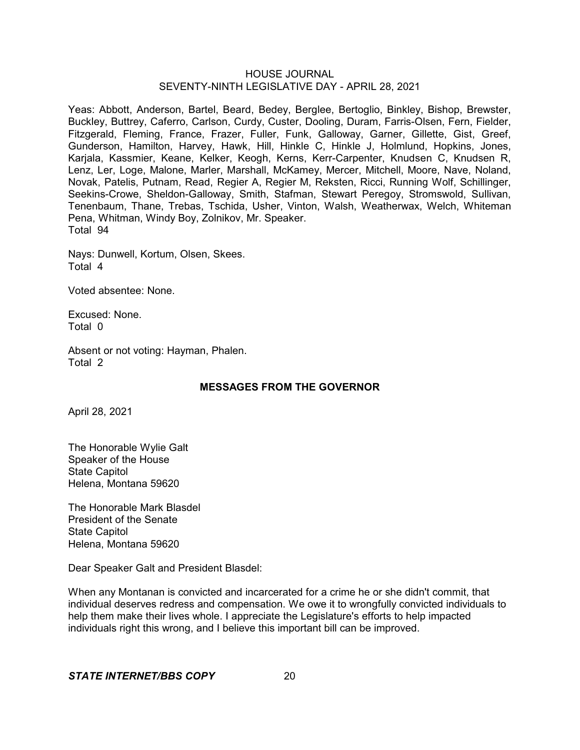Yeas: Abbott, Anderson, Bartel, Beard, Bedey, Berglee, Bertoglio, Binkley, Bishop, Brewster, Buckley, Buttrey, Caferro, Carlson, Curdy, Custer, Dooling, Duram, Farris-Olsen, Fern, Fielder, Fitzgerald, Fleming, France, Frazer, Fuller, Funk, Galloway, Garner, Gillette, Gist, Greef, Gunderson, Hamilton, Harvey, Hawk, Hill, Hinkle C, Hinkle J, Holmlund, Hopkins, Jones, Karjala, Kassmier, Keane, Kelker, Keogh, Kerns, Kerr-Carpenter, Knudsen C, Knudsen R, Lenz, Ler, Loge, Malone, Marler, Marshall, McKamey, Mercer, Mitchell, Moore, Nave, Noland, Novak, Patelis, Putnam, Read, Regier A, Regier M, Reksten, Ricci, Running Wolf, Schillinger, Seekins-Crowe, Sheldon-Galloway, Smith, Stafman, Stewart Peregoy, Stromswold, Sullivan, Tenenbaum, Thane, Trebas, Tschida, Usher, Vinton, Walsh, Weatherwax, Welch, Whiteman Pena, Whitman, Windy Boy, Zolnikov, Mr. Speaker.
Total 94

Nays: Dunwell, Kortum, Olsen, Skees.
Total 4

Voted absentee: None.

Excused: None.
Total 0

Absent or not voting: Hayman, Phalen.
Total 2

## MESSAGES FROM THE GOVERNOR

April 28, 2021

The Honorable Wylie Galt
Speaker of the House
State Capitol
Helena, Montana 59620

The Honorable Mark Blasdel
President of the Senate
State Capitol
Helena, Montana 59620

Dear Speaker Galt and President Blasdel:

When any Montanan is convicted and incarcerated for a crime he or she didn't commit, that individual deserves redress and compensation. We owe it to wrongfully convicted individuals to help them make their lives whole. I appreciate the Legislature's efforts to help impacted individuals right this wrong, and I believe this important bill can be improved.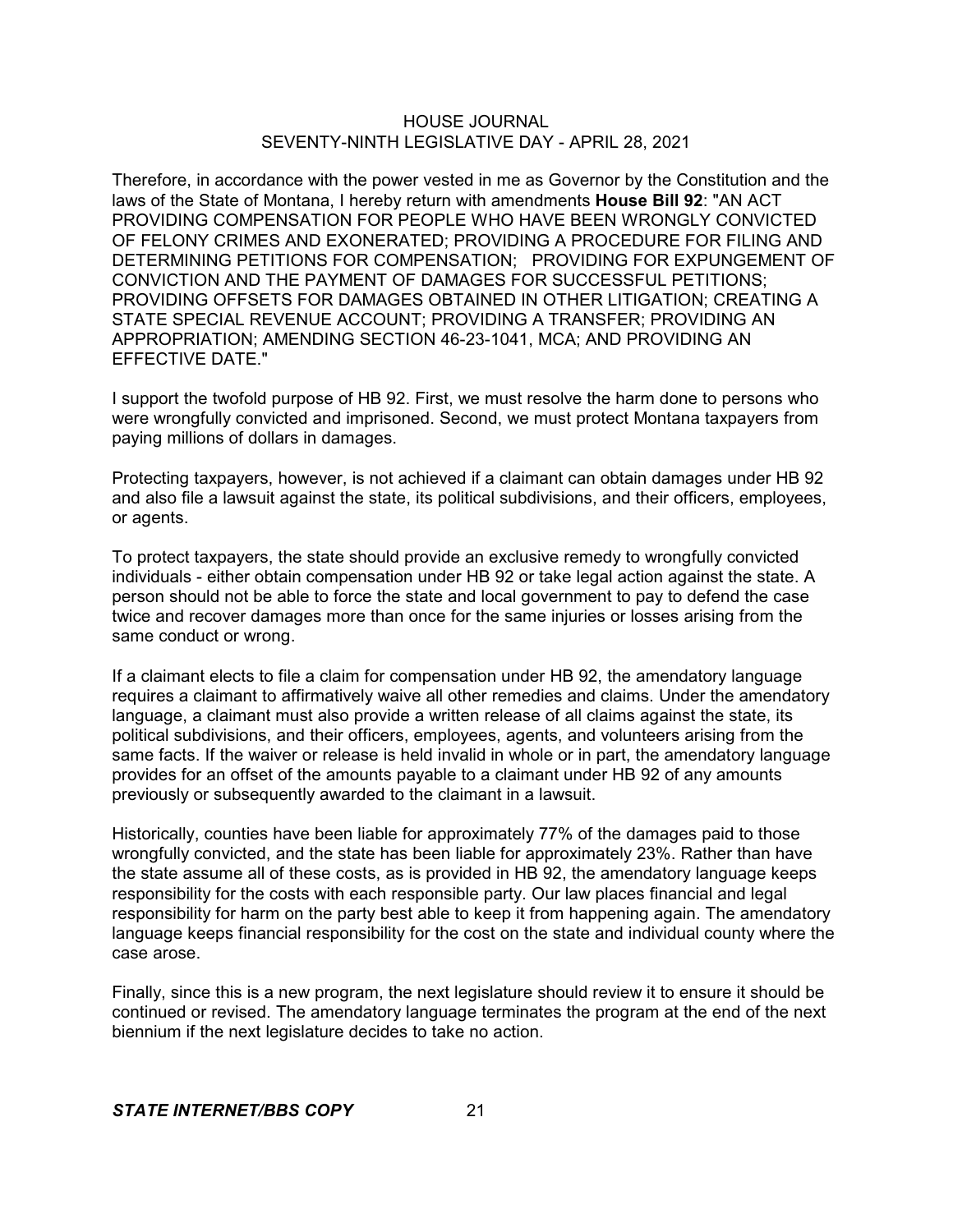Therefore, in accordance with the power vested in me as Governor by the Constitution and the laws of the State of Montana, I hereby return with amendments **House Bill 92**: "AN ACT PROVIDING COMPENSATION FOR PEOPLE WHO HAVE BEEN WRONGLY CONVICTED OF FELONY CRIMES AND EXONERATED; PROVIDING A PROCEDURE FOR FILING AND DETERMINING PETITIONS FOR COMPENSATION; PROVIDING FOR EXPUNGEMENT OF CONVICTION AND THE PAYMENT OF DAMAGES FOR SUCCESSFUL PETITIONS; PROVIDING OFFSETS FOR DAMAGES OBTAINED IN OTHER LITIGATION; CREATING A STATE SPECIAL REVENUE ACCOUNT; PROVIDING A TRANSFER; PROVIDING AN APPROPRIATION; AMENDING SECTION 46-23-1041, MCA; AND PROVIDING AN EFFECTIVE DATE."

I support the twofold purpose of HB 92. First, we must resolve the harm done to persons who were wrongfully convicted and imprisoned. Second, we must protect Montana taxpayers from paying millions of dollars in damages.

Protecting taxpayers, however, is not achieved if a claimant can obtain damages under HB 92 and also file a lawsuit against the state, its political subdivisions, and their officers, employees, or agents.

To protect taxpayers, the state should provide an exclusive remedy to wrongfully convicted individuals - either obtain compensation under HB 92 or take legal action against the state. A person should not be able to force the state and local government to pay to defend the case twice and recover damages more than once for the same injuries or losses arising from the same conduct or wrong.

If a claimant elects to file a claim for compensation under HB 92, the amendatory language requires a claimant to affirmatively waive all other remedies and claims. Under the amendatory language, a claimant must also provide a written release of all claims against the state, its political subdivisions, and their officers, employees, agents, and volunteers arising from the same facts. If the waiver or release is held invalid in whole or in part, the amendatory language provides for an offset of the amounts payable to a claimant under HB 92 of any amounts previously or subsequently awarded to the claimant in a lawsuit.

Historically, counties have been liable for approximately 77% of the damages paid to those wrongfully convicted, and the state has been liable for approximately 23%. Rather than have the state assume all of these costs, as is provided in HB 92, the amendatory language keeps responsibility for the costs with each responsible party. Our law places financial and legal responsibility for harm on the party best able to keep it from happening again. The amendatory language keeps financial responsibility for the cost on the state and individual county where the case arose.

Finally, since this is a new program, the next legislature should review it to ensure it should be continued or revised. The amendatory language terminates the program at the end of the next biennium if the next legislature decides to take no action.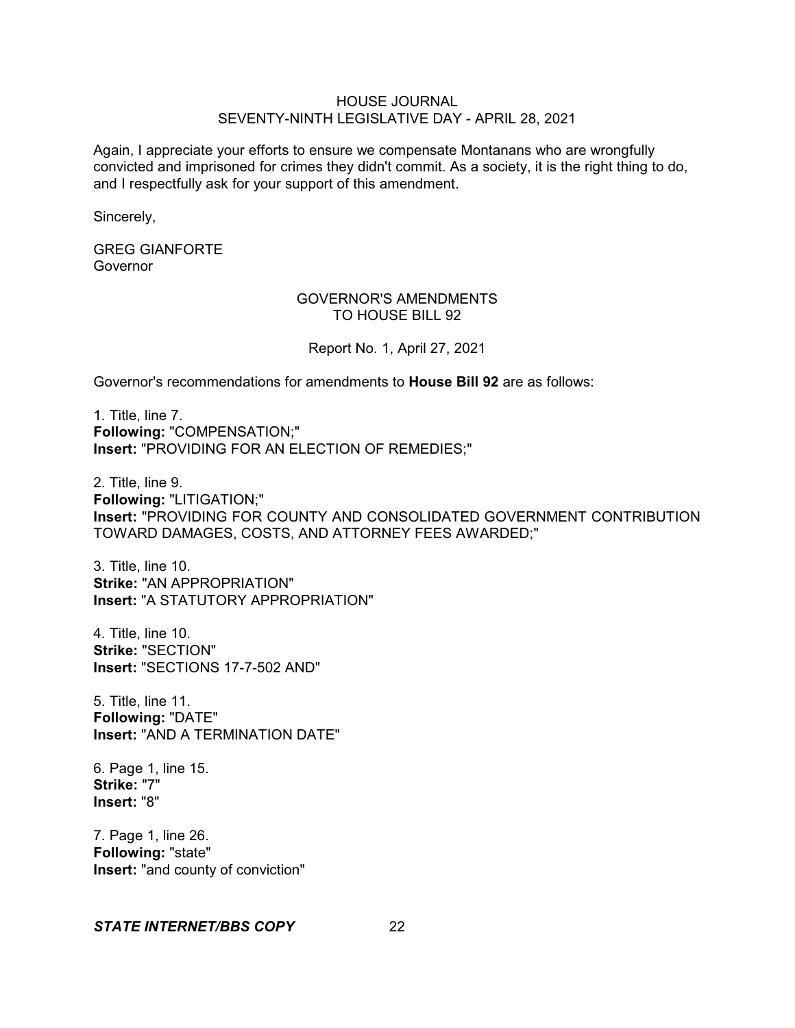Again, I appreciate your efforts to ensure we compensate Montanans who are wrongfully convicted and imprisoned for crimes they didn't commit. As a society, it is the right thing to do, and I respectfully ask for your support of this amendment.

Sincerely,

GREG GIANFORTE
Governor

## GOVERNOR'S AMENDMENTS TO HOUSE BILL 92

Report No. 1, April 27, 2021

Governor's recommendations for amendments to **House Bill 92** are as follows:

1. Title, line 7.
**Following:** "COMPENSATION;"
**Insert:** "PROVIDING FOR AN ELECTION OF REMEDIES;"

2. Title, line 9.
**Following:** "LITIGATION;"
**Insert:** "PROVIDING FOR COUNTY AND CONSOLIDATED GOVERNMENT CONTRIBUTION TOWARD DAMAGES, COSTS, AND ATTORNEY FEES AWARDED;"

3. Title, line 10.
**Strike:** "AN APPROPRIATION"
**Insert:** "A STATUTORY APPROPRIATION"

4. Title, line 10.
**Strike:** "SECTION"
**Insert:** "SECTIONS 17-7-502 AND"

5. Title, line 11.
**Following:** "DATE"
**Insert:** "AND A TERMINATION DATE"

6. Page 1, line 15.
**Strike:** "7"
**Insert:** "8"

7. Page 1, line 26.
**Following:** "state"
**Insert:** "and county of conviction"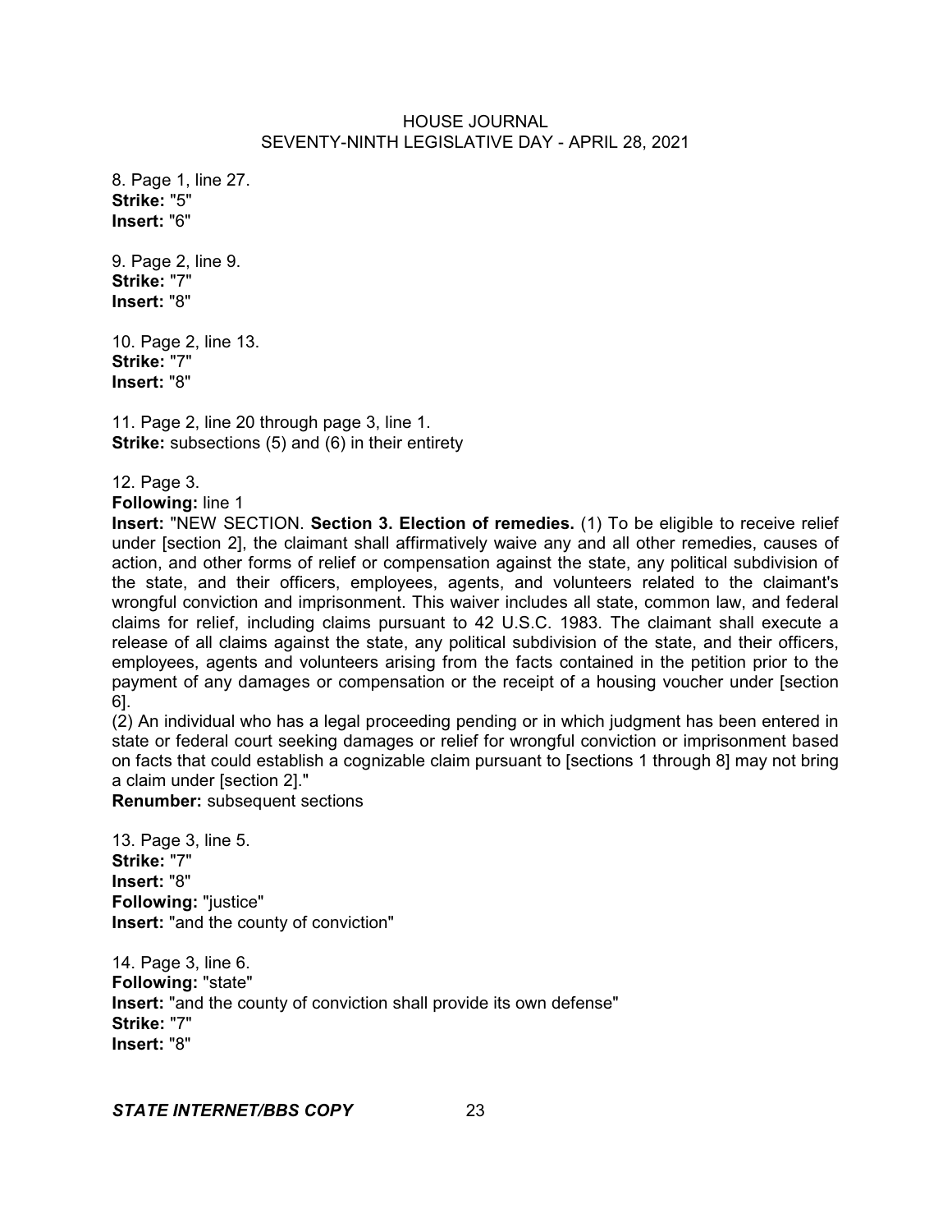8. Page 1, line 27.
**Strike:** "5"
**Insert:** "6"

9. Page 2, line 9.
**Strike:** "7"
**Insert:** "8"

10. Page 2, line 13.
**Strike:** "7"
**Insert:** "8"

11. Page 2, line 20 through page 3, line 1.
**Strike:** subsections (5) and (6) in their entirety

12. Page 3.
**Following:** line 1
**Insert:** "NEW SECTION. **Section 3. Election of remedies.** (1) To be eligible to receive relief under [section 2], the claimant shall affirmatively waive any and all other remedies, causes of action, and other forms of relief or compensation against the state, any political subdivision of the state, and their officers, employees, agents, and volunteers related to the claimant's wrongful conviction and imprisonment. This waiver includes all state, common law, and federal claims for relief, including claims pursuant to 42 U.S.C. 1983. The claimant shall execute a release of all claims against the state, any political subdivision of the state, and their officers, employees, agents and volunteers arising from the facts contained in the petition prior to the payment of any damages or compensation or the receipt of a housing voucher under [section 6].
(2) An individual who has a legal proceeding pending or in which judgment has been entered in state or federal court seeking damages or relief for wrongful conviction or imprisonment based on facts that could establish a cognizable claim pursuant to [sections 1 through 8] may not bring a claim under [section 2]."
**Renumber:** subsequent sections

13. Page 3, line 5.
**Strike:** "7"
**Insert:** "8"
**Following:** "justice"
**Insert:** "and the county of conviction"

14. Page 3, line 6.
**Following:** "state"
**Insert:** "and the county of conviction shall provide its own defense"
**Strike:** "7"
**Insert:** "8"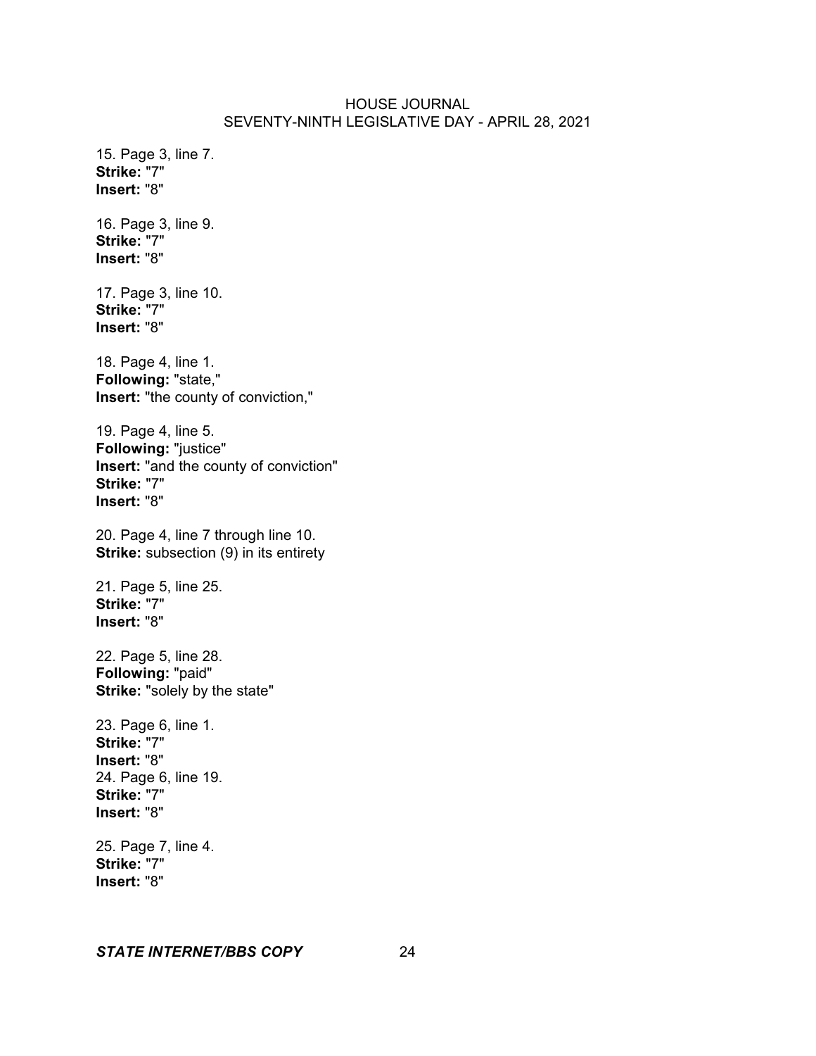15. Page 3, line 7.
**Strike:** "7"
**Insert:** "8"

16. Page 3, line 9.
**Strike:** "7"
**Insert:** "8"

17. Page 3, line 10.
**Strike:** "7"
**Insert:** "8"

18. Page 4, line 1.
**Following:** "state,"
**Insert:** "the county of conviction,"

19. Page 4, line 5.
**Following:** "justice"
**Insert:** "and the county of conviction"
**Strike:** "7"
**Insert:** "8"

20. Page 4, line 7 through line 10.
**Strike:** subsection (9) in its entirety

21. Page 5, line 25.
**Strike:** "7"
**Insert:** "8"

22. Page 5, line 28.
**Following:** "paid"
**Strike:** "solely by the state"

23. Page 6, line 1.
**Strike:** "7"
**Insert:** "8"
24. Page 6, line 19.
**Strike:** "7"
**Insert:** "8"

25. Page 7, line 4.
**Strike:** "7"
**Insert:** "8"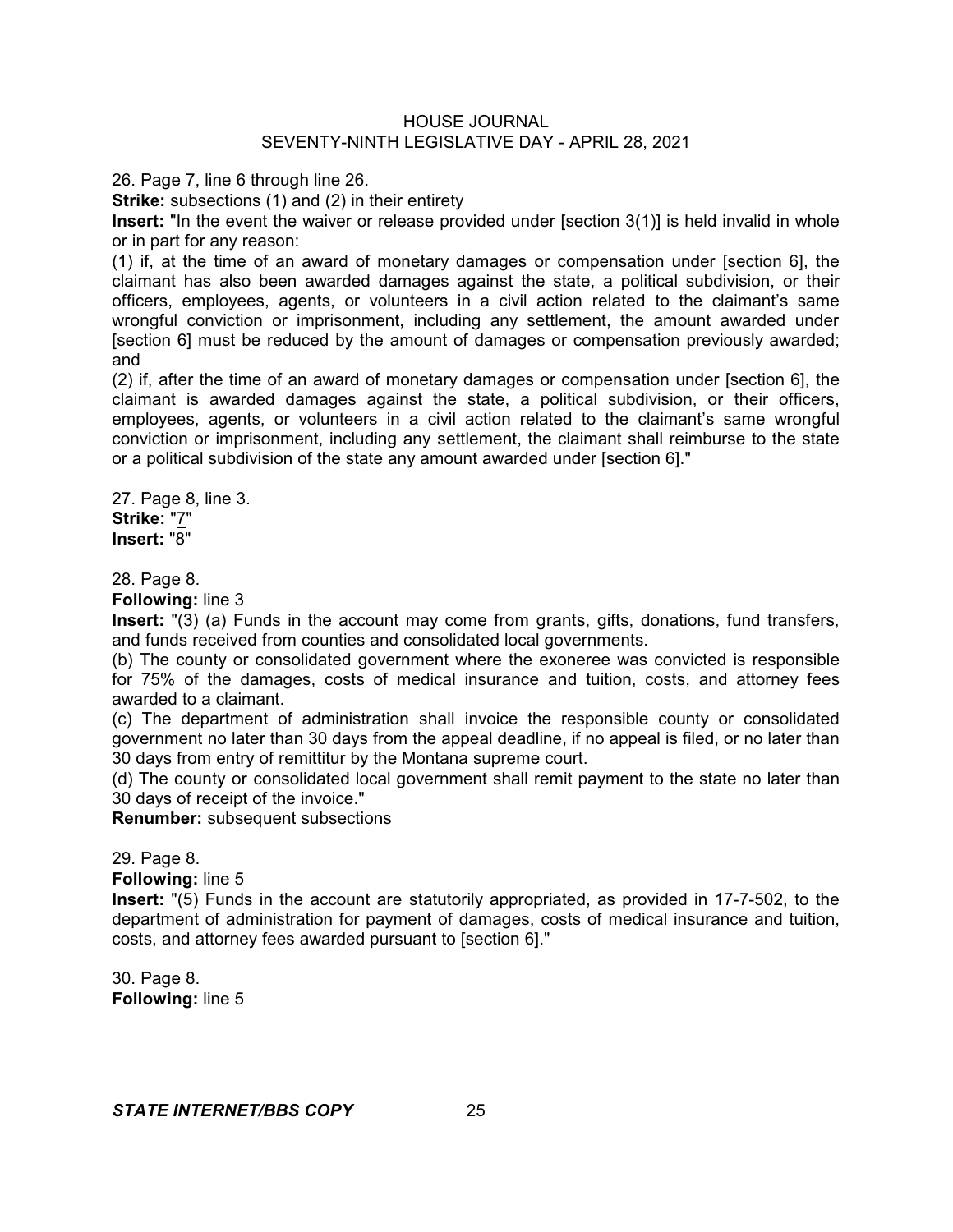26. Page 7, line 6 through line 26.
**Strike:** subsections (1) and (2) in their entirety
**Insert:** "In the event the waiver or release provided under [section 3(1)] is held invalid in whole or in part for any reason:
(1) if, at the time of an award of monetary damages or compensation under [section 6], the claimant has also been awarded damages against the state, a political subdivision, or their officers, employees, agents, or volunteers in a civil action related to the claimant's same wrongful conviction or imprisonment, including any settlement, the amount awarded under [section 6] must be reduced by the amount of damages or compensation previously awarded; and
(2) if, after the time of an award of monetary damages or compensation under [section 6], the claimant is awarded damages against the state, a political subdivision, or their officers, employees, agents, or volunteers in a civil action related to the claimant's same wrongful conviction or imprisonment, including any settlement, the claimant shall reimburse to the state or a political subdivision of the state any amount awarded under [section 6]."

27. Page 8, line 3.
**Strike:** "7"
**Insert:** "8"

28. Page 8.
**Following:** line 3
**Insert:** "(3) (a) Funds in the account may come from grants, gifts, donations, fund transfers, and funds received from counties and consolidated local governments.
(b) The county or consolidated government where the exoneree was convicted is responsible for 75% of the damages, costs of medical insurance and tuition, costs, and attorney fees awarded to a claimant.
(c) The department of administration shall invoice the responsible county or consolidated government no later than 30 days from the appeal deadline, if no appeal is filed, or no later than 30 days from entry of remittitur by the Montana supreme court.
(d) The county or consolidated local government shall remit payment to the state no later than 30 days of receipt of the invoice."
**Renumber:** subsequent subsections

29. Page 8.
**Following:** line 5
**Insert:** "(5) Funds in the account are statutorily appropriated, as provided in 17-7-502, to the department of administration for payment of damages, costs of medical insurance and tuition, costs, and attorney fees awarded pursuant to [section 6]."

30. Page 8.
**Following:** line 5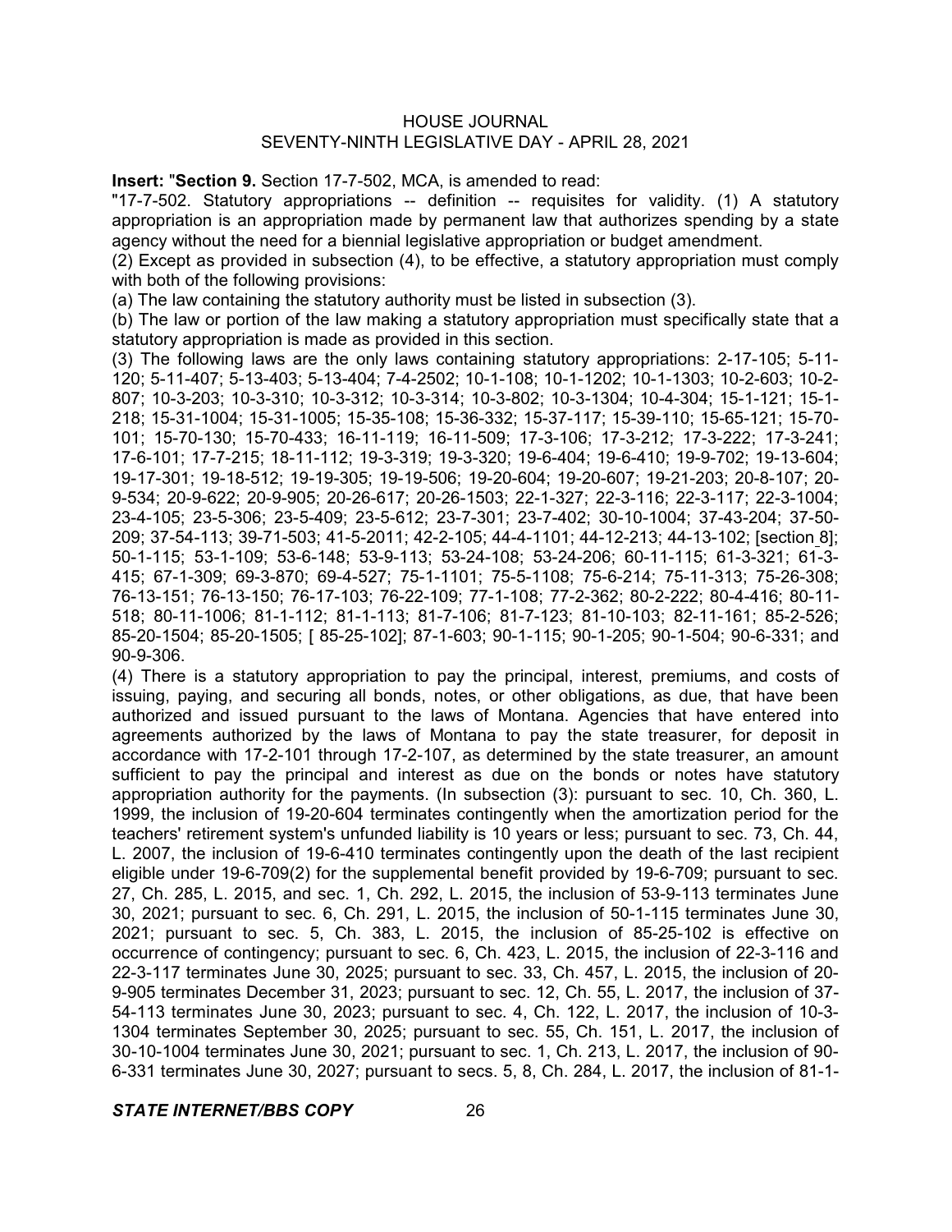**Insert:** "**Section 9.** Section 17-7-502, MCA, is amended to read:

"17-7-502. Statutory appropriations -- definition -- requisites for validity. (1) A statutory appropriation is an appropriation made by permanent law that authorizes spending by a state agency without the need for a biennial legislative appropriation or budget amendment.

(2) Except as provided in subsection (4), to be effective, a statutory appropriation must comply with both of the following provisions:

(a) The law containing the statutory authority must be listed in subsection (3).

(b) The law or portion of the law making a statutory appropriation must specifically state that a statutory appropriation is made as provided in this section.

(3) The following laws are the only laws containing statutory appropriations: 2-17-105; 5-11-120; 5-11-407; 5-13-403; 5-13-404; 7-4-2502; 10-1-108; 10-1-1202; 10-1-1303; 10-2-603; 10-2-807; 10-3-203; 10-3-310; 10-3-312; 10-3-314; 10-3-802; 10-3-1304; 10-4-304; 15-1-121; 15-1-218; 15-31-1004; 15-31-1005; 15-35-108; 15-36-332; 15-37-117; 15-39-110; 15-65-121; 15-70-101; 15-70-130; 15-70-433; 16-11-119; 16-11-509; 17-3-106; 17-3-212; 17-3-222; 17-3-241; 17-6-101; 17-7-215; 18-11-112; 19-3-319; 19-3-320; 19-6-404; 19-6-410; 19-9-702; 19-13-604; 19-17-301; 19-18-512; 19-19-305; 19-19-506; 19-20-604; 19-20-607; 19-21-203; 20-8-107; 20-9-534; 20-9-622; 20-9-905; 20-26-617; 20-26-1503; 22-1-327; 22-3-116; 22-3-117; 22-3-1004; 23-4-105; 23-5-306; 23-5-409; 23-5-612; 23-7-301; 23-7-402; 30-10-1004; 37-43-204; 37-50-209; 37-54-113; 39-71-503; 41-5-2011; 42-2-105; 44-4-1101; 44-12-213; 44-13-102; [section 8]; 50-1-115; 53-1-109; 53-6-148; 53-9-113; 53-24-108; 53-24-206; 60-11-115; 61-3-321; 61-3-415; 67-1-309; 69-3-870; 69-4-527; 75-1-1101; 75-5-1108; 75-6-214; 75-11-313; 75-26-308; 76-13-151; 76-13-150; 76-17-103; 76-22-109; 77-1-108; 77-2-362; 80-2-222; 80-4-416; 80-11-518; 80-11-1006; 81-1-112; 81-1-113; 81-7-106; 81-7-123; 81-10-103; 82-11-161; 85-2-526; 85-20-1504; 85-20-1505; [ 85-25-102]; 87-1-603; 90-1-115; 90-1-205; 90-1-504; 90-6-331; and 90-9-306.

(4) There is a statutory appropriation to pay the principal, interest, premiums, and costs of issuing, paying, and securing all bonds, notes, or other obligations, as due, that have been authorized and issued pursuant to the laws of Montana. Agencies that have entered into agreements authorized by the laws of Montana to pay the state treasurer, for deposit in accordance with 17-2-101 through 17-2-107, as determined by the state treasurer, an amount sufficient to pay the principal and interest as due on the bonds or notes have statutory appropriation authority for the payments. (In subsection (3): pursuant to sec. 10, Ch. 360, L. 1999, the inclusion of 19-20-604 terminates contingently when the amortization period for the teachers' retirement system's unfunded liability is 10 years or less; pursuant to sec. 73, Ch. 44, L. 2007, the inclusion of 19-6-410 terminates contingently upon the death of the last recipient eligible under 19-6-709(2) for the supplemental benefit provided by 19-6-709; pursuant to sec. 27, Ch. 285, L. 2015, and sec. 1, Ch. 292, L. 2015, the inclusion of 53-9-113 terminates June 30, 2021; pursuant to sec. 6, Ch. 291, L. 2015, the inclusion of 50-1-115 terminates June 30, 2021; pursuant to sec. 5, Ch. 383, L. 2015, the inclusion of 85-25-102 is effective on occurrence of contingency; pursuant to sec. 6, Ch. 423, L. 2015, the inclusion of 22-3-116 and 22-3-117 terminates June 30, 2025; pursuant to sec. 33, Ch. 457, L. 2015, the inclusion of 20-9-905 terminates December 31, 2023; pursuant to sec. 12, Ch. 55, L. 2017, the inclusion of 37-54-113 terminates June 30, 2023; pursuant to sec. 4, Ch. 122, L. 2017, the inclusion of 10-3-1304 terminates September 30, 2025; pursuant to sec. 55, Ch. 151, L. 2017, the inclusion of 30-10-1004 terminates June 30, 2021; pursuant to sec. 1, Ch. 213, L. 2017, the inclusion of 90-6-331 terminates June 30, 2027; pursuant to secs. 5, 8, Ch. 284, L. 2017, the inclusion of 81-1-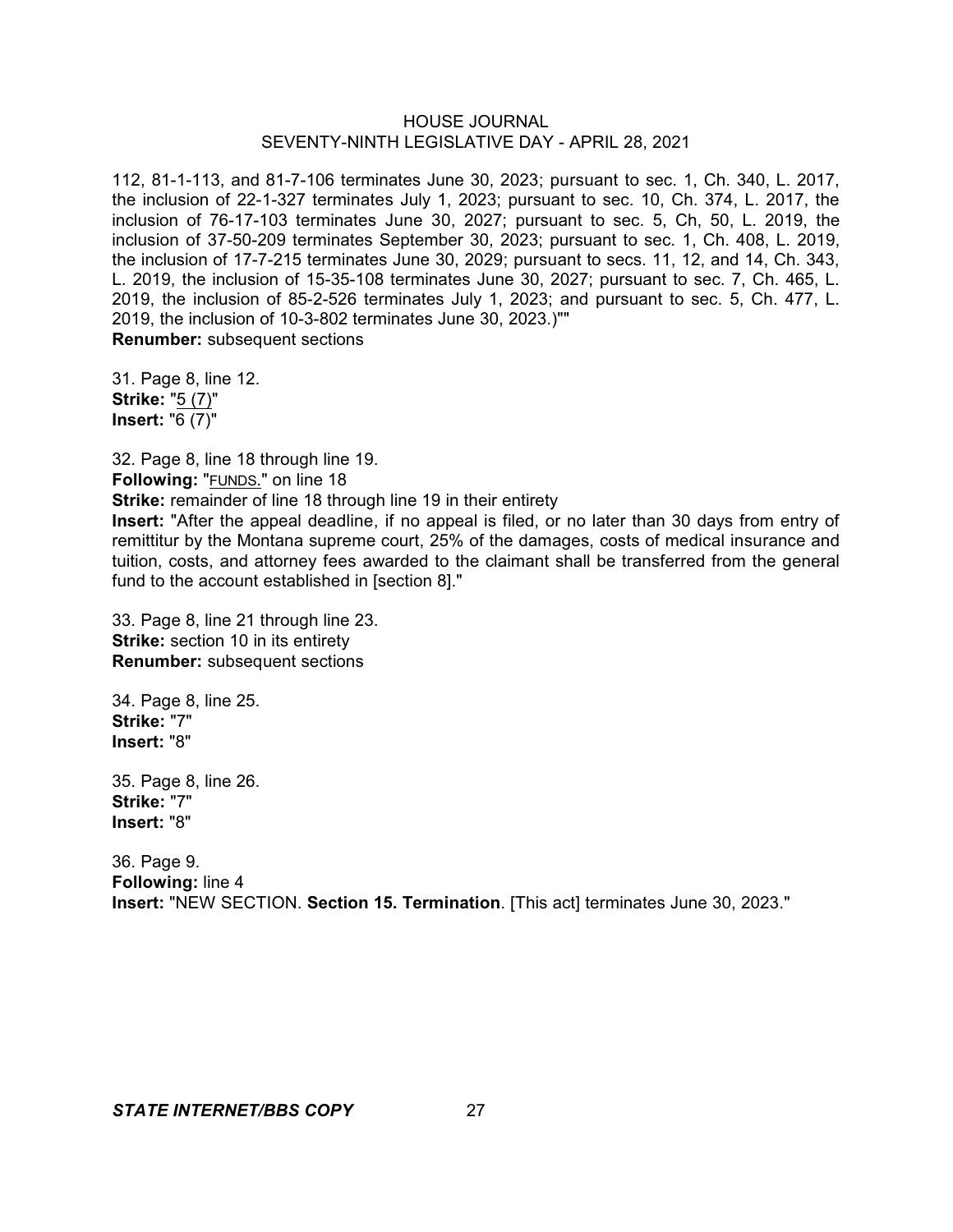112, 81-1-113, and 81-7-106 terminates June 30, 2023; pursuant to sec. 1, Ch. 340, L. 2017, the inclusion of 22-1-327 terminates July 1, 2023; pursuant to sec. 10, Ch. 374, L. 2017, the inclusion of 76-17-103 terminates June 30, 2027; pursuant to sec. 5, Ch, 50, L. 2019, the inclusion of 37-50-209 terminates September 30, 2023; pursuant to sec. 1, Ch. 408, L. 2019, the inclusion of 17-7-215 terminates June 30, 2029; pursuant to secs. 11, 12, and 14, Ch. 343, L. 2019, the inclusion of 15-35-108 terminates June 30, 2027; pursuant to sec. 7, Ch. 465, L. 2019, the inclusion of 85-2-526 terminates July 1, 2023; and pursuant to sec. 5, Ch. 477, L. 2019, the inclusion of 10-3-802 terminates June 30, 2023.)""
**Renumber:** subsequent sections

31. Page 8, line 12.
**Strike:** "5 (7)"
**Insert:** "6 (7)"

32. Page 8, line 18 through line 19.
**Following:** "FUNDS." on line 18
**Strike:** remainder of line 18 through line 19 in their entirety
**Insert:** "After the appeal deadline, if no appeal is filed, or no later than 30 days from entry of remittitur by the Montana supreme court, 25% of the damages, costs of medical insurance and tuition, costs, and attorney fees awarded to the claimant shall be transferred from the general fund to the account established in [section 8]."

33. Page 8, line 21 through line 23.
**Strike:** section 10 in its entirety
**Renumber:** subsequent sections

34. Page 8, line 25.
**Strike:** "7"
**Insert:** "8"

35. Page 8, line 26.
**Strike:** "7"
**Insert:** "8"

36. Page 9.
**Following:** line 4
**Insert:** "NEW SECTION. **Section 15. Termination**. [This act] terminates June 30, 2023."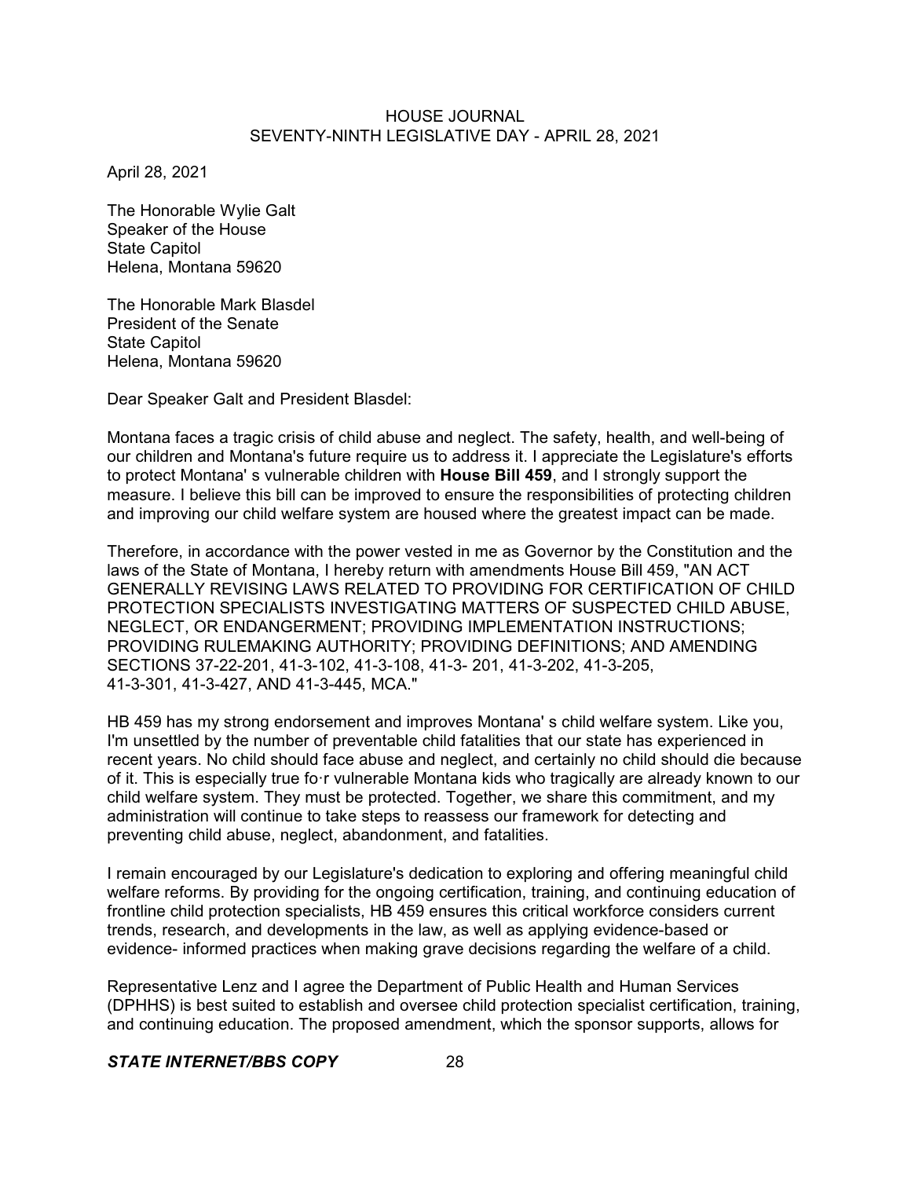HOUSE JOURNAL
SEVENTY-NINTH LEGISLATIVE DAY - APRIL 28, 2021

April 28, 2021

The Honorable Wylie Galt
Speaker of the House
State Capitol
Helena, Montana 59620

The Honorable Mark Blasdel
President of the Senate
State Capitol
Helena, Montana 59620

Dear Speaker Galt and President Blasdel:

Montana faces a tragic crisis of child abuse and neglect. The safety, health, and well-being of our children and Montana's future require us to address it. I appreciate the Legislature's efforts to protect Montana' s vulnerable children with **House Bill 459**, and I strongly support the measure. I believe this bill can be improved to ensure the responsibilities of protecting children and improving our child welfare system are housed where the greatest impact can be made.

Therefore, in accordance with the power vested in me as Governor by the Constitution and the laws of the State of Montana, I hereby return with amendments House Bill 459, "AN ACT GENERALLY REVISING LAWS RELATED TO PROVIDING FOR CERTIFICATION OF CHILD PROTECTION SPECIALISTS INVESTIGATING MATTERS OF SUSPECTED CHILD ABUSE, NEGLECT, OR ENDANGERMENT; PROVIDING IMPLEMENTATION INSTRUCTIONS; PROVIDING RULEMAKING AUTHORITY; PROVIDING DEFINITIONS; AND AMENDING SECTIONS 37-22-201, 41-3-102, 41-3-108, 41-3- 201, 41-3-202, 41-3-205, 41-3-301, 41-3-427, AND 41-3-445, MCA."

HB 459 has my strong endorsement and improves Montana' s child welfare system. Like you, I'm unsettled by the number of preventable child fatalities that our state has experienced in recent years. No child should face abuse and neglect, and certainly no child should die because of it. This is especially true fo·r vulnerable Montana kids who tragically are already known to our child welfare system. They must be protected. Together, we share this commitment, and my administration will continue to take steps to reassess our framework for detecting and preventing child abuse, neglect, abandonment, and fatalities.

I remain encouraged by our Legislature's dedication to exploring and offering meaningful child welfare reforms. By providing for the ongoing certification, training, and continuing education of frontline child protection specialists, HB 459 ensures this critical workforce considers current trends, research, and developments in the law, as well as applying evidence-based or evidence- informed practices when making grave decisions regarding the welfare of a child.

Representative Lenz and I agree the Department of Public Health and Human Services (DPHHS) is best suited to establish and oversee child protection specialist certification, training, and continuing education. The proposed amendment, which the sponsor supports, allows for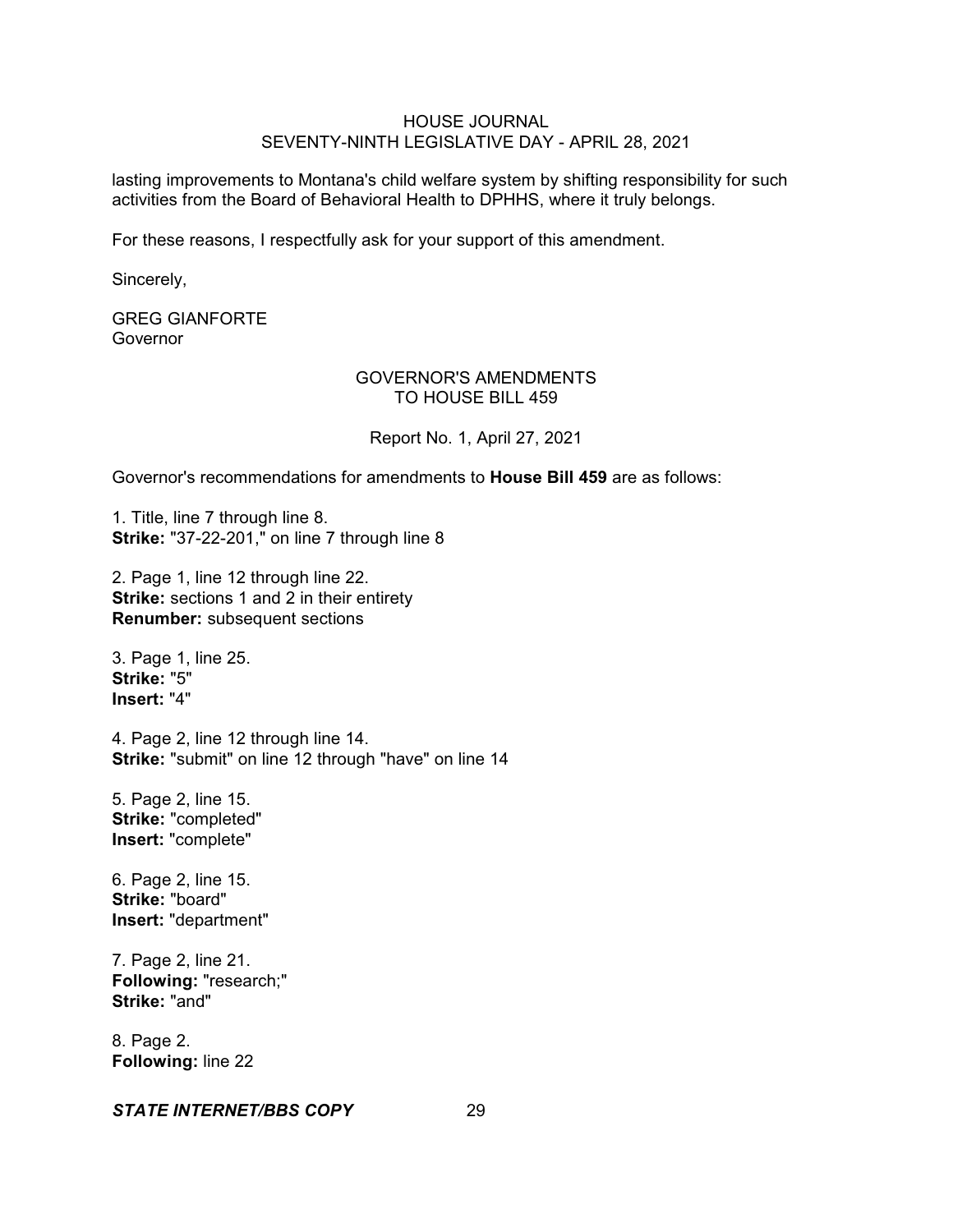lasting improvements to Montana's child welfare system by shifting responsibility for such activities from the Board of Behavioral Health to DPHHS, where it truly belongs.

For these reasons, I respectfully ask for your support of this amendment.

Sincerely,

GREG GIANFORTE
Governor

GOVERNOR'S AMENDMENTS
TO HOUSE BILL 459

Report No. 1, April 27, 2021

Governor's recommendations for amendments to **House Bill 459** are as follows:

1. Title, line 7 through line 8.
**Strike:** "37-22-201," on line 7 through line 8

2. Page 1, line 12 through line 22.
**Strike:** sections 1 and 2 in their entirety
**Renumber:** subsequent sections

3. Page 1, line 25.
**Strike:** "5"
**Insert:** "4"

4. Page 2, line 12 through line 14.
**Strike:** "submit" on line 12 through "have" on line 14

5. Page 2, line 15.
**Strike:** "completed"
**Insert:** "complete"

6. Page 2, line 15.
**Strike:** "board"
**Insert:** "department"

7. Page 2, line 21.
**Following:** "research;"
**Strike:** "and"

8. Page 2.
**Following:** line 22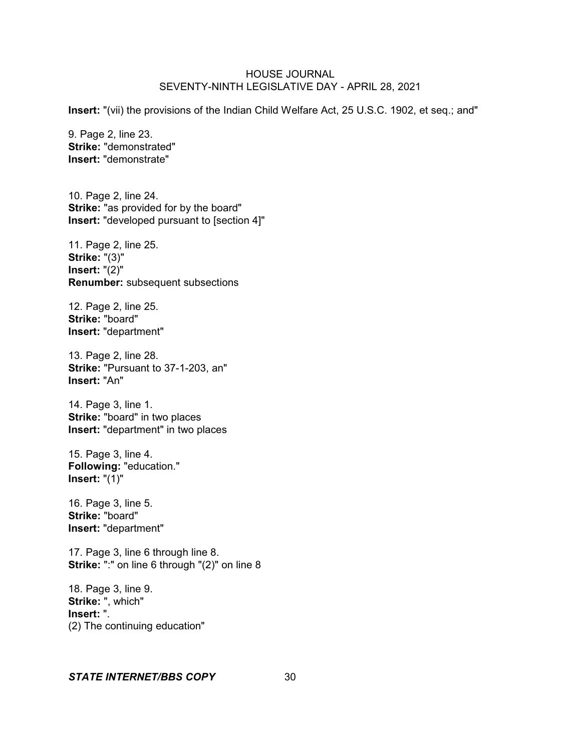**Insert:** "(vii) the provisions of the Indian Child Welfare Act, 25 U.S.C. 1902, et seq.; and"

9. Page 2, line 23.
**Strike:** "demonstrated"
**Insert:** "demonstrate"

10. Page 2, line 24.
**Strike:** "as provided for by the board"
**Insert:** "developed pursuant to [section 4]"

11. Page 2, line 25.
**Strike:** "(3)"
**Insert:** "(2)"
**Renumber:** subsequent subsections

12. Page 2, line 25.
**Strike:** "board"
**Insert:** "department"

13. Page 2, line 28.
**Strike:** "Pursuant to 37-1-203, an"
**Insert:** "An"

14. Page 3, line 1.
**Strike:** "board" in two places
**Insert:** "department" in two places

15. Page 3, line 4.
**Following:** "education."
**Insert:** "(1)"

16. Page 3, line 5.
**Strike:** "board"
**Insert:** "department"

17. Page 3, line 6 through line 8.
**Strike:** ":" on line 6 through "(2)" on line 8

18. Page 3, line 9.
**Strike:** ", which"
**Insert:** ".
(2) The continuing education"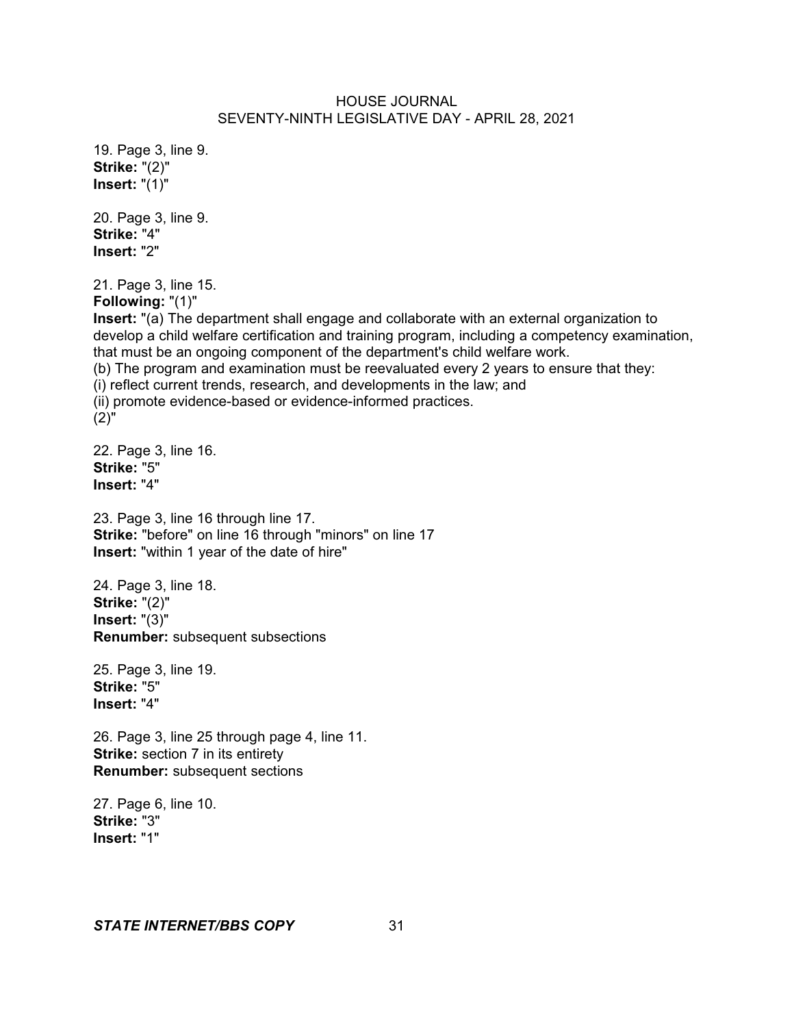19. Page 3, line 9.
**Strike:** "(2)"
**Insert:** "(1)"

20. Page 3, line 9.
**Strike:** "4"
**Insert:** "2"

21. Page 3, line 15.
**Following:** "(1)"
**Insert:** "(a) The department shall engage and collaborate with an external organization to develop a child welfare certification and training program, including a competency examination, that must be an ongoing component of the department's child welfare work.
(b) The program and examination must be reevaluated every 2 years to ensure that they:
(i) reflect current trends, research, and developments in the law; and
(ii) promote evidence-based or evidence-informed practices.
(2)"

22. Page 3, line 16.
**Strike:** "5"
**Insert:** "4"

23. Page 3, line 16 through line 17.
**Strike:** "before" on line 16 through "minors" on line 17
**Insert:** "within 1 year of the date of hire"

24. Page 3, line 18.
**Strike:** "(2)"
**Insert:** "(3)"
**Renumber:** subsequent subsections

25. Page 3, line 19.
**Strike:** "5"
**Insert:** "4"

26. Page 3, line 25 through page 4, line 11.
**Strike:** section 7 in its entirety
**Renumber:** subsequent sections

27. Page 6, line 10.
**Strike:** "3"
**Insert:** "1"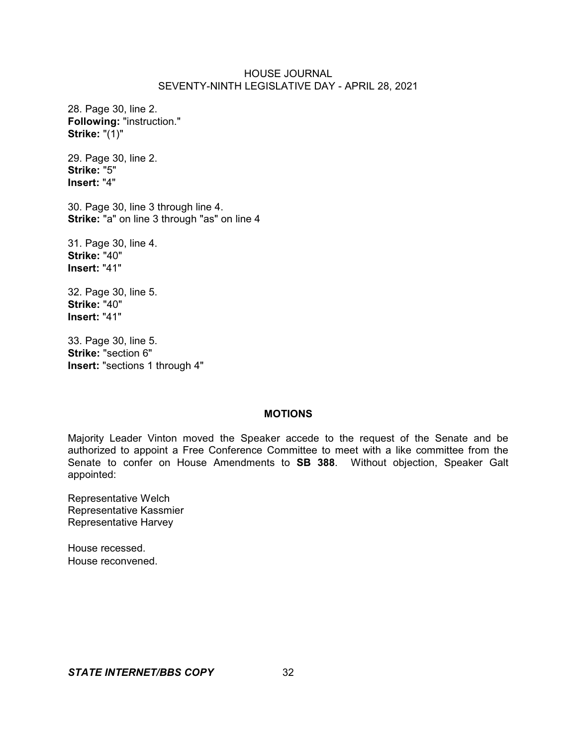28. Page 30, line 2.
**Following:** "instruction."
**Strike:** "(1)"

29. Page 30, line 2.
**Strike:** "5"
**Insert:** "4"

30. Page 30, line 3 through line 4.
**Strike:** "a" on line 3 through "as" on line 4

31. Page 30, line 4.
**Strike:** "40"
**Insert:** "41"

32. Page 30, line 5.
**Strike:** "40"
**Insert:** "41"

33. Page 30, line 5.
**Strike:** "section 6"
**Insert:** "sections 1 through 4"

## MOTIONS

Majority Leader Vinton moved the Speaker accede to the request of the Senate and be authorized to appoint a Free Conference Committee to meet with a like committee from the Senate to confer on House Amendments to **SB 388**. Without objection, Speaker Galt appointed:

Representative Welch
Representative Kassmier
Representative Harvey

House recessed.
House reconvened.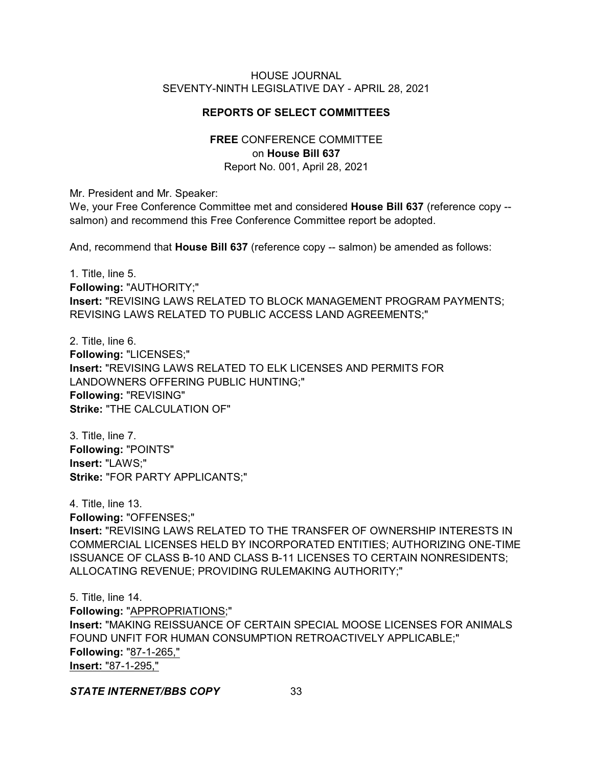HOUSE JOURNAL
SEVENTY-NINTH LEGISLATIVE DAY - APRIL 28, 2021

## REPORTS OF SELECT COMMITTEES

### FREE CONFERENCE COMMITTEE
### on House Bill 637
Report No. 001, April 28, 2021

Mr. President and Mr. Speaker:
We, your Free Conference Committee met and considered **House Bill 637** (reference copy -- salmon) and recommend this Free Conference Committee report be adopted.

And, recommend that **House Bill 637** (reference copy -- salmon) be amended as follows:

1. Title, line 5.
**Following:** "AUTHORITY;"
**Insert:** "REVISING LAWS RELATED TO BLOCK MANAGEMENT PROGRAM PAYMENTS; REVISING LAWS RELATED TO PUBLIC ACCESS LAND AGREEMENTS;"

2. Title, line 6.
**Following:** "LICENSES;"
**Insert:** "REVISING LAWS RELATED TO ELK LICENSES AND PERMITS FOR LANDOWNERS OFFERING PUBLIC HUNTING;"
**Following:** "REVISING"
**Strike:** "THE CALCULATION OF"

3. Title, line 7.
**Following:** "POINTS"
**Insert:** "LAWS;"
**Strike:** "FOR PARTY APPLICANTS;"

4. Title, line 13.
**Following:** "OFFENSES;"
**Insert:** "REVISING LAWS RELATED TO THE TRANSFER OF OWNERSHIP INTERESTS IN COMMERCIAL LICENSES HELD BY INCORPORATED ENTITIES; AUTHORIZING ONE-TIME ISSUANCE OF CLASS B-10 AND CLASS B-11 LICENSES TO CERTAIN NONRESIDENTS; ALLOCATING REVENUE; PROVIDING RULEMAKING AUTHORITY;"

5. Title, line 14.
**Following:** "APPROPRIATIONS;"
**Insert:** "MAKING REISSUANCE OF CERTAIN SPECIAL MOOSE LICENSES FOR ANIMALS FOUND UNFIT FOR HUMAN CONSUMPTION RETROACTIVELY APPLICABLE;"
**Following:** "87-1-265,"
**Insert:** "87-1-295,"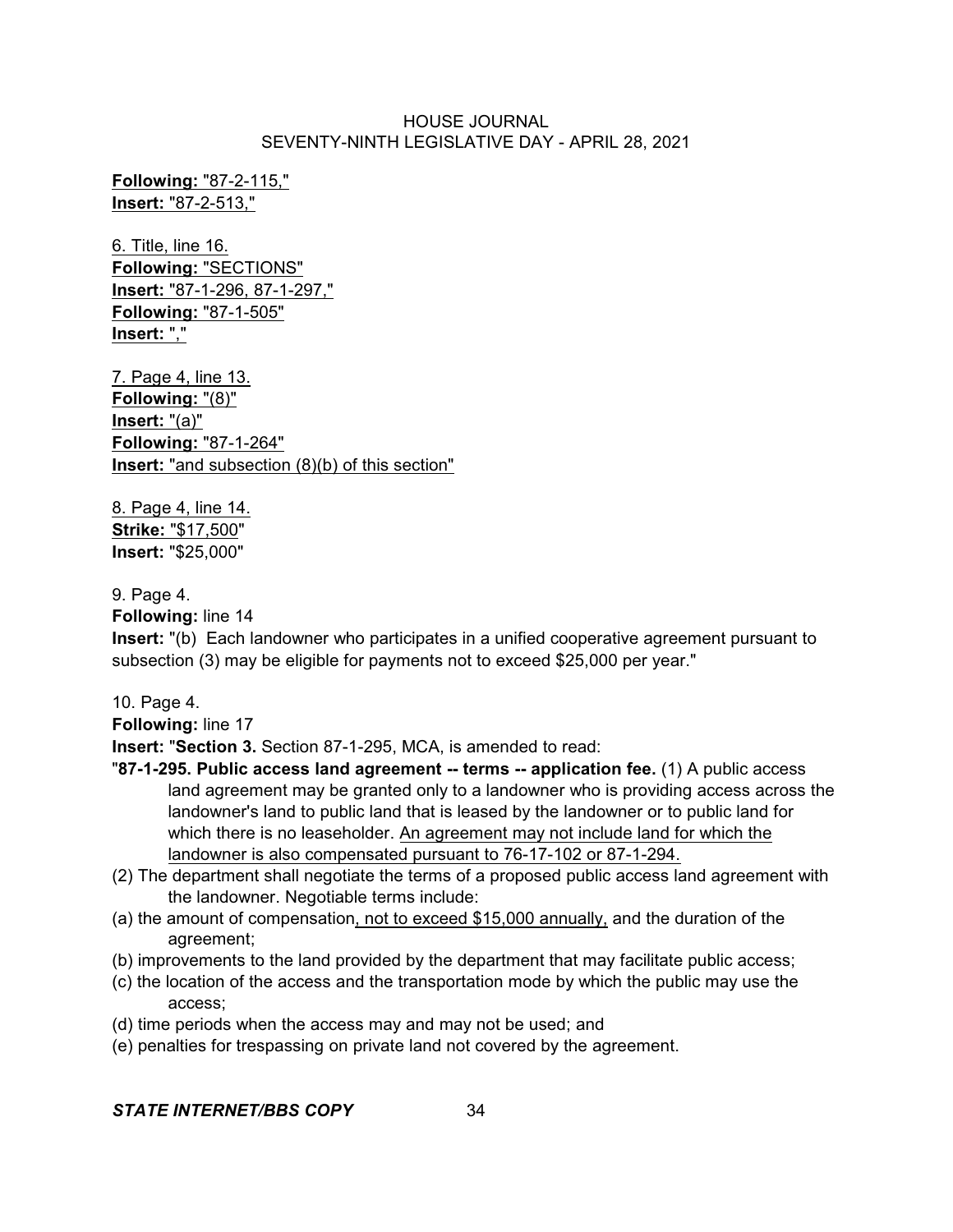**Following:** "87-2-115,"
**Insert:** "87-2-513,"

6. Title, line 16.
**Following:** "SECTIONS"
**Insert:** "87-1-296, 87-1-297,"
**Following:** "87-1-505"
**Insert:** ","

7. Page 4, line 13.
**Following:** "(8)"
**Insert:** "(a)"
**Following:** "87-1-264"
**Insert:** "and subsection (8)(b) of this section"

8. Page 4, line 14.
**Strike:** "$17,500"
**Insert:** "$25,000"

9. Page 4.
**Following:** line 14
**Insert:** "(b) Each landowner who participates in a unified cooperative agreement pursuant to subsection (3) may be eligible for payments not to exceed $25,000 per year."

10. Page 4.
**Following:** line 17
**Insert:** "**Section 3.** Section 87-1-295, MCA, is amended to read:
"**87-1-295. Public access land agreement -- terms -- application fee.** (1) A public access land agreement may be granted only to a landowner who is providing access across the landowner's land to public land that is leased by the landowner or to public land for which there is no leaseholder. An agreement may not include land for which the landowner is also compensated pursuant to 76-17-102 or 87-1-294.
(2) The department shall negotiate the terms of a proposed public access land agreement with the landowner. Negotiable terms include:
(a) the amount of compensation, not to exceed $15,000 annually, and the duration of the agreement;
(b) improvements to the land provided by the department that may facilitate public access;
(c) the location of the access and the transportation mode by which the public may use the access;
(d) time periods when the access may and may not be used; and
(e) penalties for trespassing on private land not covered by the agreement.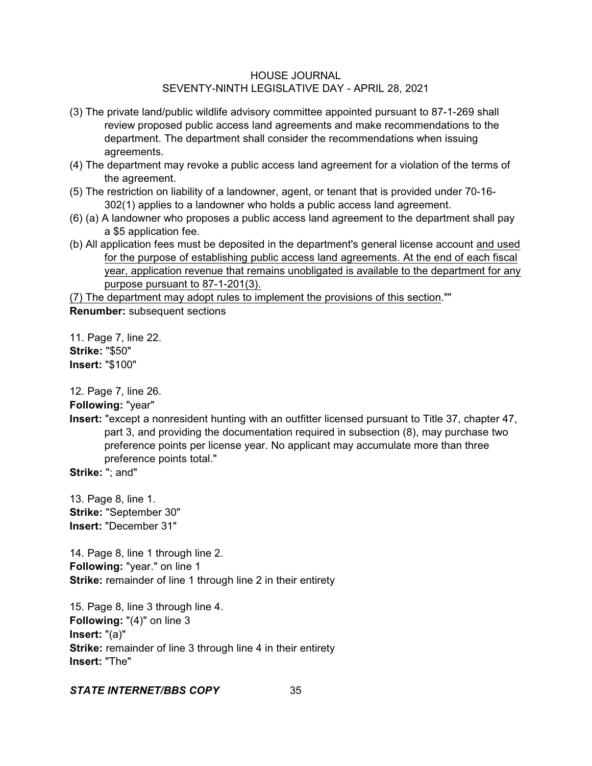(3) The private land/public wildlife advisory committee appointed pursuant to 87-1-269 shall review proposed public access land agreements and make recommendations to the department. The department shall consider the recommendations when issuing agreements.

(4) The department may revoke a public access land agreement for a violation of the terms of the agreement.

(5) The restriction on liability of a landowner, agent, or tenant that is provided under 70-16-302(1) applies to a landowner who holds a public access land agreement.

(6) (a) A landowner who proposes a public access land agreement to the department shall pay a $5 application fee.

(b) All application fees must be deposited in the department's general license account <u>and used for the purpose of establishing public access land agreements. At the end of each fiscal year, application revenue that remains unobligated is available to the department for any purpose pursuant to</u> <u>87-1-201(3).</u>

<u>(7) The department may adopt rules to implement the provisions of this section</u>.""

**Renumber:** subsequent sections

11. Page 7, line 22.
**Strike:** "$50"
**Insert:** "$100"

12. Page 7, line 26.
**Following:** "year"
**Insert:** "except a nonresident hunting with an outfitter licensed pursuant to Title 37, chapter 47, part 3, and providing the documentation required in subsection (8), may purchase two preference points per license year. No applicant may accumulate more than three preference points total."
**Strike:** "; and"

13. Page 8, line 1.
**Strike:** "September 30"
**Insert:** "December 31"

14. Page 8, line 1 through line 2.
**Following:** "year." on line 1
**Strike:** remainder of line 1 through line 2 in their entirety

15. Page 8, line 3 through line 4.
**Following:** "(4)" on line 3
**Insert:** "(a)"
**Strike:** remainder of line 3 through line 4 in their entirety
**Insert:** "The"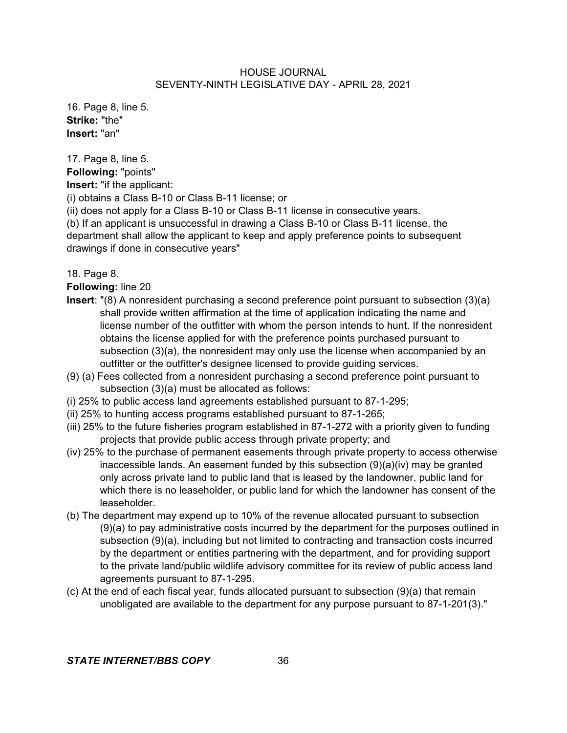16. Page 8, line 5.
**Strike:** "the"
**Insert:** "an"

17. Page 8, line 5.
**Following:** "points"
**Insert:** "if the applicant:
(i) obtains a Class B-10 or Class B-11 license; or
(ii) does not apply for a Class B-10 or Class B-11 license in consecutive years.
(b) If an applicant is unsuccessful in drawing a Class B-10 or Class B-11 license, the department shall allow the applicant to keep and apply preference points to subsequent drawings if done in consecutive years"

18. Page 8.
**Following:** line 20
**Insert**: "(8) A nonresident purchasing a second preference point pursuant to subsection (3)(a) shall provide written affirmation at the time of application indicating the name and license number of the outfitter with whom the person intends to hunt. If the nonresident obtains the license applied for with the preference points purchased pursuant to subsection (3)(a), the nonresident may only use the license when accompanied by an outfitter or the outfitter's designee licensed to provide guiding services.
(9) (a) Fees collected from a nonresident purchasing a second preference point pursuant to subsection (3)(a) must be allocated as follows:
(i) 25% to public access land agreements established pursuant to 87-1-295;
(ii) 25% to hunting access programs established pursuant to 87-1-265;
(iii) 25% to the future fisheries program established in 87-1-272 with a priority given to funding projects that provide public access through private property; and
(iv) 25% to the purchase of permanent easements through private property to access otherwise inaccessible lands. An easement funded by this subsection (9)(a)(iv) may be granted only across private land to public land that is leased by the landowner, public land for which there is no leaseholder, or public land for which the landowner has consent of the leaseholder.
(b) The department may expend up to 10% of the revenue allocated pursuant to subsection (9)(a) to pay administrative costs incurred by the department for the purposes outlined in subsection (9)(a), including but not limited to contracting and transaction costs incurred by the department or entities partnering with the department, and for providing support to the private land/public wildlife advisory committee for its review of public access land agreements pursuant to 87-1-295.
(c) At the end of each fiscal year, funds allocated pursuant to subsection (9)(a) that remain unobligated are available to the department for any purpose pursuant to 87-1-201(3)."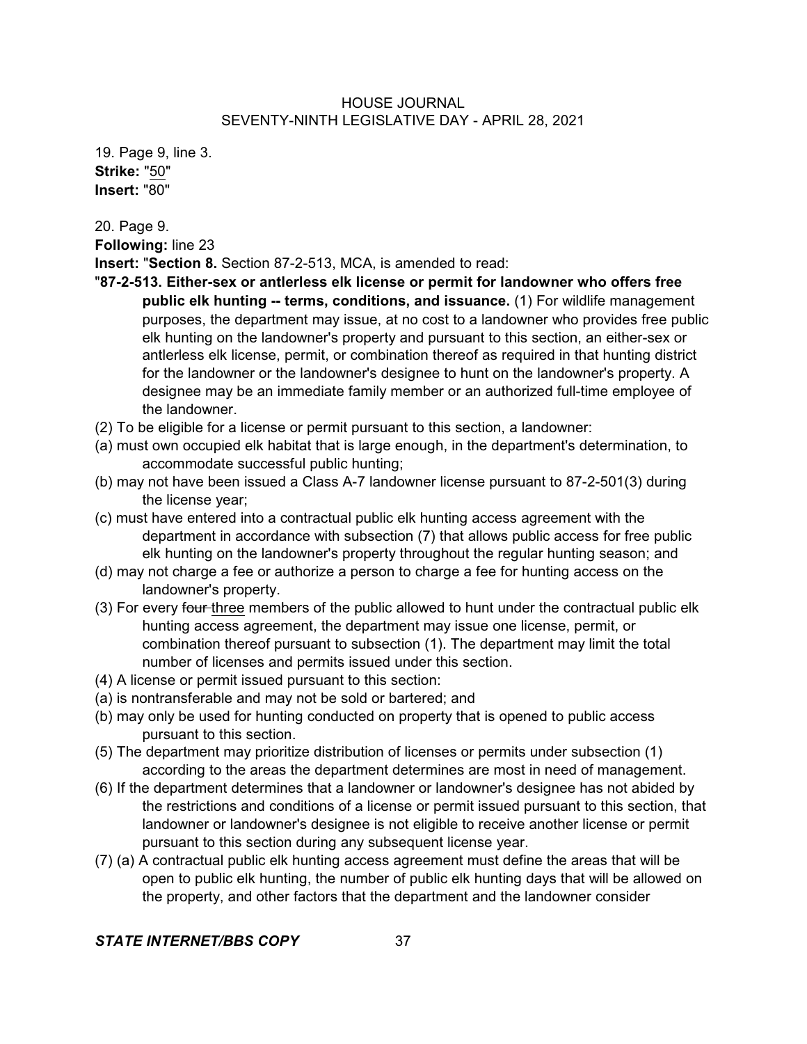19. Page 9, line 3.
**Strike:** "50"
**Insert:** "80"

20. Page 9.
**Following:** line 23
**Insert:** "**Section 8.** Section 87-2-513, MCA, is amended to read:

"**87-2-513. Either-sex or antlerless elk license or permit for landowner who offers free public elk hunting -- terms, conditions, and issuance.** (1) For wildlife management purposes, the department may issue, at no cost to a landowner who provides free public elk hunting on the landowner's property and pursuant to this section, an either-sex or antlerless elk license, permit, or combination thereof as required in that hunting district for the landowner or the landowner's designee to hunt on the landowner's property. A designee may be an immediate family member or an authorized full-time employee of the landowner.

(2) To be eligible for a license or permit pursuant to this section, a landowner:

(a) must own occupied elk habitat that is large enough, in the department's determination, to accommodate successful public hunting;

(b) may not have been issued a Class A-7 landowner license pursuant to 87-2-501(3) during the license year;

(c) must have entered into a contractual public elk hunting access agreement with the department in accordance with subsection (7) that allows public access for free public elk hunting on the landowner's property throughout the regular hunting season; and

(d) may not charge a fee or authorize a person to charge a fee for hunting access on the landowner's property.

(3) For every ~~four~~ three members of the public allowed to hunt under the contractual public elk hunting access agreement, the department may issue one license, permit, or combination thereof pursuant to subsection (1). The department may limit the total number of licenses and permits issued under this section.

(4) A license or permit issued pursuant to this section:

(a) is nontransferable and may not be sold or bartered; and

(b) may only be used for hunting conducted on property that is opened to public access pursuant to this section.

(5) The department may prioritize distribution of licenses or permits under subsection (1) according to the areas the department determines are most in need of management.

(6) If the department determines that a landowner or landowner's designee has not abided by the restrictions and conditions of a license or permit issued pursuant to this section, that landowner or landowner's designee is not eligible to receive another license or permit pursuant to this section during any subsequent license year.

(7) (a) A contractual public elk hunting access agreement must define the areas that will be open to public elk hunting, the number of public elk hunting days that will be allowed on the property, and other factors that the department and the landowner consider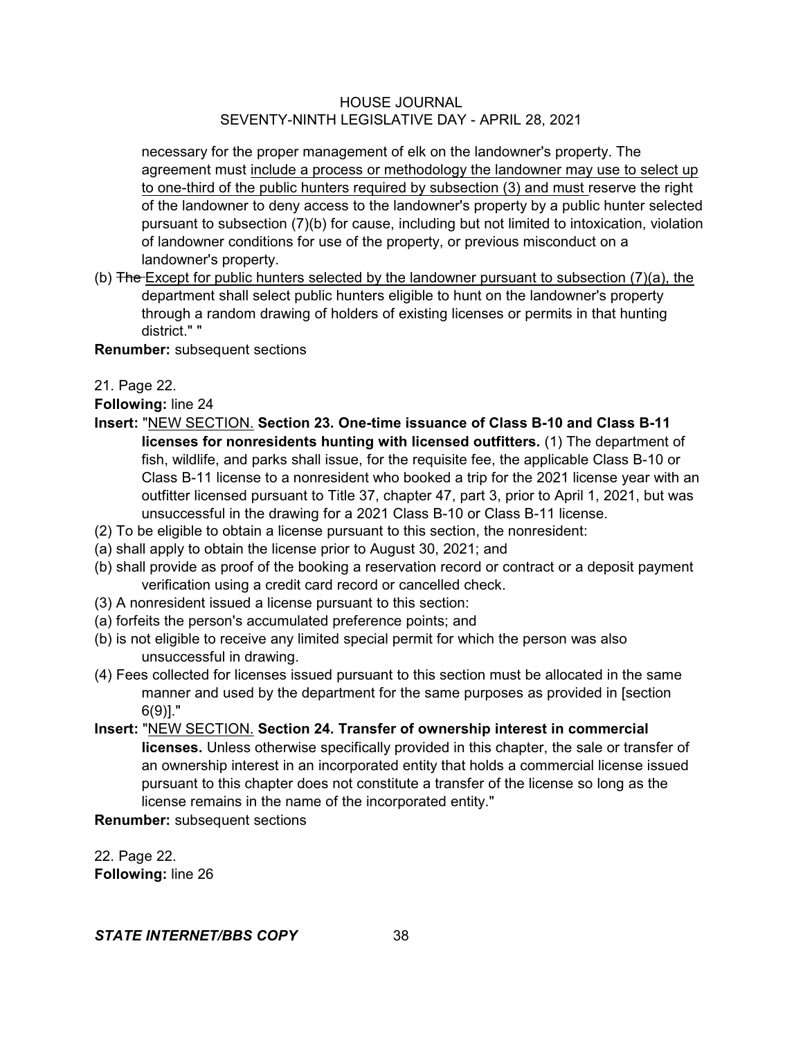necessary for the proper management of elk on the landowner's property. The agreement must <u>include a process or methodology the landowner may use to select up to one-third of the public hunters required by subsection (3) and must</u> reserve the right of the landowner to deny access to the landowner's property by a public hunter selected pursuant to subsection (7)(b) for cause, including but not limited to intoxication, violation of landowner conditions for use of the property, or previous misconduct on a landowner's property.

(b) ~~The~~ <u>Except for public hunters selected by the landowner pursuant to subsection (7)(a), the</u> department shall select public hunters eligible to hunt on the landowner's property through a random drawing of holders of existing licenses or permits in that hunting district." "

**Renumber:** subsequent sections

21. Page 22.

**Following:** line 24

**Insert:** "<u>NEW SECTION.</u> **Section 23. One-time issuance of Class B-10 and Class B-11 licenses for nonresidents hunting with licensed outfitters.** (1) The department of fish, wildlife, and parks shall issue, for the requisite fee, the applicable Class B-10 or Class B-11 license to a nonresident who booked a trip for the 2021 license year with an outfitter licensed pursuant to Title 37, chapter 47, part 3, prior to April 1, 2021, but was unsuccessful in the drawing for a 2021 Class B-10 or Class B-11 license.

(2) To be eligible to obtain a license pursuant to this section, the nonresident:

(a) shall apply to obtain the license prior to August 30, 2021; and

(b) shall provide as proof of the booking a reservation record or contract or a deposit payment verification using a credit card record or cancelled check.

(3) A nonresident issued a license pursuant to this section:

(a) forfeits the person's accumulated preference points; and

(b) is not eligible to receive any limited special permit for which the person was also unsuccessful in drawing.

(4) Fees collected for licenses issued pursuant to this section must be allocated in the same manner and used by the department for the same purposes as provided in [section 6(9)]."

**Insert:** "<u>NEW SECTION.</u> **Section 24. Transfer of ownership interest in commercial licenses.** Unless otherwise specifically provided in this chapter, the sale or transfer of an ownership interest in an incorporated entity that holds a commercial license issued pursuant to this chapter does not constitute a transfer of the license so long as the license remains in the name of the incorporated entity."

**Renumber:** subsequent sections

22. Page 22.

**Following:** line 26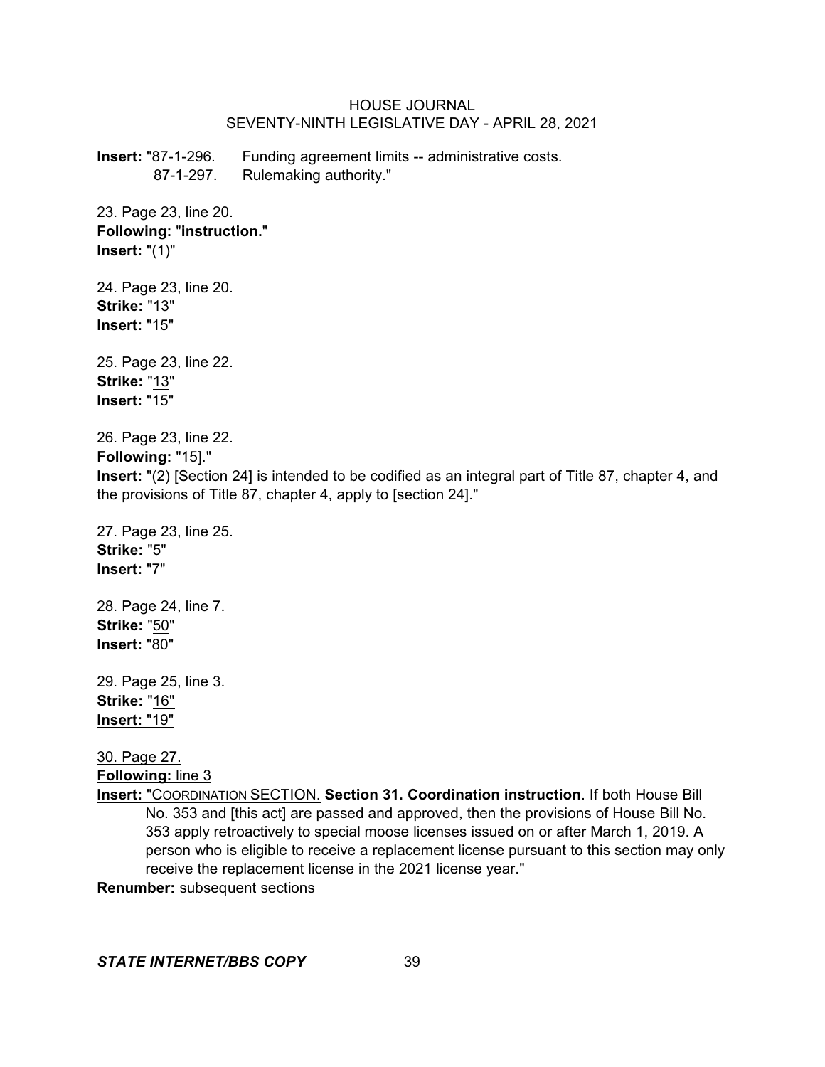**Insert:** "87-1-296. Funding agreement limits -- administrative costs.
87-1-297. Rulemaking authority."

23. Page 23, line 20.
**Following:** "**instruction.**"
**Insert:** "(1)"

24. Page 23, line 20.
**Strike:** "13"
**Insert:** "15"

25. Page 23, line 22.
**Strike:** "13"
**Insert:** "15"

26. Page 23, line 22.
**Following:** "15]."
**Insert:** "(2) [Section 24] is intended to be codified as an integral part of Title 87, chapter 4, and the provisions of Title 87, chapter 4, apply to [section 24]."

27. Page 23, line 25.
**Strike:** "5"
**Insert:** "7"

28. Page 24, line 7.
**Strike:** "50"
**Insert:** "80"

29. Page 25, line 3.
**Strike:** "16"
**Insert:** "19"

30. Page 27.
**Following:** line 3
**Insert:** "COORDINATION SECTION. **Section 31. Coordination instruction**. If both House Bill No. 353 and [this act] are passed and approved, then the provisions of House Bill No. 353 apply retroactively to special moose licenses issued on or after March 1, 2019. A person who is eligible to receive a replacement license pursuant to this section may only receive the replacement license in the 2021 license year."
**Renumber:** subsequent sections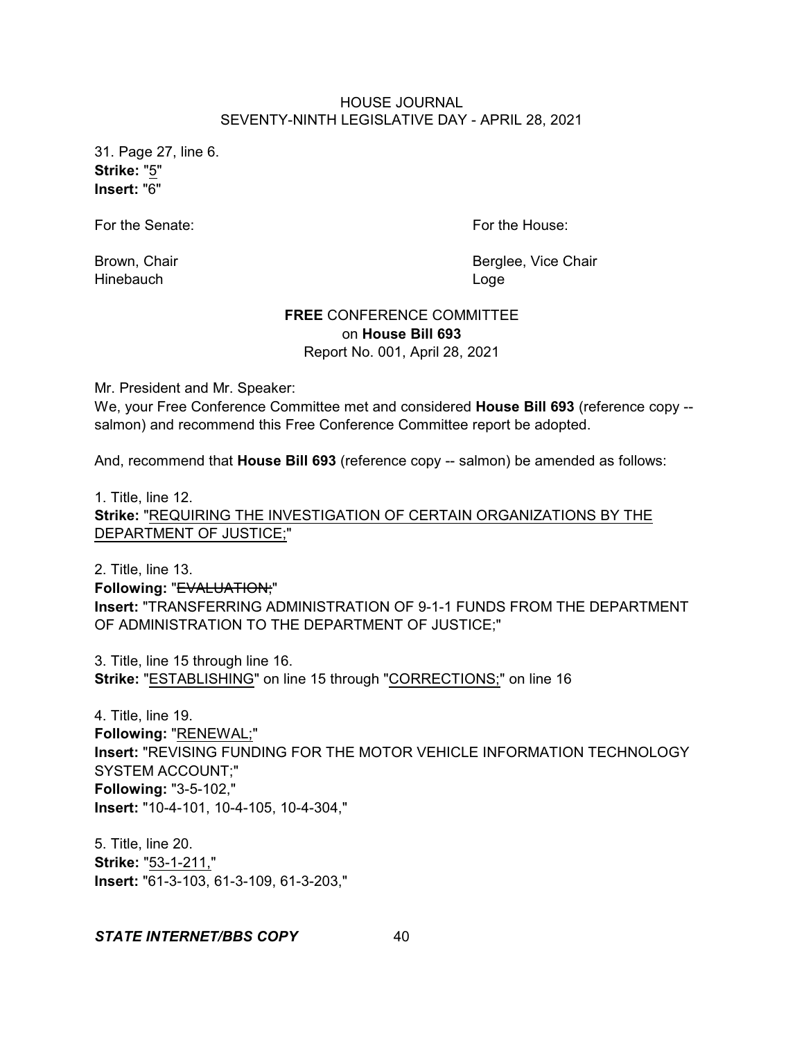31. Page 27, line 6.
**Strike:** "5"
**Insert:** "6"

For the Senate: For the House:

Brown, Chair Berglee, Vice Chair
Hinebauch Loge

**FREE** CONFERENCE COMMITTEE
on **House Bill 693**
Report No. 001, April 28, 2021

Mr. President and Mr. Speaker:
We, your Free Conference Committee met and considered **House Bill 693** (reference copy -- salmon) and recommend this Free Conference Committee report be adopted.

And, recommend that **House Bill 693** (reference copy -- salmon) be amended as follows:

1. Title, line 12.
**Strike:** "REQUIRING THE INVESTIGATION OF CERTAIN ORGANIZATIONS BY THE DEPARTMENT OF JUSTICE;"

2. Title, line 13.
**Following:** "~~EVALUATION;~~"
**Insert:** "TRANSFERRING ADMINISTRATION OF 9-1-1 FUNDS FROM THE DEPARTMENT OF ADMINISTRATION TO THE DEPARTMENT OF JUSTICE;"

3. Title, line 15 through line 16.
**Strike:** "ESTABLISHING" on line 15 through "CORRECTIONS;" on line 16

4. Title, line 19.
**Following:** "RENEWAL;"
**Insert:** "REVISING FUNDING FOR THE MOTOR VEHICLE INFORMATION TECHNOLOGY SYSTEM ACCOUNT;"
**Following:** "3-5-102,"
**Insert:** "10-4-101, 10-4-105, 10-4-304,"

5. Title, line 20.
**Strike:** "53-1-211,"
**Insert:** "61-3-103, 61-3-109, 61-3-203,"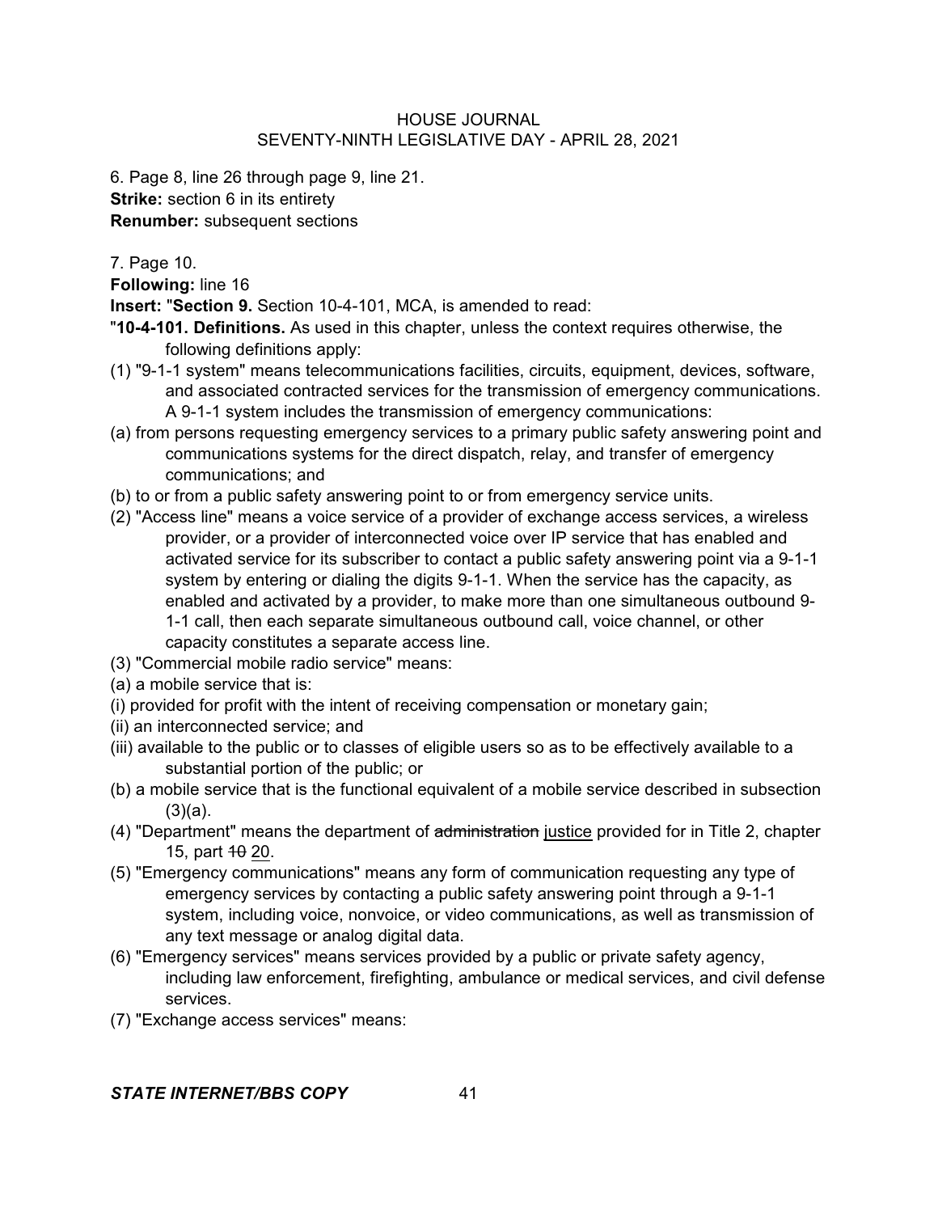6. Page 8, line 26 through page 9, line 21.
**Strike:** section 6 in its entirety
**Renumber:** subsequent sections

7. Page 10.
**Following:** line 16
**Insert:** "**Section 9.** Section 10-4-101, MCA, is amended to read:
"**10-4-101. Definitions.** As used in this chapter, unless the context requires otherwise, the following definitions apply:
(1) "9-1-1 system" means telecommunications facilities, circuits, equipment, devices, software, and associated contracted services for the transmission of emergency communications. A 9-1-1 system includes the transmission of emergency communications:
(a) from persons requesting emergency services to a primary public safety answering point and communications systems for the direct dispatch, relay, and transfer of emergency communications; and
(b) to or from a public safety answering point to or from emergency service units.
(2) "Access line" means a voice service of a provider of exchange access services, a wireless provider, or a provider of interconnected voice over IP service that has enabled and activated service for its subscriber to contact a public safety answering point via a 9-1-1 system by entering or dialing the digits 9-1-1. When the service has the capacity, as enabled and activated by a provider, to make more than one simultaneous outbound 9-1-1 call, then each separate simultaneous outbound call, voice channel, or other capacity constitutes a separate access line.
(3) "Commercial mobile radio service" means:
(a) a mobile service that is:
(i) provided for profit with the intent of receiving compensation or monetary gain;
(ii) an interconnected service; and
(iii) available to the public or to classes of eligible users so as to be effectively available to a substantial portion of the public; or
(b) a mobile service that is the functional equivalent of a mobile service described in subsection (3)(a).
(4) "Department" means the department of ~~administration~~ <u>justice</u> provided for in Title 2, chapter 15, part ~~10~~ <u>20</u>.
(5) "Emergency communications" means any form of communication requesting any type of emergency services by contacting a public safety answering point through a 9-1-1 system, including voice, nonvoice, or video communications, as well as transmission of any text message or analog digital data.
(6) "Emergency services" means services provided by a public or private safety agency, including law enforcement, firefighting, ambulance or medical services, and civil defense services.
(7) "Exchange access services" means: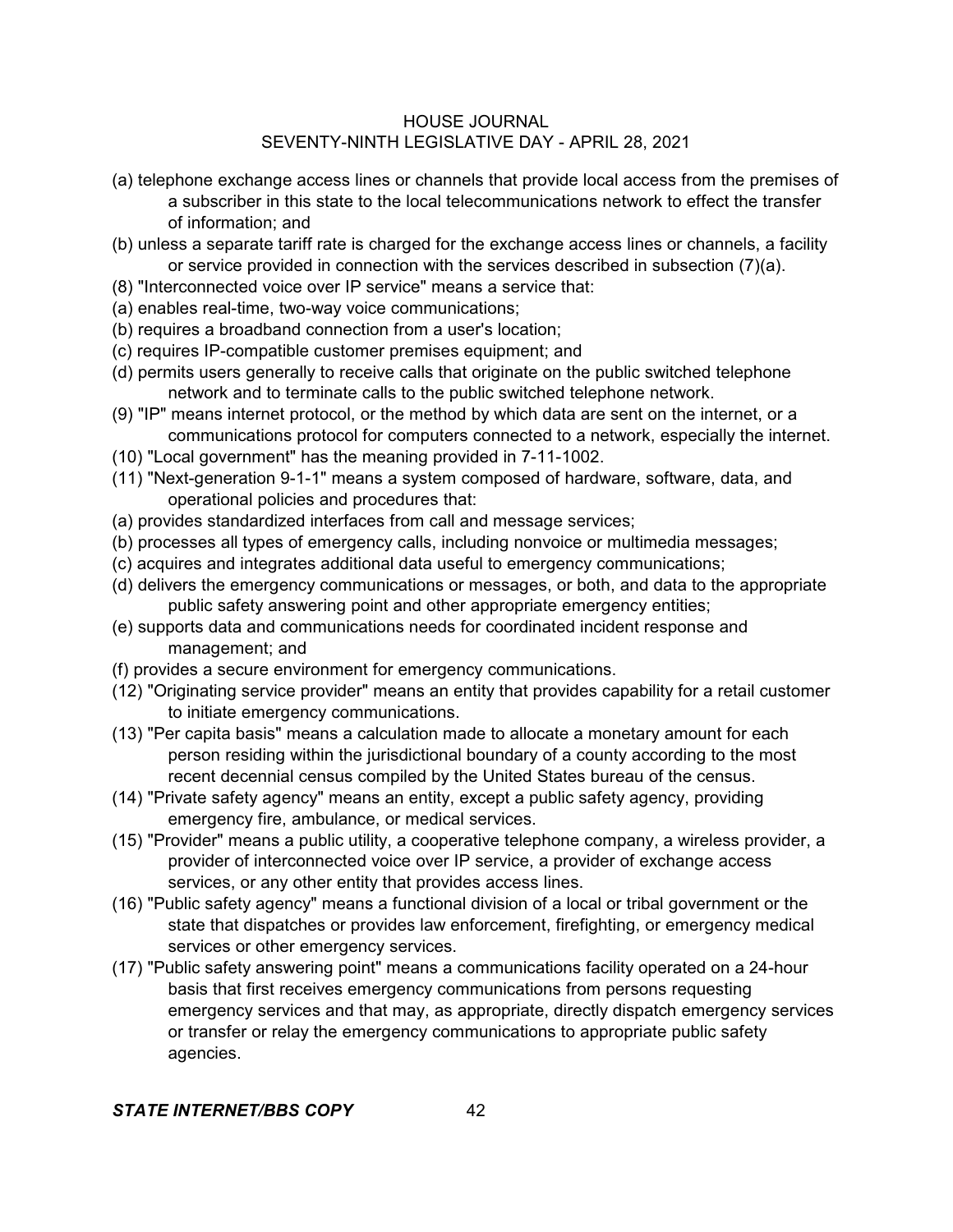(a) telephone exchange access lines or channels that provide local access from the premises of a subscriber in this state to the local telecommunications network to effect the transfer of information; and

(b) unless a separate tariff rate is charged for the exchange access lines or channels, a facility or service provided in connection with the services described in subsection (7)(a).

(8) "Interconnected voice over IP service" means a service that:

(a) enables real-time, two-way voice communications;

(b) requires a broadband connection from a user's location;

(c) requires IP-compatible customer premises equipment; and

(d) permits users generally to receive calls that originate on the public switched telephone network and to terminate calls to the public switched telephone network.

(9) "IP" means internet protocol, or the method by which data are sent on the internet, or a communications protocol for computers connected to a network, especially the internet.

(10) "Local government" has the meaning provided in 7-11-1002.

(11) "Next-generation 9-1-1" means a system composed of hardware, software, data, and operational policies and procedures that:

(a) provides standardized interfaces from call and message services;

(b) processes all types of emergency calls, including nonvoice or multimedia messages;

(c) acquires and integrates additional data useful to emergency communications;

(d) delivers the emergency communications or messages, or both, and data to the appropriate public safety answering point and other appropriate emergency entities;

(e) supports data and communications needs for coordinated incident response and management; and

(f) provides a secure environment for emergency communications.

(12) "Originating service provider" means an entity that provides capability for a retail customer to initiate emergency communications.

(13) "Per capita basis" means a calculation made to allocate a monetary amount for each person residing within the jurisdictional boundary of a county according to the most recent decennial census compiled by the United States bureau of the census.

(14) "Private safety agency" means an entity, except a public safety agency, providing emergency fire, ambulance, or medical services.

(15) "Provider" means a public utility, a cooperative telephone company, a wireless provider, a provider of interconnected voice over IP service, a provider of exchange access services, or any other entity that provides access lines.

(16) "Public safety agency" means a functional division of a local or tribal government or the state that dispatches or provides law enforcement, firefighting, or emergency medical services or other emergency services.

(17) "Public safety answering point" means a communications facility operated on a 24-hour basis that first receives emergency communications from persons requesting emergency services and that may, as appropriate, directly dispatch emergency services or transfer or relay the emergency communications to appropriate public safety agencies.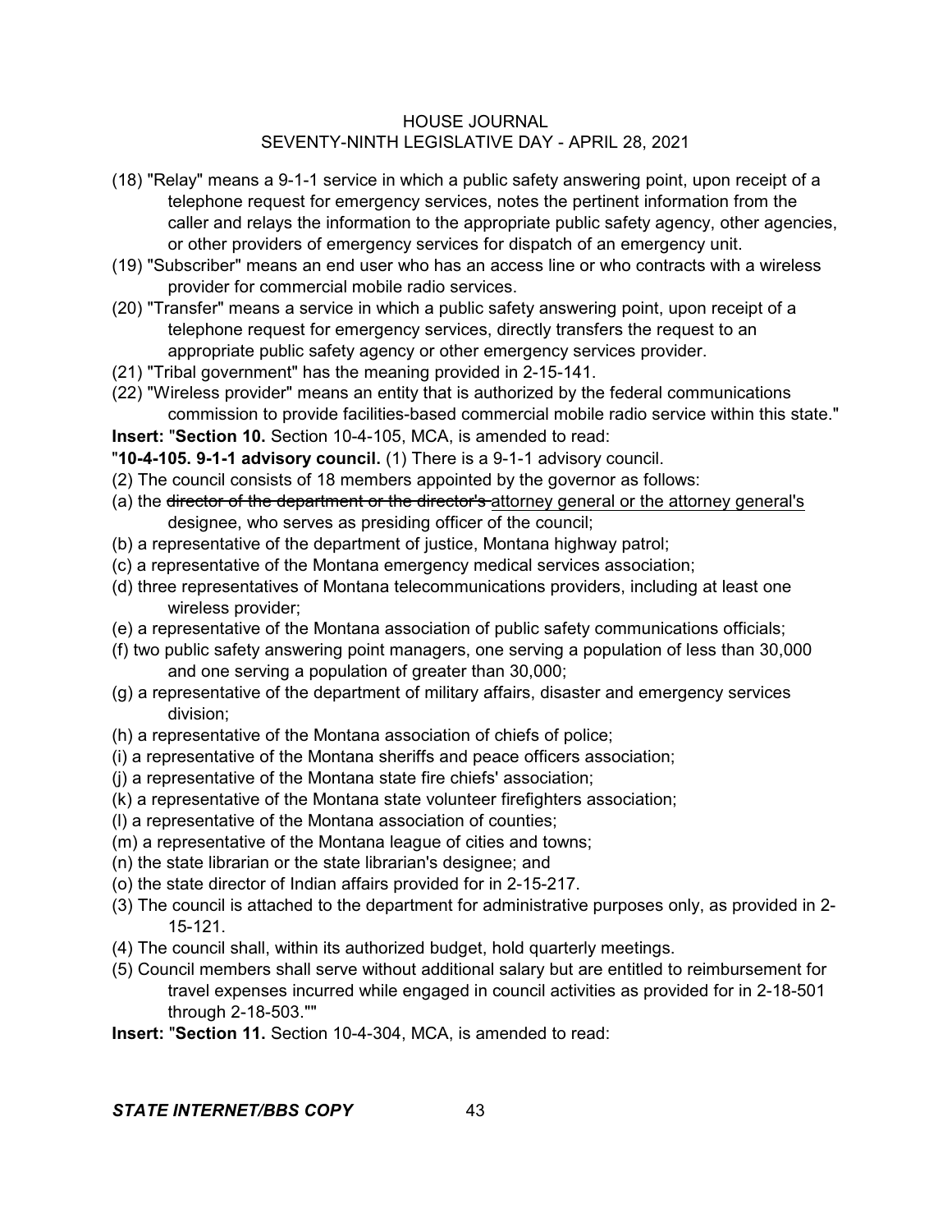(18) "Relay" means a 9-1-1 service in which a public safety answering point, upon receipt of a telephone request for emergency services, notes the pertinent information from the caller and relays the information to the appropriate public safety agency, other agencies, or other providers of emergency services for dispatch of an emergency unit.

(19) "Subscriber" means an end user who has an access line or who contracts with a wireless provider for commercial mobile radio services.

(20) "Transfer" means a service in which a public safety answering point, upon receipt of a telephone request for emergency services, directly transfers the request to an appropriate public safety agency or other emergency services provider.

(21) "Tribal government" has the meaning provided in 2-15-141.

(22) "Wireless provider" means an entity that is authorized by the federal communications commission to provide facilities-based commercial mobile radio service within this state."

**Insert:** "**Section 10.** Section 10-4-105, MCA, is amended to read:

"**10-4-105. 9-1-1 advisory council.** (1) There is a 9-1-1 advisory council.

(2) The council consists of 18 members appointed by the governor as follows:

(a) the ~~director of the department or the director's~~ <u>attorney general or the attorney general's</u> designee, who serves as presiding officer of the council;

(b) a representative of the department of justice, Montana highway patrol;

(c) a representative of the Montana emergency medical services association;

(d) three representatives of Montana telecommunications providers, including at least one wireless provider;

(e) a representative of the Montana association of public safety communications officials;

(f) two public safety answering point managers, one serving a population of less than 30,000 and one serving a population of greater than 30,000;

(g) a representative of the department of military affairs, disaster and emergency services division;

(h) a representative of the Montana association of chiefs of police;

(i) a representative of the Montana sheriffs and peace officers association;

(j) a representative of the Montana state fire chiefs' association;

(k) a representative of the Montana state volunteer firefighters association;

(l) a representative of the Montana association of counties;

(m) a representative of the Montana league of cities and towns;

(n) the state librarian or the state librarian's designee; and

(o) the state director of Indian affairs provided for in 2-15-217.

(3) The council is attached to the department for administrative purposes only, as provided in 2-15-121.

(4) The council shall, within its authorized budget, hold quarterly meetings.

(5) Council members shall serve without additional salary but are entitled to reimbursement for travel expenses incurred while engaged in council activities as provided for in 2-18-501 through 2-18-503.""

**Insert:** "**Section 11.** Section 10-4-304, MCA, is amended to read: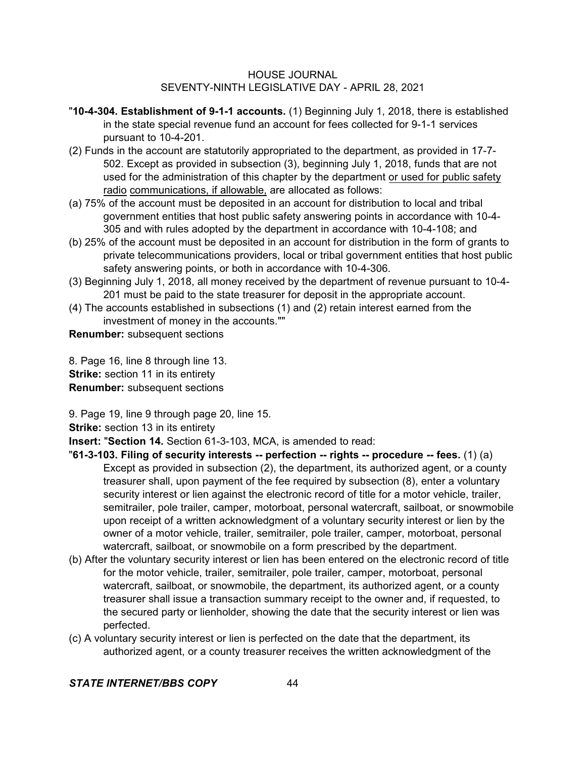"**10-4-304. Establishment of 9-1-1 accounts.** (1) Beginning July 1, 2018, there is established in the state special revenue fund an account for fees collected for 9-1-1 services pursuant to 10-4-201.

(2) Funds in the account are statutorily appropriated to the department, as provided in 17-7-502. Except as provided in subsection (3), beginning July 1, 2018, funds that are not used for the administration of this chapter by the department <u>or used for public safety radio</u> <u>communications, if allowable,</u> are allocated as follows:

(a) 75% of the account must be deposited in an account for distribution to local and tribal government entities that host public safety answering points in accordance with 10-4-305 and with rules adopted by the department in accordance with 10-4-108; and

(b) 25% of the account must be deposited in an account for distribution in the form of grants to private telecommunications providers, local or tribal government entities that host public safety answering points, or both in accordance with 10-4-306.

(3) Beginning July 1, 2018, all money received by the department of revenue pursuant to 10-4-201 must be paid to the state treasurer for deposit in the appropriate account.

(4) The accounts established in subsections (1) and (2) retain interest earned from the investment of money in the accounts.""

**Renumber:** subsequent sections

8. Page 16, line 8 through line 13.

**Strike:** section 11 in its entirety

**Renumber:** subsequent sections

9. Page 19, line 9 through page 20, line 15.

**Strike:** section 13 in its entirety

**Insert:** "**Section 14.** Section 61-3-103, MCA, is amended to read:

"**61-3-103. Filing of security interests -- perfection -- rights -- procedure -- fees.** (1) (a) Except as provided in subsection (2), the department, its authorized agent, or a county treasurer shall, upon payment of the fee required by subsection (8), enter a voluntary security interest or lien against the electronic record of title for a motor vehicle, trailer, semitrailer, pole trailer, camper, motorboat, personal watercraft, sailboat, or snowmobile upon receipt of a written acknowledgment of a voluntary security interest or lien by the owner of a motor vehicle, trailer, semitrailer, pole trailer, camper, motorboat, personal watercraft, sailboat, or snowmobile on a form prescribed by the department.

(b) After the voluntary security interest or lien has been entered on the electronic record of title for the motor vehicle, trailer, semitrailer, pole trailer, camper, motorboat, personal watercraft, sailboat, or snowmobile, the department, its authorized agent, or a county treasurer shall issue a transaction summary receipt to the owner and, if requested, to the secured party or lienholder, showing the date that the security interest or lien was perfected.

(c) A voluntary security interest or lien is perfected on the date that the department, its authorized agent, or a county treasurer receives the written acknowledgment of the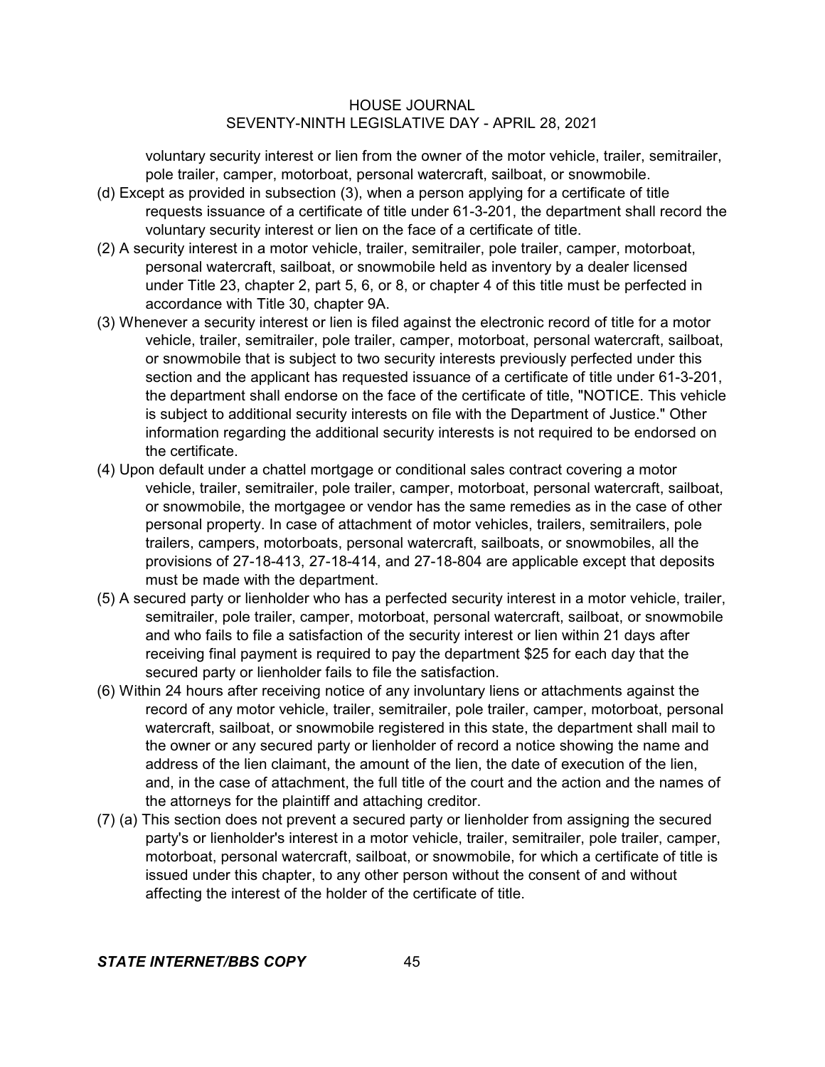voluntary security interest or lien from the owner of the motor vehicle, trailer, semitrailer, pole trailer, camper, motorboat, personal watercraft, sailboat, or snowmobile.

(d) Except as provided in subsection (3), when a person applying for a certificate of title requests issuance of a certificate of title under 61-3-201, the department shall record the voluntary security interest or lien on the face of a certificate of title.

(2) A security interest in a motor vehicle, trailer, semitrailer, pole trailer, camper, motorboat, personal watercraft, sailboat, or snowmobile held as inventory by a dealer licensed under Title 23, chapter 2, part 5, 6, or 8, or chapter 4 of this title must be perfected in accordance with Title 30, chapter 9A.

(3) Whenever a security interest or lien is filed against the electronic record of title for a motor vehicle, trailer, semitrailer, pole trailer, camper, motorboat, personal watercraft, sailboat, or snowmobile that is subject to two security interests previously perfected under this section and the applicant has requested issuance of a certificate of title under 61-3-201, the department shall endorse on the face of the certificate of title, "NOTICE. This vehicle is subject to additional security interests on file with the Department of Justice." Other information regarding the additional security interests is not required to be endorsed on the certificate.

(4) Upon default under a chattel mortgage or conditional sales contract covering a motor vehicle, trailer, semitrailer, pole trailer, camper, motorboat, personal watercraft, sailboat, or snowmobile, the mortgagee or vendor has the same remedies as in the case of other personal property. In case of attachment of motor vehicles, trailers, semitrailers, pole trailers, campers, motorboats, personal watercraft, sailboats, or snowmobiles, all the provisions of 27-18-413, 27-18-414, and 27-18-804 are applicable except that deposits must be made with the department.

(5) A secured party or lienholder who has a perfected security interest in a motor vehicle, trailer, semitrailer, pole trailer, camper, motorboat, personal watercraft, sailboat, or snowmobile and who fails to file a satisfaction of the security interest or lien within 21 days after receiving final payment is required to pay the department $25 for each day that the secured party or lienholder fails to file the satisfaction.

(6) Within 24 hours after receiving notice of any involuntary liens or attachments against the record of any motor vehicle, trailer, semitrailer, pole trailer, camper, motorboat, personal watercraft, sailboat, or snowmobile registered in this state, the department shall mail to the owner or any secured party or lienholder of record a notice showing the name and address of the lien claimant, the amount of the lien, the date of execution of the lien, and, in the case of attachment, the full title of the court and the action and the names of the attorneys for the plaintiff and attaching creditor.

(7) (a) This section does not prevent a secured party or lienholder from assigning the secured party's or lienholder's interest in a motor vehicle, trailer, semitrailer, pole trailer, camper, motorboat, personal watercraft, sailboat, or snowmobile, for which a certificate of title is issued under this chapter, to any other person without the consent of and without affecting the interest of the holder of the certificate of title.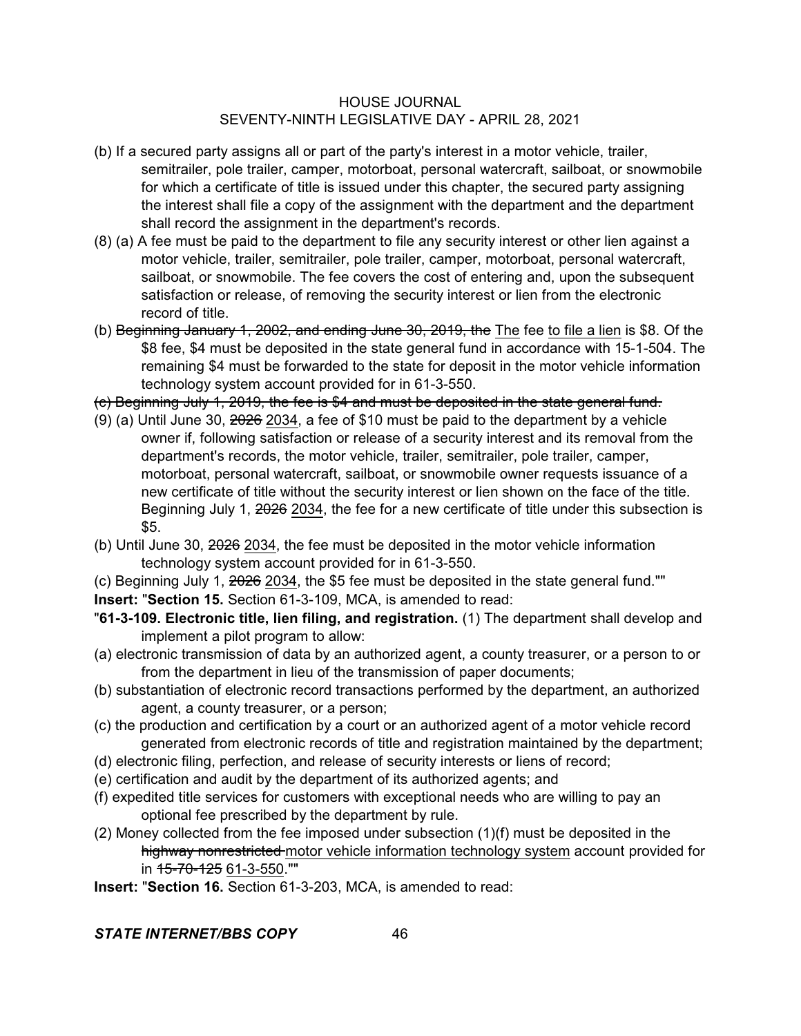(b) If a secured party assigns all or part of the party's interest in a motor vehicle, trailer, semitrailer, pole trailer, camper, motorboat, personal watercraft, sailboat, or snowmobile for which a certificate of title is issued under this chapter, the secured party assigning the interest shall file a copy of the assignment with the department and the department shall record the assignment in the department's records.

(8) (a) A fee must be paid to the department to file any security interest or other lien against a motor vehicle, trailer, semitrailer, pole trailer, camper, motorboat, personal watercraft, sailboat, or snowmobile. The fee covers the cost of entering and, upon the subsequent satisfaction or release, of removing the security interest or lien from the electronic record of title.

(b) ~~Beginning January 1, 2002, and ending June 30, 2019, the~~ <u>The</u> fee <u>to file a lien</u> is $8. Of the $8 fee, $4 must be deposited in the state general fund in accordance with 15-1-504. The remaining $4 must be forwarded to the state for deposit in the motor vehicle information technology system account provided for in 61-3-550.

~~(c) Beginning July 1, 2019, the fee is $4 and must be deposited in the state general fund.~~

(9) (a) Until June 30, ~~2026~~ <u>2034</u>, a fee of $10 must be paid to the department by a vehicle owner if, following satisfaction or release of a security interest and its removal from the department's records, the motor vehicle, trailer, semitrailer, pole trailer, camper, motorboat, personal watercraft, sailboat, or snowmobile owner requests issuance of a new certificate of title without the security interest or lien shown on the face of the title. Beginning July 1, ~~2026~~ <u>2034</u>, the fee for a new certificate of title under this subsection is $5.

(b) Until June 30, ~~2026~~ <u>2034</u>, the fee must be deposited in the motor vehicle information technology system account provided for in 61-3-550.

(c) Beginning July 1, ~~2026~~ <u>2034</u>, the $5 fee must be deposited in the state general fund.""

**Insert:** "**Section 15.** Section 61-3-109, MCA, is amended to read:

"**61-3-109. Electronic title, lien filing, and registration.** (1) The department shall develop and implement a pilot program to allow:

(a) electronic transmission of data by an authorized agent, a county treasurer, or a person to or from the department in lieu of the transmission of paper documents;

(b) substantiation of electronic record transactions performed by the department, an authorized agent, a county treasurer, or a person;

(c) the production and certification by a court or an authorized agent of a motor vehicle record generated from electronic records of title and registration maintained by the department;

(d) electronic filing, perfection, and release of security interests or liens of record;

(e) certification and audit by the department of its authorized agents; and

(f) expedited title services for customers with exceptional needs who are willing to pay an optional fee prescribed by the department by rule.

(2) Money collected from the fee imposed under subsection (1)(f) must be deposited in the ~~highway nonrestricted~~ <u>motor vehicle information technology system</u> account provided for in ~~15-70-125~~ <u>61-3-550</u>.""

**Insert:** "**Section 16.** Section 61-3-203, MCA, is amended to read: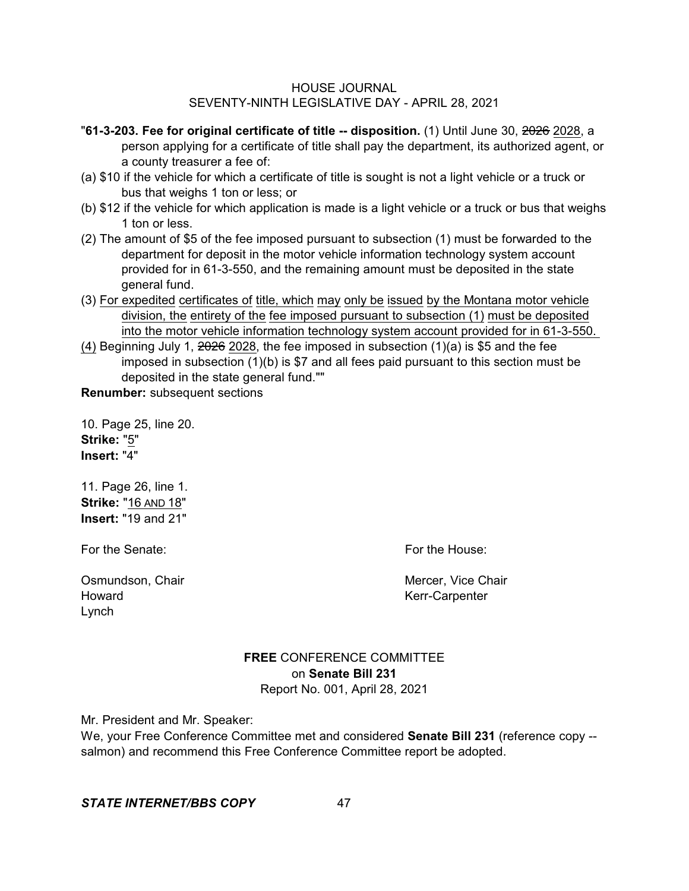"**61-3-203. Fee for original certificate of title -- disposition.** (1) Until June 30, ~~2026~~ 2028, a person applying for a certificate of title shall pay the department, its authorized agent, or a county treasurer a fee of:

(a) $10 if the vehicle for which a certificate of title is sought is not a light vehicle or a truck or bus that weighs 1 ton or less; or

(b) $12 if the vehicle for which application is made is a light vehicle or a truck or bus that weighs 1 ton or less.

(2) The amount of $5 of the fee imposed pursuant to subsection (1) must be forwarded to the department for deposit in the motor vehicle information technology system account provided for in 61-3-550, and the remaining amount must be deposited in the state general fund.

(3) For expedited certificates of title, which may only be issued by the Montana motor vehicle division, the entirety of the fee imposed pursuant to subsection (1) must be deposited into the motor vehicle information technology system account provided for in 61-3-550.

(4) Beginning July 1, ~~2026~~ 2028, the fee imposed in subsection (1)(a) is $5 and the fee imposed in subsection (1)(b) is $7 and all fees paid pursuant to this section must be deposited in the state general fund.""

**Renumber:** subsequent sections

10. Page 25, line 20.
**Strike:** "5"
**Insert:** "4"

11. Page 26, line 1.
**Strike:** "16 AND 18"
**Insert:** "19 and 21"

For the Senate:

Osmundson, Chair
Howard
Lynch

For the House:

Mercer, Vice Chair
Kerr-Carpenter

**FREE** CONFERENCE COMMITTEE
on **Senate Bill 231**
Report No. 001, April 28, 2021

Mr. President and Mr. Speaker:

We, your Free Conference Committee met and considered **Senate Bill 231** (reference copy -- salmon) and recommend this Free Conference Committee report be adopted.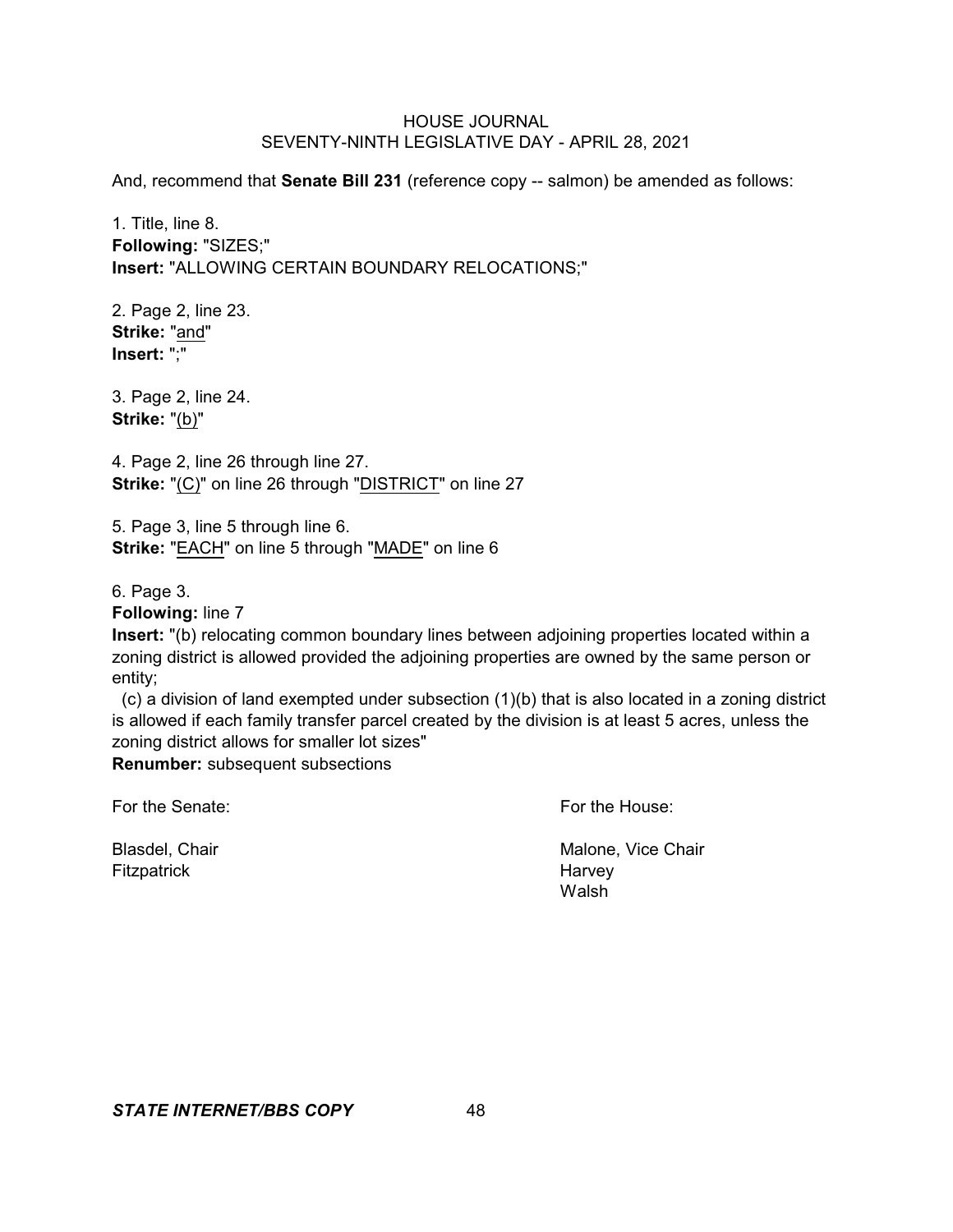And, recommend that **Senate Bill 231** (reference copy -- salmon) be amended as follows:

1. Title, line 8.
**Following:** "SIZES;"
**Insert:** "ALLOWING CERTAIN BOUNDARY RELOCATIONS;"

2. Page 2, line 23.
**Strike:** "and"
**Insert:** ";"

3. Page 2, line 24.
**Strike:** "(b)"

4. Page 2, line 26 through line 27.
**Strike:** "(C)" on line 26 through "DISTRICT" on line 27

5. Page 3, line 5 through line 6.
**Strike:** "EACH" on line 5 through "MADE" on line 6

6. Page 3.
**Following:** line 7
**Insert:** "(b) relocating common boundary lines between adjoining properties located within a zoning district is allowed provided the adjoining properties are owned by the same person or entity;

(c) a division of land exempted under subsection (1)(b) that is also located in a zoning district is allowed if each family transfer parcel created by the division is at least 5 acres, unless the zoning district allows for smaller lot sizes"
**Renumber:** subsequent subsections

| For the Senate: | For the House: |
|---|---|
| Blasdel, Chair | Malone, Vice Chair |
| Fitzpatrick | Harvey |
| | Walsh |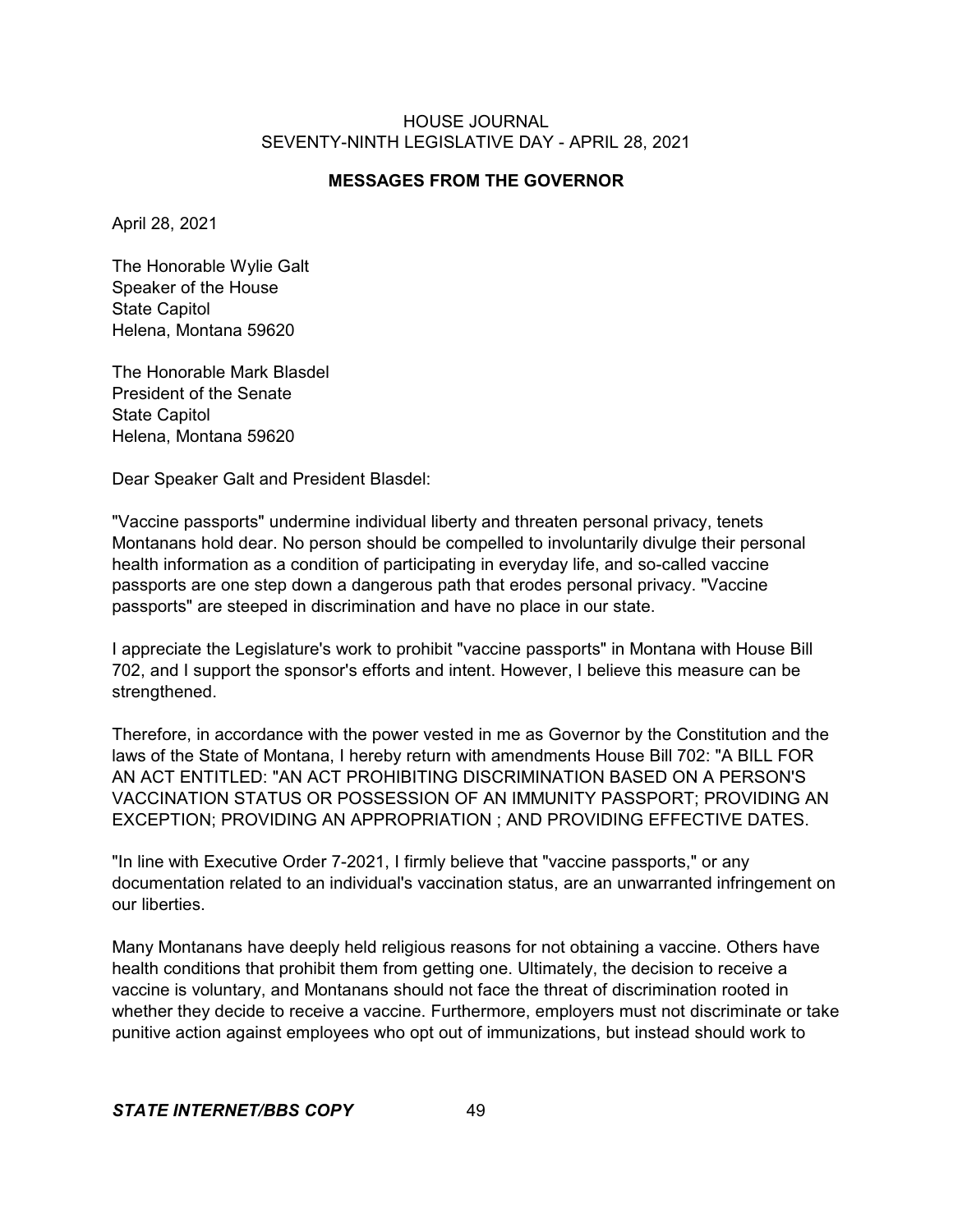HOUSE JOURNAL
SEVENTY-NINTH LEGISLATIVE DAY - APRIL 28, 2021

## MESSAGES FROM THE GOVERNOR

April 28, 2021

The Honorable Wylie Galt
Speaker of the House
State Capitol
Helena, Montana 59620

The Honorable Mark Blasdel
President of the Senate
State Capitol
Helena, Montana 59620

Dear Speaker Galt and President Blasdel:

"Vaccine passports" undermine individual liberty and threaten personal privacy, tenets Montanans hold dear. No person should be compelled to involuntarily divulge their personal health information as a condition of participating in everyday life, and so-called vaccine passports are one step down a dangerous path that erodes personal privacy. "Vaccine passports" are steeped in discrimination and have no place in our state.

I appreciate the Legislature's work to prohibit "vaccine passports" in Montana with House Bill 702, and I support the sponsor's efforts and intent. However, I believe this measure can be strengthened.

Therefore, in accordance with the power vested in me as Governor by the Constitution and the laws of the State of Montana, I hereby return with amendments House Bill 702: "A BILL FOR AN ACT ENTITLED: "AN ACT PROHIBITING DISCRIMINATION BASED ON A PERSON'S VACCINATION STATUS OR POSSESSION OF AN IMMUNITY PASSPORT; PROVIDING AN EXCEPTION; PROVIDING AN APPROPRIATION ; AND PROVIDING EFFECTIVE DATES.

"In line with Executive Order 7-2021, I firmly believe that "vaccine passports," or any documentation related to an individual's vaccination status, are an unwarranted infringement on our liberties.

Many Montanans have deeply held religious reasons for not obtaining a vaccine. Others have health conditions that prohibit them from getting one. Ultimately, the decision to receive a vaccine is voluntary, and Montanans should not face the threat of discrimination rooted in whether they decide to receive a vaccine. Furthermore, employers must not discriminate or take punitive action against employees who opt out of immunizations, but instead should work to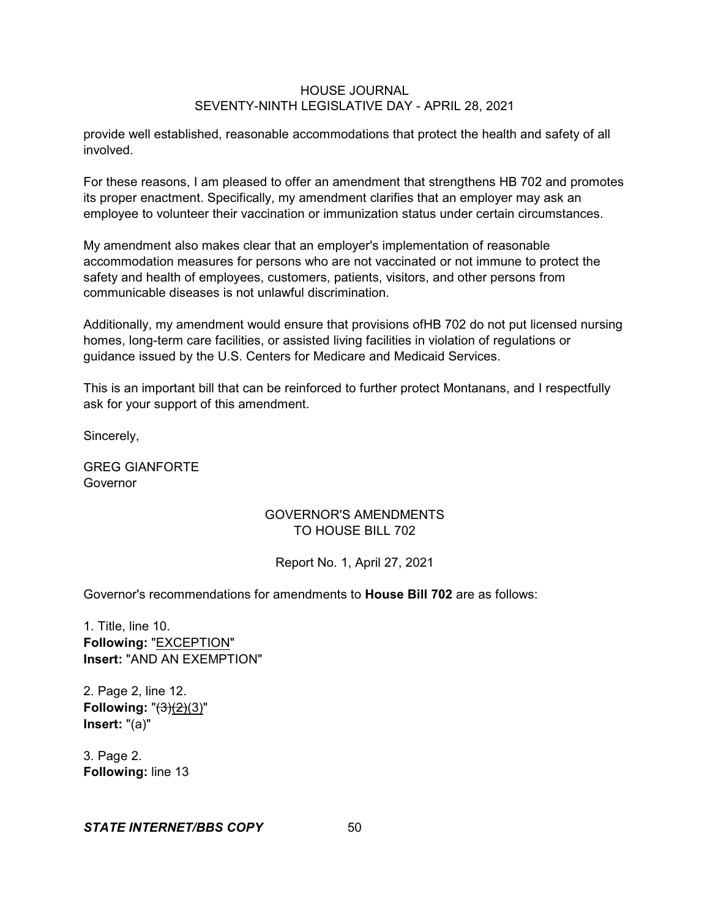provide well established, reasonable accommodations that protect the health and safety of all involved.

For these reasons, I am pleased to offer an amendment that strengthens HB 702 and promotes its proper enactment. Specifically, my amendment clarifies that an employer may ask an employee to volunteer their vaccination or immunization status under certain circumstances.

My amendment also makes clear that an employer's implementation of reasonable accommodation measures for persons who are not vaccinated or not immune to protect the safety and health of employees, customers, patients, visitors, and other persons from communicable diseases is not unlawful discrimination.

Additionally, my amendment would ensure that provisions ofHB 702 do not put licensed nursing homes, long-term care facilities, or assisted living facilities in violation of regulations or guidance issued by the U.S. Centers for Medicare and Medicaid Services.

This is an important bill that can be reinforced to further protect Montanans, and I respectfully ask for your support of this amendment.

Sincerely,

GREG GIANFORTE
Governor

GOVERNOR'S AMENDMENTS
TO HOUSE BILL 702

Report No. 1, April 27, 2021

Governor's recommendations for amendments to **House Bill 702** are as follows:

1. Title, line 10.
**Following:** "EXCEPTION"
**Insert:** "AND AN EXEMPTION"

2. Page 2, line 12.
**Following:** "~~(3)~~(2)(3)"
**Insert:** "(a)"

3. Page 2.
**Following:** line 13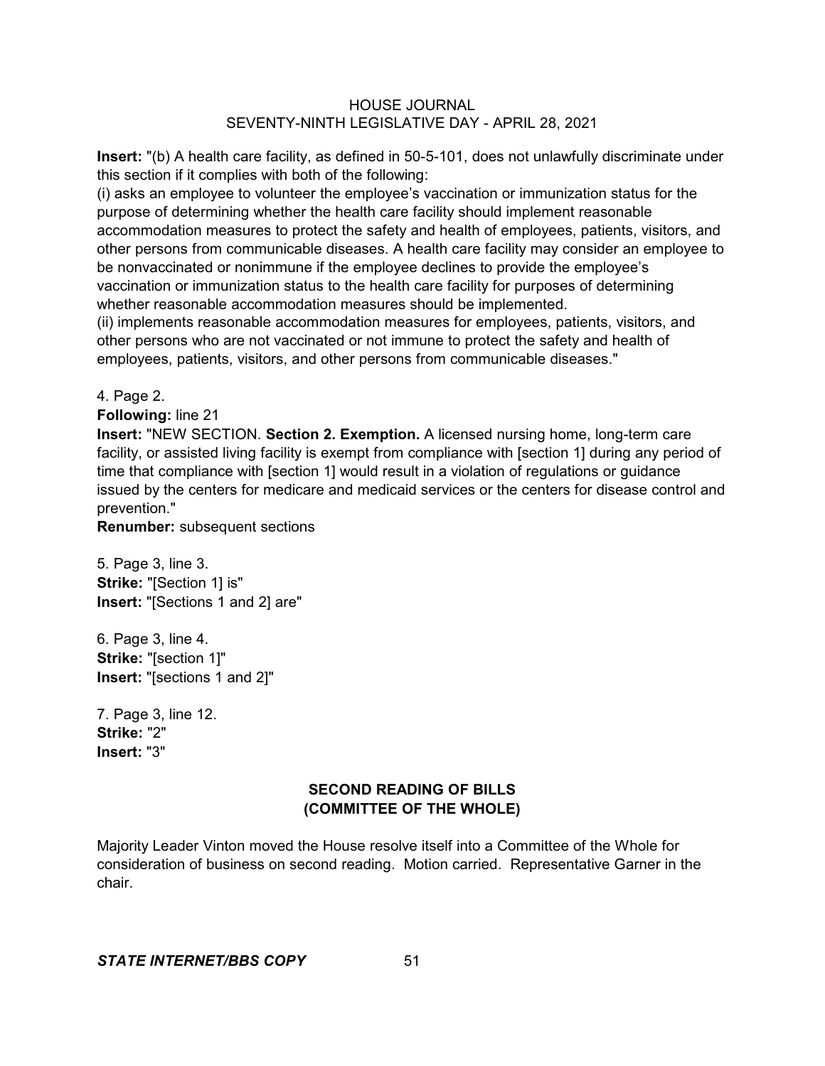**Insert:** "(b) A health care facility, as defined in 50-5-101, does not unlawfully discriminate under this section if it complies with both of the following:

(i) asks an employee to volunteer the employee's vaccination or immunization status for the purpose of determining whether the health care facility should implement reasonable accommodation measures to protect the safety and health of employees, patients, visitors, and other persons from communicable diseases. A health care facility may consider an employee to be nonvaccinated or nonimmune if the employee declines to provide the employee's vaccination or immunization status to the health care facility for purposes of determining whether reasonable accommodation measures should be implemented.

(ii) implements reasonable accommodation measures for employees, patients, visitors, and other persons who are not vaccinated or not immune to protect the safety and health of employees, patients, visitors, and other persons from communicable diseases."

4. Page 2.
**Following:** line 21
**Insert:** "NEW SECTION. **Section 2. Exemption.** A licensed nursing home, long-term care facility, or assisted living facility is exempt from compliance with [section 1] during any period of time that compliance with [section 1] would result in a violation of regulations or guidance issued by the centers for medicare and medicaid services or the centers for disease control and prevention."
**Renumber:** subsequent sections

5. Page 3, line 3.
**Strike:** "[Section 1] is"
**Insert:** "[Sections 1 and 2] are"

6. Page 3, line 4.
**Strike:** "[section 1]"
**Insert:** "[sections 1 and 2]"

7. Page 3, line 12.
**Strike:** "2"
**Insert:** "3"

## SECOND READING OF BILLS (COMMITTEE OF THE WHOLE)

Majority Leader Vinton moved the House resolve itself into a Committee of the Whole for consideration of business on second reading. Motion carried. Representative Garner in the chair.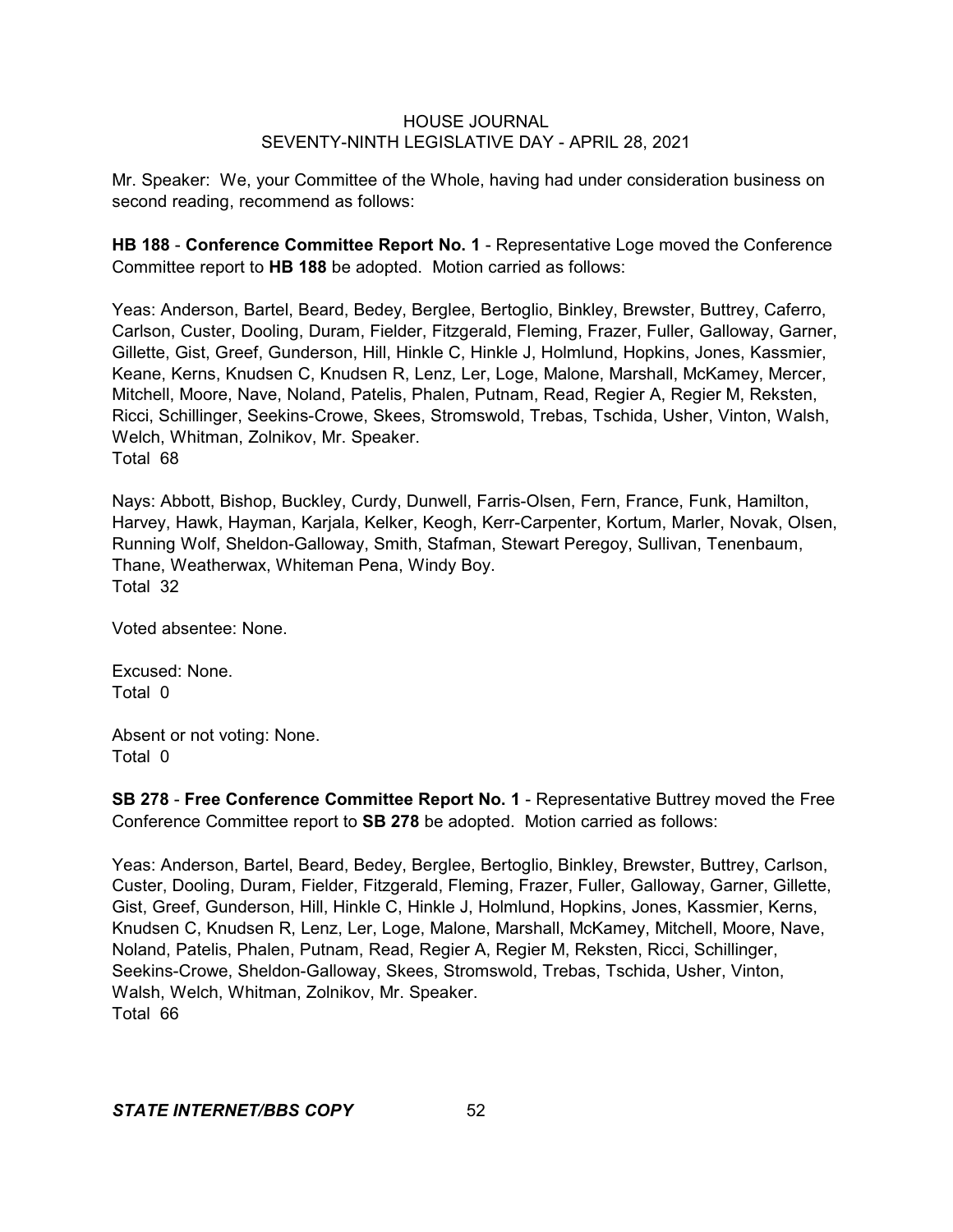Mr. Speaker: We, your Committee of the Whole, having had under consideration business on second reading, recommend as follows:

**HB 188** - **Conference Committee Report No. 1** - Representative Loge moved the Conference Committee report to **HB 188** be adopted. Motion carried as follows:

Yeas: Anderson, Bartel, Beard, Bedey, Berglee, Bertoglio, Binkley, Brewster, Buttrey, Caferro, Carlson, Custer, Dooling, Duram, Fielder, Fitzgerald, Fleming, Frazer, Fuller, Galloway, Garner, Gillette, Gist, Greef, Gunderson, Hill, Hinkle C, Hinkle J, Holmlund, Hopkins, Jones, Kassmier, Keane, Kerns, Knudsen C, Knudsen R, Lenz, Ler, Loge, Malone, Marshall, McKamey, Mercer, Mitchell, Moore, Nave, Noland, Patelis, Phalen, Putnam, Read, Regier A, Regier M, Reksten, Ricci, Schillinger, Seekins-Crowe, Skees, Stromswold, Trebas, Tschida, Usher, Vinton, Walsh, Welch, Whitman, Zolnikov, Mr. Speaker.
Total 68

Nays: Abbott, Bishop, Buckley, Curdy, Dunwell, Farris-Olsen, Fern, France, Funk, Hamilton, Harvey, Hawk, Hayman, Karjala, Kelker, Keogh, Kerr-Carpenter, Kortum, Marler, Novak, Olsen, Running Wolf, Sheldon-Galloway, Smith, Stafman, Stewart Peregoy, Sullivan, Tenenbaum, Thane, Weatherwax, Whiteman Pena, Windy Boy.
Total 32

Voted absentee: None.

Excused: None.
Total 0

Absent or not voting: None.
Total 0

**SB 278** - **Free Conference Committee Report No. 1** - Representative Buttrey moved the Free Conference Committee report to **SB 278** be adopted. Motion carried as follows:

Yeas: Anderson, Bartel, Beard, Bedey, Berglee, Bertoglio, Binkley, Brewster, Buttrey, Carlson, Custer, Dooling, Duram, Fielder, Fitzgerald, Fleming, Frazer, Fuller, Galloway, Garner, Gillette, Gist, Greef, Gunderson, Hill, Hinkle C, Hinkle J, Holmlund, Hopkins, Jones, Kassmier, Kerns, Knudsen C, Knudsen R, Lenz, Ler, Loge, Malone, Marshall, McKamey, Mitchell, Moore, Nave, Noland, Patelis, Phalen, Putnam, Read, Regier A, Regier M, Reksten, Ricci, Schillinger, Seekins-Crowe, Sheldon-Galloway, Skees, Stromswold, Trebas, Tschida, Usher, Vinton, Walsh, Welch, Whitman, Zolnikov, Mr. Speaker.
Total 66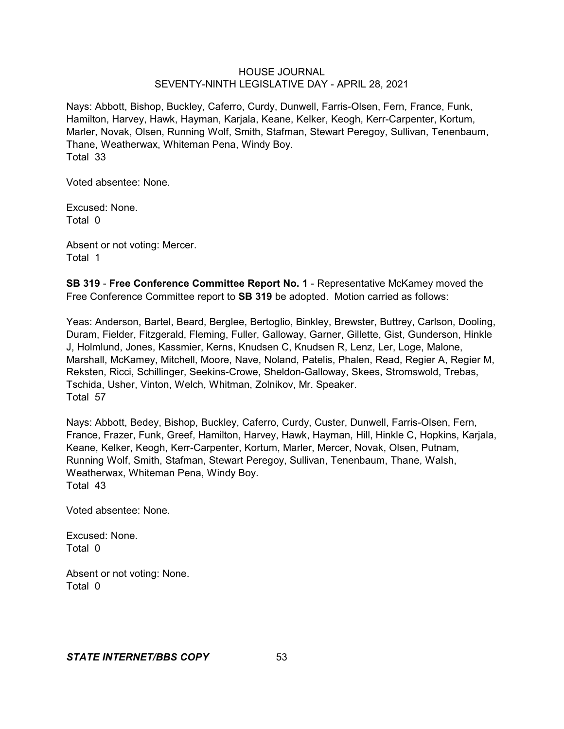Nays: Abbott, Bishop, Buckley, Caferro, Curdy, Dunwell, Farris-Olsen, Fern, France, Funk, Hamilton, Harvey, Hawk, Hayman, Karjala, Keane, Kelker, Keogh, Kerr-Carpenter, Kortum, Marler, Novak, Olsen, Running Wolf, Smith, Stafman, Stewart Peregoy, Sullivan, Tenenbaum, Thane, Weatherwax, Whiteman Pena, Windy Boy.
Total 33

Voted absentee: None.

Excused: None.
Total 0

Absent or not voting: Mercer.
Total 1

**SB 319** - **Free Conference Committee Report No. 1** - Representative McKamey moved the Free Conference Committee report to **SB 319** be adopted. Motion carried as follows:

Yeas: Anderson, Bartel, Beard, Berglee, Bertoglio, Binkley, Brewster, Buttrey, Carlson, Dooling, Duram, Fielder, Fitzgerald, Fleming, Fuller, Galloway, Garner, Gillette, Gist, Gunderson, Hinkle J, Holmlund, Jones, Kassmier, Kerns, Knudsen C, Knudsen R, Lenz, Ler, Loge, Malone, Marshall, McKamey, Mitchell, Moore, Nave, Noland, Patelis, Phalen, Read, Regier A, Regier M, Reksten, Ricci, Schillinger, Seekins-Crowe, Sheldon-Galloway, Skees, Stromswold, Trebas, Tschida, Usher, Vinton, Welch, Whitman, Zolnikov, Mr. Speaker.
Total 57

Nays: Abbott, Bedey, Bishop, Buckley, Caferro, Curdy, Custer, Dunwell, Farris-Olsen, Fern, France, Frazer, Funk, Greef, Hamilton, Harvey, Hawk, Hayman, Hill, Hinkle C, Hopkins, Karjala, Keane, Kelker, Keogh, Kerr-Carpenter, Kortum, Marler, Mercer, Novak, Olsen, Putnam, Running Wolf, Smith, Stafman, Stewart Peregoy, Sullivan, Tenenbaum, Thane, Walsh, Weatherwax, Whiteman Pena, Windy Boy.
Total 43

Voted absentee: None.

Excused: None.
Total 0

Absent or not voting: None.
Total 0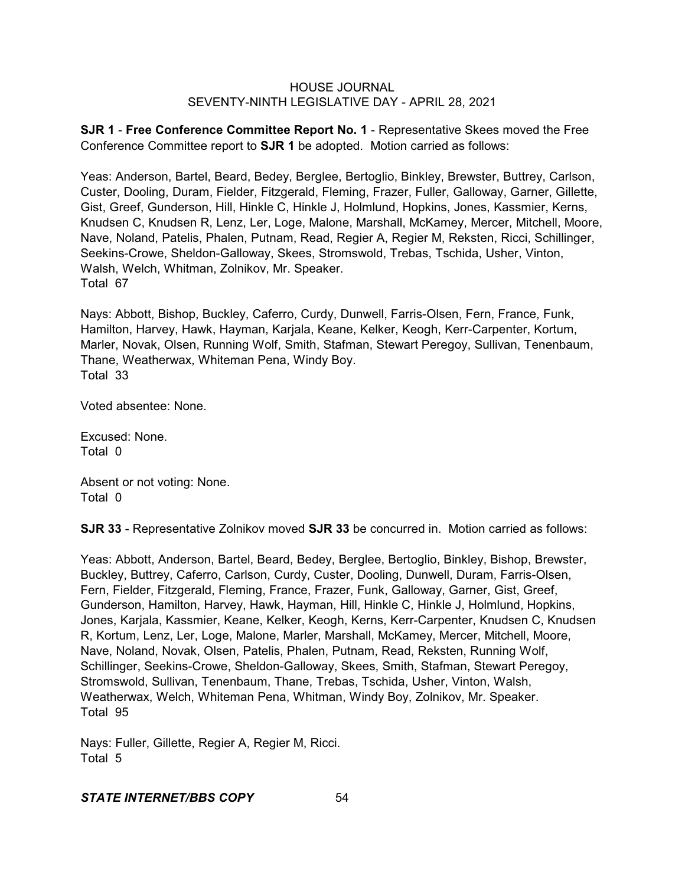**SJR 1** - **Free Conference Committee Report No. 1** - Representative Skees moved the Free Conference Committee report to **SJR 1** be adopted. Motion carried as follows:

Yeas: Anderson, Bartel, Beard, Bedey, Berglee, Bertoglio, Binkley, Brewster, Buttrey, Carlson, Custer, Dooling, Duram, Fielder, Fitzgerald, Fleming, Frazer, Fuller, Galloway, Garner, Gillette, Gist, Greef, Gunderson, Hill, Hinkle C, Hinkle J, Holmlund, Hopkins, Jones, Kassmier, Kerns, Knudsen C, Knudsen R, Lenz, Ler, Loge, Malone, Marshall, McKamey, Mercer, Mitchell, Moore, Nave, Noland, Patelis, Phalen, Putnam, Read, Regier A, Regier M, Reksten, Ricci, Schillinger, Seekins-Crowe, Sheldon-Galloway, Skees, Stromswold, Trebas, Tschida, Usher, Vinton, Walsh, Welch, Whitman, Zolnikov, Mr. Speaker.
Total 67

Nays: Abbott, Bishop, Buckley, Caferro, Curdy, Dunwell, Farris-Olsen, Fern, France, Funk, Hamilton, Harvey, Hawk, Hayman, Karjala, Keane, Kelker, Keogh, Kerr-Carpenter, Kortum, Marler, Novak, Olsen, Running Wolf, Smith, Stafman, Stewart Peregoy, Sullivan, Tenenbaum, Thane, Weatherwax, Whiteman Pena, Windy Boy.
Total 33

Voted absentee: None.

Excused: None.
Total 0

Absent or not voting: None.
Total 0

**SJR 33** - Representative Zolnikov moved **SJR 33** be concurred in. Motion carried as follows:

Yeas: Abbott, Anderson, Bartel, Beard, Bedey, Berglee, Bertoglio, Binkley, Bishop, Brewster, Buckley, Buttrey, Caferro, Carlson, Curdy, Custer, Dooling, Dunwell, Duram, Farris-Olsen, Fern, Fielder, Fitzgerald, Fleming, France, Frazer, Funk, Galloway, Garner, Gist, Greef, Gunderson, Hamilton, Harvey, Hawk, Hayman, Hill, Hinkle C, Hinkle J, Holmlund, Hopkins, Jones, Karjala, Kassmier, Keane, Kelker, Keogh, Kerns, Kerr-Carpenter, Knudsen C, Knudsen R, Kortum, Lenz, Ler, Loge, Malone, Marler, Marshall, McKamey, Mercer, Mitchell, Moore, Nave, Noland, Novak, Olsen, Patelis, Phalen, Putnam, Read, Reksten, Running Wolf, Schillinger, Seekins-Crowe, Sheldon-Galloway, Skees, Smith, Stafman, Stewart Peregoy, Stromswold, Sullivan, Tenenbaum, Thane, Trebas, Tschida, Usher, Vinton, Walsh, Weatherwax, Welch, Whiteman Pena, Whitman, Windy Boy, Zolnikov, Mr. Speaker.
Total 95

Nays: Fuller, Gillette, Regier A, Regier M, Ricci.
Total 5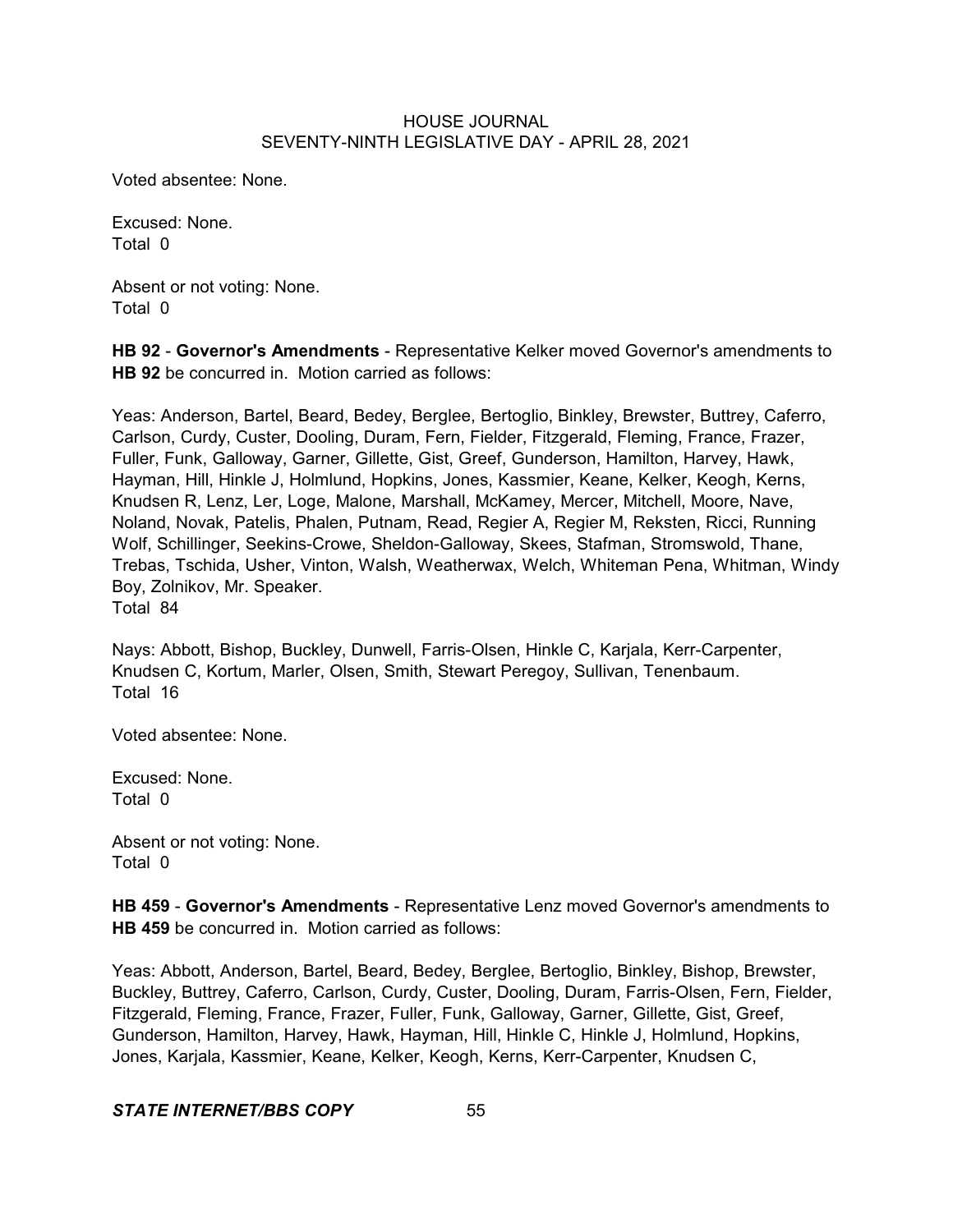Voted absentee: None.

Excused: None.
Total 0

Absent or not voting: None.
Total 0

**HB 92** - **Governor's Amendments** - Representative Kelker moved Governor's amendments to **HB 92** be concurred in. Motion carried as follows:

Yeas: Anderson, Bartel, Beard, Bedey, Berglee, Bertoglio, Binkley, Brewster, Buttrey, Caferro, Carlson, Curdy, Custer, Dooling, Duram, Fern, Fielder, Fitzgerald, Fleming, France, Frazer, Fuller, Funk, Galloway, Garner, Gillette, Gist, Greef, Gunderson, Hamilton, Harvey, Hawk, Hayman, Hill, Hinkle J, Holmlund, Hopkins, Jones, Kassmier, Keane, Kelker, Keogh, Kerns, Knudsen R, Lenz, Ler, Loge, Malone, Marshall, McKamey, Mercer, Mitchell, Moore, Nave, Noland, Novak, Patelis, Phalen, Putnam, Read, Regier A, Regier M, Reksten, Ricci, Running Wolf, Schillinger, Seekins-Crowe, Sheldon-Galloway, Skees, Stafman, Stromswold, Thane, Trebas, Tschida, Usher, Vinton, Walsh, Weatherwax, Welch, Whiteman Pena, Whitman, Windy Boy, Zolnikov, Mr. Speaker.
Total 84

Nays: Abbott, Bishop, Buckley, Dunwell, Farris-Olsen, Hinkle C, Karjala, Kerr-Carpenter, Knudsen C, Kortum, Marler, Olsen, Smith, Stewart Peregoy, Sullivan, Tenenbaum.
Total 16

Voted absentee: None.

Excused: None.
Total 0

Absent or not voting: None.
Total 0

**HB 459** - **Governor's Amendments** - Representative Lenz moved Governor's amendments to **HB 459** be concurred in. Motion carried as follows:

Yeas: Abbott, Anderson, Bartel, Beard, Bedey, Berglee, Bertoglio, Binkley, Bishop, Brewster, Buckley, Buttrey, Caferro, Carlson, Curdy, Custer, Dooling, Duram, Farris-Olsen, Fern, Fielder, Fitzgerald, Fleming, France, Frazer, Fuller, Funk, Galloway, Garner, Gillette, Gist, Greef, Gunderson, Hamilton, Harvey, Hawk, Hayman, Hill, Hinkle C, Hinkle J, Holmlund, Hopkins, Jones, Karjala, Kassmier, Keane, Kelker, Keogh, Kerns, Kerr-Carpenter, Knudsen C,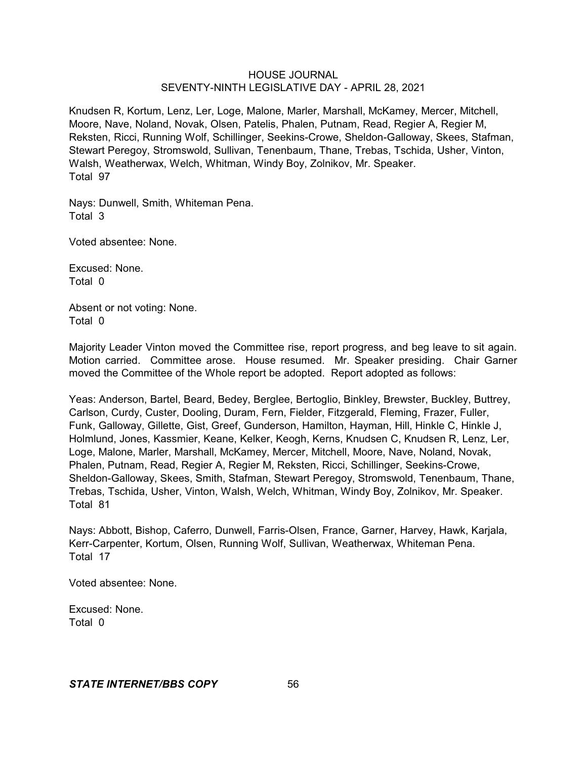Knudsen R, Kortum, Lenz, Ler, Loge, Malone, Marler, Marshall, McKamey, Mercer, Mitchell, Moore, Nave, Noland, Novak, Olsen, Patelis, Phalen, Putnam, Read, Regier A, Regier M, Reksten, Ricci, Running Wolf, Schillinger, Seekins-Crowe, Sheldon-Galloway, Skees, Stafman, Stewart Peregoy, Stromswold, Sullivan, Tenenbaum, Thane, Trebas, Tschida, Usher, Vinton, Walsh, Weatherwax, Welch, Whitman, Windy Boy, Zolnikov, Mr. Speaker.
Total 97

Nays: Dunwell, Smith, Whiteman Pena.
Total 3

Voted absentee: None.

Excused: None.
Total 0

Absent or not voting: None.
Total 0

Majority Leader Vinton moved the Committee rise, report progress, and beg leave to sit again. Motion carried. Committee arose. House resumed. Mr. Speaker presiding. Chair Garner moved the Committee of the Whole report be adopted. Report adopted as follows:

Yeas: Anderson, Bartel, Beard, Bedey, Berglee, Bertoglio, Binkley, Brewster, Buckley, Buttrey, Carlson, Curdy, Custer, Dooling, Duram, Fern, Fielder, Fitzgerald, Fleming, Frazer, Fuller, Funk, Galloway, Gillette, Gist, Greef, Gunderson, Hamilton, Hayman, Hill, Hinkle C, Hinkle J, Holmlund, Jones, Kassmier, Keane, Kelker, Keogh, Kerns, Knudsen C, Knudsen R, Lenz, Ler, Loge, Malone, Marler, Marshall, McKamey, Mercer, Mitchell, Moore, Nave, Noland, Novak, Phalen, Putnam, Read, Regier A, Regier M, Reksten, Ricci, Schillinger, Seekins-Crowe, Sheldon-Galloway, Skees, Smith, Stafman, Stewart Peregoy, Stromswold, Tenenbaum, Thane, Trebas, Tschida, Usher, Vinton, Walsh, Welch, Whitman, Windy Boy, Zolnikov, Mr. Speaker.
Total 81

Nays: Abbott, Bishop, Caferro, Dunwell, Farris-Olsen, France, Garner, Harvey, Hawk, Karjala, Kerr-Carpenter, Kortum, Olsen, Running Wolf, Sullivan, Weatherwax, Whiteman Pena.
Total 17

Voted absentee: None.

Excused: None.
Total 0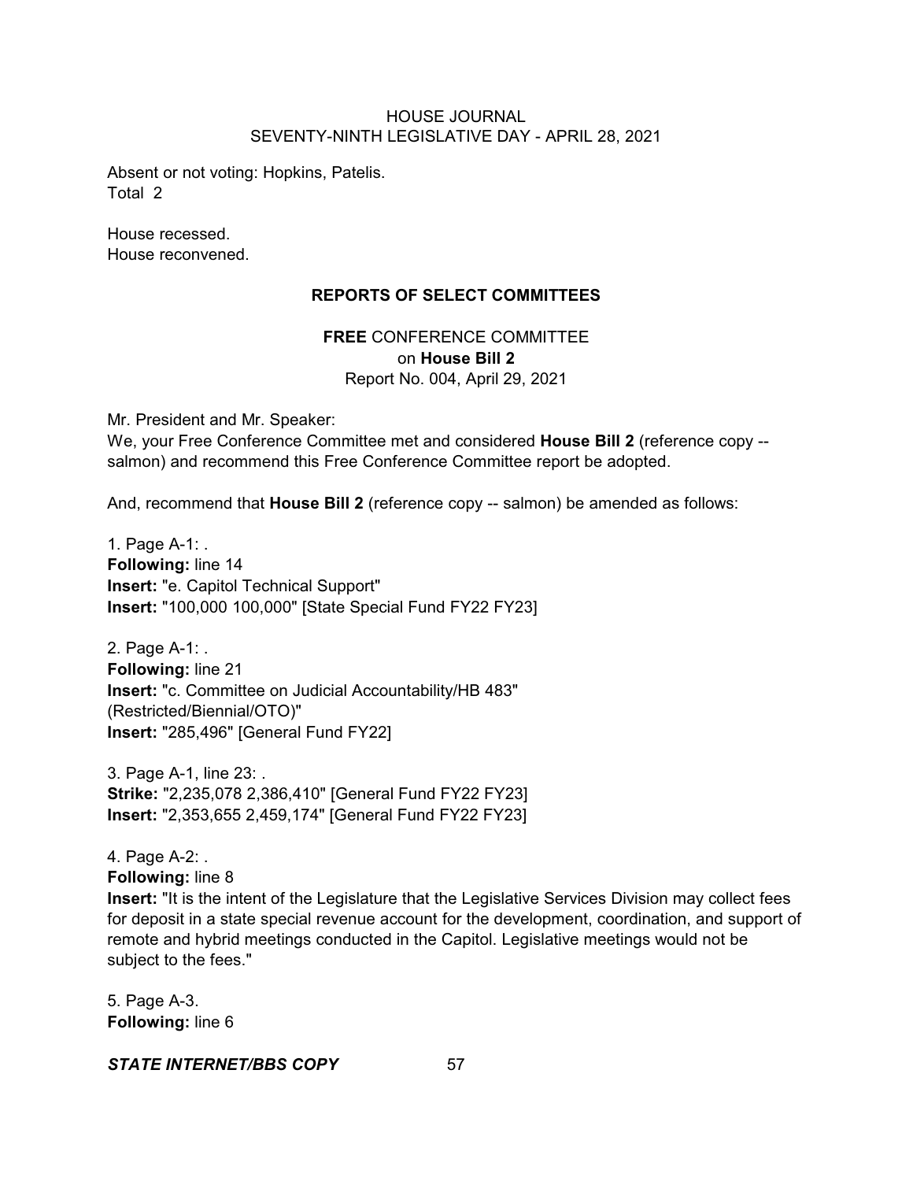Absent or not voting: Hopkins, Patelis.
Total 2

House recessed.
House reconvened.

## REPORTS OF SELECT COMMITTEES

### FREE CONFERENCE COMMITTEE on House Bill 2
Report No. 004, April 29, 2021

Mr. President and Mr. Speaker:
We, your Free Conference Committee met and considered **House Bill 2** (reference copy -- salmon) and recommend this Free Conference Committee report be adopted.

And, recommend that **House Bill 2** (reference copy -- salmon) be amended as follows:

1. Page A-1: .
**Following:** line 14
**Insert:** "e. Capitol Technical Support"
**Insert:** "100,000 100,000" [State Special Fund FY22 FY23]

2. Page A-1: .
**Following:** line 21
**Insert:** "c. Committee on Judicial Accountability/HB 483" (Restricted/Biennial/OTO)"
**Insert:** "285,496" [General Fund FY22]

3. Page A-1, line 23: .
**Strike:** "2,235,078 2,386,410" [General Fund FY22 FY23]
**Insert:** "2,353,655 2,459,174" [General Fund FY22 FY23]

4. Page A-2: .
**Following:** line 8
**Insert:** "It is the intent of the Legislature that the Legislative Services Division may collect fees for deposit in a state special revenue account for the development, coordination, and support of remote and hybrid meetings conducted in the Capitol. Legislative meetings would not be subject to the fees."

5. Page A-3.
**Following:** line 6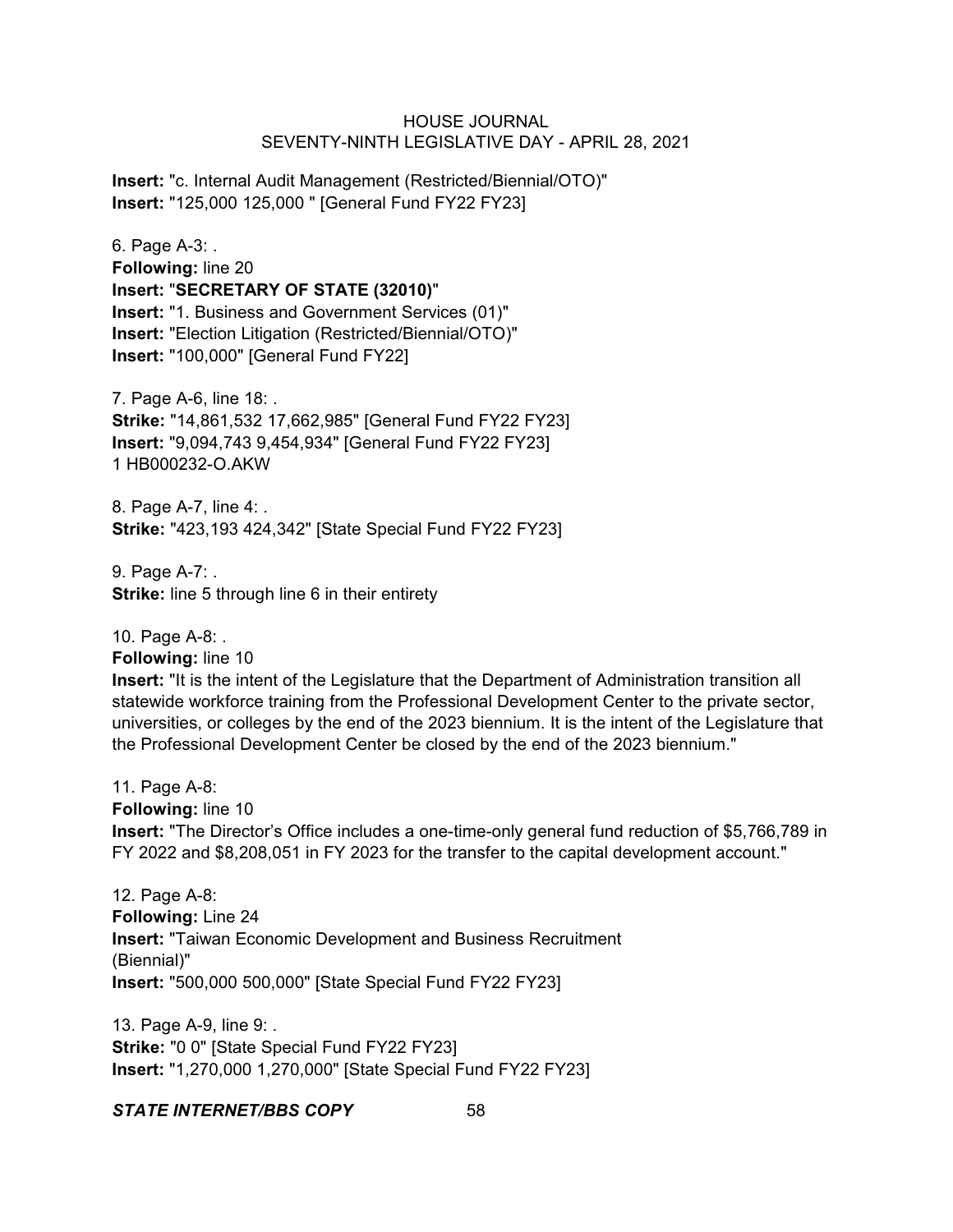**Insert:** "c. Internal Audit Management (Restricted/Biennial/OTO)"
**Insert:** "125,000 125,000 " [General Fund FY22 FY23]

6. Page A-3: .
**Following:** line 20
**Insert:** "**SECRETARY OF STATE (32010)**"
**Insert:** "1. Business and Government Services (01)"
**Insert:** "Election Litigation (Restricted/Biennial/OTO)"
**Insert:** "100,000" [General Fund FY22]

7. Page A-6, line 18: .
**Strike:** "14,861,532 17,662,985" [General Fund FY22 FY23]
**Insert:** "9,094,743 9,454,934" [General Fund FY22 FY23]
1 HB000232-O.AKW

8. Page A-7, line 4: .
**Strike:** "423,193 424,342" [State Special Fund FY22 FY23]

9. Page A-7: .
**Strike:** line 5 through line 6 in their entirety

10. Page A-8: .
**Following:** line 10
**Insert:** "It is the intent of the Legislature that the Department of Administration transition all statewide workforce training from the Professional Development Center to the private sector, universities, or colleges by the end of the 2023 biennium. It is the intent of the Legislature that the Professional Development Center be closed by the end of the 2023 biennium."

11. Page A-8:
**Following:** line 10
**Insert:** "The Director's Office includes a one-time-only general fund reduction of $5,766,789 in FY 2022 and $8,208,051 in FY 2023 for the transfer to the capital development account."

12. Page A-8:
**Following:** Line 24
**Insert:** "Taiwan Economic Development and Business Recruitment (Biennial)"
**Insert:** "500,000 500,000" [State Special Fund FY22 FY23]

13. Page A-9, line 9: .
**Strike:** "0 0" [State Special Fund FY22 FY23]
**Insert:** "1,270,000 1,270,000" [State Special Fund FY22 FY23]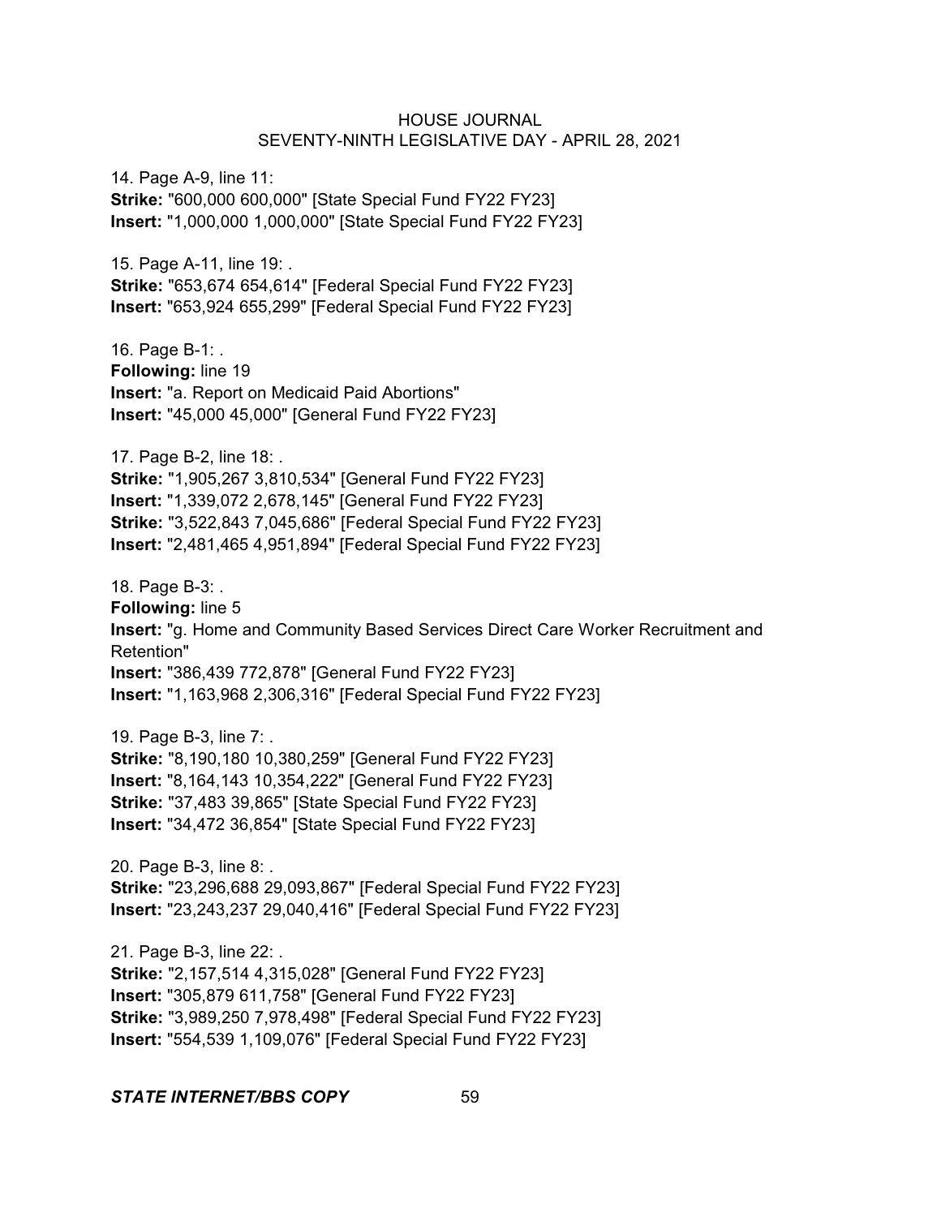14. Page A-9, line 11:
**Strike:** "600,000 600,000" [State Special Fund FY22 FY23]
**Insert:** "1,000,000 1,000,000" [State Special Fund FY22 FY23]

15. Page A-11, line 19: .
**Strike:** "653,674 654,614" [Federal Special Fund FY22 FY23]
**Insert:** "653,924 655,299" [Federal Special Fund FY22 FY23]

16. Page B-1: .
**Following:** line 19
**Insert:** "a. Report on Medicaid Paid Abortions"
**Insert:** "45,000 45,000" [General Fund FY22 FY23]

17. Page B-2, line 18: .
**Strike:** "1,905,267 3,810,534" [General Fund FY22 FY23]
**Insert:** "1,339,072 2,678,145" [General Fund FY22 FY23]
**Strike:** "3,522,843 7,045,686" [Federal Special Fund FY22 FY23]
**Insert:** "2,481,465 4,951,894" [Federal Special Fund FY22 FY23]

18. Page B-3: .
**Following:** line 5
**Insert:** "g. Home and Community Based Services Direct Care Worker Recruitment and Retention"
**Insert:** "386,439 772,878" [General Fund FY22 FY23]
**Insert:** "1,163,968 2,306,316" [Federal Special Fund FY22 FY23]

19. Page B-3, line 7: .
**Strike:** "8,190,180 10,380,259" [General Fund FY22 FY23]
**Insert:** "8,164,143 10,354,222" [General Fund FY22 FY23]
**Strike:** "37,483 39,865" [State Special Fund FY22 FY23]
**Insert:** "34,472 36,854" [State Special Fund FY22 FY23]

20. Page B-3, line 8: .
**Strike:** "23,296,688 29,093,867" [Federal Special Fund FY22 FY23]
**Insert:** "23,243,237 29,040,416" [Federal Special Fund FY22 FY23]

21. Page B-3, line 22: .
**Strike:** "2,157,514 4,315,028" [General Fund FY22 FY23]
**Insert:** "305,879 611,758" [General Fund FY22 FY23]
**Strike:** "3,989,250 7,978,498" [Federal Special Fund FY22 FY23]
**Insert:** "554,539 1,109,076" [Federal Special Fund FY22 FY23]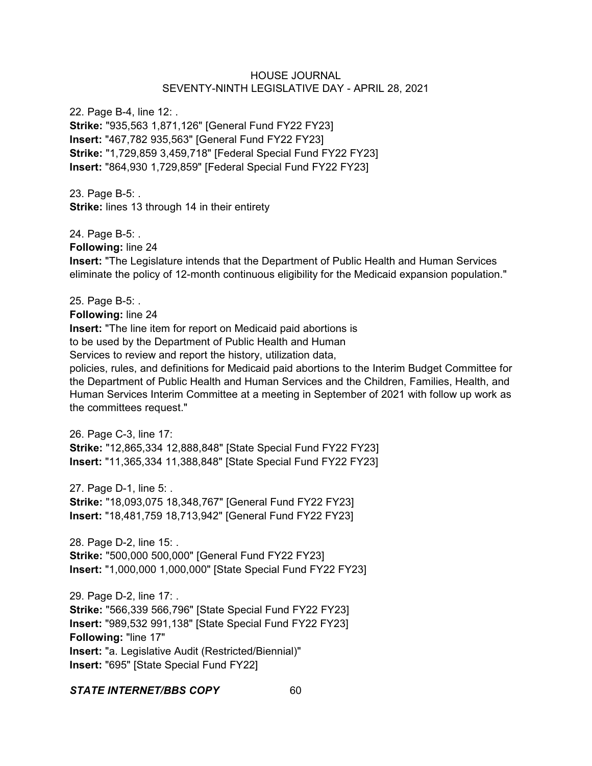22. Page B-4, line 12: .
**Strike:** "935,563 1,871,126" [General Fund FY22 FY23]
**Insert:** "467,782 935,563" [General Fund FY22 FY23]
**Strike:** "1,729,859 3,459,718" [Federal Special Fund FY22 FY23]
**Insert:** "864,930 1,729,859" [Federal Special Fund FY22 FY23]

23. Page B-5: .
**Strike:** lines 13 through 14 in their entirety

24. Page B-5: .
**Following:** line 24
**Insert:** "The Legislature intends that the Department of Public Health and Human Services eliminate the policy of 12-month continuous eligibility for the Medicaid expansion population."

25. Page B-5: .
**Following:** line 24
**Insert:** "The line item for report on Medicaid paid abortions is to be used by the Department of Public Health and Human Services to review and report the history, utilization data, policies, rules, and definitions for Medicaid paid abortions to the Interim Budget Committee for the Department of Public Health and Human Services and the Children, Families, Health, and Human Services Interim Committee at a meeting in September of 2021 with follow up work as the committees request."

26. Page C-3, line 17:
**Strike:** "12,865,334 12,888,848" [State Special Fund FY22 FY23]
**Insert:** "11,365,334 11,388,848" [State Special Fund FY22 FY23]

27. Page D-1, line 5: .
**Strike:** "18,093,075 18,348,767" [General Fund FY22 FY23]
**Insert:** "18,481,759 18,713,942" [General Fund FY22 FY23]

28. Page D-2, line 15: .
**Strike:** "500,000 500,000" [General Fund FY22 FY23]
**Insert:** "1,000,000 1,000,000" [State Special Fund FY22 FY23]

29. Page D-2, line 17: .
**Strike:** "566,339 566,796" [State Special Fund FY22 FY23]
**Insert:** "989,532 991,138" [State Special Fund FY22 FY23]
**Following:** "line 17"
**Insert:** "a. Legislative Audit (Restricted/Biennial)"
**Insert:** "695" [State Special Fund FY22]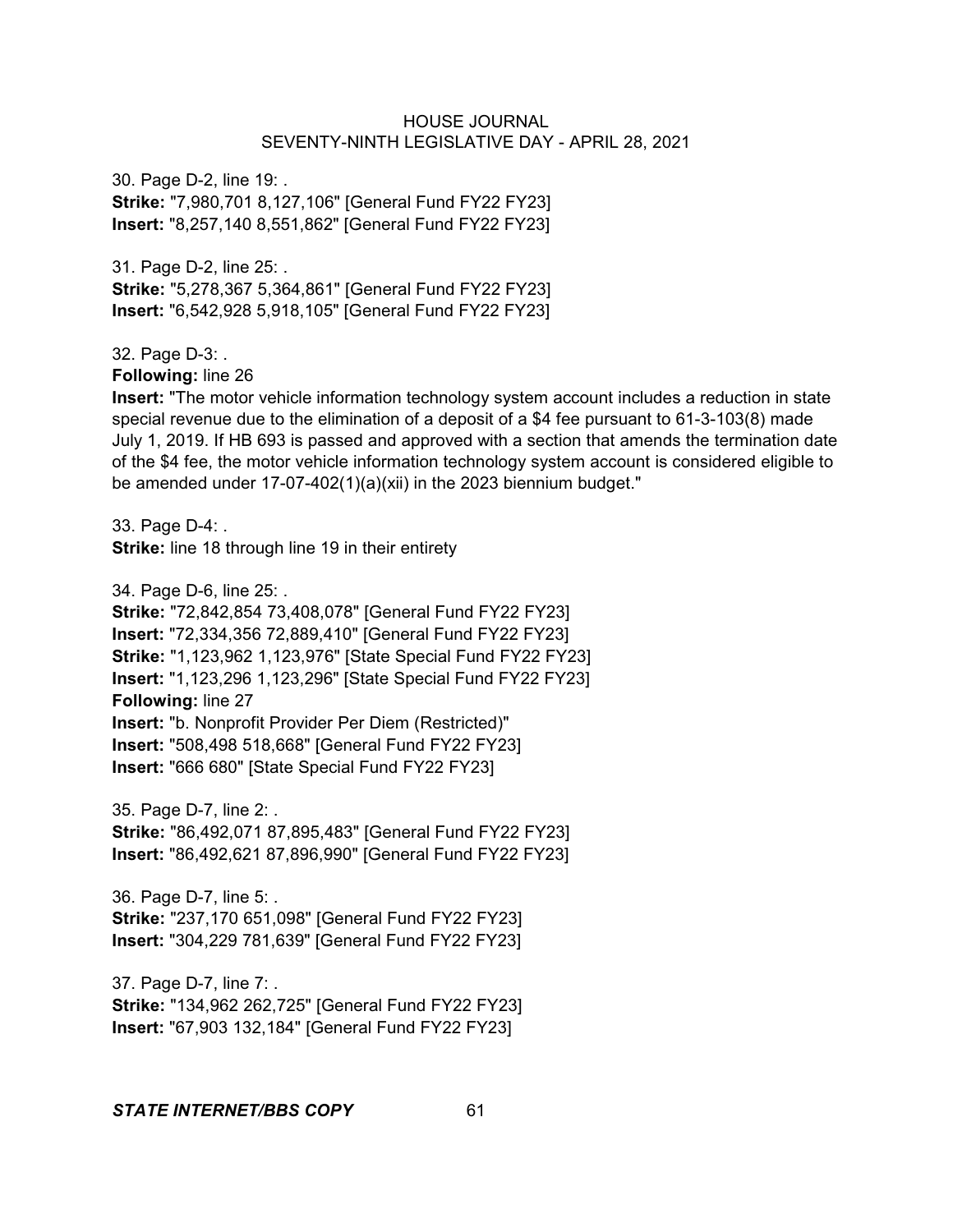30. Page D-2, line 19: .
**Strike:** "7,980,701 8,127,106" [General Fund FY22 FY23]
**Insert:** "8,257,140 8,551,862" [General Fund FY22 FY23]

31. Page D-2, line 25: .
**Strike:** "5,278,367 5,364,861" [General Fund FY22 FY23]
**Insert:** "6,542,928 5,918,105" [General Fund FY22 FY23]

32. Page D-3: .
**Following:** line 26
**Insert:** "The motor vehicle information technology system account includes a reduction in state special revenue due to the elimination of a deposit of a $4 fee pursuant to 61-3-103(8) made July 1, 2019. If HB 693 is passed and approved with a section that amends the termination date of the $4 fee, the motor vehicle information technology system account is considered eligible to be amended under 17-07-402(1)(a)(xii) in the 2023 biennium budget."

33. Page D-4: .
**Strike:** line 18 through line 19 in their entirety

34. Page D-6, line 25: .
**Strike:** "72,842,854 73,408,078" [General Fund FY22 FY23]
**Insert:** "72,334,356 72,889,410" [General Fund FY22 FY23]
**Strike:** "1,123,962 1,123,976" [State Special Fund FY22 FY23]
**Insert:** "1,123,296 1,123,296" [State Special Fund FY22 FY23]
**Following:** line 27
**Insert:** "b. Nonprofit Provider Per Diem (Restricted)"
**Insert:** "508,498 518,668" [General Fund FY22 FY23]
**Insert:** "666 680" [State Special Fund FY22 FY23]

35. Page D-7, line 2: .
**Strike:** "86,492,071 87,895,483" [General Fund FY22 FY23]
**Insert:** "86,492,621 87,896,990" [General Fund FY22 FY23]

36. Page D-7, line 5: .
**Strike:** "237,170 651,098" [General Fund FY22 FY23]
**Insert:** "304,229 781,639" [General Fund FY22 FY23]

37. Page D-7, line 7: .
**Strike:** "134,962 262,725" [General Fund FY22 FY23]
**Insert:** "67,903 132,184" [General Fund FY22 FY23]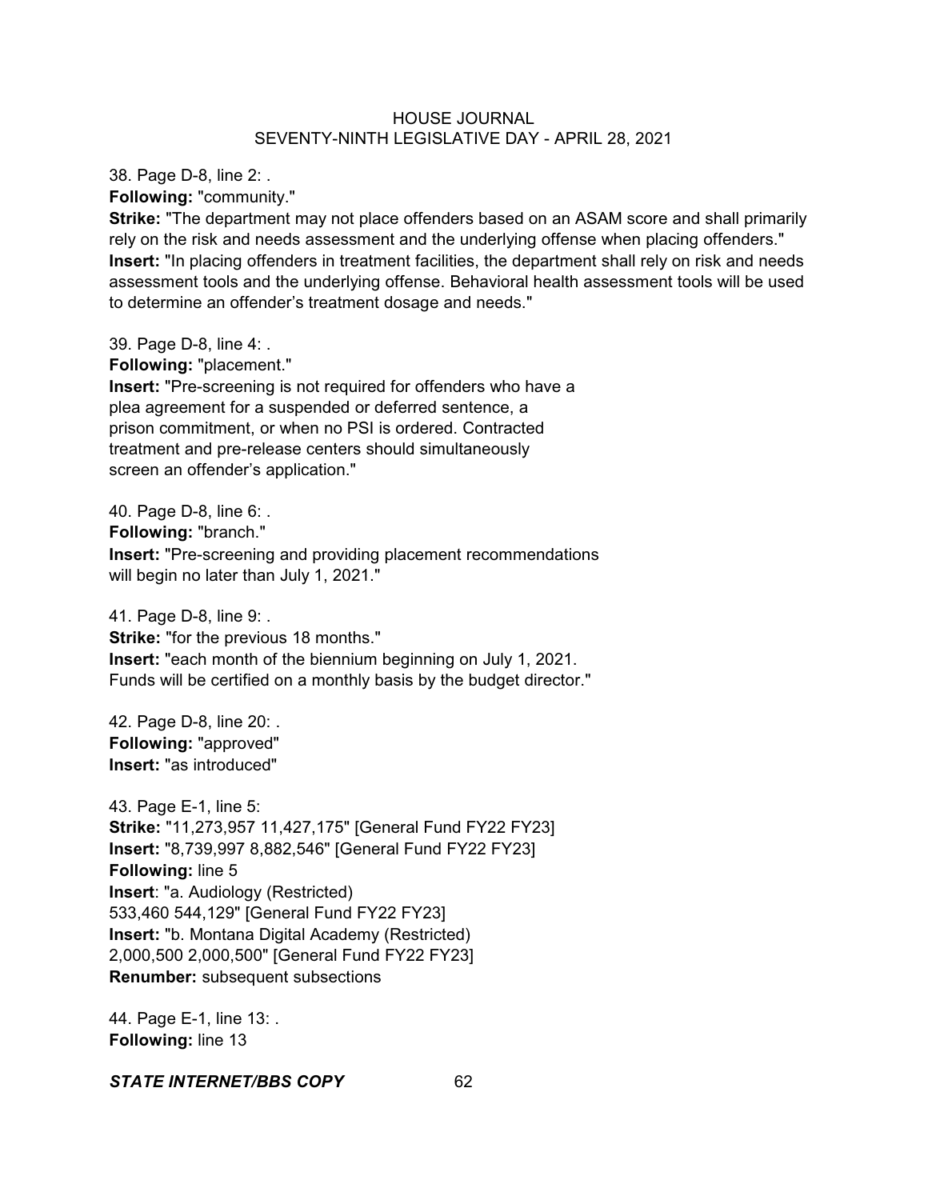38. Page D-8, line 2: .
**Following:** "community."
**Strike:** "The department may not place offenders based on an ASAM score and shall primarily rely on the risk and needs assessment and the underlying offense when placing offenders."
**Insert:** "In placing offenders in treatment facilities, the department shall rely on risk and needs assessment tools and the underlying offense. Behavioral health assessment tools will be used to determine an offender's treatment dosage and needs."

39. Page D-8, line 4: .
**Following:** "placement."
**Insert:** "Pre-screening is not required for offenders who have a plea agreement for a suspended or deferred sentence, a prison commitment, or when no PSI is ordered. Contracted treatment and pre-release centers should simultaneously screen an offender's application."

40. Page D-8, line 6: .
**Following:** "branch."
**Insert:** "Pre-screening and providing placement recommendations will begin no later than July 1, 2021."

41. Page D-8, line 9: .
**Strike:** "for the previous 18 months."
**Insert:** "each month of the biennium beginning on July 1, 2021. Funds will be certified on a monthly basis by the budget director."

42. Page D-8, line 20: .
**Following:** "approved"
**Insert:** "as introduced"

43. Page E-1, line 5:
**Strike:** "11,273,957 11,427,175" [General Fund FY22 FY23]
**Insert:** "8,739,997 8,882,546" [General Fund FY22 FY23]
**Following:** line 5
**Insert**: "a. Audiology (Restricted)
533,460 544,129" [General Fund FY22 FY23]
**Insert:** "b. Montana Digital Academy (Restricted)
2,000,500 2,000,500" [General Fund FY22 FY23]
**Renumber:** subsequent subsections

44. Page E-1, line 13: .
**Following:** line 13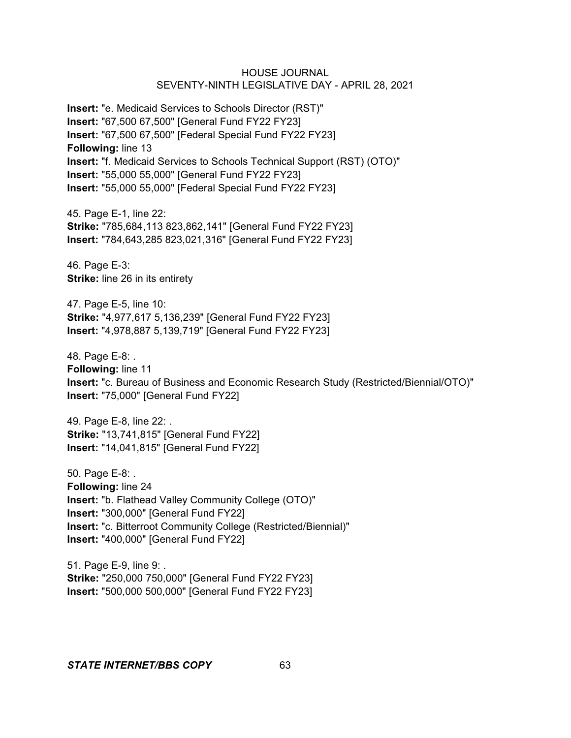**Insert:** "e. Medicaid Services to Schools Director (RST)"
**Insert:** "67,500 67,500" [General Fund FY22 FY23]
**Insert:** "67,500 67,500" [Federal Special Fund FY22 FY23]
**Following:** line 13
**Insert:** "f. Medicaid Services to Schools Technical Support (RST) (OTO)"
**Insert:** "55,000 55,000" [General Fund FY22 FY23]
**Insert:** "55,000 55,000" [Federal Special Fund FY22 FY23]

45. Page E-1, line 22:
**Strike:** "785,684,113 823,862,141" [General Fund FY22 FY23]
**Insert:** "784,643,285 823,021,316" [General Fund FY22 FY23]

46. Page E-3:
**Strike:** line 26 in its entirety

47. Page E-5, line 10:
**Strike:** "4,977,617 5,136,239" [General Fund FY22 FY23]
**Insert:** "4,978,887 5,139,719" [General Fund FY22 FY23]

48. Page E-8: .
**Following:** line 11
**Insert:** "c. Bureau of Business and Economic Research Study (Restricted/Biennial/OTO)"
**Insert:** "75,000" [General Fund FY22]

49. Page E-8, line 22: .
**Strike:** "13,741,815" [General Fund FY22]
**Insert:** "14,041,815" [General Fund FY22]

50. Page E-8: .
**Following:** line 24
**Insert:** "b. Flathead Valley Community College (OTO)"
**Insert:** "300,000" [General Fund FY22]
**Insert:** "c. Bitterroot Community College (Restricted/Biennial)"
**Insert:** "400,000" [General Fund FY22]

51. Page E-9, line 9: .
**Strike:** "250,000 750,000" [General Fund FY22 FY23]
**Insert:** "500,000 500,000" [General Fund FY22 FY23]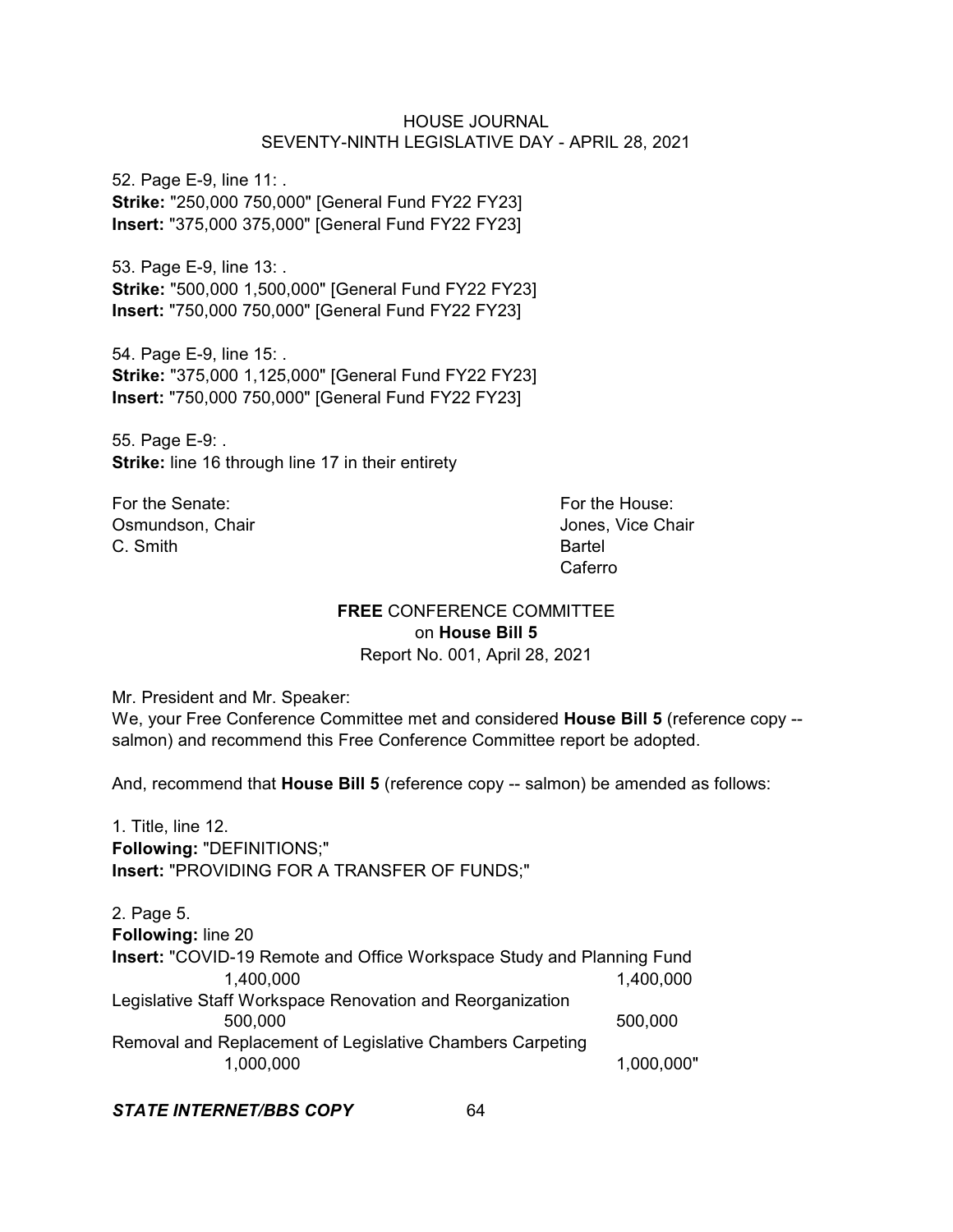52. Page E-9, line 11: .
**Strike:** "250,000 750,000" [General Fund FY22 FY23]
**Insert:** "375,000 375,000" [General Fund FY22 FY23]

53. Page E-9, line 13: .
**Strike:** "500,000 1,500,000" [General Fund FY22 FY23]
**Insert:** "750,000 750,000" [General Fund FY22 FY23]

54. Page E-9, line 15: .
**Strike:** "375,000 1,125,000" [General Fund FY22 FY23]
**Insert:** "750,000 750,000" [General Fund FY22 FY23]

55. Page E-9: .
**Strike:** line 16 through line 17 in their entirety

| For the Senate: | For the House: |
|---|---|
| Osmundson, Chair | Jones, Vice Chair |
| C. Smith | Bartel |
| | Caferro |

**FREE** CONFERENCE COMMITTEE
on **House Bill 5**
Report No. 001, April 28, 2021

Mr. President and Mr. Speaker:
We, your Free Conference Committee met and considered **House Bill 5** (reference copy -- salmon) and recommend this Free Conference Committee report be adopted.

And, recommend that **House Bill 5** (reference copy -- salmon) be amended as follows:

1. Title, line 12.
**Following:** "DEFINITIONS;"
**Insert:** "PROVIDING FOR A TRANSFER OF FUNDS;"

2. Page 5.
**Following:** line 20
**Insert:** "COVID-19 Remote and Office Workspace Study and Planning Fund
1,400,000 1,400,000
Legislative Staff Workspace Renovation and Reorganization
500,000 500,000
Removal and Replacement of Legislative Chambers Carpeting
1,000,000 1,000,000"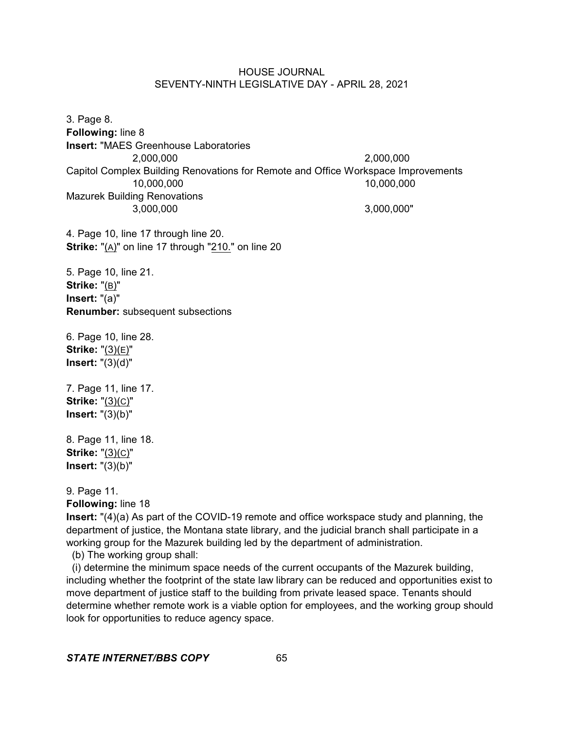3. Page 8.
**Following:** line 8
**Insert:** "MAES Greenhouse Laboratories

| | |
|---|---|
| 2,000,000 | 2,000,000 |

Capitol Complex Building Renovations for Remote and Office Workspace Improvements

| | |
|---|---|
| 10,000,000 | 10,000,000 |

Mazurek Building Renovations

| | |
|---|---|
| 3,000,000 | 3,000,000" |

4. Page 10, line 17 through line 20.
**Strike:** "(A)" on line 17 through "210." on line 20

5. Page 10, line 21.
**Strike:** "(B)"
**Insert:** "(a)"
**Renumber:** subsequent subsections

6. Page 10, line 28.
**Strike:** "(3)(E)"
**Insert:** "(3)(d)"

7. Page 11, line 17.
**Strike:** "(3)(C)"
**Insert:** "(3)(b)"

8. Page 11, line 18.
**Strike:** "(3)(C)"
**Insert:** "(3)(b)"

9. Page 11.
**Following:** line 18
**Insert:** "(4)(a) As part of the COVID-19 remote and office workspace study and planning, the department of justice, the Montana state library, and the judicial branch shall participate in a working group for the Mazurek building led by the department of administration.

(b) The working group shall:

(i) determine the minimum space needs of the current occupants of the Mazurek building, including whether the footprint of the state law library can be reduced and opportunities exist to move department of justice staff to the building from private leased space. Tenants should determine whether remote work is a viable option for employees, and the working group should look for opportunities to reduce agency space.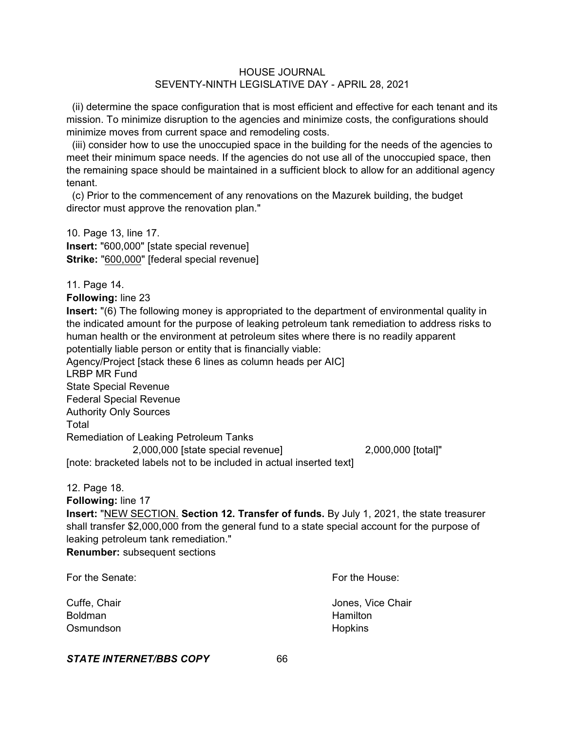(ii) determine the space configuration that is most efficient and effective for each tenant and its mission. To minimize disruption to the agencies and minimize costs, the configurations should minimize moves from current space and remodeling costs.

(iii) consider how to use the unoccupied space in the building for the needs of the agencies to meet their minimum space needs. If the agencies do not use all of the unoccupied space, then the remaining space should be maintained in a sufficient block to allow for an additional agency tenant.

(c) Prior to the commencement of any renovations on the Mazurek building, the budget director must approve the renovation plan."

10. Page 13, line 17.
**Insert:** "600,000" [state special revenue]
**Strike:** "<u>600,000</u>" [federal special revenue]

11. Page 14.
**Following:** line 23
**Insert:** "(6) The following money is appropriated to the department of environmental quality in the indicated amount for the purpose of leaking petroleum tank remediation to address risks to human health or the environment at petroleum sites where there is no readily apparent potentially liable person or entity that is financially viable:
Agency/Project [stack these 6 lines as column heads per AIC]
LRBP MR Fund
State Special Revenue
Federal Special Revenue
Authority Only Sources
Total
Remediation of Leaking Petroleum Tanks
2,000,000 [state special revenue] 2,000,000 [total]"
[note: bracketed labels not to be included in actual inserted text]

12. Page 18.
**Following:** line 17
**Insert:** "<u>NEW SECTION.</u> **Section 12. Transfer of funds.** By July 1, 2021, the state treasurer shall transfer $2,000,000 from the general fund to a state special account for the purpose of leaking petroleum tank remediation."
**Renumber:** subsequent sections

For the Senate:

Cuffe, Chair
Boldman
Osmundson

For the House:

Jones, Vice Chair
Hamilton
Hopkins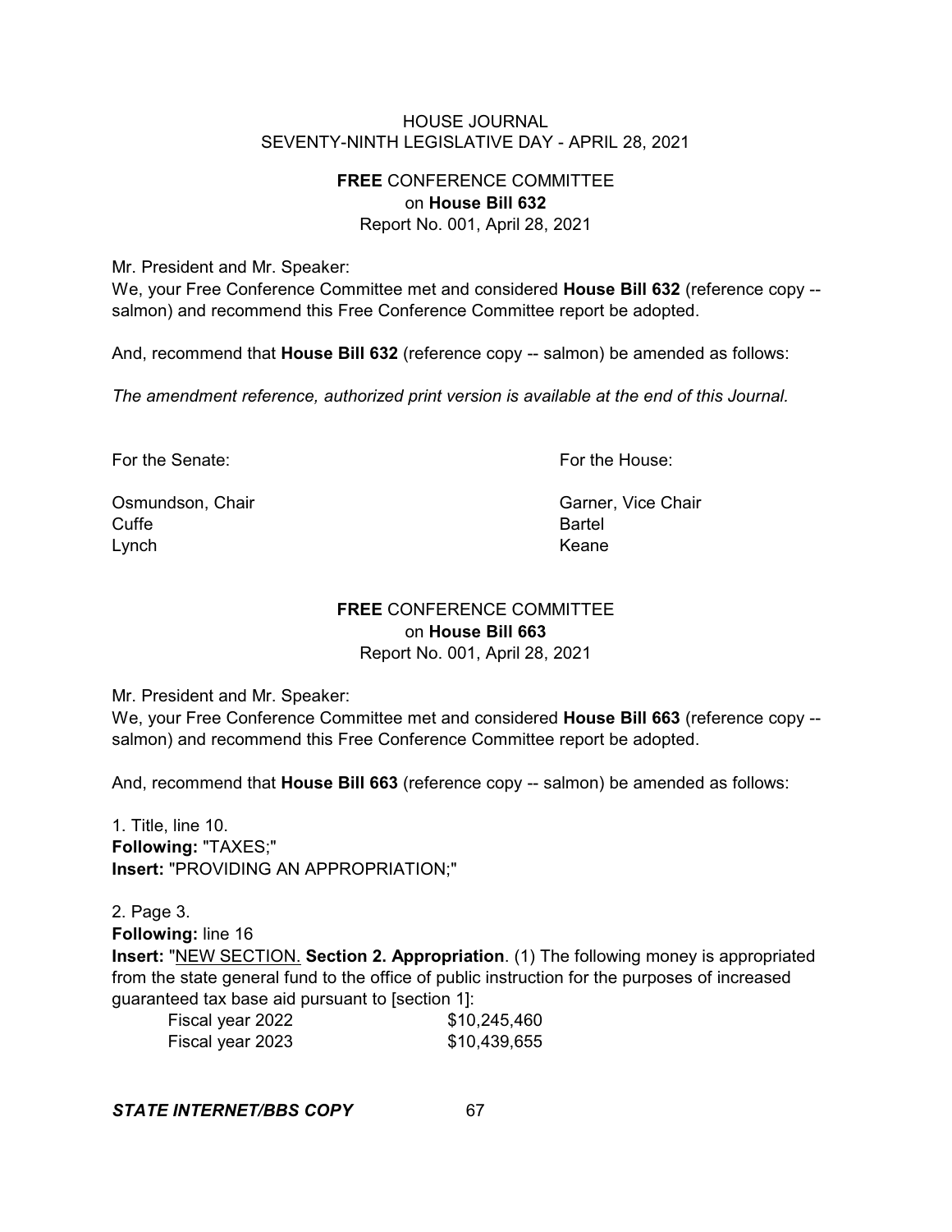## FREE CONFERENCE COMMITTEE on House Bill 632

Report No. 001, April 28, 2021

Mr. President and Mr. Speaker:

We, your Free Conference Committee met and considered **House Bill 632** (reference copy -- salmon) and recommend this Free Conference Committee report be adopted.

And, recommend that **House Bill 632** (reference copy -- salmon) be amended as follows:

*The amendment reference, authorized print version is available at the end of this Journal.*

| For the Senate: | For the House: |
| --- | --- |
| Osmundson, Chair | Garner, Vice Chair |
| Cuffe | Bartel |
| Lynch | Keane |

## FREE CONFERENCE COMMITTEE on House Bill 663

Report No. 001, April 28, 2021

Mr. President and Mr. Speaker:

We, your Free Conference Committee met and considered **House Bill 663** (reference copy -- salmon) and recommend this Free Conference Committee report be adopted.

And, recommend that **House Bill 663** (reference copy -- salmon) be amended as follows:

1. Title, line 10.
**Following:** "TAXES;"
**Insert:** "PROVIDING AN APPROPRIATION;"

2. Page 3.
**Following:** line 16
**Insert:** "NEW SECTION. **Section 2. Appropriation**. (1) The following money is appropriated from the state general fund to the office of public instruction for the purposes of increased guaranteed tax base aid pursuant to [section 1]:

| | |
| --- | --- |
| Fiscal year 2022 | $10,245,460 |
| Fiscal year 2023 | $10,439,655 |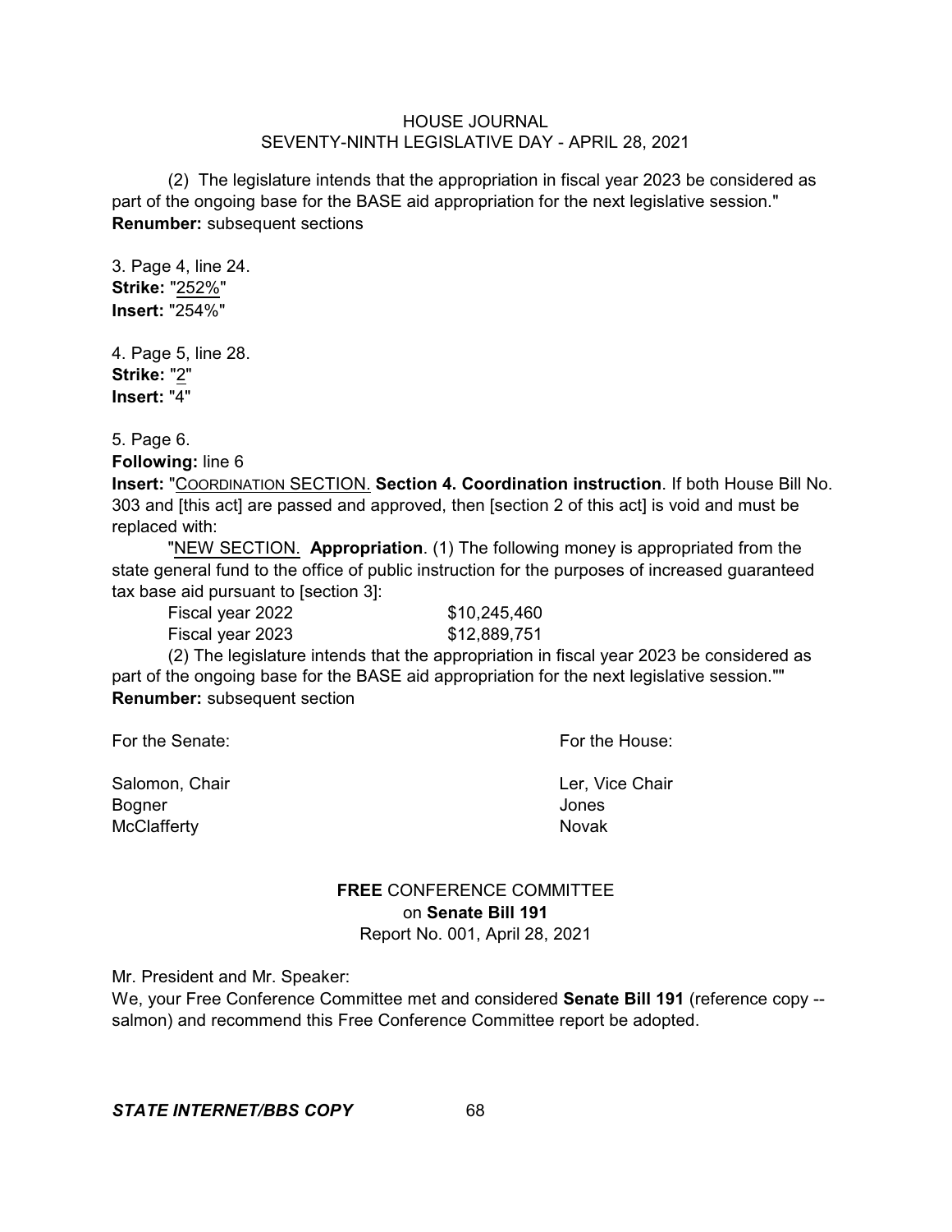(2) The legislature intends that the appropriation in fiscal year 2023 be considered as part of the ongoing base for the BASE aid appropriation for the next legislative session."
**Renumber:** subsequent sections

3. Page 4, line 24.
**Strike:** "252%"
**Insert:** "254%"

4. Page 5, line 28.
**Strike:** "2"
**Insert:** "4"

5. Page 6.
**Following:** line 6
**Insert:** "COORDINATION SECTION. **Section 4. Coordination instruction**. If both House Bill No. 303 and [this act] are passed and approved, then [section 2 of this act] is void and must be replaced with:

"NEW SECTION. **Appropriation**. (1) The following money is appropriated from the state general fund to the office of public instruction for the purposes of increased guaranteed tax base aid pursuant to [section 3]:

| | |
|---|---|
| Fiscal year 2022 | $10,245,460 |
| Fiscal year 2023 | $12,889,751 |

(2) The legislature intends that the appropriation in fiscal year 2023 be considered as part of the ongoing base for the BASE aid appropriation for the next legislative session.""
**Renumber:** subsequent section

| For the Senate: | For the House: |
|---|---|
| Salomon, Chair | Ler, Vice Chair |
| Bogner | Jones |
| McClafferty | Novak |

**FREE** CONFERENCE COMMITTEE
on **Senate Bill 191**
Report No. 001, April 28, 2021

Mr. President and Mr. Speaker:
We, your Free Conference Committee met and considered **Senate Bill 191** (reference copy -- salmon) and recommend this Free Conference Committee report be adopted.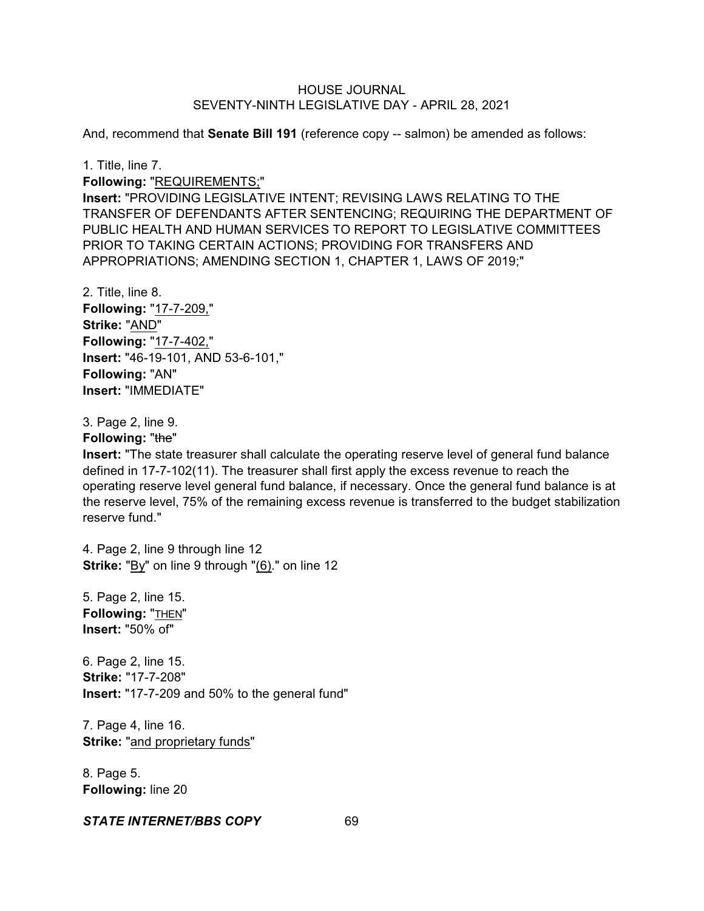And, recommend that **Senate Bill 191** (reference copy -- salmon) be amended as follows:

1. Title, line 7.
**Following:** "REQUIREMENTS;"
**Insert:** "PROVIDING LEGISLATIVE INTENT; REVISING LAWS RELATING TO THE TRANSFER OF DEFENDANTS AFTER SENTENCING; REQUIRING THE DEPARTMENT OF PUBLIC HEALTH AND HUMAN SERVICES TO REPORT TO LEGISLATIVE COMMITTEES PRIOR TO TAKING CERTAIN ACTIONS; PROVIDING FOR TRANSFERS AND APPROPRIATIONS; AMENDING SECTION 1, CHAPTER 1, LAWS OF 2019;"

2. Title, line 8.
**Following:** "17-7-209,"
**Strike:** "AND"
**Following:** "17-7-402,"
**Insert:** "46-19-101, AND 53-6-101,"
**Following:** "AN"
**Insert:** "IMMEDIATE"

3. Page 2, line 9.
**Following:** "~~the~~"
**Insert:** "The state treasurer shall calculate the operating reserve level of general fund balance defined in 17-7-102(11). The treasurer shall first apply the excess revenue to reach the operating reserve level general fund balance, if necessary. Once the general fund balance is at the reserve level, 75% of the remaining excess revenue is transferred to the budget stabilization reserve fund."

4. Page 2, line 9 through line 12
**Strike:** "By" on line 9 through "(6)." on line 12

5. Page 2, line 15.
**Following:** "THEN"
**Insert:** "50% of"

6. Page 2, line 15.
**Strike:** "17-7-208"
**Insert:** "17-7-209 and 50% to the general fund"

7. Page 4, line 16.
**Strike:** "and proprietary funds"

8. Page 5.
**Following:** line 20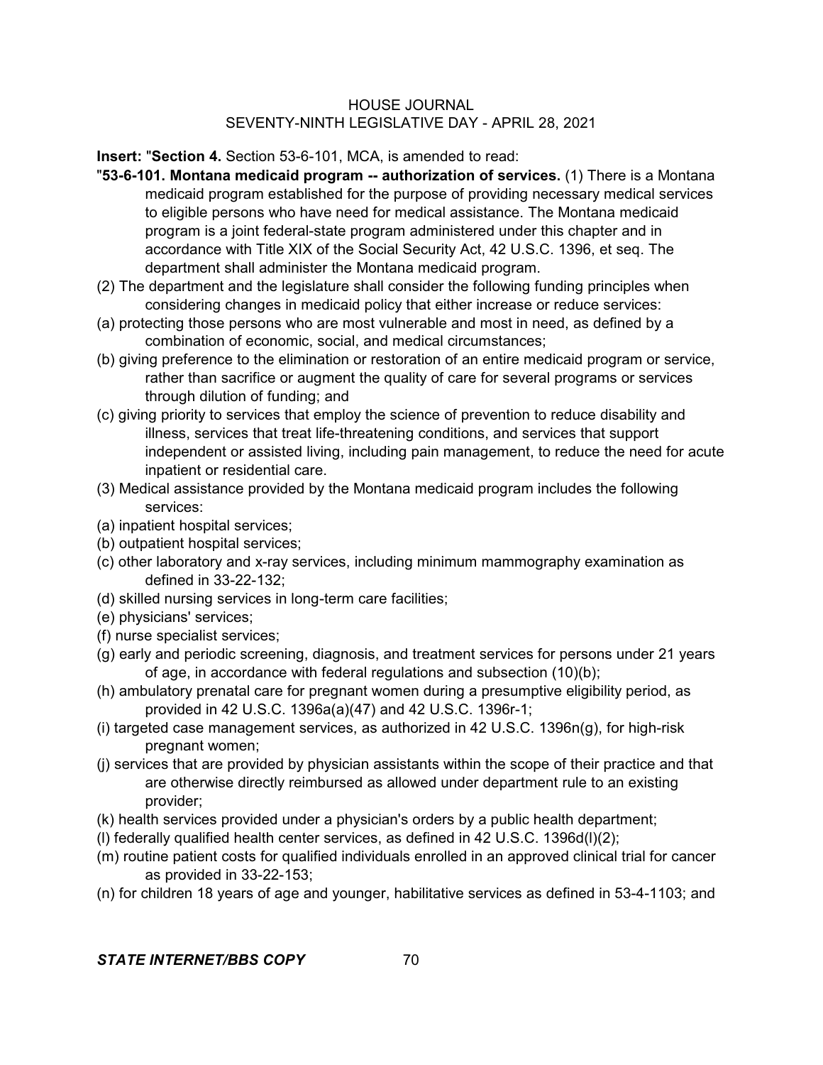**Insert:** "**Section 4.** Section 53-6-101, MCA, is amended to read:

"**53-6-101. Montana medicaid program -- authorization of services.** (1) There is a Montana medicaid program established for the purpose of providing necessary medical services to eligible persons who have need for medical assistance. The Montana medicaid program is a joint federal-state program administered under this chapter and in accordance with Title XIX of the Social Security Act, 42 U.S.C. 1396, et seq. The department shall administer the Montana medicaid program.

(2) The department and the legislature shall consider the following funding principles when considering changes in medicaid policy that either increase or reduce services:

(a) protecting those persons who are most vulnerable and most in need, as defined by a combination of economic, social, and medical circumstances;

(b) giving preference to the elimination or restoration of an entire medicaid program or service, rather than sacrifice or augment the quality of care for several programs or services through dilution of funding; and

(c) giving priority to services that employ the science of prevention to reduce disability and illness, services that treat life-threatening conditions, and services that support independent or assisted living, including pain management, to reduce the need for acute inpatient or residential care.

(3) Medical assistance provided by the Montana medicaid program includes the following services:

(a) inpatient hospital services;

(b) outpatient hospital services;

(c) other laboratory and x-ray services, including minimum mammography examination as defined in 33-22-132;

(d) skilled nursing services in long-term care facilities;

(e) physicians' services;

(f) nurse specialist services;

(g) early and periodic screening, diagnosis, and treatment services for persons under 21 years of age, in accordance with federal regulations and subsection (10)(b);

(h) ambulatory prenatal care for pregnant women during a presumptive eligibility period, as provided in 42 U.S.C. 1396a(a)(47) and 42 U.S.C. 1396r-1;

(i) targeted case management services, as authorized in 42 U.S.C. 1396n(g), for high-risk pregnant women;

(j) services that are provided by physician assistants within the scope of their practice and that are otherwise directly reimbursed as allowed under department rule to an existing provider;

(k) health services provided under a physician's orders by a public health department;

(l) federally qualified health center services, as defined in 42 U.S.C. 1396d(l)(2);

(m) routine patient costs for qualified individuals enrolled in an approved clinical trial for cancer as provided in 33-22-153;

(n) for children 18 years of age and younger, habilitative services as defined in 53-4-1103; and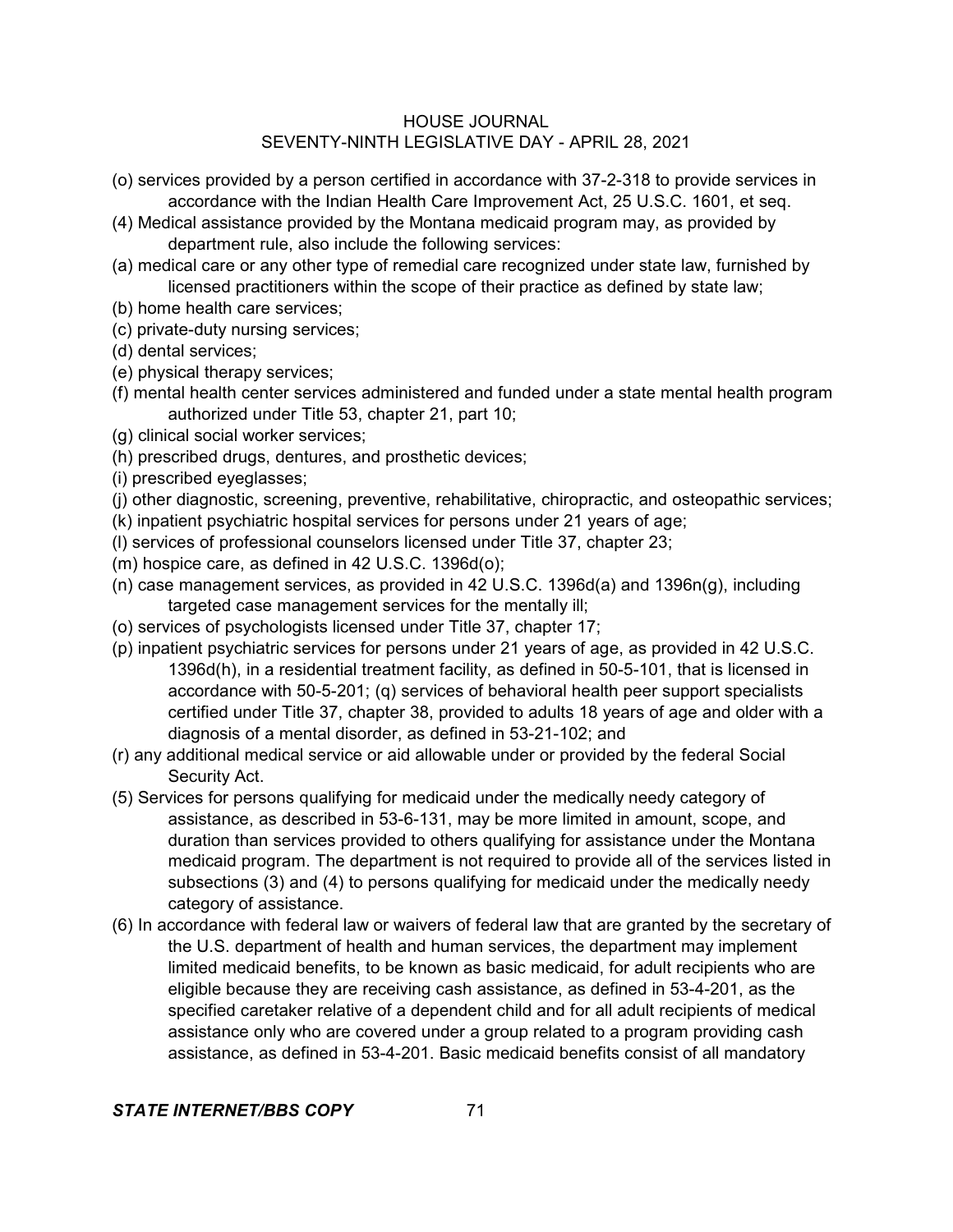(o) services provided by a person certified in accordance with 37-2-318 to provide services in accordance with the Indian Health Care Improvement Act, 25 U.S.C. 1601, et seq.

(4) Medical assistance provided by the Montana medicaid program may, as provided by department rule, also include the following services:

(a) medical care or any other type of remedial care recognized under state law, furnished by licensed practitioners within the scope of their practice as defined by state law;

(b) home health care services;

(c) private-duty nursing services;

(d) dental services;

(e) physical therapy services;

(f) mental health center services administered and funded under a state mental health program authorized under Title 53, chapter 21, part 10;

(g) clinical social worker services;

(h) prescribed drugs, dentures, and prosthetic devices;

(i) prescribed eyeglasses;

(j) other diagnostic, screening, preventive, rehabilitative, chiropractic, and osteopathic services;

(k) inpatient psychiatric hospital services for persons under 21 years of age;

(l) services of professional counselors licensed under Title 37, chapter 23;

(m) hospice care, as defined in 42 U.S.C. 1396d(o);

(n) case management services, as provided in 42 U.S.C. 1396d(a) and 1396n(g), including targeted case management services for the mentally ill;

(o) services of psychologists licensed under Title 37, chapter 17;

(p) inpatient psychiatric services for persons under 21 years of age, as provided in 42 U.S.C. 1396d(h), in a residential treatment facility, as defined in 50-5-101, that is licensed in accordance with 50-5-201; (q) services of behavioral health peer support specialists certified under Title 37, chapter 38, provided to adults 18 years of age and older with a diagnosis of a mental disorder, as defined in 53-21-102; and

(r) any additional medical service or aid allowable under or provided by the federal Social Security Act.

(5) Services for persons qualifying for medicaid under the medically needy category of assistance, as described in 53-6-131, may be more limited in amount, scope, and duration than services provided to others qualifying for assistance under the Montana medicaid program. The department is not required to provide all of the services listed in subsections (3) and (4) to persons qualifying for medicaid under the medically needy category of assistance.

(6) In accordance with federal law or waivers of federal law that are granted by the secretary of the U.S. department of health and human services, the department may implement limited medicaid benefits, to be known as basic medicaid, for adult recipients who are eligible because they are receiving cash assistance, as defined in 53-4-201, as the specified caretaker relative of a dependent child and for all adult recipients of medical assistance only who are covered under a group related to a program providing cash assistance, as defined in 53-4-201. Basic medicaid benefits consist of all mandatory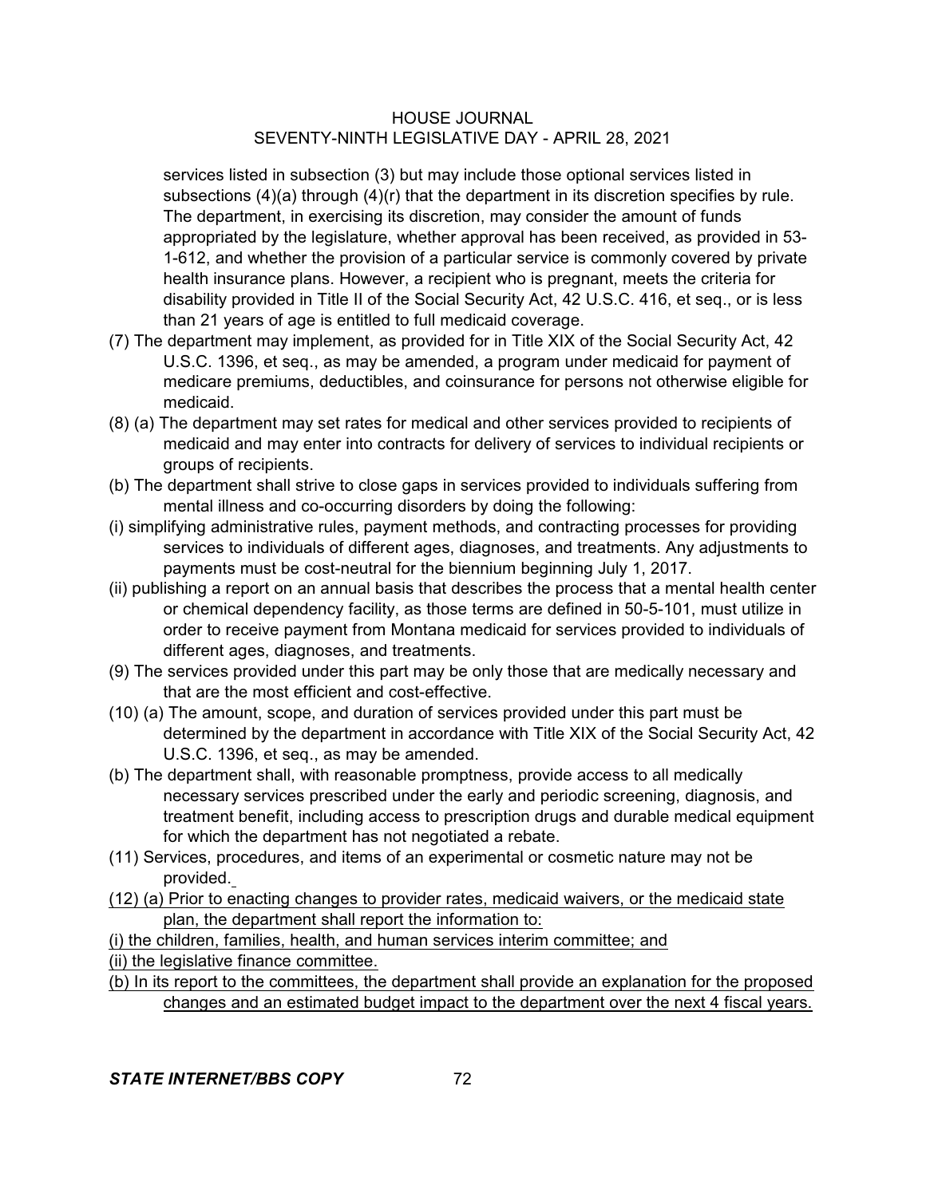services listed in subsection (3) but may include those optional services listed in subsections (4)(a) through (4)(r) that the department in its discretion specifies by rule. The department, in exercising its discretion, may consider the amount of funds appropriated by the legislature, whether approval has been received, as provided in 53-1-612, and whether the provision of a particular service is commonly covered by private health insurance plans. However, a recipient who is pregnant, meets the criteria for disability provided in Title II of the Social Security Act, 42 U.S.C. 416, et seq., or is less than 21 years of age is entitled to full medicaid coverage.

(7) The department may implement, as provided for in Title XIX of the Social Security Act, 42 U.S.C. 1396, et seq., as may be amended, a program under medicaid for payment of medicare premiums, deductibles, and coinsurance for persons not otherwise eligible for medicaid.

(8) (a) The department may set rates for medical and other services provided to recipients of medicaid and may enter into contracts for delivery of services to individual recipients or groups of recipients.

(b) The department shall strive to close gaps in services provided to individuals suffering from mental illness and co-occurring disorders by doing the following:

(i) simplifying administrative rules, payment methods, and contracting processes for providing services to individuals of different ages, diagnoses, and treatments. Any adjustments to payments must be cost-neutral for the biennium beginning July 1, 2017.

(ii) publishing a report on an annual basis that describes the process that a mental health center or chemical dependency facility, as those terms are defined in 50-5-101, must utilize in order to receive payment from Montana medicaid for services provided to individuals of different ages, diagnoses, and treatments.

(9) The services provided under this part may be only those that are medically necessary and that are the most efficient and cost-effective.

(10) (a) The amount, scope, and duration of services provided under this part must be determined by the department in accordance with Title XIX of the Social Security Act, 42 U.S.C. 1396, et seq., as may be amended.

(b) The department shall, with reasonable promptness, provide access to all medically necessary services prescribed under the early and periodic screening, diagnosis, and treatment benefit, including access to prescription drugs and durable medical equipment for which the department has not negotiated a rebate.

(11) Services, procedures, and items of an experimental or cosmetic nature may not be provided.

<u>(12) (a) Prior to enacting changes to provider rates, medicaid waivers, or the medicaid state plan, the department shall report the information to:</u>

<u>(i) the children, families, health, and human services interim committee; and</u>

<u>(ii) the legislative finance committee.</u>

<u>(b) In its report to the committees, the department shall provide an explanation for the proposed changes and an estimated budget impact to the department over the next 4 fiscal years.</u>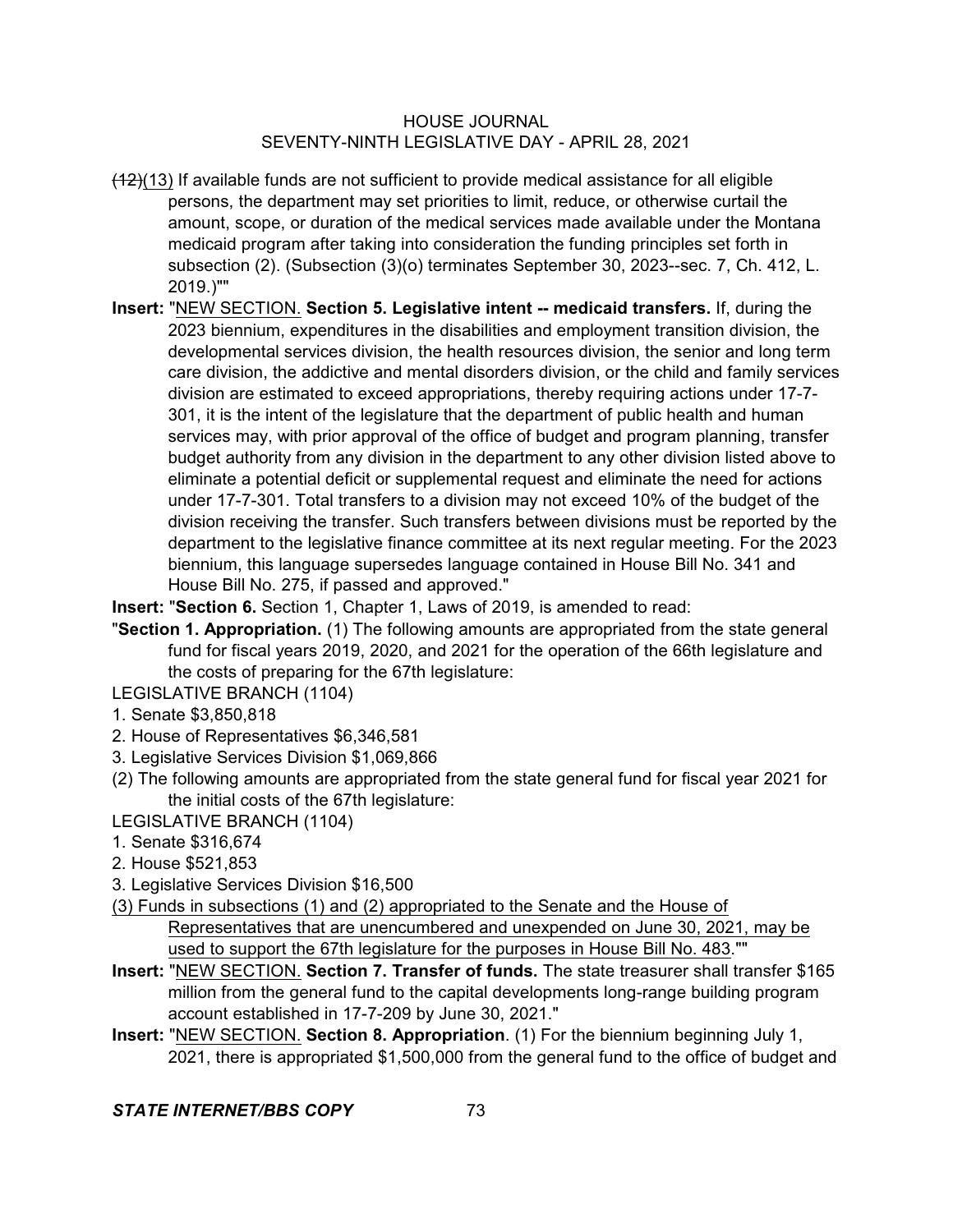~~(12)~~(13) If available funds are not sufficient to provide medical assistance for all eligible persons, the department may set priorities to limit, reduce, or otherwise curtail the amount, scope, or duration of the medical services made available under the Montana medicaid program after taking into consideration the funding principles set forth in subsection (2). (Subsection (3)(o) terminates September 30, 2023--sec. 7, Ch. 412, L. 2019.)""

**Insert:** "NEW SECTION. **Section 5. Legislative intent -- medicaid transfers.** If, during the 2023 biennium, expenditures in the disabilities and employment transition division, the developmental services division, the health resources division, the senior and long term care division, the addictive and mental disorders division, or the child and family services division are estimated to exceed appropriations, thereby requiring actions under 17-7-301, it is the intent of the legislature that the department of public health and human services may, with prior approval of the office of budget and program planning, transfer budget authority from any division in the department to any other division listed above to eliminate a potential deficit or supplemental request and eliminate the need for actions under 17-7-301. Total transfers to a division may not exceed 10% of the budget of the division receiving the transfer. Such transfers between divisions must be reported by the department to the legislative finance committee at its next regular meeting. For the 2023 biennium, this language supersedes language contained in House Bill No. 341 and House Bill No. 275, if passed and approved."

**Insert:** "**Section 6.** Section 1, Chapter 1, Laws of 2019, is amended to read:

"**Section 1. Appropriation.** (1) The following amounts are appropriated from the state general fund for fiscal years 2019, 2020, and 2021 for the operation of the 66th legislature and the costs of preparing for the 67th legislature:

LEGISLATIVE BRANCH (1104)

1. Senate $3,850,818
2. House of Representatives $6,346,581
3. Legislative Services Division $1,069,866

(2) The following amounts are appropriated from the state general fund for fiscal year 2021 for the initial costs of the 67th legislature:

LEGISLATIVE BRANCH (1104)

1. Senate $316,674
2. House $521,853
3. Legislative Services Division $16,500

(3) Funds in subsections (1) and (2) appropriated to the Senate and the House of Representatives that are unencumbered and unexpended on June 30, 2021, may be used to support the 67th legislature for the purposes in House Bill No. 483.""

**Insert:** "NEW SECTION. **Section 7. Transfer of funds.** The state treasurer shall transfer $165 million from the general fund to the capital developments long-range building program account established in 17-7-209 by June 30, 2021."

**Insert:** "NEW SECTION. **Section 8. Appropriation**. (1) For the biennium beginning July 1, 2021, there is appropriated $1,500,000 from the general fund to the office of budget and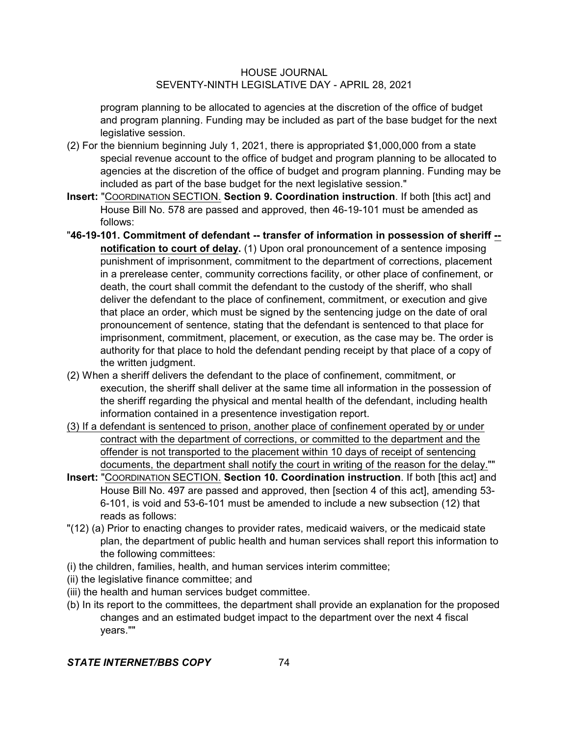program planning to be allocated to agencies at the discretion of the office of budget and program planning. Funding may be included as part of the base budget for the next legislative session.

(2) For the biennium beginning July 1, 2021, there is appropriated $1,000,000 from a state special revenue account to the office of budget and program planning to be allocated to agencies at the discretion of the office of budget and program planning. Funding may be included as part of the base budget for the next legislative session."

**Insert:** "<u>COORDINATION SECTION.</u> **Section 9. Coordination instruction**. If both [this act] and House Bill No. 578 are passed and approved, then 46-19-101 must be amended as follows:

"**46-19-101. Commitment of defendant -- transfer of information in possession of sheriff <u>-- notification to court of delay</u>.** (1) Upon oral pronouncement of a sentence imposing punishment of imprisonment, commitment to the department of corrections, placement in a prerelease center, community corrections facility, or other place of confinement, or death, the court shall commit the defendant to the custody of the sheriff, who shall deliver the defendant to the place of confinement, commitment, or execution and give that place an order, which must be signed by the sentencing judge on the date of oral pronouncement of sentence, stating that the defendant is sentenced to that place for imprisonment, commitment, placement, or execution, as the case may be. The order is authority for that place to hold the defendant pending receipt by that place of a copy of the written judgment.

(2) When a sheriff delivers the defendant to the place of confinement, commitment, or execution, the sheriff shall deliver at the same time all information in the possession of the sheriff regarding the physical and mental health of the defendant, including health information contained in a presentence investigation report.

<u>(3) If a defendant is sentenced to prison, another place of confinement operated by or under contract with the department of corrections, or committed to the department and the offender is not transported to the placement within 10 days of receipt of sentencing documents, the department shall notify the court in writing of the reason for the delay.</u>""

**Insert:** "<u>COORDINATION SECTION.</u> **Section 10. Coordination instruction**. If both [this act] and House Bill No. 497 are passed and approved, then [section 4 of this act], amending 53-6-101, is void and 53-6-101 must be amended to include a new subsection (12) that reads as follows:

"(12) (a) Prior to enacting changes to provider rates, medicaid waivers, or the medicaid state plan, the department of public health and human services shall report this information to the following committees:

(i) the children, families, health, and human services interim committee;

(ii) the legislative finance committee; and

(iii) the health and human services budget committee.

(b) In its report to the committees, the department shall provide an explanation for the proposed changes and an estimated budget impact to the department over the next 4 fiscal years.""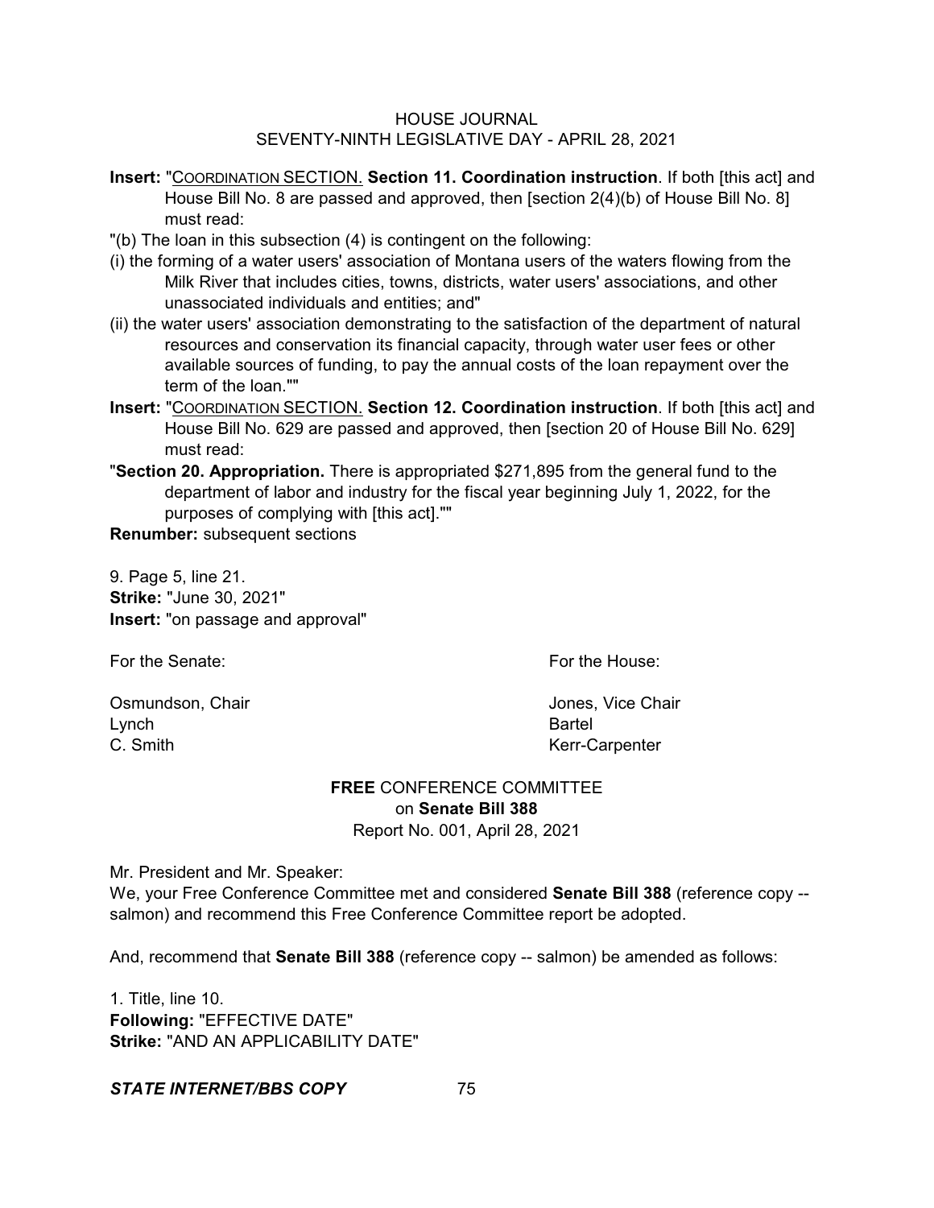**Insert:** "COORDINATION SECTION. **Section 11. Coordination instruction**. If both [this act] and House Bill No. 8 are passed and approved, then [section 2(4)(b) of House Bill No. 8] must read:

"(b) The loan in this subsection (4) is contingent on the following:

(i) the forming of a water users' association of Montana users of the waters flowing from the Milk River that includes cities, towns, districts, water users' associations, and other unassociated individuals and entities; and"

(ii) the water users' association demonstrating to the satisfaction of the department of natural resources and conservation its financial capacity, through water user fees or other available sources of funding, to pay the annual costs of the loan repayment over the term of the loan.""

**Insert:** "COORDINATION SECTION. **Section 12. Coordination instruction**. If both [this act] and House Bill No. 629 are passed and approved, then [section 20 of House Bill No. 629] must read:

"**Section 20. Appropriation.** There is appropriated $271,895 from the general fund to the department of labor and industry for the fiscal year beginning July 1, 2022, for the purposes of complying with [this act].""

**Renumber:** subsequent sections

9. Page 5, line 21.
**Strike:** "June 30, 2021"
**Insert:** "on passage and approval"

For the Senate:

Osmundson, Chair
Lynch
C. Smith

For the House:

Jones, Vice Chair
Bartel
Kerr-Carpenter

## **FREE** CONFERENCE COMMITTEE on **Senate Bill 388**

Report No. 001, April 28, 2021

Mr. President and Mr. Speaker:
We, your Free Conference Committee met and considered **Senate Bill 388** (reference copy -- salmon) and recommend this Free Conference Committee report be adopted.

And, recommend that **Senate Bill 388** (reference copy -- salmon) be amended as follows:

1. Title, line 10.
**Following:** "EFFECTIVE DATE"
**Strike:** "AND AN APPLICABILITY DATE"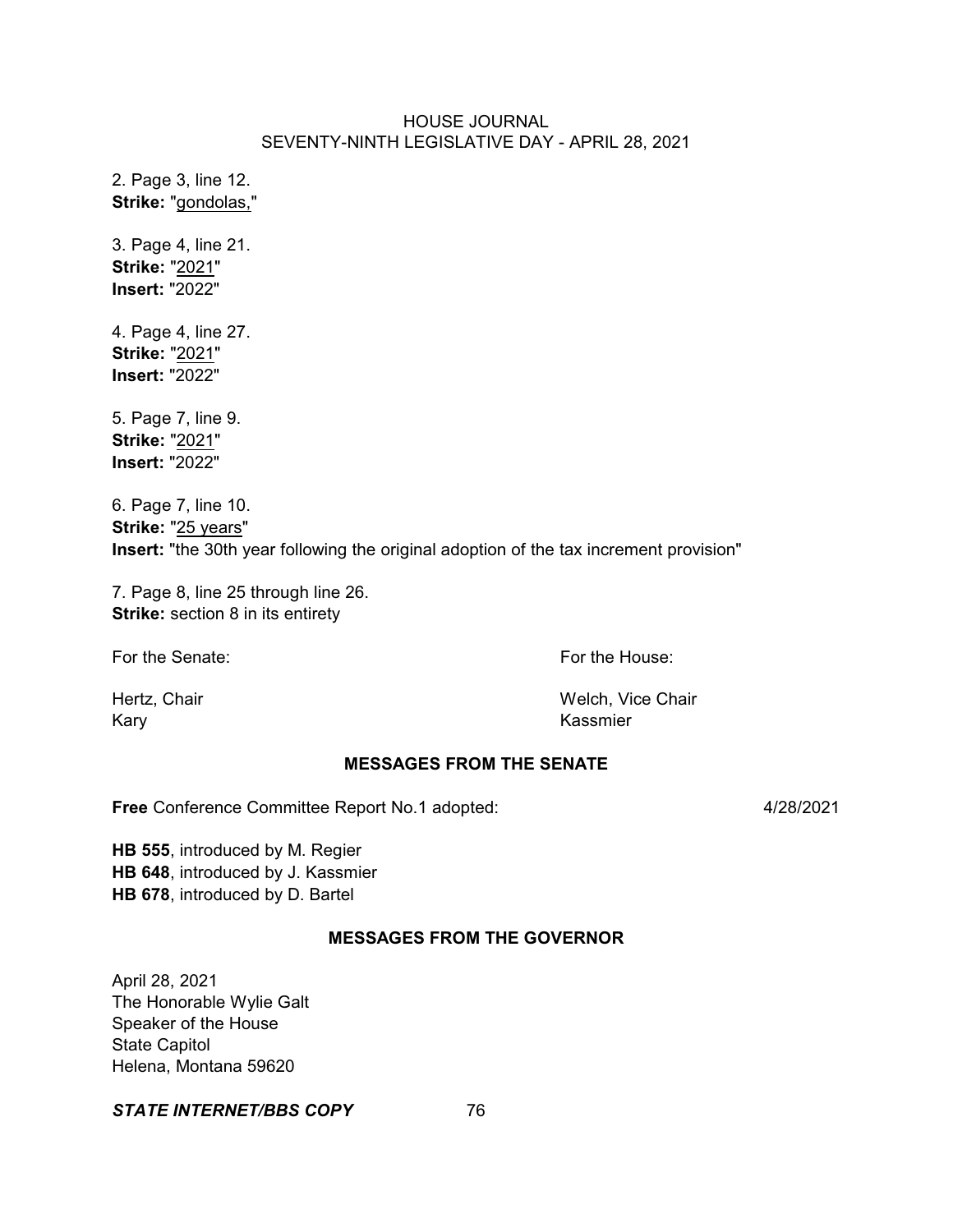2. Page 3, line 12.
**Strike:** "gondolas,"

3. Page 4, line 21.
**Strike:** "2021"
**Insert:** "2022"

4. Page 4, line 27.
**Strike:** "2021"
**Insert:** "2022"

5. Page 7, line 9.
**Strike:** "2021"
**Insert:** "2022"

6. Page 7, line 10.
**Strike:** "25 years"
**Insert:** "the 30th year following the original adoption of the tax increment provision"

7. Page 8, line 25 through line 26.
**Strike:** section 8 in its entirety

For the Senate:

Hertz, Chair
Kary

For the House:

Welch, Vice Chair
Kassmier

## MESSAGES FROM THE SENATE

**Free** Conference Committee Report No.1 adopted: 4/28/2021

**HB 555**, introduced by M. Regier
**HB 648**, introduced by J. Kassmier
**HB 678**, introduced by D. Bartel

## MESSAGES FROM THE GOVERNOR

April 28, 2021
The Honorable Wylie Galt
Speaker of the House
State Capitol
Helena, Montana 59620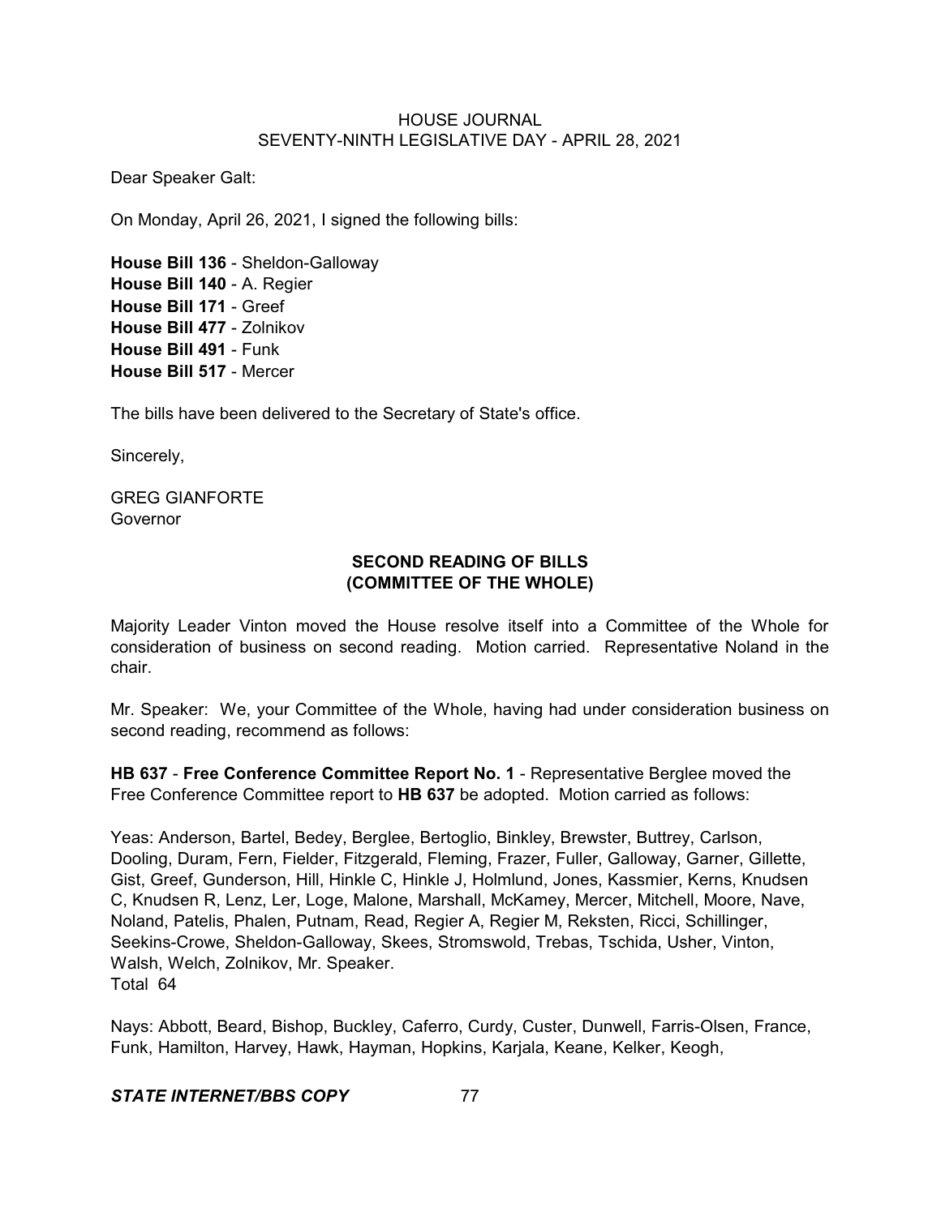Dear Speaker Galt:

On Monday, April 26, 2021, I signed the following bills:

**House Bill 136** - Sheldon-Galloway
**House Bill 140** - A. Regier
**House Bill 171** - Greef
**House Bill 477** - Zolnikov
**House Bill 491** - Funk
**House Bill 517** - Mercer

The bills have been delivered to the Secretary of State's office.

Sincerely,

GREG GIANFORTE
Governor

## SECOND READING OF BILLS (COMMITTEE OF THE WHOLE)

Majority Leader Vinton moved the House resolve itself into a Committee of the Whole for consideration of business on second reading. Motion carried. Representative Noland in the chair.

Mr. Speaker: We, your Committee of the Whole, having had under consideration business on second reading, recommend as follows:

**HB 637** - **Free Conference Committee Report No. 1** - Representative Berglee moved the Free Conference Committee report to **HB 637** be adopted. Motion carried as follows:

Yeas: Anderson, Bartel, Bedey, Berglee, Bertoglio, Binkley, Brewster, Buttrey, Carlson, Dooling, Duram, Fern, Fielder, Fitzgerald, Fleming, Frazer, Fuller, Galloway, Garner, Gillette, Gist, Greef, Gunderson, Hill, Hinkle C, Hinkle J, Holmlund, Jones, Kassmier, Kerns, Knudsen C, Knudsen R, Lenz, Ler, Loge, Malone, Marshall, McKamey, Mercer, Mitchell, Moore, Nave, Noland, Patelis, Phalen, Putnam, Read, Regier A, Regier M, Reksten, Ricci, Schillinger, Seekins-Crowe, Sheldon-Galloway, Skees, Stromswold, Trebas, Tschida, Usher, Vinton, Walsh, Welch, Zolnikov, Mr. Speaker.
Total 64

Nays: Abbott, Beard, Bishop, Buckley, Caferro, Curdy, Custer, Dunwell, Farris-Olsen, France, Funk, Hamilton, Harvey, Hawk, Hayman, Hopkins, Karjala, Keane, Kelker, Keogh,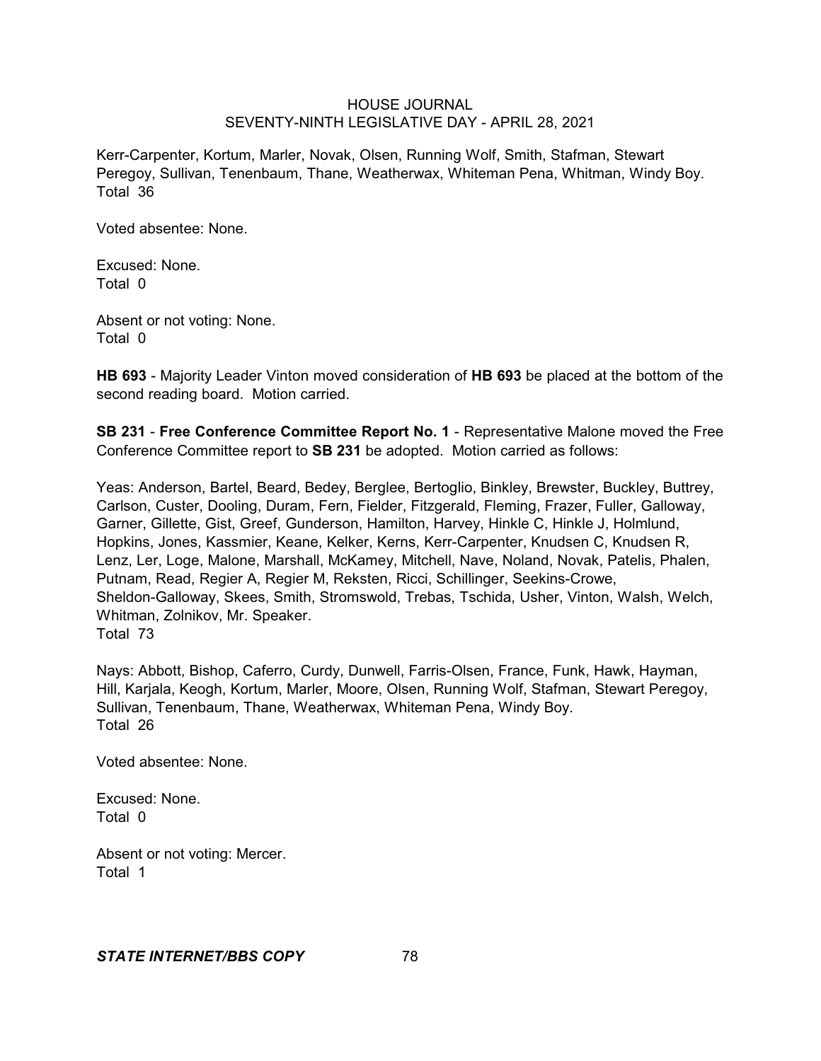Kerr-Carpenter, Kortum, Marler, Novak, Olsen, Running Wolf, Smith, Stafman, Stewart Peregoy, Sullivan, Tenenbaum, Thane, Weatherwax, Whiteman Pena, Whitman, Windy Boy.
Total 36

Voted absentee: None.

Excused: None.
Total 0

Absent or not voting: None.
Total 0

**HB 693** - Majority Leader Vinton moved consideration of **HB 693** be placed at the bottom of the second reading board. Motion carried.

**SB 231** - **Free Conference Committee Report No. 1** - Representative Malone moved the Free Conference Committee report to **SB 231** be adopted. Motion carried as follows:

Yeas: Anderson, Bartel, Beard, Bedey, Berglee, Bertoglio, Binkley, Brewster, Buckley, Buttrey, Carlson, Custer, Dooling, Duram, Fern, Fielder, Fitzgerald, Fleming, Frazer, Fuller, Galloway, Garner, Gillette, Gist, Greef, Gunderson, Hamilton, Harvey, Hinkle C, Hinkle J, Holmlund, Hopkins, Jones, Kassmier, Keane, Kelker, Kerns, Kerr-Carpenter, Knudsen C, Knudsen R, Lenz, Ler, Loge, Malone, Marshall, McKamey, Mitchell, Nave, Noland, Novak, Patelis, Phalen, Putnam, Read, Regier A, Regier M, Reksten, Ricci, Schillinger, Seekins-Crowe, Sheldon-Galloway, Skees, Smith, Stromswold, Trebas, Tschida, Usher, Vinton, Walsh, Welch, Whitman, Zolnikov, Mr. Speaker.
Total 73

Nays: Abbott, Bishop, Caferro, Curdy, Dunwell, Farris-Olsen, France, Funk, Hawk, Hayman, Hill, Karjala, Keogh, Kortum, Marler, Moore, Olsen, Running Wolf, Stafman, Stewart Peregoy, Sullivan, Tenenbaum, Thane, Weatherwax, Whiteman Pena, Windy Boy.
Total 26

Voted absentee: None.

Excused: None.
Total 0

Absent or not voting: Mercer.
Total 1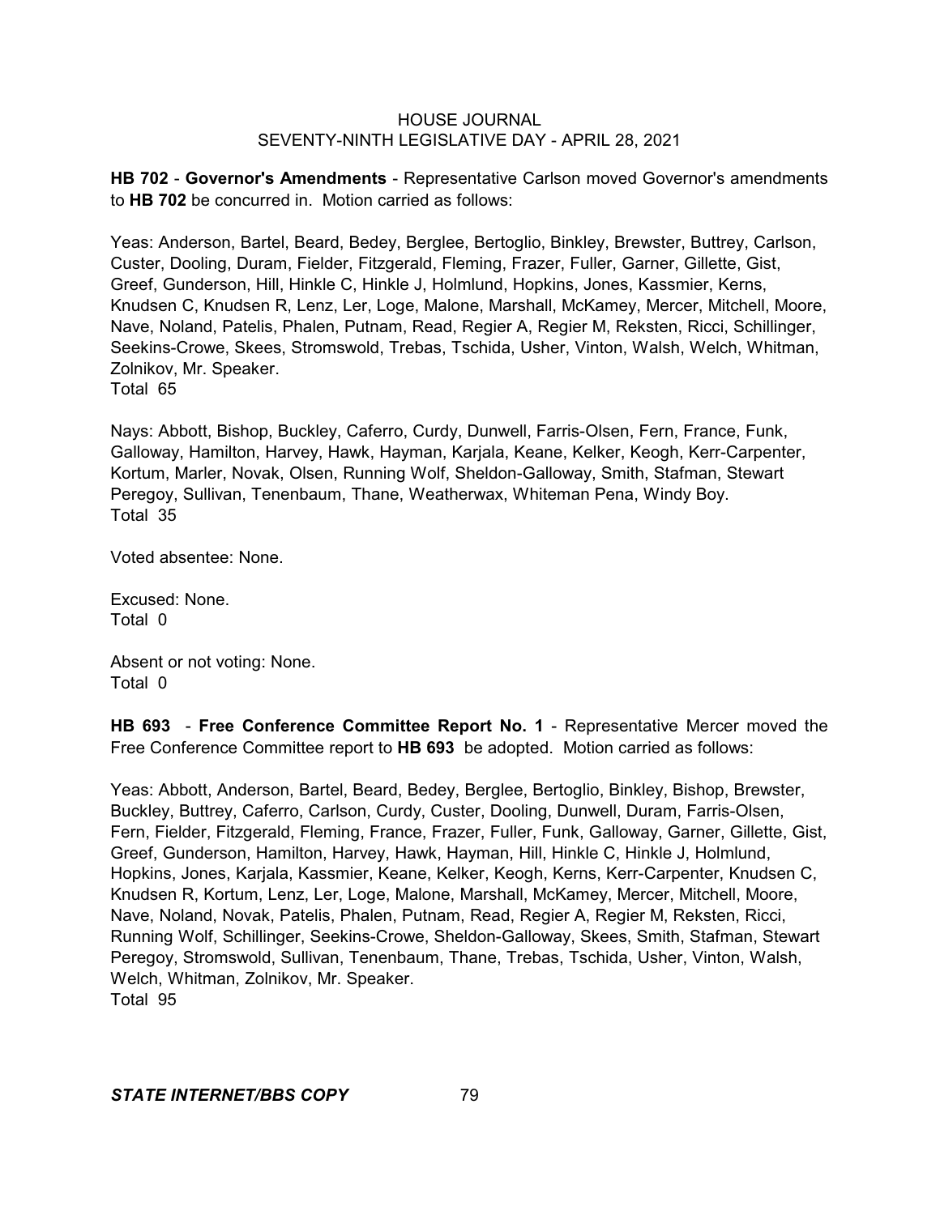**HB 702** - **Governor's Amendments** - Representative Carlson moved Governor's amendments to **HB 702** be concurred in. Motion carried as follows:

Yeas: Anderson, Bartel, Beard, Bedey, Berglee, Bertoglio, Binkley, Brewster, Buttrey, Carlson, Custer, Dooling, Duram, Fielder, Fitzgerald, Fleming, Frazer, Fuller, Garner, Gillette, Gist, Greef, Gunderson, Hill, Hinkle C, Hinkle J, Holmlund, Hopkins, Jones, Kassmier, Kerns, Knudsen C, Knudsen R, Lenz, Ler, Loge, Malone, Marshall, McKamey, Mercer, Mitchell, Moore, Nave, Noland, Patelis, Phalen, Putnam, Read, Regier A, Regier M, Reksten, Ricci, Schillinger, Seekins-Crowe, Skees, Stromswold, Trebas, Tschida, Usher, Vinton, Walsh, Welch, Whitman, Zolnikov, Mr. Speaker.
Total 65

Nays: Abbott, Bishop, Buckley, Caferro, Curdy, Dunwell, Farris-Olsen, Fern, France, Funk, Galloway, Hamilton, Harvey, Hawk, Hayman, Karjala, Keane, Kelker, Keogh, Kerr-Carpenter, Kortum, Marler, Novak, Olsen, Running Wolf, Sheldon-Galloway, Smith, Stafman, Stewart Peregoy, Sullivan, Tenenbaum, Thane, Weatherwax, Whiteman Pena, Windy Boy.
Total 35

Voted absentee: None.

Excused: None.
Total 0

Absent or not voting: None.
Total 0

**HB 693** - **Free Conference Committee Report No. 1** - Representative Mercer moved the Free Conference Committee report to **HB 693** be adopted. Motion carried as follows:

Yeas: Abbott, Anderson, Bartel, Beard, Bedey, Berglee, Bertoglio, Binkley, Bishop, Brewster, Buckley, Buttrey, Caferro, Carlson, Curdy, Custer, Dooling, Dunwell, Duram, Farris-Olsen, Fern, Fielder, Fitzgerald, Fleming, France, Frazer, Fuller, Funk, Galloway, Garner, Gillette, Gist, Greef, Gunderson, Hamilton, Harvey, Hawk, Hayman, Hill, Hinkle C, Hinkle J, Holmlund, Hopkins, Jones, Karjala, Kassmier, Keane, Kelker, Keogh, Kerns, Kerr-Carpenter, Knudsen C, Knudsen R, Kortum, Lenz, Ler, Loge, Malone, Marshall, McKamey, Mercer, Mitchell, Moore, Nave, Noland, Novak, Patelis, Phalen, Putnam, Read, Regier A, Regier M, Reksten, Ricci, Running Wolf, Schillinger, Seekins-Crowe, Sheldon-Galloway, Skees, Smith, Stafman, Stewart Peregoy, Stromswold, Sullivan, Tenenbaum, Thane, Trebas, Tschida, Usher, Vinton, Walsh, Welch, Whitman, Zolnikov, Mr. Speaker.
Total 95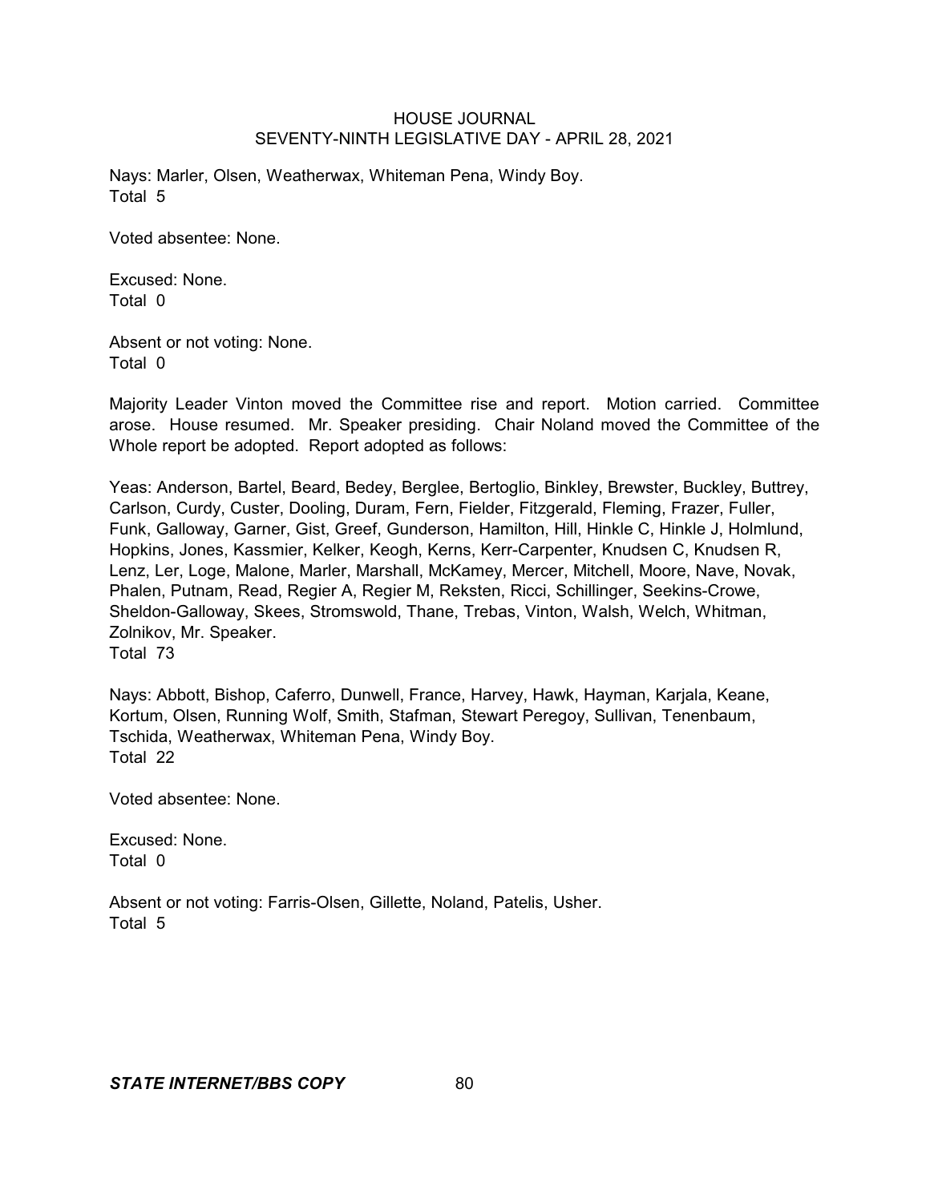Nays: Marler, Olsen, Weatherwax, Whiteman Pena, Windy Boy.
Total 5

Voted absentee: None.

Excused: None.
Total 0

Absent or not voting: None.
Total 0

Majority Leader Vinton moved the Committee rise and report. Motion carried. Committee arose. House resumed. Mr. Speaker presiding. Chair Noland moved the Committee of the Whole report be adopted. Report adopted as follows:

Yeas: Anderson, Bartel, Beard, Bedey, Berglee, Bertoglio, Binkley, Brewster, Buckley, Buttrey, Carlson, Curdy, Custer, Dooling, Duram, Fern, Fielder, Fitzgerald, Fleming, Frazer, Fuller, Funk, Galloway, Garner, Gist, Greef, Gunderson, Hamilton, Hill, Hinkle C, Hinkle J, Holmlund, Hopkins, Jones, Kassmier, Kelker, Keogh, Kerns, Kerr-Carpenter, Knudsen C, Knudsen R, Lenz, Ler, Loge, Malone, Marler, Marshall, McKamey, Mercer, Mitchell, Moore, Nave, Novak, Phalen, Putnam, Read, Regier A, Regier M, Reksten, Ricci, Schillinger, Seekins-Crowe, Sheldon-Galloway, Skees, Stromswold, Thane, Trebas, Vinton, Walsh, Welch, Whitman, Zolnikov, Mr. Speaker.
Total 73

Nays: Abbott, Bishop, Caferro, Dunwell, France, Harvey, Hawk, Hayman, Karjala, Keane, Kortum, Olsen, Running Wolf, Smith, Stafman, Stewart Peregoy, Sullivan, Tenenbaum, Tschida, Weatherwax, Whiteman Pena, Windy Boy.
Total 22

Voted absentee: None.

Excused: None.
Total 0

Absent or not voting: Farris-Olsen, Gillette, Noland, Patelis, Usher.
Total 5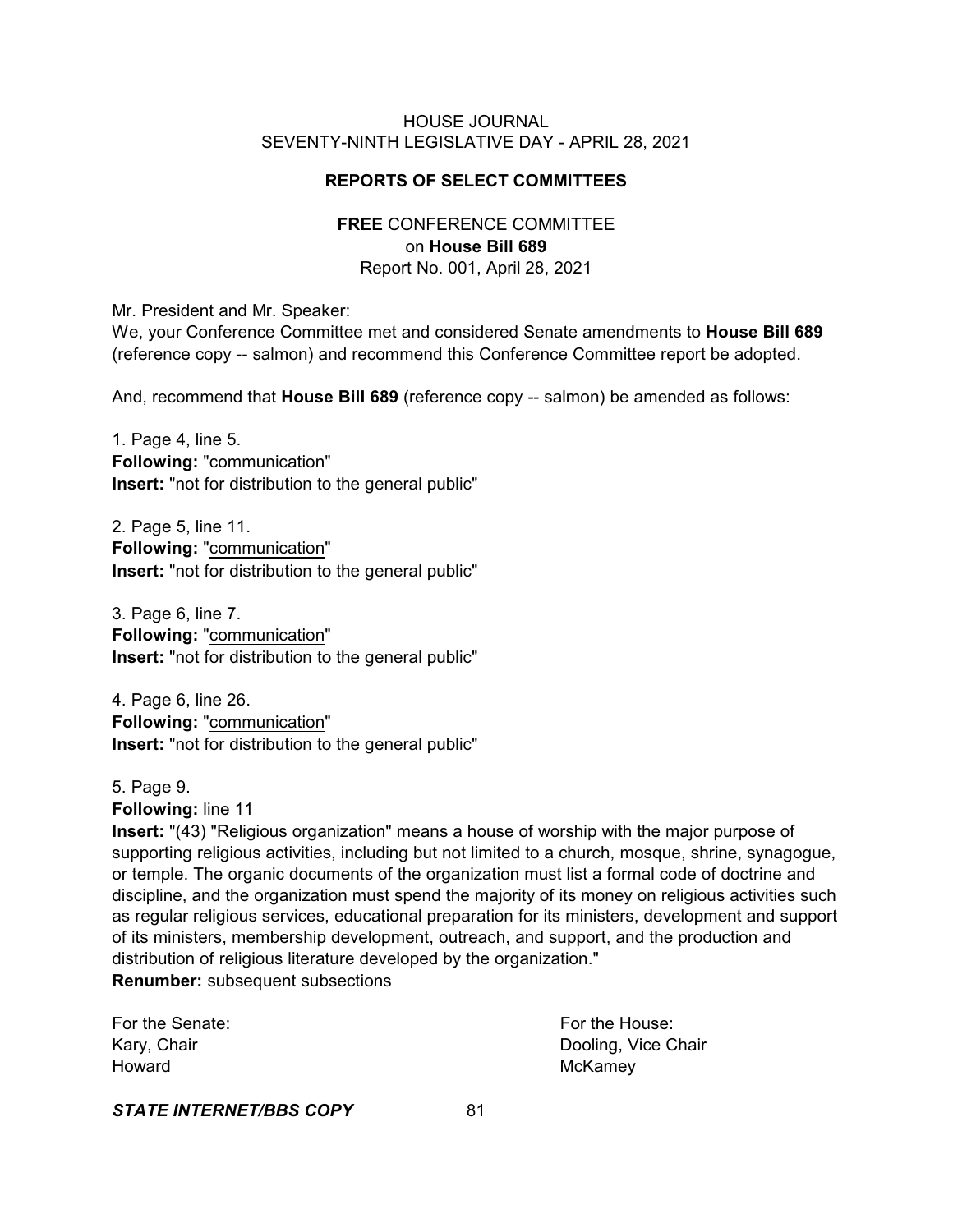## REPORTS OF SELECT COMMITTEES

### FREE CONFERENCE COMMITTEE on House Bill 689

Report No. 001, April 28, 2021

Mr. President and Mr. Speaker:

We, your Conference Committee met and considered Senate amendments to **House Bill 689** (reference copy -- salmon) and recommend this Conference Committee report be adopted.

And, recommend that **House Bill 689** (reference copy -- salmon) be amended as follows:

1. Page 4, line 5.
**Following:** "communication"
**Insert:** "not for distribution to the general public"

2. Page 5, line 11.
**Following:** "communication"
**Insert:** "not for distribution to the general public"

3. Page 6, line 7.
**Following:** "communication"
**Insert:** "not for distribution to the general public"

4. Page 6, line 26.
**Following:** "communication"
**Insert:** "not for distribution to the general public"

5. Page 9.
**Following:** line 11
**Insert:** "(43) "Religious organization" means a house of worship with the major purpose of supporting religious activities, including but not limited to a church, mosque, shrine, synagogue, or temple. The organic documents of the organization must list a formal code of doctrine and discipline, and the organization must spend the majority of its money on religious activities such as regular religious services, educational preparation for its ministers, development and support of its ministers, membership development, outreach, and support, and the production and distribution of religious literature developed by the organization."
**Renumber:** subsequent subsections

For the Senate:
Kary, Chair
Howard

For the House:
Dooling, Vice Chair
McKamey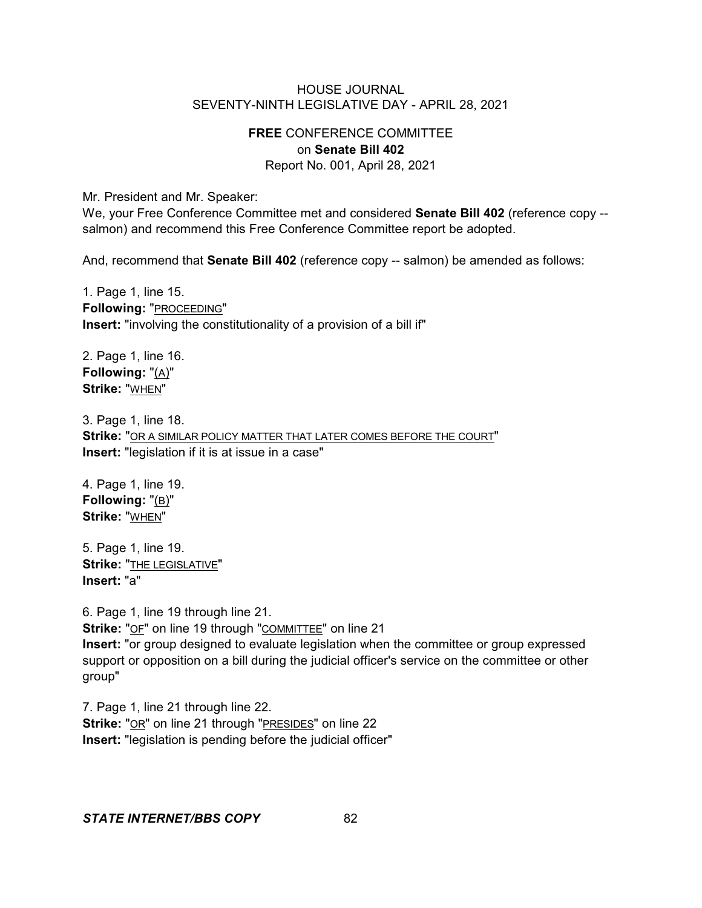# FREE CONFERENCE COMMITTEE
## on Senate Bill 402
Report No. 001, April 28, 2021

Mr. President and Mr. Speaker:

We, your Free Conference Committee met and considered **Senate Bill 402** (reference copy -- salmon) and recommend this Free Conference Committee report be adopted.

And, recommend that **Senate Bill 402** (reference copy -- salmon) be amended as follows:

1. Page 1, line 15.
**Following:** "PROCEEDING"
**Insert:** "involving the constitutionality of a provision of a bill if"

2. Page 1, line 16.
**Following:** "(A)"
**Strike:** "WHEN"

3. Page 1, line 18.
**Strike:** "OR A SIMILAR POLICY MATTER THAT LATER COMES BEFORE THE COURT"
**Insert:** "legislation if it is at issue in a case"

4. Page 1, line 19.
**Following:** "(B)"
**Strike:** "WHEN"

5. Page 1, line 19.
**Strike:** "THE LEGISLATIVE"
**Insert:** "a"

6. Page 1, line 19 through line 21.
**Strike:** "OF" on line 19 through "COMMITTEE" on line 21
**Insert:** "or group designed to evaluate legislation when the committee or group expressed support or opposition on a bill during the judicial officer's service on the committee or other group"

7. Page 1, line 21 through line 22.
**Strike:** "OR" on line 21 through "PRESIDES" on line 22
**Insert:** "legislation is pending before the judicial officer"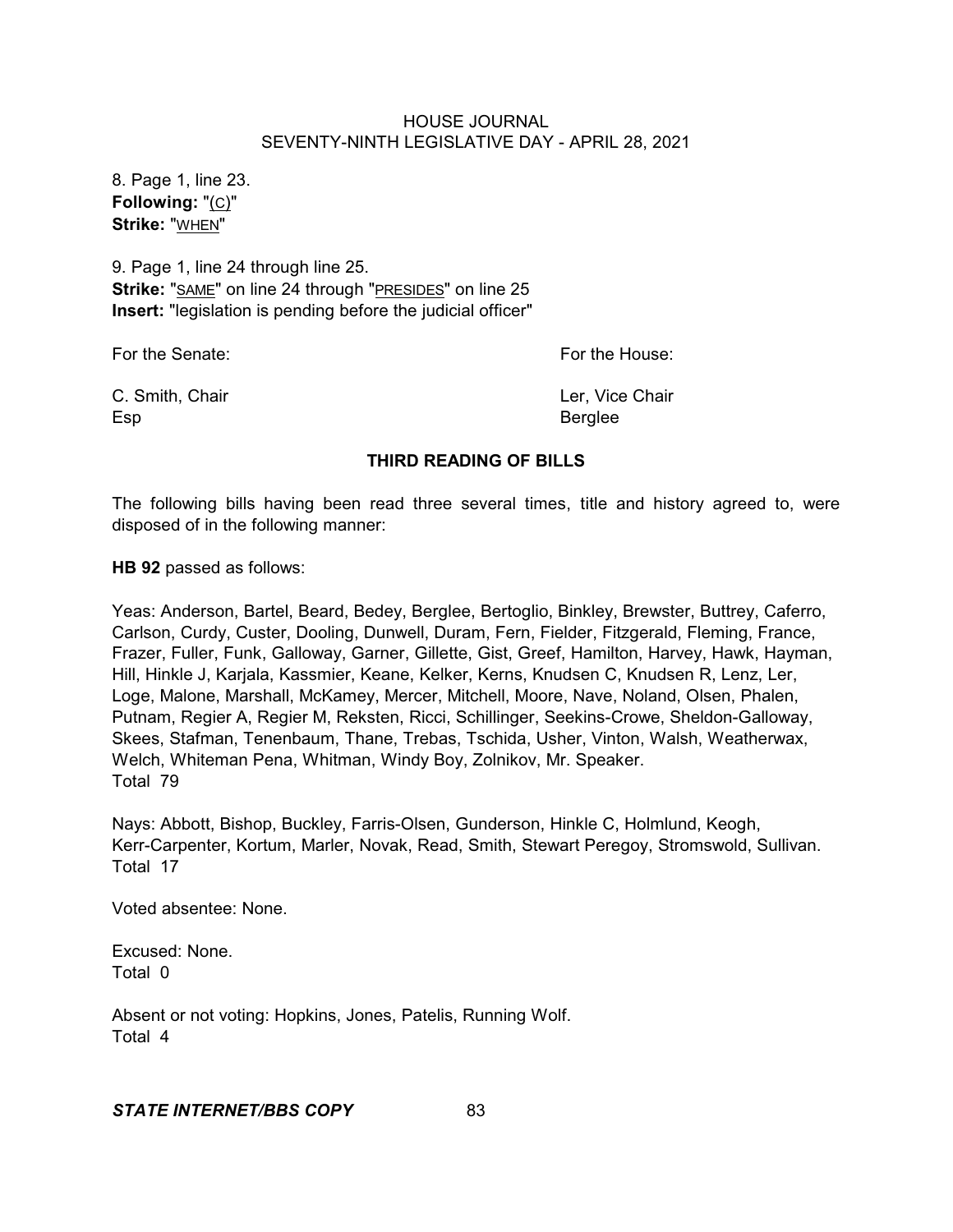8. Page 1, line 23.
**Following:** "(C)"
**Strike:** "WHEN"

9. Page 1, line 24 through line 25.
**Strike:** "SAME" on line 24 through "PRESIDES" on line 25
**Insert:** "legislation is pending before the judicial officer"

| For the Senate: | For the House: |
| --- | --- |
| C. Smith, Chair | Ler, Vice Chair |
| Esp | Berglee |

## THIRD READING OF BILLS

The following bills having been read three several times, title and history agreed to, were disposed of in the following manner:

**HB 92** passed as follows:

Yeas: Anderson, Bartel, Beard, Bedey, Berglee, Bertoglio, Binkley, Brewster, Buttrey, Caferro, Carlson, Curdy, Custer, Dooling, Dunwell, Duram, Fern, Fielder, Fitzgerald, Fleming, France, Frazer, Fuller, Funk, Galloway, Garner, Gillette, Gist, Greef, Hamilton, Harvey, Hawk, Hayman, Hill, Hinkle J, Karjala, Kassmier, Keane, Kelker, Kerns, Knudsen C, Knudsen R, Lenz, Ler, Loge, Malone, Marshall, McKamey, Mercer, Mitchell, Moore, Nave, Noland, Olsen, Phalen, Putnam, Regier A, Regier M, Reksten, Ricci, Schillinger, Seekins-Crowe, Sheldon-Galloway, Skees, Stafman, Tenenbaum, Thane, Trebas, Tschida, Usher, Vinton, Walsh, Weatherwax, Welch, Whiteman Pena, Whitman, Windy Boy, Zolnikov, Mr. Speaker.
Total 79

Nays: Abbott, Bishop, Buckley, Farris-Olsen, Gunderson, Hinkle C, Holmlund, Keogh, Kerr-Carpenter, Kortum, Marler, Novak, Read, Smith, Stewart Peregoy, Stromswold, Sullivan.
Total 17

Voted absentee: None.

Excused: None.
Total 0

Absent or not voting: Hopkins, Jones, Patelis, Running Wolf.
Total 4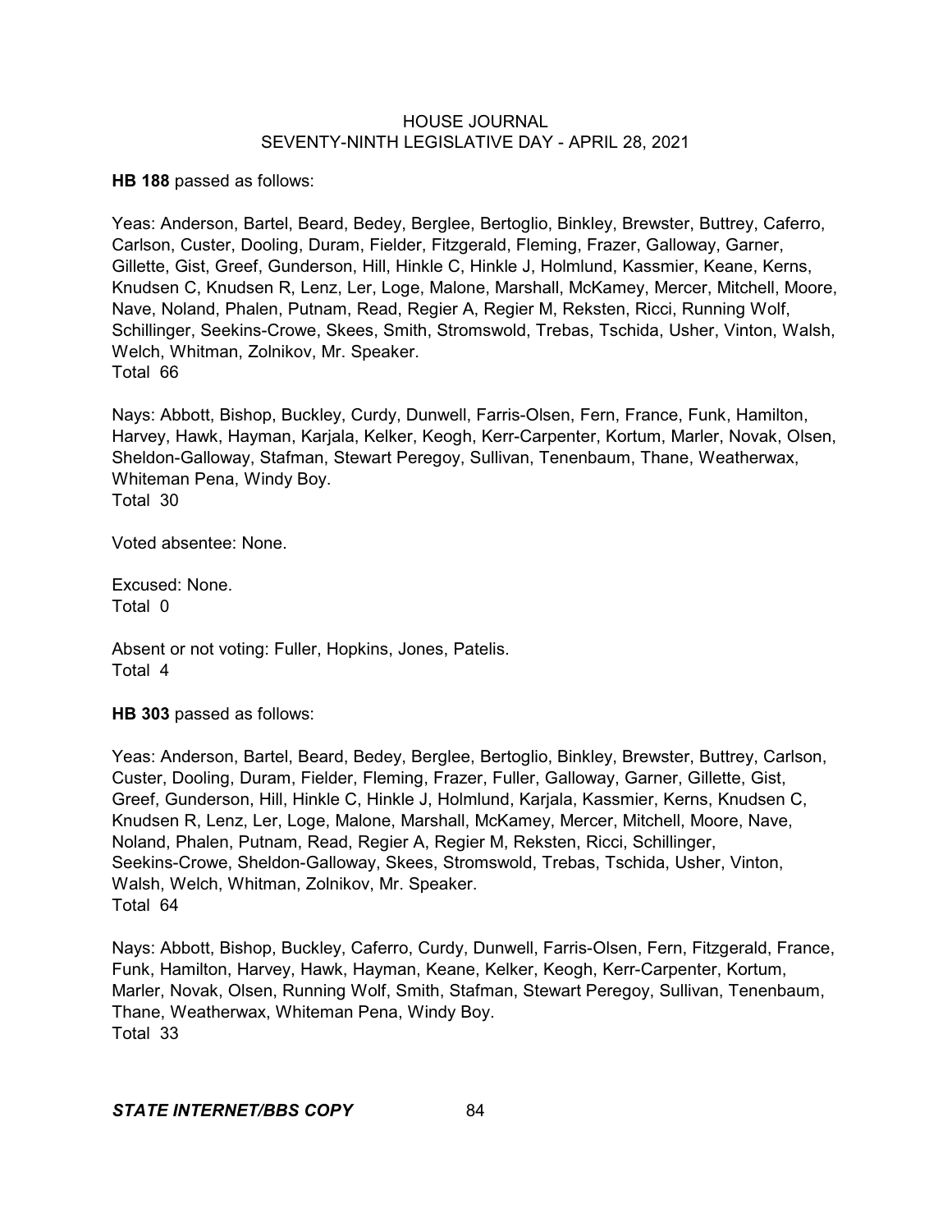**HB 188** passed as follows:

Yeas: Anderson, Bartel, Beard, Bedey, Berglee, Bertoglio, Binkley, Brewster, Buttrey, Caferro, Carlson, Custer, Dooling, Duram, Fielder, Fitzgerald, Fleming, Frazer, Galloway, Garner, Gillette, Gist, Greef, Gunderson, Hill, Hinkle C, Hinkle J, Holmlund, Kassmier, Keane, Kerns, Knudsen C, Knudsen R, Lenz, Ler, Loge, Malone, Marshall, McKamey, Mercer, Mitchell, Moore, Nave, Noland, Phalen, Putnam, Read, Regier A, Regier M, Reksten, Ricci, Running Wolf, Schillinger, Seekins-Crowe, Skees, Smith, Stromswold, Trebas, Tschida, Usher, Vinton, Walsh, Welch, Whitman, Zolnikov, Mr. Speaker.
Total 66

Nays: Abbott, Bishop, Buckley, Curdy, Dunwell, Farris-Olsen, Fern, France, Funk, Hamilton, Harvey, Hawk, Hayman, Karjala, Kelker, Keogh, Kerr-Carpenter, Kortum, Marler, Novak, Olsen, Sheldon-Galloway, Stafman, Stewart Peregoy, Sullivan, Tenenbaum, Thane, Weatherwax, Whiteman Pena, Windy Boy.
Total 30

Voted absentee: None.

Excused: None.
Total 0

Absent or not voting: Fuller, Hopkins, Jones, Patelis.
Total 4

**HB 303** passed as follows:

Yeas: Anderson, Bartel, Beard, Bedey, Berglee, Bertoglio, Binkley, Brewster, Buttrey, Carlson, Custer, Dooling, Duram, Fielder, Fleming, Frazer, Fuller, Galloway, Garner, Gillette, Gist, Greef, Gunderson, Hill, Hinkle C, Hinkle J, Holmlund, Karjala, Kassmier, Kerns, Knudsen C, Knudsen R, Lenz, Ler, Loge, Malone, Marshall, McKamey, Mercer, Mitchell, Moore, Nave, Noland, Phalen, Putnam, Read, Regier A, Regier M, Reksten, Ricci, Schillinger, Seekins-Crowe, Sheldon-Galloway, Skees, Stromswold, Trebas, Tschida, Usher, Vinton, Walsh, Welch, Whitman, Zolnikov, Mr. Speaker.
Total 64

Nays: Abbott, Bishop, Buckley, Caferro, Curdy, Dunwell, Farris-Olsen, Fern, Fitzgerald, France, Funk, Hamilton, Harvey, Hawk, Hayman, Keane, Kelker, Keogh, Kerr-Carpenter, Kortum, Marler, Novak, Olsen, Running Wolf, Smith, Stafman, Stewart Peregoy, Sullivan, Tenenbaum, Thane, Weatherwax, Whiteman Pena, Windy Boy.
Total 33

*STATE INTERNET/BBS COPY*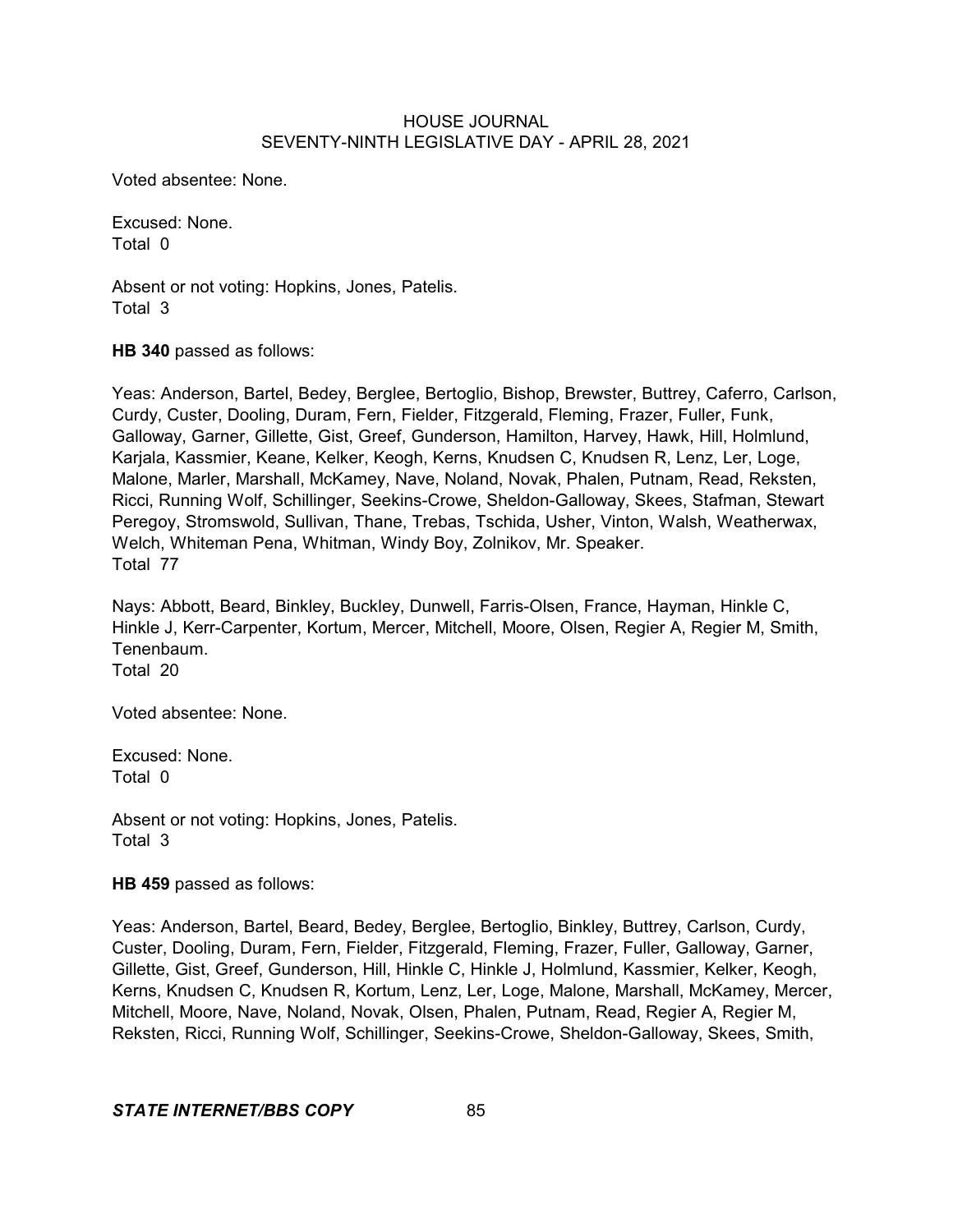Voted absentee: None.

Excused: None.
Total 0

Absent or not voting: Hopkins, Jones, Patelis.
Total 3

**HB 340** passed as follows:

Yeas: Anderson, Bartel, Bedey, Berglee, Bertoglio, Bishop, Brewster, Buttrey, Caferro, Carlson, Curdy, Custer, Dooling, Duram, Fern, Fielder, Fitzgerald, Fleming, Frazer, Fuller, Funk, Galloway, Garner, Gillette, Gist, Greef, Gunderson, Hamilton, Harvey, Hawk, Hill, Holmlund, Karjala, Kassmier, Keane, Kelker, Keogh, Kerns, Knudsen C, Knudsen R, Lenz, Ler, Loge, Malone, Marler, Marshall, McKamey, Nave, Noland, Novak, Phalen, Putnam, Read, Reksten, Ricci, Running Wolf, Schillinger, Seekins-Crowe, Sheldon-Galloway, Skees, Stafman, Stewart Peregoy, Stromswold, Sullivan, Thane, Trebas, Tschida, Usher, Vinton, Walsh, Weatherwax, Welch, Whiteman Pena, Whitman, Windy Boy, Zolnikov, Mr. Speaker.
Total 77

Nays: Abbott, Beard, Binkley, Buckley, Dunwell, Farris-Olsen, France, Hayman, Hinkle C, Hinkle J, Kerr-Carpenter, Kortum, Mercer, Mitchell, Moore, Olsen, Regier A, Regier M, Smith, Tenenbaum.
Total 20

Voted absentee: None.

Excused: None.
Total 0

Absent or not voting: Hopkins, Jones, Patelis.
Total 3

**HB 459** passed as follows:

Yeas: Anderson, Bartel, Beard, Bedey, Berglee, Bertoglio, Binkley, Buttrey, Carlson, Curdy, Custer, Dooling, Duram, Fern, Fielder, Fitzgerald, Fleming, Frazer, Fuller, Galloway, Garner, Gillette, Gist, Greef, Gunderson, Hill, Hinkle C, Hinkle J, Holmlund, Kassmier, Kelker, Keogh, Kerns, Knudsen C, Knudsen R, Kortum, Lenz, Ler, Loge, Malone, Marshall, McKamey, Mercer, Mitchell, Moore, Nave, Noland, Novak, Olsen, Phalen, Putnam, Read, Regier A, Regier M, Reksten, Ricci, Running Wolf, Schillinger, Seekins-Crowe, Sheldon-Galloway, Skees, Smith,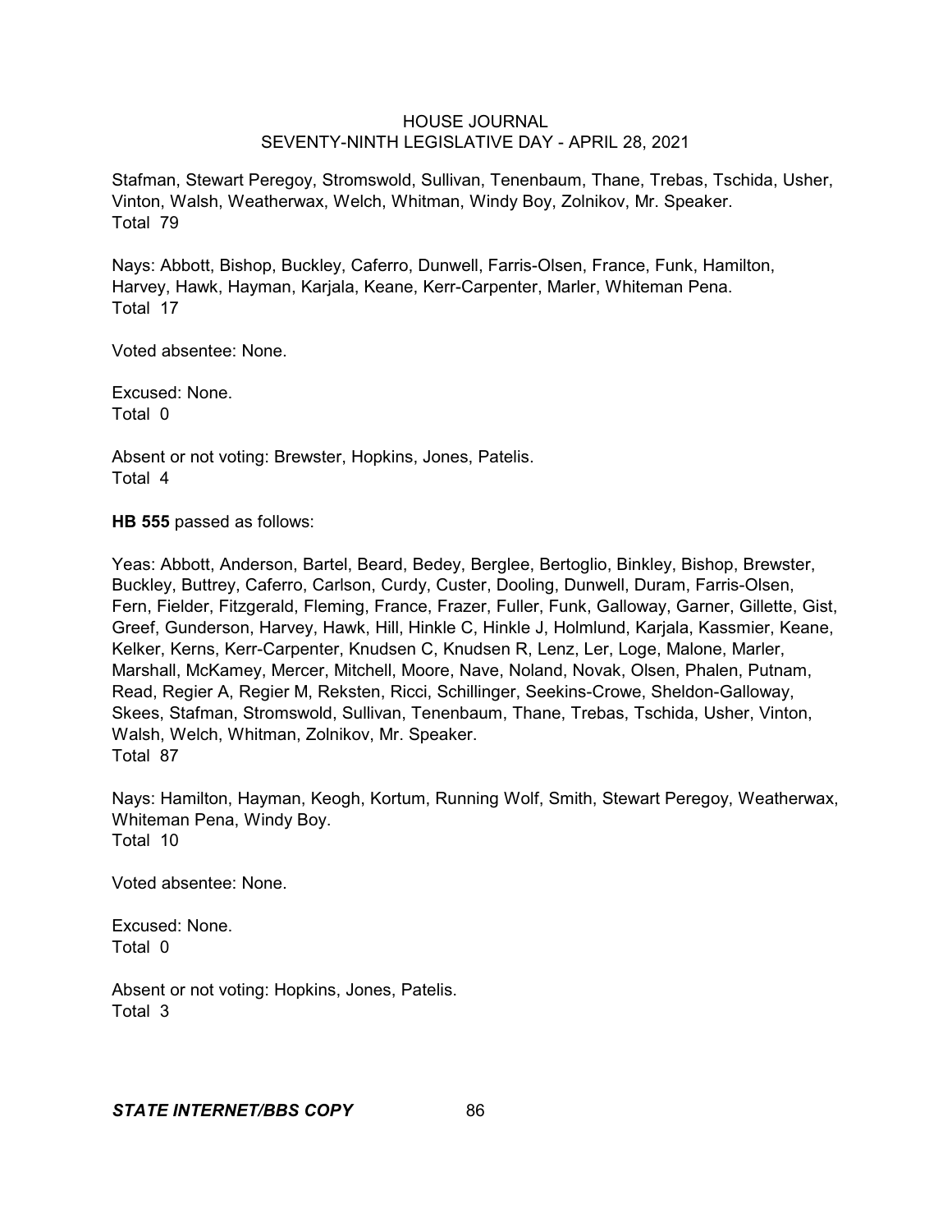Stafman, Stewart Peregoy, Stromswold, Sullivan, Tenenbaum, Thane, Trebas, Tschida, Usher, Vinton, Walsh, Weatherwax, Welch, Whitman, Windy Boy, Zolnikov, Mr. Speaker.
Total 79

Nays: Abbott, Bishop, Buckley, Caferro, Dunwell, Farris-Olsen, France, Funk, Hamilton, Harvey, Hawk, Hayman, Karjala, Keane, Kerr-Carpenter, Marler, Whiteman Pena.
Total 17

Voted absentee: None.

Excused: None.
Total 0

Absent or not voting: Brewster, Hopkins, Jones, Patelis.
Total 4

**HB 555** passed as follows:

Yeas: Abbott, Anderson, Bartel, Beard, Bedey, Berglee, Bertoglio, Binkley, Bishop, Brewster, Buckley, Buttrey, Caferro, Carlson, Curdy, Custer, Dooling, Dunwell, Duram, Farris-Olsen, Fern, Fielder, Fitzgerald, Fleming, France, Frazer, Fuller, Funk, Galloway, Garner, Gillette, Gist, Greef, Gunderson, Harvey, Hawk, Hill, Hinkle C, Hinkle J, Holmlund, Karjala, Kassmier, Keane, Kelker, Kerns, Kerr-Carpenter, Knudsen C, Knudsen R, Lenz, Ler, Loge, Malone, Marler, Marshall, McKamey, Mercer, Mitchell, Moore, Nave, Noland, Novak, Olsen, Phalen, Putnam, Read, Regier A, Regier M, Reksten, Ricci, Schillinger, Seekins-Crowe, Sheldon-Galloway, Skees, Stafman, Stromswold, Sullivan, Tenenbaum, Thane, Trebas, Tschida, Usher, Vinton, Walsh, Welch, Whitman, Zolnikov, Mr. Speaker.
Total 87

Nays: Hamilton, Hayman, Keogh, Kortum, Running Wolf, Smith, Stewart Peregoy, Weatherwax, Whiteman Pena, Windy Boy.
Total 10

Voted absentee: None.

Excused: None.
Total 0

Absent or not voting: Hopkins, Jones, Patelis.
Total 3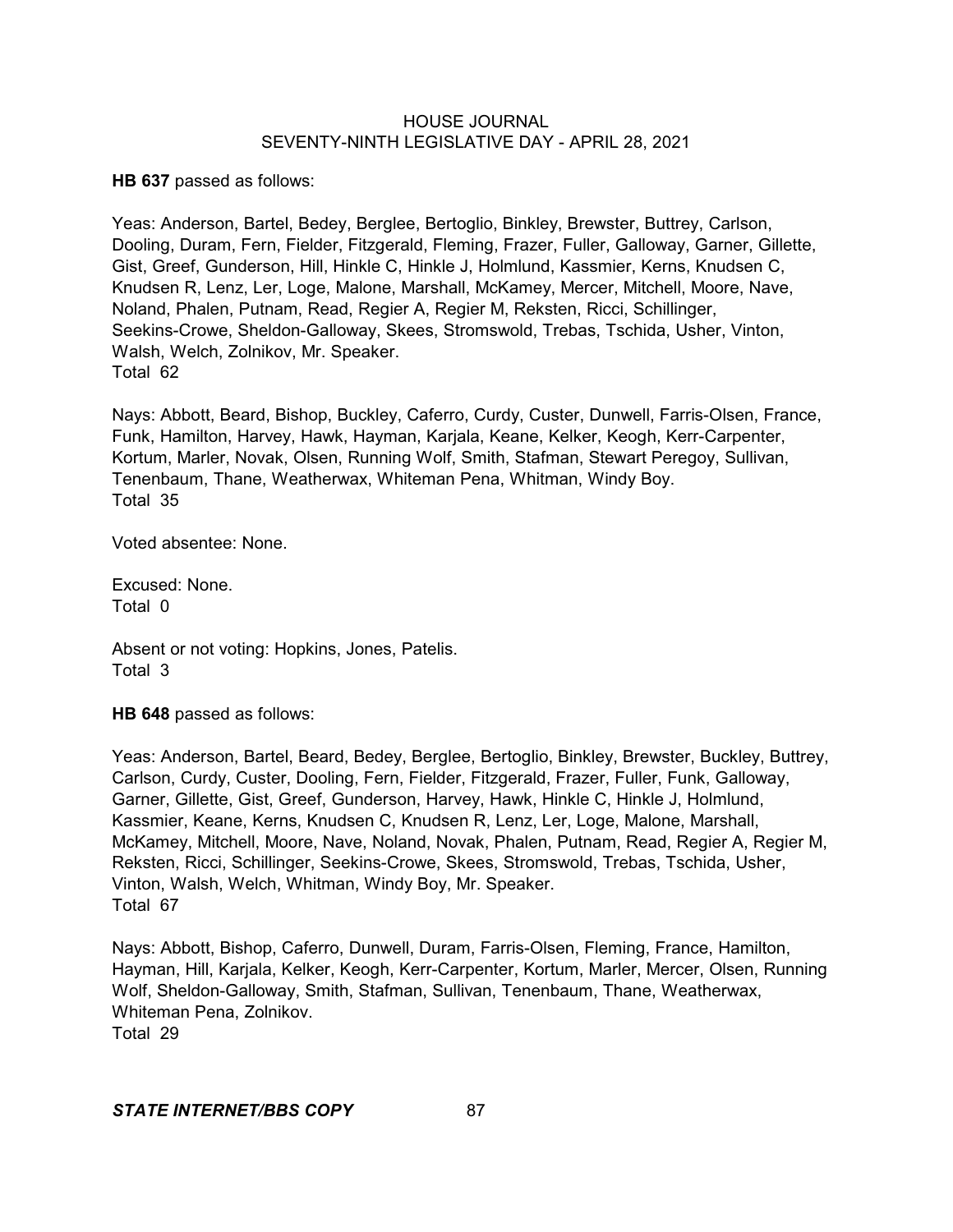**HB 637** passed as follows:

Yeas: Anderson, Bartel, Bedey, Berglee, Bertoglio, Binkley, Brewster, Buttrey, Carlson, Dooling, Duram, Fern, Fielder, Fitzgerald, Fleming, Frazer, Fuller, Galloway, Garner, Gillette, Gist, Greef, Gunderson, Hill, Hinkle C, Hinkle J, Holmlund, Kassmier, Kerns, Knudsen C, Knudsen R, Lenz, Ler, Loge, Malone, Marshall, McKamey, Mercer, Mitchell, Moore, Nave, Noland, Phalen, Putnam, Read, Regier A, Regier M, Reksten, Ricci, Schillinger, Seekins-Crowe, Sheldon-Galloway, Skees, Stromswold, Trebas, Tschida, Usher, Vinton, Walsh, Welch, Zolnikov, Mr. Speaker.
Total 62

Nays: Abbott, Beard, Bishop, Buckley, Caferro, Curdy, Custer, Dunwell, Farris-Olsen, France, Funk, Hamilton, Harvey, Hawk, Hayman, Karjala, Keane, Kelker, Keogh, Kerr-Carpenter, Kortum, Marler, Novak, Olsen, Running Wolf, Smith, Stafman, Stewart Peregoy, Sullivan, Tenenbaum, Thane, Weatherwax, Whiteman Pena, Whitman, Windy Boy.
Total 35

Voted absentee: None.

Excused: None.
Total 0

Absent or not voting: Hopkins, Jones, Patelis.
Total 3

**HB 648** passed as follows:

Yeas: Anderson, Bartel, Beard, Bedey, Berglee, Bertoglio, Binkley, Brewster, Buckley, Buttrey, Carlson, Curdy, Custer, Dooling, Fern, Fielder, Fitzgerald, Frazer, Fuller, Funk, Galloway, Garner, Gillette, Gist, Greef, Gunderson, Harvey, Hawk, Hinkle C, Hinkle J, Holmlund, Kassmier, Keane, Kerns, Knudsen C, Knudsen R, Lenz, Ler, Loge, Malone, Marshall, McKamey, Mitchell, Moore, Nave, Noland, Novak, Phalen, Putnam, Read, Regier A, Regier M, Reksten, Ricci, Schillinger, Seekins-Crowe, Skees, Stromswold, Trebas, Tschida, Usher, Vinton, Walsh, Welch, Whitman, Windy Boy, Mr. Speaker.
Total 67

Nays: Abbott, Bishop, Caferro, Dunwell, Duram, Farris-Olsen, Fleming, France, Hamilton, Hayman, Hill, Karjala, Kelker, Keogh, Kerr-Carpenter, Kortum, Marler, Mercer, Olsen, Running Wolf, Sheldon-Galloway, Smith, Stafman, Sullivan, Tenenbaum, Thane, Weatherwax, Whiteman Pena, Zolnikov.
Total 29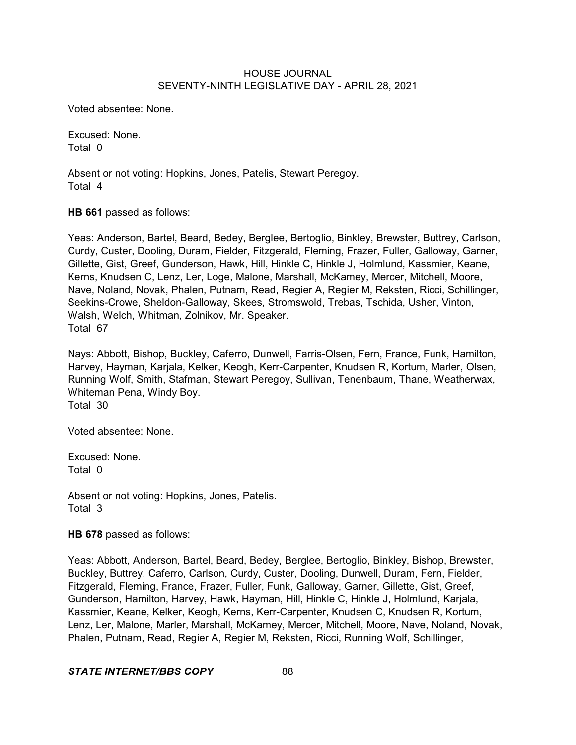Voted absentee: None.

Excused: None.
Total 0

Absent or not voting: Hopkins, Jones, Patelis, Stewart Peregoy.
Total 4

**HB 661** passed as follows:

Yeas: Anderson, Bartel, Beard, Bedey, Berglee, Bertoglio, Binkley, Brewster, Buttrey, Carlson, Curdy, Custer, Dooling, Duram, Fielder, Fitzgerald, Fleming, Frazer, Fuller, Galloway, Garner, Gillette, Gist, Greef, Gunderson, Hawk, Hill, Hinkle C, Hinkle J, Holmlund, Kassmier, Keane, Kerns, Knudsen C, Lenz, Ler, Loge, Malone, Marshall, McKamey, Mercer, Mitchell, Moore, Nave, Noland, Novak, Phalen, Putnam, Read, Regier A, Regier M, Reksten, Ricci, Schillinger, Seekins-Crowe, Sheldon-Galloway, Skees, Stromswold, Trebas, Tschida, Usher, Vinton, Walsh, Welch, Whitman, Zolnikov, Mr. Speaker.
Total 67

Nays: Abbott, Bishop, Buckley, Caferro, Dunwell, Farris-Olsen, Fern, France, Funk, Hamilton, Harvey, Hayman, Karjala, Kelker, Keogh, Kerr-Carpenter, Knudsen R, Kortum, Marler, Olsen, Running Wolf, Smith, Stafman, Stewart Peregoy, Sullivan, Tenenbaum, Thane, Weatherwax, Whiteman Pena, Windy Boy.
Total 30

Voted absentee: None.

Excused: None.
Total 0

Absent or not voting: Hopkins, Jones, Patelis.
Total 3

**HB 678** passed as follows:

Yeas: Abbott, Anderson, Bartel, Beard, Bedey, Berglee, Bertoglio, Binkley, Bishop, Brewster, Buckley, Buttrey, Caferro, Carlson, Curdy, Custer, Dooling, Dunwell, Duram, Fern, Fielder, Fitzgerald, Fleming, France, Frazer, Fuller, Funk, Galloway, Garner, Gillette, Gist, Greef, Gunderson, Hamilton, Harvey, Hawk, Hayman, Hill, Hinkle C, Hinkle J, Holmlund, Karjala, Kassmier, Keane, Kelker, Keogh, Kerns, Kerr-Carpenter, Knudsen C, Knudsen R, Kortum, Lenz, Ler, Malone, Marler, Marshall, McKamey, Mercer, Mitchell, Moore, Nave, Noland, Novak, Phalen, Putnam, Read, Regier A, Regier M, Reksten, Ricci, Running Wolf, Schillinger,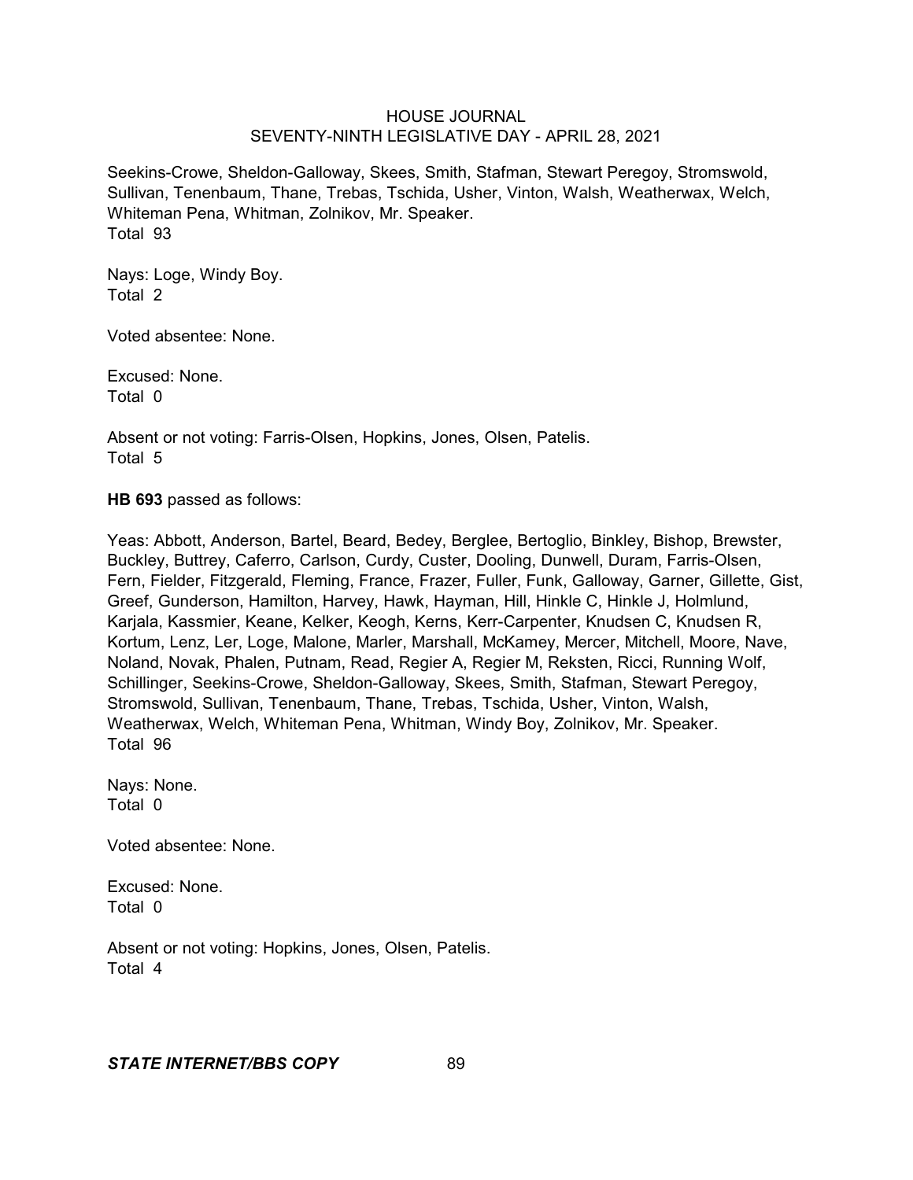Seekins-Crowe, Sheldon-Galloway, Skees, Smith, Stafman, Stewart Peregoy, Stromswold, Sullivan, Tenenbaum, Thane, Trebas, Tschida, Usher, Vinton, Walsh, Weatherwax, Welch, Whiteman Pena, Whitman, Zolnikov, Mr. Speaker.
Total 93

Nays: Loge, Windy Boy.
Total 2

Voted absentee: None.

Excused: None.
Total 0

Absent or not voting: Farris-Olsen, Hopkins, Jones, Olsen, Patelis.
Total 5

**HB 693** passed as follows:

Yeas: Abbott, Anderson, Bartel, Beard, Bedey, Berglee, Bertoglio, Binkley, Bishop, Brewster, Buckley, Buttrey, Caferro, Carlson, Curdy, Custer, Dooling, Dunwell, Duram, Farris-Olsen, Fern, Fielder, Fitzgerald, Fleming, France, Frazer, Fuller, Funk, Galloway, Garner, Gillette, Gist, Greef, Gunderson, Hamilton, Harvey, Hawk, Hayman, Hill, Hinkle C, Hinkle J, Holmlund, Karjala, Kassmier, Keane, Kelker, Keogh, Kerns, Kerr-Carpenter, Knudsen C, Knudsen R, Kortum, Lenz, Ler, Loge, Malone, Marler, Marshall, McKamey, Mercer, Mitchell, Moore, Nave, Noland, Novak, Phalen, Putnam, Read, Regier A, Regier M, Reksten, Ricci, Running Wolf, Schillinger, Seekins-Crowe, Sheldon-Galloway, Skees, Smith, Stafman, Stewart Peregoy, Stromswold, Sullivan, Tenenbaum, Thane, Trebas, Tschida, Usher, Vinton, Walsh, Weatherwax, Welch, Whiteman Pena, Whitman, Windy Boy, Zolnikov, Mr. Speaker.
Total 96

Nays: None.
Total 0

Voted absentee: None.

Excused: None.
Total 0

Absent or not voting: Hopkins, Jones, Olsen, Patelis.
Total 4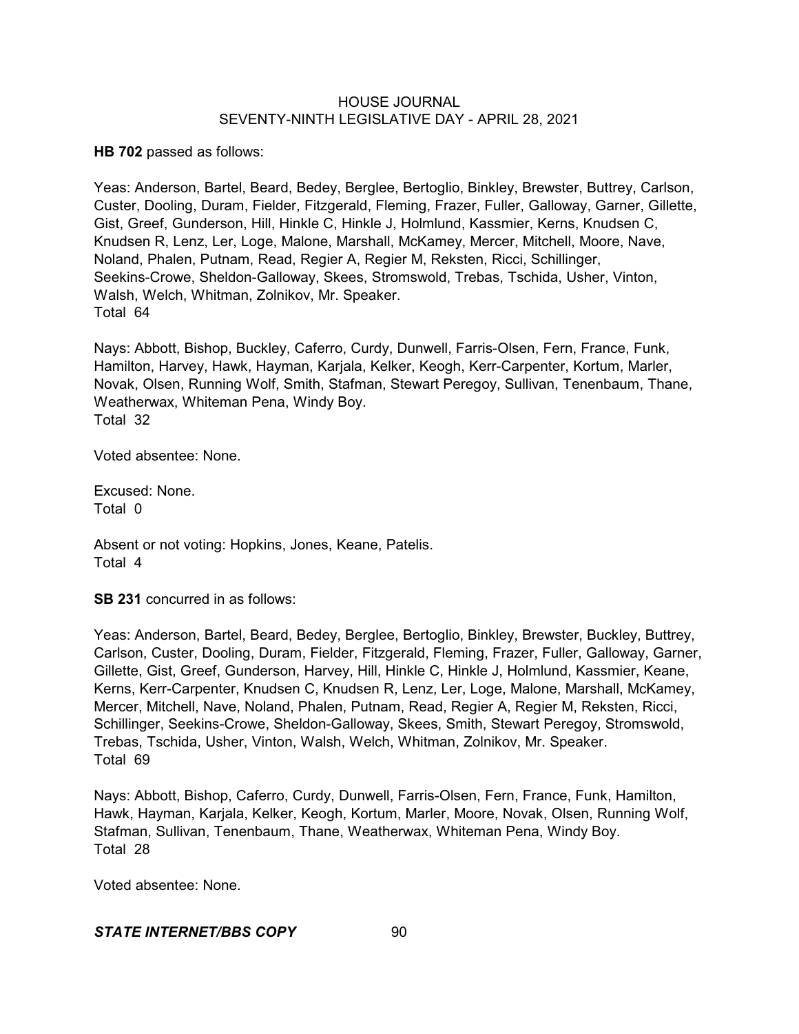**HB 702** passed as follows:

Yeas: Anderson, Bartel, Beard, Bedey, Berglee, Bertoglio, Binkley, Brewster, Buttrey, Carlson, Custer, Dooling, Duram, Fielder, Fitzgerald, Fleming, Frazer, Fuller, Galloway, Garner, Gillette, Gist, Greef, Gunderson, Hill, Hinkle C, Hinkle J, Holmlund, Kassmier, Kerns, Knudsen C, Knudsen R, Lenz, Ler, Loge, Malone, Marshall, McKamey, Mercer, Mitchell, Moore, Nave, Noland, Phalen, Putnam, Read, Regier A, Regier M, Reksten, Ricci, Schillinger, Seekins-Crowe, Sheldon-Galloway, Skees, Stromswold, Trebas, Tschida, Usher, Vinton, Walsh, Welch, Whitman, Zolnikov, Mr. Speaker.
Total 64

Nays: Abbott, Bishop, Buckley, Caferro, Curdy, Dunwell, Farris-Olsen, Fern, France, Funk, Hamilton, Harvey, Hawk, Hayman, Karjala, Kelker, Keogh, Kerr-Carpenter, Kortum, Marler, Novak, Olsen, Running Wolf, Smith, Stafman, Stewart Peregoy, Sullivan, Tenenbaum, Thane, Weatherwax, Whiteman Pena, Windy Boy.
Total 32

Voted absentee: None.

Excused: None.
Total 0

Absent or not voting: Hopkins, Jones, Keane, Patelis.
Total 4

**SB 231** concurred in as follows:

Yeas: Anderson, Bartel, Beard, Bedey, Berglee, Bertoglio, Binkley, Brewster, Buckley, Buttrey, Carlson, Custer, Dooling, Duram, Fielder, Fitzgerald, Fleming, Frazer, Fuller, Galloway, Garner, Gillette, Gist, Greef, Gunderson, Harvey, Hill, Hinkle C, Hinkle J, Holmlund, Kassmier, Keane, Kerns, Kerr-Carpenter, Knudsen C, Knudsen R, Lenz, Ler, Loge, Malone, Marshall, McKamey, Mercer, Mitchell, Nave, Noland, Phalen, Putnam, Read, Regier A, Regier M, Reksten, Ricci, Schillinger, Seekins-Crowe, Sheldon-Galloway, Skees, Smith, Stewart Peregoy, Stromswold, Trebas, Tschida, Usher, Vinton, Walsh, Welch, Whitman, Zolnikov, Mr. Speaker.
Total 69

Nays: Abbott, Bishop, Caferro, Curdy, Dunwell, Farris-Olsen, Fern, France, Funk, Hamilton, Hawk, Hayman, Karjala, Kelker, Keogh, Kortum, Marler, Moore, Novak, Olsen, Running Wolf, Stafman, Sullivan, Tenenbaum, Thane, Weatherwax, Whiteman Pena, Windy Boy.
Total 28

Voted absentee: None.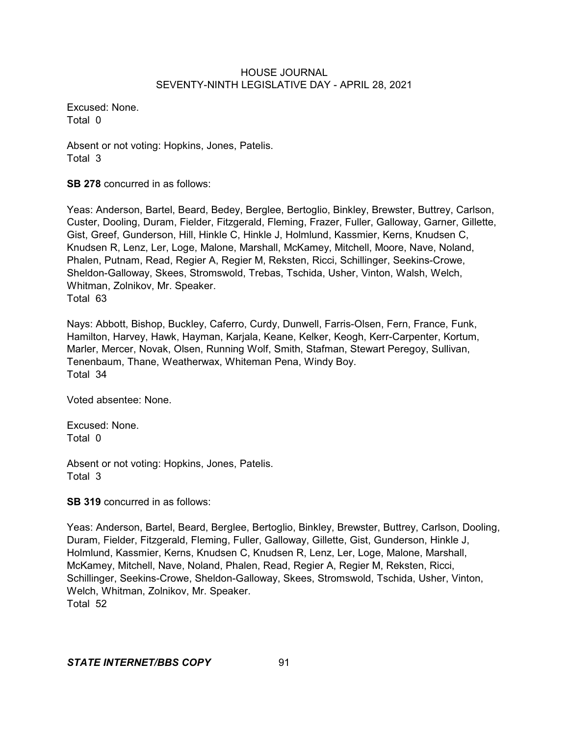Excused: None.
Total 0

Absent or not voting: Hopkins, Jones, Patelis.
Total 3

**SB 278** concurred in as follows:

Yeas: Anderson, Bartel, Beard, Bedey, Berglee, Bertoglio, Binkley, Brewster, Buttrey, Carlson, Custer, Dooling, Duram, Fielder, Fitzgerald, Fleming, Frazer, Fuller, Galloway, Garner, Gillette, Gist, Greef, Gunderson, Hill, Hinkle C, Hinkle J, Holmlund, Kassmier, Kerns, Knudsen C, Knudsen R, Lenz, Ler, Loge, Malone, Marshall, McKamey, Mitchell, Moore, Nave, Noland, Phalen, Putnam, Read, Regier A, Regier M, Reksten, Ricci, Schillinger, Seekins-Crowe, Sheldon-Galloway, Skees, Stromswold, Trebas, Tschida, Usher, Vinton, Walsh, Welch, Whitman, Zolnikov, Mr. Speaker.
Total 63

Nays: Abbott, Bishop, Buckley, Caferro, Curdy, Dunwell, Farris-Olsen, Fern, France, Funk, Hamilton, Harvey, Hawk, Hayman, Karjala, Keane, Kelker, Keogh, Kerr-Carpenter, Kortum, Marler, Mercer, Novak, Olsen, Running Wolf, Smith, Stafman, Stewart Peregoy, Sullivan, Tenenbaum, Thane, Weatherwax, Whiteman Pena, Windy Boy.
Total 34

Voted absentee: None.

Excused: None.
Total 0

Absent or not voting: Hopkins, Jones, Patelis.
Total 3

**SB 319** concurred in as follows:

Yeas: Anderson, Bartel, Beard, Berglee, Bertoglio, Binkley, Brewster, Buttrey, Carlson, Dooling, Duram, Fielder, Fitzgerald, Fleming, Fuller, Galloway, Gillette, Gist, Gunderson, Hinkle J, Holmlund, Kassmier, Kerns, Knudsen C, Knudsen R, Lenz, Ler, Loge, Malone, Marshall, McKamey, Mitchell, Nave, Noland, Phalen, Read, Regier A, Regier M, Reksten, Ricci, Schillinger, Seekins-Crowe, Sheldon-Galloway, Skees, Stromswold, Tschida, Usher, Vinton, Welch, Whitman, Zolnikov, Mr. Speaker.
Total 52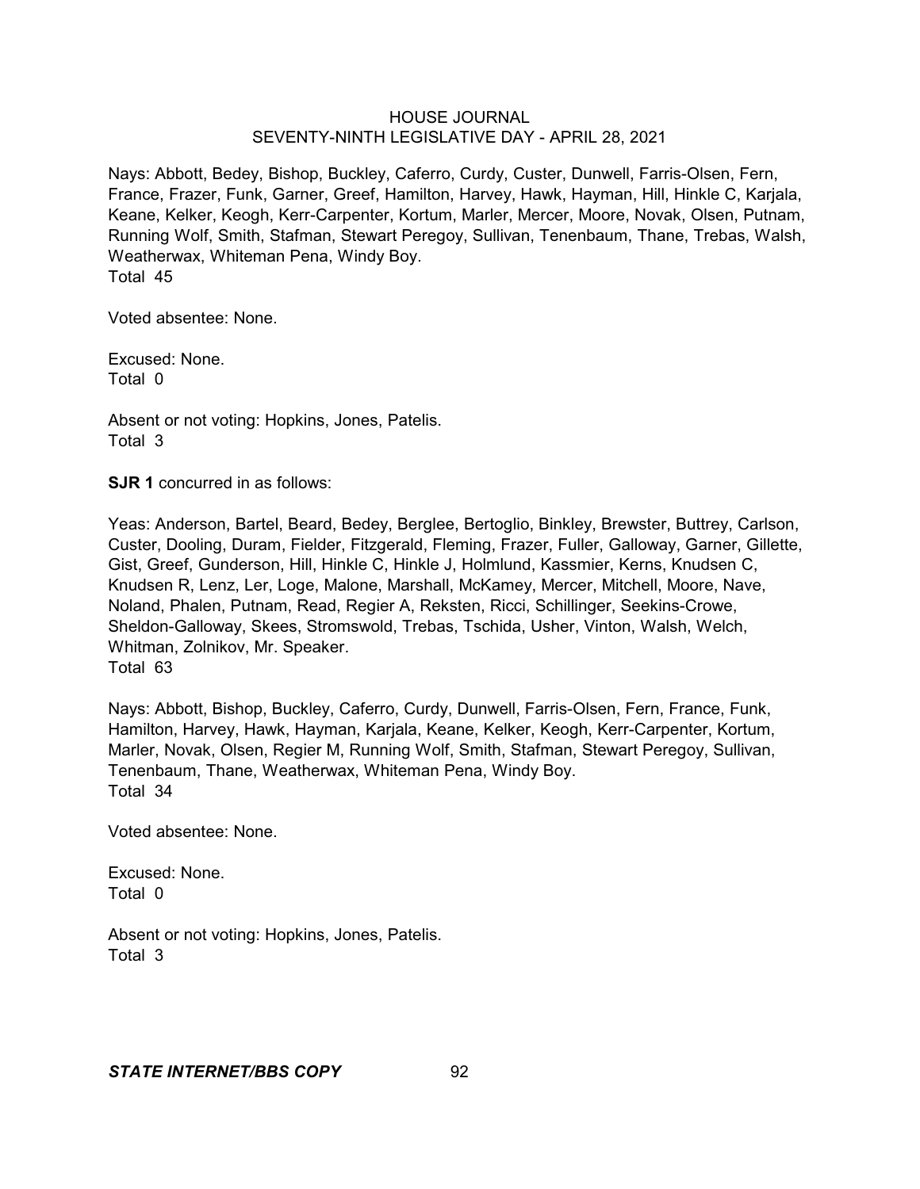Nays: Abbott, Bedey, Bishop, Buckley, Caferro, Curdy, Custer, Dunwell, Farris-Olsen, Fern, France, Frazer, Funk, Garner, Greef, Hamilton, Harvey, Hawk, Hayman, Hill, Hinkle C, Karjala, Keane, Kelker, Keogh, Kerr-Carpenter, Kortum, Marler, Mercer, Moore, Novak, Olsen, Putnam, Running Wolf, Smith, Stafman, Stewart Peregoy, Sullivan, Tenenbaum, Thane, Trebas, Walsh, Weatherwax, Whiteman Pena, Windy Boy.
Total 45

Voted absentee: None.

Excused: None.
Total 0

Absent or not voting: Hopkins, Jones, Patelis.
Total 3

**SJR 1** concurred in as follows:

Yeas: Anderson, Bartel, Beard, Bedey, Berglee, Bertoglio, Binkley, Brewster, Buttrey, Carlson, Custer, Dooling, Duram, Fielder, Fitzgerald, Fleming, Frazer, Fuller, Galloway, Garner, Gillette, Gist, Greef, Gunderson, Hill, Hinkle C, Hinkle J, Holmlund, Kassmier, Kerns, Knudsen C, Knudsen R, Lenz, Ler, Loge, Malone, Marshall, McKamey, Mercer, Mitchell, Moore, Nave, Noland, Phalen, Putnam, Read, Regier A, Reksten, Ricci, Schillinger, Seekins-Crowe, Sheldon-Galloway, Skees, Stromswold, Trebas, Tschida, Usher, Vinton, Walsh, Welch, Whitman, Zolnikov, Mr. Speaker.
Total 63

Nays: Abbott, Bishop, Buckley, Caferro, Curdy, Dunwell, Farris-Olsen, Fern, France, Funk, Hamilton, Harvey, Hawk, Hayman, Karjala, Keane, Kelker, Keogh, Kerr-Carpenter, Kortum, Marler, Novak, Olsen, Regier M, Running Wolf, Smith, Stafman, Stewart Peregoy, Sullivan, Tenenbaum, Thane, Weatherwax, Whiteman Pena, Windy Boy.
Total 34

Voted absentee: None.

Excused: None.
Total 0

Absent or not voting: Hopkins, Jones, Patelis.
Total 3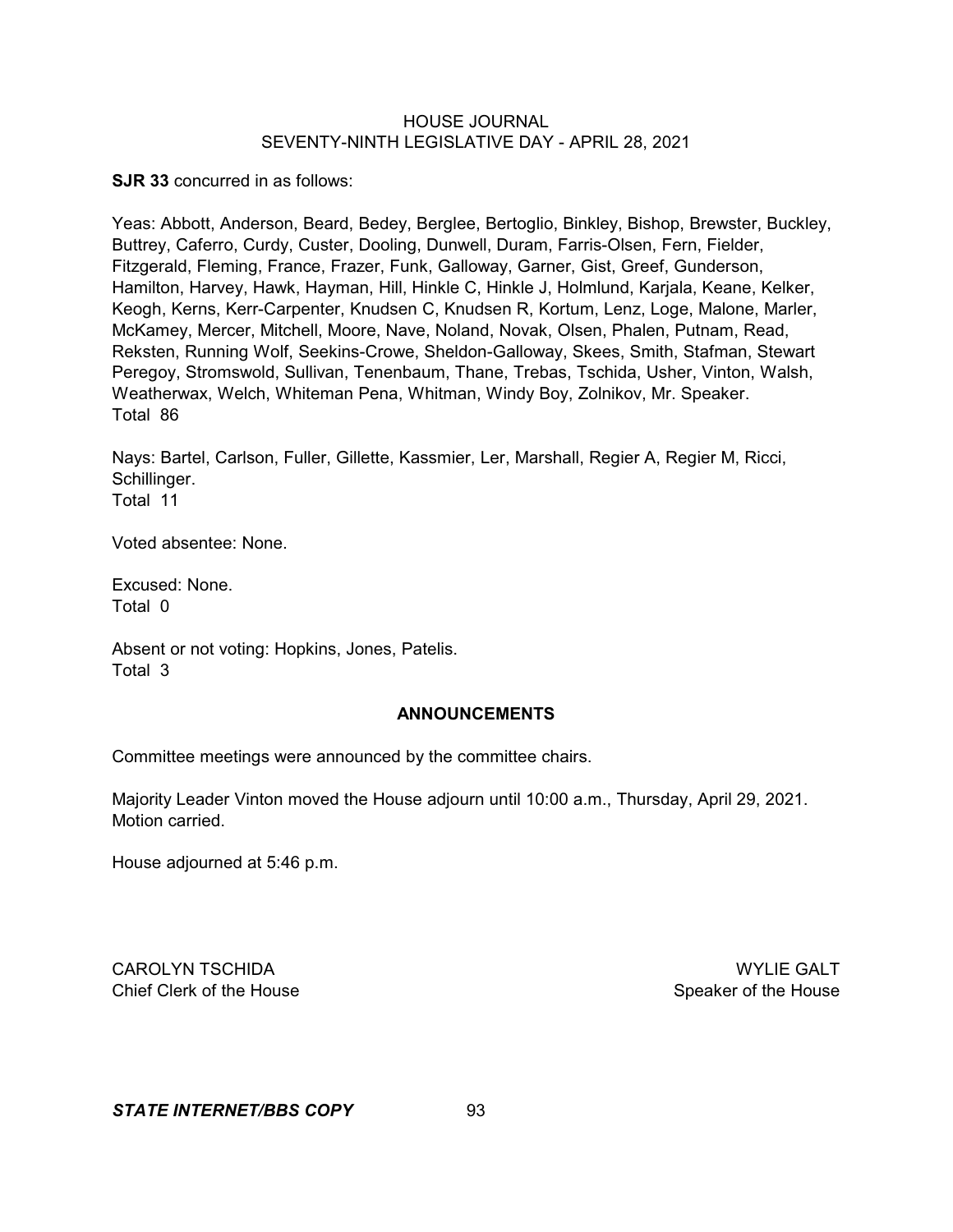**SJR 33** concurred in as follows:

Yeas: Abbott, Anderson, Beard, Bedey, Berglee, Bertoglio, Binkley, Bishop, Brewster, Buckley, Buttrey, Caferro, Curdy, Custer, Dooling, Dunwell, Duram, Farris-Olsen, Fern, Fielder, Fitzgerald, Fleming, France, Frazer, Funk, Galloway, Garner, Gist, Greef, Gunderson, Hamilton, Harvey, Hawk, Hayman, Hill, Hinkle C, Hinkle J, Holmlund, Karjala, Keane, Kelker, Keogh, Kerns, Kerr-Carpenter, Knudsen C, Knudsen R, Kortum, Lenz, Loge, Malone, Marler, McKamey, Mercer, Mitchell, Moore, Nave, Noland, Novak, Olsen, Phalen, Putnam, Read, Reksten, Running Wolf, Seekins-Crowe, Sheldon-Galloway, Skees, Smith, Stafman, Stewart Peregoy, Stromswold, Sullivan, Tenenbaum, Thane, Trebas, Tschida, Usher, Vinton, Walsh, Weatherwax, Welch, Whiteman Pena, Whitman, Windy Boy, Zolnikov, Mr. Speaker.
Total 86

Nays: Bartel, Carlson, Fuller, Gillette, Kassmier, Ler, Marshall, Regier A, Regier M, Ricci, Schillinger.
Total 11

Voted absentee: None.

Excused: None.
Total 0

Absent or not voting: Hopkins, Jones, Patelis.
Total 3

## ANNOUNCEMENTS

Committee meetings were announced by the committee chairs.

Majority Leader Vinton moved the House adjourn until 10:00 a.m., Thursday, April 29, 2021. Motion carried.

House adjourned at 5:46 p.m.

CAROLYN TSCHIDA
Chief Clerk of the House

WYLIE GALT
Speaker of the House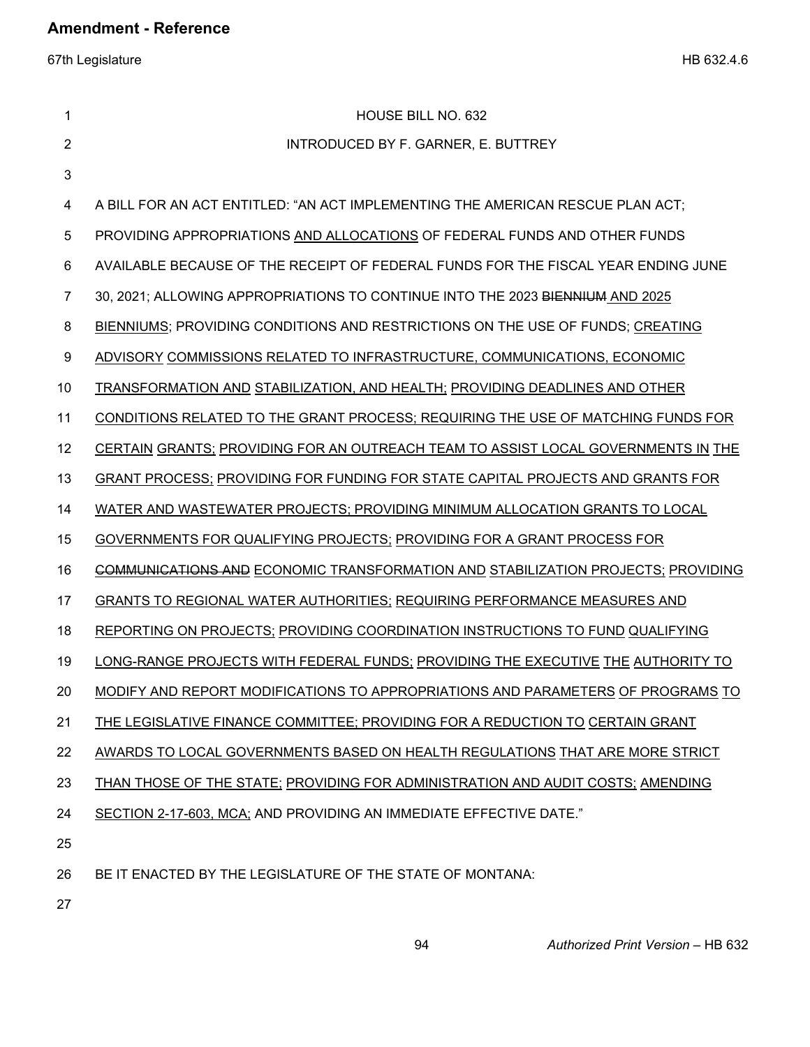HOUSE BILL NO. 632

INTRODUCED BY F. GARNER, E. BUTTREY

A BILL FOR AN ACT ENTITLED: "AN ACT IMPLEMENTING THE AMERICAN RESCUE PLAN ACT; PROVIDING APPROPRIATIONS AND ALLOCATIONS OF FEDERAL FUNDS AND OTHER FUNDS AVAILABLE BECAUSE OF THE RECEIPT OF FEDERAL FUNDS FOR THE FISCAL YEAR ENDING JUNE 30, 2021; ALLOWING APPROPRIATIONS TO CONTINUE INTO THE 2023 ~~BIENNIUM~~ AND 2025 BIENNIUMS; PROVIDING CONDITIONS AND RESTRICTIONS ON THE USE OF FUNDS; CREATING ADVISORY COMMISSIONS RELATED TO INFRASTRUCTURE, COMMUNICATIONS, ECONOMIC TRANSFORMATION AND STABILIZATION, AND HEALTH; PROVIDING DEADLINES AND OTHER CONDITIONS RELATED TO THE GRANT PROCESS; REQUIRING THE USE OF MATCHING FUNDS FOR CERTAIN GRANTS; PROVIDING FOR AN OUTREACH TEAM TO ASSIST LOCAL GOVERNMENTS IN THE GRANT PROCESS; PROVIDING FOR FUNDING FOR STATE CAPITAL PROJECTS AND GRANTS FOR WATER AND WASTEWATER PROJECTS; PROVIDING MINIMUM ALLOCATION GRANTS TO LOCAL GOVERNMENTS FOR QUALIFYING PROJECTS; PROVIDING FOR A GRANT PROCESS FOR ~~COMMUNICATIONS AND~~ ECONOMIC TRANSFORMATION AND STABILIZATION PROJECTS; PROVIDING GRANTS TO REGIONAL WATER AUTHORITIES; REQUIRING PERFORMANCE MEASURES AND REPORTING ON PROJECTS; PROVIDING COORDINATION INSTRUCTIONS TO FUND QUALIFYING LONG-RANGE PROJECTS WITH FEDERAL FUNDS; PROVIDING THE EXECUTIVE THE AUTHORITY TO MODIFY AND REPORT MODIFICATIONS TO APPROPRIATIONS AND PARAMETERS OF PROGRAMS TO THE LEGISLATIVE FINANCE COMMITTEE; PROVIDING FOR A REDUCTION TO CERTAIN GRANT AWARDS TO LOCAL GOVERNMENTS BASED ON HEALTH REGULATIONS THAT ARE MORE STRICT THAN THOSE OF THE STATE; PROVIDING FOR ADMINISTRATION AND AUDIT COSTS; AMENDING SECTION 2-17-603, MCA; AND PROVIDING AN IMMEDIATE EFFECTIVE DATE."

BE IT ENACTED BY THE LEGISLATURE OF THE STATE OF MONTANA: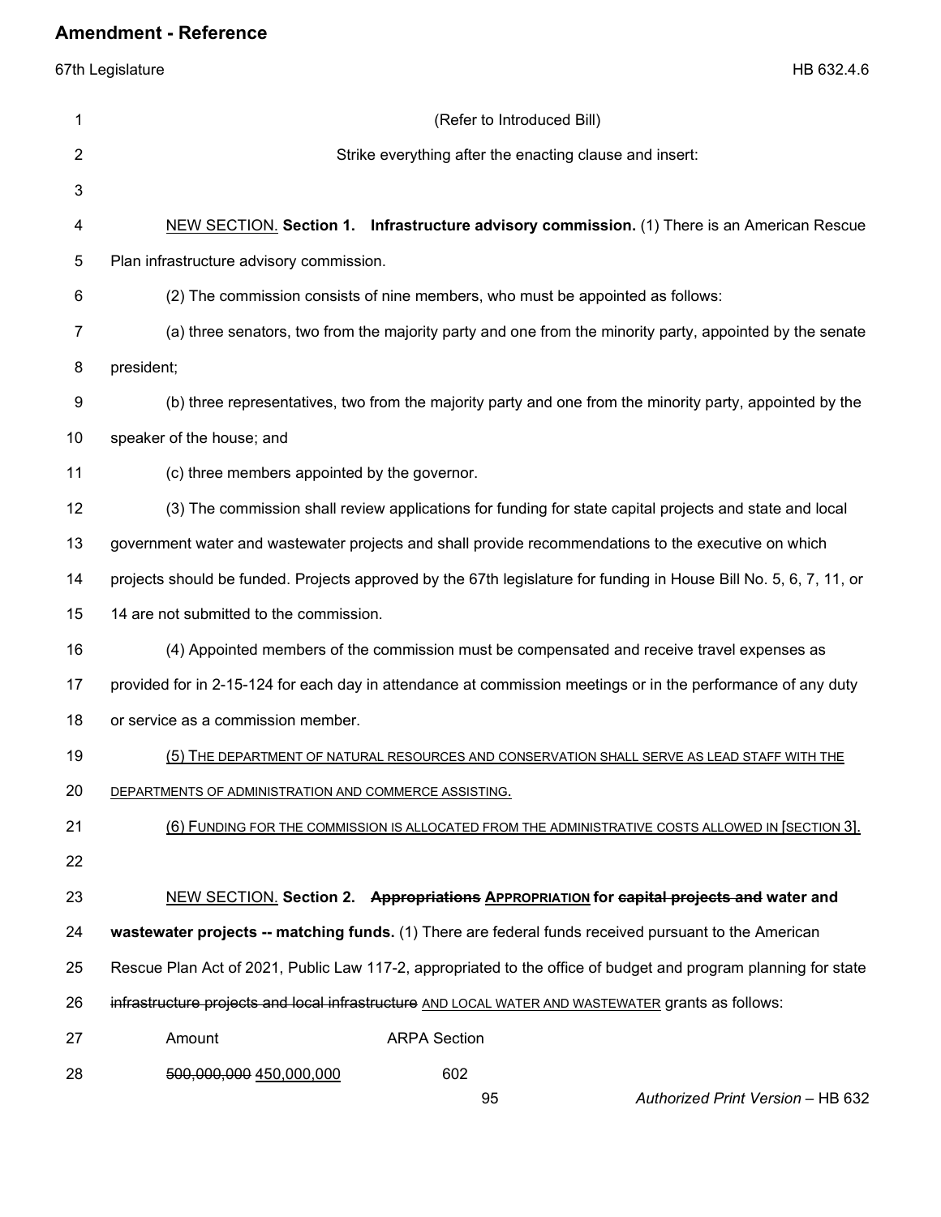(Refer to Introduced Bill)

Strike everything after the enacting clause and insert:

NEW SECTION. **Section 1. Infrastructure advisory commission.** (1) There is an American Rescue Plan infrastructure advisory commission.

(2) The commission consists of nine members, who must be appointed as follows:

(a) three senators, two from the majority party and one from the minority party, appointed by the senate president;

(b) three representatives, two from the majority party and one from the minority party, appointed by the speaker of the house; and

(c) three members appointed by the governor.

(3) The commission shall review applications for funding for state capital projects and state and local government water and wastewater projects and shall provide recommendations to the executive on which projects should be funded. Projects approved by the 67th legislature for funding in House Bill No. 5, 6, 7, 11, or 14 are not submitted to the commission.

(4) Appointed members of the commission must be compensated and receive travel expenses as provided for in 2-15-124 for each day in attendance at commission meetings or in the performance of any duty or service as a commission member.

(5) THE DEPARTMENT OF NATURAL RESOURCES AND CONSERVATION SHALL SERVE AS LEAD STAFF WITH THE DEPARTMENTS OF ADMINISTRATION AND COMMERCE ASSISTING.

(6) FUNDING FOR THE COMMISSION IS ALLOCATED FROM THE ADMINISTRATIVE COSTS ALLOWED IN [SECTION 3].

NEW SECTION. **Section 2. ~~Appropriations~~ APPROPRIATION for ~~capital projects and~~ water and wastewater projects -- matching funds.** (1) There are federal funds received pursuant to the American Rescue Plan Act of 2021, Public Law 117-2, appropriated to the office of budget and program planning for state ~~infrastructure projects and local infrastructure~~ AND LOCAL WATER AND WASTEWATER grants as follows:

| Amount | ARPA Section |
|---|---|
| ~~500,000,000~~ 450,000,000 | 602 |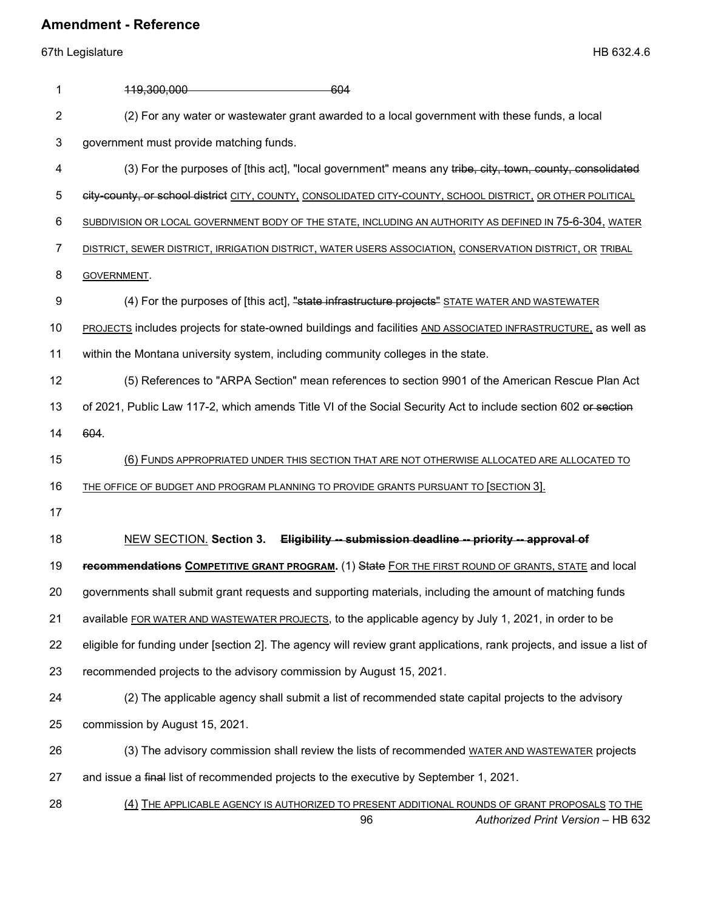~~119,300,000 604~~

(2) For any water or wastewater grant awarded to a local government with these funds, a local government must provide matching funds.

(3) For the purposes of [this act], "local government" means any ~~tribe, city, town, county, consolidated city-county, or school district~~ CITY, COUNTY, CONSOLIDATED CITY-COUNTY, SCHOOL DISTRICT, OR OTHER POLITICAL SUBDIVISION OR LOCAL GOVERNMENT BODY OF THE STATE, INCLUDING AN AUTHORITY AS DEFINED IN 75-6-304, WATER DISTRICT, SEWER DISTRICT, IRRIGATION DISTRICT, WATER USERS ASSOCIATION, CONSERVATION DISTRICT, OR TRIBAL GOVERNMENT.

(4) For the purposes of [this act], ~~"state infrastructure projects"~~ STATE WATER AND WASTEWATER PROJECTS includes projects for state-owned buildings and facilities AND ASSOCIATED INFRASTRUCTURE, as well as within the Montana university system, including community colleges in the state.

(5) References to "ARPA Section" mean references to section 9901 of the American Rescue Plan Act of 2021, Public Law 117-2, which amends Title VI of the Social Security Act to include section 602 ~~or section 604~~.

(6) FUNDS APPROPRIATED UNDER THIS SECTION THAT ARE NOT OTHERWISE ALLOCATED ARE ALLOCATED TO THE OFFICE OF BUDGET AND PROGRAM PLANNING TO PROVIDE GRANTS PURSUANT TO [SECTION 3].

NEW SECTION. **Section 3. ~~Eligibility -- submission deadline -- priority -- approval of recommendations~~ COMPETITIVE GRANT PROGRAM.** (1) ~~State~~ FOR THE FIRST ROUND OF GRANTS, STATE and local governments shall submit grant requests and supporting materials, including the amount of matching funds available FOR WATER AND WASTEWATER PROJECTS, to the applicable agency by July 1, 2021, in order to be eligible for funding under [section 2]. The agency will review grant applications, rank projects, and issue a list of recommended projects to the advisory commission by August 15, 2021.

(2) The applicable agency shall submit a list of recommended state capital projects to the advisory commission by August 15, 2021.

(3) The advisory commission shall review the lists of recommended WATER AND WASTEWATER projects and issue a ~~final~~ list of recommended projects to the executive by September 1, 2021.

(4) THE APPLICABLE AGENCY IS AUTHORIZED TO PRESENT ADDITIONAL ROUNDS OF GRANT PROPOSALS TO THE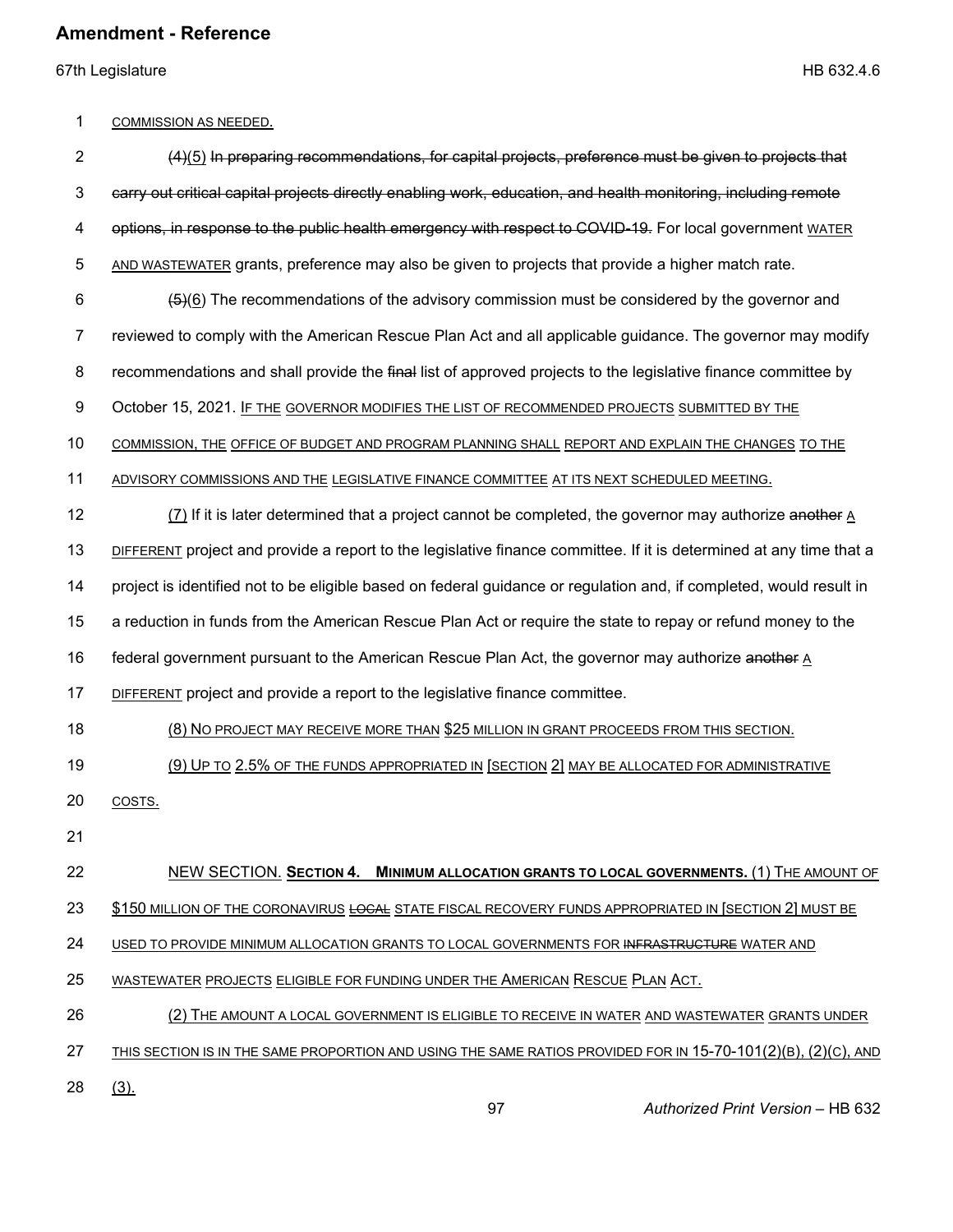1 COMMISSION AS NEEDED.

2 ~~(4)~~(5) ~~In preparing recommendations, for capital projects, preference must be given to projects that~~

3 ~~carry out critical capital projects directly enabling work, education, and health monitoring, including remote~~

4 ~~options, in response to the public health emergency with respect to COVID-19.~~ For local government WATER

5 AND WASTEWATER grants, preference may also be given to projects that provide a higher match rate.

6 ~~(5)~~(6) The recommendations of the advisory commission must be considered by the governor and

7 reviewed to comply with the American Rescue Plan Act and all applicable guidance. The governor may modify

8 recommendations and shall provide the ~~final~~ list of approved projects to the legislative finance committee by

9 October 15, 2021. IF THE GOVERNOR MODIFIES THE LIST OF RECOMMENDED PROJECTS SUBMITTED BY THE

10 COMMISSION, THE OFFICE OF BUDGET AND PROGRAM PLANNING SHALL REPORT AND EXPLAIN THE CHANGES TO THE

11 ADVISORY COMMISSIONS AND THE LEGISLATIVE FINANCE COMMITTEE AT ITS NEXT SCHEDULED MEETING.

12 (7) If it is later determined that a project cannot be completed, the governor may authorize ~~another~~ A

13 DIFFERENT project and provide a report to the legislative finance committee. If it is determined at any time that a

14 project is identified not to be eligible based on federal guidance or regulation and, if completed, would result in

15 a reduction in funds from the American Rescue Plan Act or require the state to repay or refund money to the

16 federal government pursuant to the American Rescue Plan Act, the governor may authorize ~~another~~ A

17 DIFFERENT project and provide a report to the legislative finance committee.

18 (8) NO PROJECT MAY RECEIVE MORE THAN $25 MILLION IN GRANT PROCEEDS FROM THIS SECTION.

19 (9) UP TO 2.5% OF THE FUNDS APPROPRIATED IN [SECTION 2] MAY BE ALLOCATED FOR ADMINISTRATIVE

20 COSTS.

21

22 NEW SECTION. **SECTION 4. MINIMUM ALLOCATION GRANTS TO LOCAL GOVERNMENTS.** (1) THE AMOUNT OF

23 $150 MILLION OF THE CORONAVIRUS ~~LOCAL~~ STATE FISCAL RECOVERY FUNDS APPROPRIATED IN [SECTION 2] MUST BE

24 USED TO PROVIDE MINIMUM ALLOCATION GRANTS TO LOCAL GOVERNMENTS FOR ~~INFRASTRUCTURE~~ WATER AND

25 WASTEWATER PROJECTS ELIGIBLE FOR FUNDING UNDER THE AMERICAN RESCUE PLAN ACT.

26 (2) THE AMOUNT A LOCAL GOVERNMENT IS ELIGIBLE TO RECEIVE IN WATER AND WASTEWATER GRANTS UNDER

27 THIS SECTION IS IN THE SAME PROPORTION AND USING THE SAME RATIOS PROVIDED FOR IN 15-70-101(2)(B), (2)(C), AND

28 (3).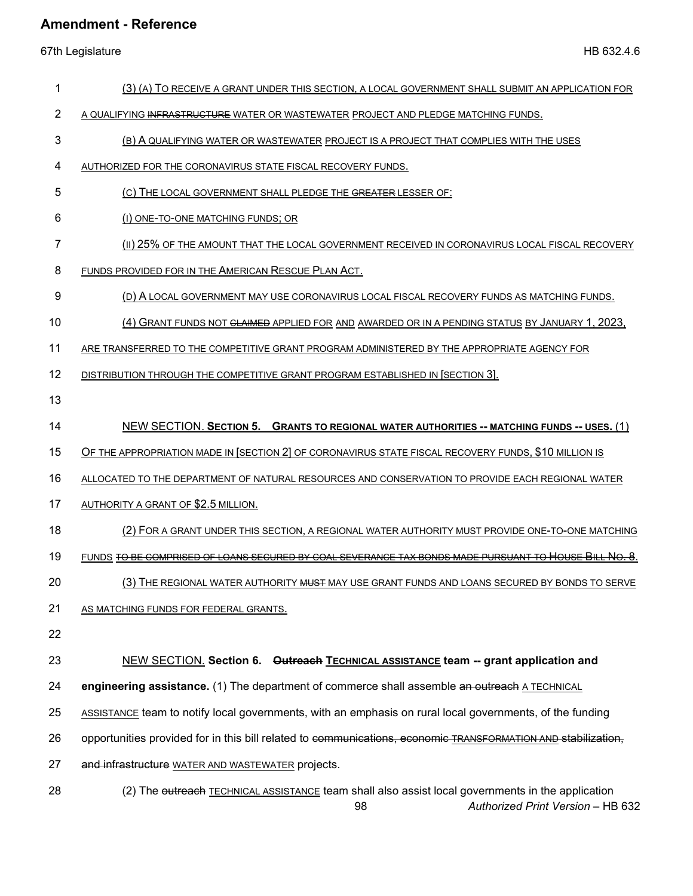(3) (A) TO RECEIVE A GRANT UNDER THIS SECTION, A LOCAL GOVERNMENT SHALL SUBMIT AN APPLICATION FOR A QUALIFYING ~~INFRASTRUCTURE~~ WATER OR WASTEWATER PROJECT AND PLEDGE MATCHING FUNDS.

(B) A QUALIFYING WATER OR WASTEWATER PROJECT IS A PROJECT THAT COMPLIES WITH THE USES AUTHORIZED FOR THE CORONAVIRUS STATE FISCAL RECOVERY FUNDS.

(C) THE LOCAL GOVERNMENT SHALL PLEDGE THE ~~GREATER~~ LESSER OF:

(I) ONE-TO-ONE MATCHING FUNDS; OR

(II) 25% OF THE AMOUNT THAT THE LOCAL GOVERNMENT RECEIVED IN CORONAVIRUS LOCAL FISCAL RECOVERY FUNDS PROVIDED FOR IN THE AMERICAN RESCUE PLAN ACT.

(D) A LOCAL GOVERNMENT MAY USE CORONAVIRUS LOCAL FISCAL RECOVERY FUNDS AS MATCHING FUNDS.

(4) GRANT FUNDS NOT ~~CLAIMED~~ APPLIED FOR AND AWARDED OR IN A PENDING STATUS BY JANUARY 1, 2023, ARE TRANSFERRED TO THE COMPETITIVE GRANT PROGRAM ADMINISTERED BY THE APPROPRIATE AGENCY FOR DISTRIBUTION THROUGH THE COMPETITIVE GRANT PROGRAM ESTABLISHED IN [SECTION 3].

NEW SECTION. **SECTION 5. GRANTS TO REGIONAL WATER AUTHORITIES -- MATCHING FUNDS -- USES.** (1) OF THE APPROPRIATION MADE IN [SECTION 2] OF CORONAVIRUS STATE FISCAL RECOVERY FUNDS, $10 MILLION IS ALLOCATED TO THE DEPARTMENT OF NATURAL RESOURCES AND CONSERVATION TO PROVIDE EACH REGIONAL WATER AUTHORITY A GRANT OF $2.5 MILLION.

(2) FOR A GRANT UNDER THIS SECTION, A REGIONAL WATER AUTHORITY MUST PROVIDE ONE-TO-ONE MATCHING FUNDS ~~TO BE COMPRISED OF LOANS SECURED BY COAL SEVERANCE TAX BONDS MADE PURSUANT TO HOUSE BILL NO. 8~~.

(3) THE REGIONAL WATER AUTHORITY ~~MUST~~ MAY USE GRANT FUNDS AND LOANS SECURED BY BONDS TO SERVE AS MATCHING FUNDS FOR FEDERAL GRANTS.

NEW SECTION. **Section 6. ~~Outreach~~ TECHNICAL ASSISTANCE team -- grant application and engineering assistance.** (1) The department of commerce shall assemble ~~an outreach~~ A TECHNICAL ASSISTANCE team to notify local governments, with an emphasis on rural local governments, of the funding opportunities provided for in this bill related to ~~communications, economic~~ TRANSFORMATION AND ~~stabilization, and infrastructure~~ WATER AND WASTEWATER projects.

(2) The ~~outreach~~ TECHNICAL ASSISTANCE team shall also assist local governments in the application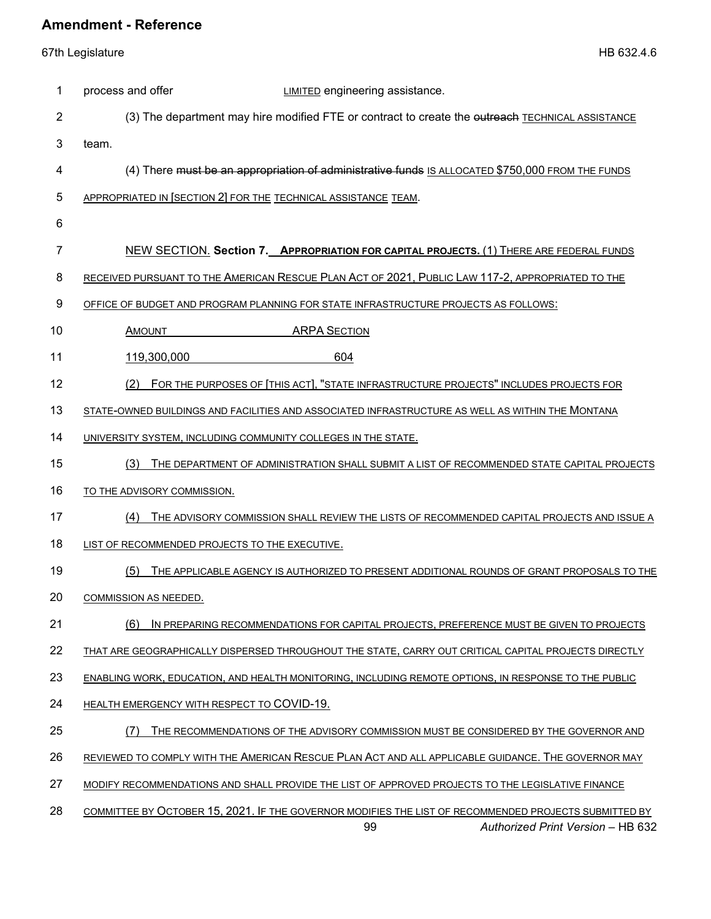process and offer LIMITED engineering assistance.

(3) The department may hire modified FTE or contract to create the ~~outreach~~ TECHNICAL ASSISTANCE team.

(4) There ~~must be an appropriation of administrative funds~~ IS ALLOCATED $750,000 FROM THE FUNDS APPROPRIATED IN [SECTION 2] FOR THE TECHNICAL ASSISTANCE TEAM.

NEW SECTION. **Section 7. APPROPRIATION FOR CAPITAL PROJECTS.** (1) THERE ARE FEDERAL FUNDS RECEIVED PURSUANT TO THE AMERICAN RESCUE PLAN ACT OF 2021, PUBLIC LAW 117-2, APPROPRIATED TO THE OFFICE OF BUDGET AND PROGRAM PLANNING FOR STATE INFRASTRUCTURE PROJECTS AS FOLLOWS:

| AMOUNT | ARPA SECTION |
|---|---|
| 119,300,000 | 604 |

(2) FOR THE PURPOSES OF [THIS ACT], "STATE INFRASTRUCTURE PROJECTS" INCLUDES PROJECTS FOR STATE-OWNED BUILDINGS AND FACILITIES AND ASSOCIATED INFRASTRUCTURE AS WELL AS WITHIN THE MONTANA UNIVERSITY SYSTEM, INCLUDING COMMUNITY COLLEGES IN THE STATE.

(3) THE DEPARTMENT OF ADMINISTRATION SHALL SUBMIT A LIST OF RECOMMENDED STATE CAPITAL PROJECTS TO THE ADVISORY COMMISSION.

(4) THE ADVISORY COMMISSION SHALL REVIEW THE LISTS OF RECOMMENDED CAPITAL PROJECTS AND ISSUE A LIST OF RECOMMENDED PROJECTS TO THE EXECUTIVE.

(5) THE APPLICABLE AGENCY IS AUTHORIZED TO PRESENT ADDITIONAL ROUNDS OF GRANT PROPOSALS TO THE COMMISSION AS NEEDED.

(6) IN PREPARING RECOMMENDATIONS FOR CAPITAL PROJECTS, PREFERENCE MUST BE GIVEN TO PROJECTS THAT ARE GEOGRAPHICALLY DISPERSED THROUGHOUT THE STATE, CARRY OUT CRITICAL CAPITAL PROJECTS DIRECTLY ENABLING WORK, EDUCATION, AND HEALTH MONITORING, INCLUDING REMOTE OPTIONS, IN RESPONSE TO THE PUBLIC HEALTH EMERGENCY WITH RESPECT TO COVID-19.

(7) THE RECOMMENDATIONS OF THE ADVISORY COMMISSION MUST BE CONSIDERED BY THE GOVERNOR AND REVIEWED TO COMPLY WITH THE AMERICAN RESCUE PLAN ACT AND ALL APPLICABLE GUIDANCE. THE GOVERNOR MAY MODIFY RECOMMENDATIONS AND SHALL PROVIDE THE LIST OF APPROVED PROJECTS TO THE LEGISLATIVE FINANCE COMMITTEE BY OCTOBER 15, 2021. IF THE GOVERNOR MODIFIES THE LIST OF RECOMMENDED PROJECTS SUBMITTED BY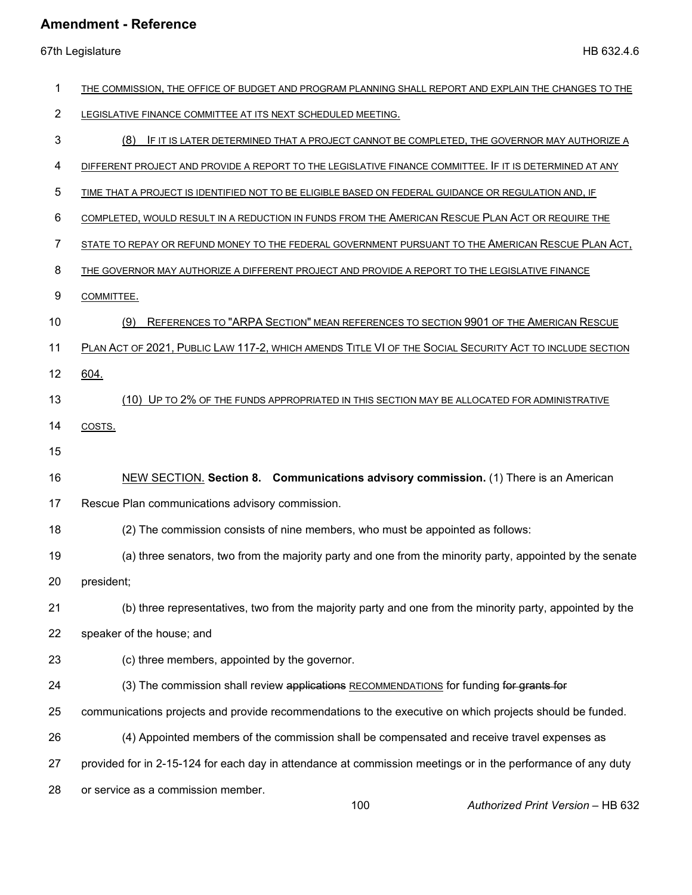THE COMMISSION, THE OFFICE OF BUDGET AND PROGRAM PLANNING SHALL REPORT AND EXPLAIN THE CHANGES TO THE LEGISLATIVE FINANCE COMMITTEE AT ITS NEXT SCHEDULED MEETING.

(8) IF IT IS LATER DETERMINED THAT A PROJECT CANNOT BE COMPLETED, THE GOVERNOR MAY AUTHORIZE A DIFFERENT PROJECT AND PROVIDE A REPORT TO THE LEGISLATIVE FINANCE COMMITTEE. IF IT IS DETERMINED AT ANY TIME THAT A PROJECT IS IDENTIFIED NOT TO BE ELIGIBLE BASED ON FEDERAL GUIDANCE OR REGULATION AND, IF COMPLETED, WOULD RESULT IN A REDUCTION IN FUNDS FROM THE AMERICAN RESCUE PLAN ACT OR REQUIRE THE STATE TO REPAY OR REFUND MONEY TO THE FEDERAL GOVERNMENT PURSUANT TO THE AMERICAN RESCUE PLAN ACT, THE GOVERNOR MAY AUTHORIZE A DIFFERENT PROJECT AND PROVIDE A REPORT TO THE LEGISLATIVE FINANCE COMMITTEE.

(9) REFERENCES TO "ARPA SECTION" MEAN REFERENCES TO SECTION 9901 OF THE AMERICAN RESCUE PLAN ACT OF 2021, PUBLIC LAW 117-2, WHICH AMENDS TITLE VI OF THE SOCIAL SECURITY ACT TO INCLUDE SECTION 604.

(10) UP TO 2% OF THE FUNDS APPROPRIATED IN THIS SECTION MAY BE ALLOCATED FOR ADMINISTRATIVE COSTS.

NEW SECTION. **Section 8. Communications advisory commission.** (1) There is an American Rescue Plan communications advisory commission.

(2) The commission consists of nine members, who must be appointed as follows:

(a) three senators, two from the majority party and one from the minority party, appointed by the senate president;

(b) three representatives, two from the majority party and one from the minority party, appointed by the speaker of the house; and

(c) three members, appointed by the governor.

(3) The commission shall review ~~applications~~ RECOMMENDATIONS for funding ~~for grants for~~ communications projects and provide recommendations to the executive on which projects should be funded.

(4) Appointed members of the commission shall be compensated and receive travel expenses as provided for in 2-15-124 for each day in attendance at commission meetings or in the performance of any duty or service as a commission member.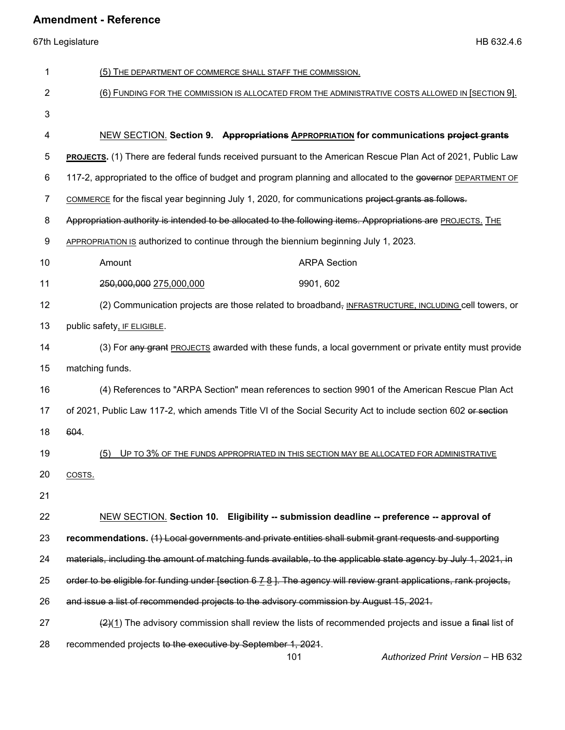(5) THE DEPARTMENT OF COMMERCE SHALL STAFF THE COMMISSION.

(6) FUNDING FOR THE COMMISSION IS ALLOCATED FROM THE ADMINISTRATIVE COSTS ALLOWED IN [SECTION 9].

NEW SECTION. **Section 9. ~~Appropriations~~ APPROPRIATION for communications ~~project grants~~ PROJECTS.** (1) There are federal funds received pursuant to the American Rescue Plan Act of 2021, Public Law 117-2, appropriated to the office of budget and program planning and allocated to the ~~governor~~ DEPARTMENT OF COMMERCE for the fiscal year beginning July 1, 2020, for communications ~~project grants as follows. Appropriation authority is intended to be allocated to the following items. Appropriations are~~ PROJECTS. THE APPROPRIATION IS authorized to continue through the biennium beginning July 1, 2023.

| Amount | ARPA Section |
|---|---|
| ~~250,000,000~~ 275,000,000 | 9901, 602 |

(2) Communication projects are those related to broadband~~,~~ INFRASTRUCTURE, INCLUDING cell towers, or public safety, IF ELIGIBLE.

(3) For ~~any grant~~ PROJECTS awarded with these funds, a local government or private entity must provide matching funds.

(4) References to "ARPA Section" mean references to section 9901 of the American Rescue Plan Act of 2021, Public Law 117-2, which amends Title VI of the Social Security Act to include section 602 ~~or section 604~~.

(5) UP TO 3% OF THE FUNDS APPROPRIATED IN THIS SECTION MAY BE ALLOCATED FOR ADMINISTRATIVE COSTS.

NEW SECTION. **Section 10. Eligibility -- submission deadline -- preference -- approval of recommendations.** ~~(1) Local governments and private entities shall submit grant requests and supporting materials, including the amount of matching funds available, to the applicable state agency by July 1, 2021, in order to be eligible for funding under [section 6 7 8 ]. The agency will review grant applications, rank projects, and issue a list of recommended projects to the advisory commission by August 15, 2021.~~

~~(2)~~(1) The advisory commission shall review the lists of recommended projects and issue a ~~final~~ list of recommended projects ~~to the executive by September 1, 2021~~.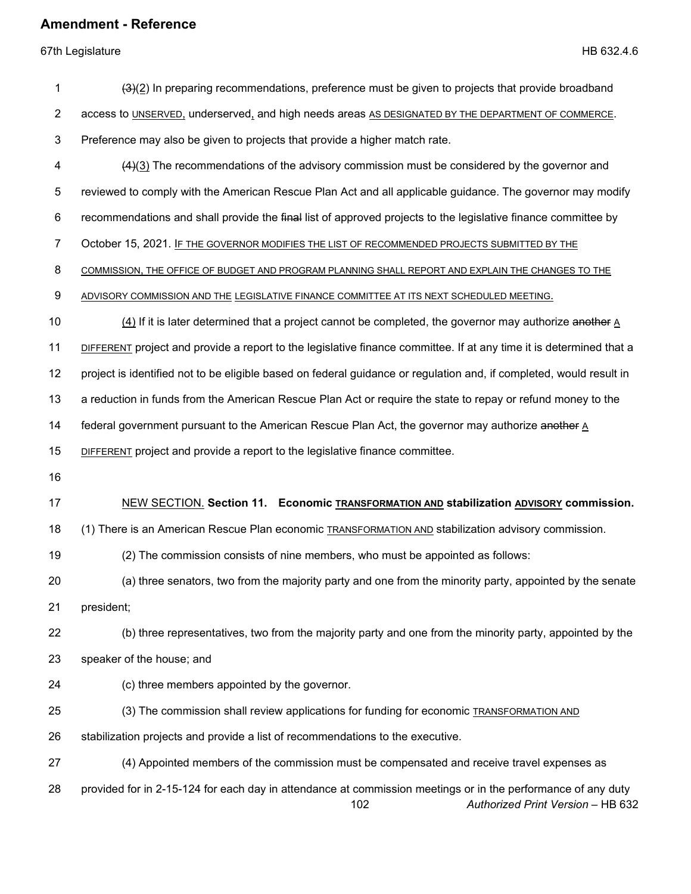(3)(2) In preparing recommendations, preference must be given to projects that provide broadband access to UNSERVED, underserved, and high needs areas AS DESIGNATED BY THE DEPARTMENT OF COMMERCE. Preference may also be given to projects that provide a higher match rate.

(4)(3) The recommendations of the advisory commission must be considered by the governor and reviewed to comply with the American Rescue Plan Act and all applicable guidance. The governor may modify recommendations and shall provide the final list of approved projects to the legislative finance committee by October 15, 2021. IF THE GOVERNOR MODIFIES THE LIST OF RECOMMENDED PROJECTS SUBMITTED BY THE COMMISSION, THE OFFICE OF BUDGET AND PROGRAM PLANNING SHALL REPORT AND EXPLAIN THE CHANGES TO THE ADVISORY COMMISSION AND THE LEGISLATIVE FINANCE COMMITTEE AT ITS NEXT SCHEDULED MEETING.

(4) If it is later determined that a project cannot be completed, the governor may authorize another A DIFFERENT project and provide a report to the legislative finance committee. If at any time it is determined that a project is identified not to be eligible based on federal guidance or regulation and, if completed, would result in a reduction in funds from the American Rescue Plan Act or require the state to repay or refund money to the federal government pursuant to the American Rescue Plan Act, the governor may authorize another A DIFFERENT project and provide a report to the legislative finance committee.

NEW SECTION. **Section 11. Economic TRANSFORMATION AND stabilization ADVISORY commission.** (1) There is an American Rescue Plan economic TRANSFORMATION AND stabilization advisory commission.

(2) The commission consists of nine members, who must be appointed as follows:

(a) three senators, two from the majority party and one from the minority party, appointed by the senate president;

(b) three representatives, two from the majority party and one from the minority party, appointed by the speaker of the house; and

(c) three members appointed by the governor.

(3) The commission shall review applications for funding for economic TRANSFORMATION AND stabilization projects and provide a list of recommendations to the executive.

(4) Appointed members of the commission must be compensated and receive travel expenses as provided for in 2-15-124 for each day in attendance at commission meetings or in the performance of any duty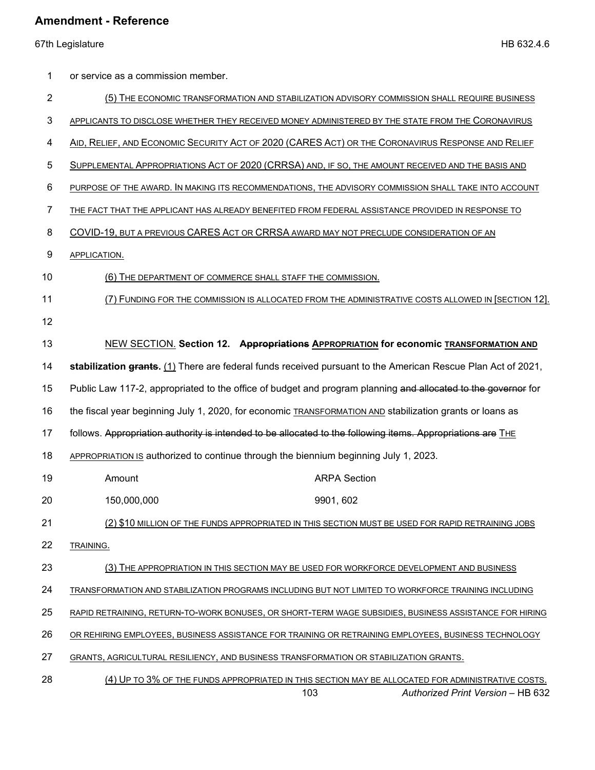or service as a commission member.

(5) THE ECONOMIC TRANSFORMATION AND STABILIZATION ADVISORY COMMISSION SHALL REQUIRE BUSINESS APPLICANTS TO DISCLOSE WHETHER THEY RECEIVED MONEY ADMINISTERED BY THE STATE FROM THE CORONAVIRUS AID, RELIEF, AND ECONOMIC SECURITY ACT OF 2020 (CARES ACT) OR THE CORONAVIRUS RESPONSE AND RELIEF SUPPLEMENTAL APPROPRIATIONS ACT OF 2020 (CRRSA) AND, IF SO, THE AMOUNT RECEIVED AND THE BASIS AND PURPOSE OF THE AWARD. IN MAKING ITS RECOMMENDATIONS, THE ADVISORY COMMISSION SHALL TAKE INTO ACCOUNT THE FACT THAT THE APPLICANT HAS ALREADY BENEFITED FROM FEDERAL ASSISTANCE PROVIDED IN RESPONSE TO COVID-19, BUT A PREVIOUS CARES ACT OR CRRSA AWARD MAY NOT PRECLUDE CONSIDERATION OF AN APPLICATION.

(6) THE DEPARTMENT OF COMMERCE SHALL STAFF THE COMMISSION.

(7) FUNDING FOR THE COMMISSION IS ALLOCATED FROM THE ADMINISTRATIVE COSTS ALLOWED IN [SECTION 12].

NEW SECTION. **Section 12. ~~Appropriations~~ APPROPRIATION for economic TRANSFORMATION AND stabilization ~~grants~~.** (1) There are federal funds received pursuant to the American Rescue Plan Act of 2021, Public Law 117-2, appropriated to the office of budget and program planning ~~and allocated to the governor~~ for the fiscal year beginning July 1, 2020, for economic TRANSFORMATION AND stabilization grants or loans as follows. ~~Appropriation authority is intended to be allocated to the following items. Appropriations are~~ THE APPROPRIATION IS authorized to continue through the biennium beginning July 1, 2023.

| Amount | ARPA Section |
|---|---|
| 150,000,000 | 9901, 602 |

(2) $10 MILLION OF THE FUNDS APPROPRIATED IN THIS SECTION MUST BE USED FOR RAPID RETRAINING JOBS TRAINING.

(3) THE APPROPRIATION IN THIS SECTION MAY BE USED FOR WORKFORCE DEVELOPMENT AND BUSINESS TRANSFORMATION AND STABILIZATION PROGRAMS INCLUDING BUT NOT LIMITED TO WORKFORCE TRAINING INCLUDING RAPID RETRAINING, RETURN-TO-WORK BONUSES, OR SHORT-TERM WAGE SUBSIDIES, BUSINESS ASSISTANCE FOR HIRING OR REHIRING EMPLOYEES, BUSINESS ASSISTANCE FOR TRAINING OR RETRAINING EMPLOYEES, BUSINESS TECHNOLOGY GRANTS, AGRICULTURAL RESILIENCY, AND BUSINESS TRANSFORMATION OR STABILIZATION GRANTS.

(4) UP TO 3% OF THE FUNDS APPROPRIATED IN THIS SECTION MAY BE ALLOCATED FOR ADMINISTRATIVE COSTS.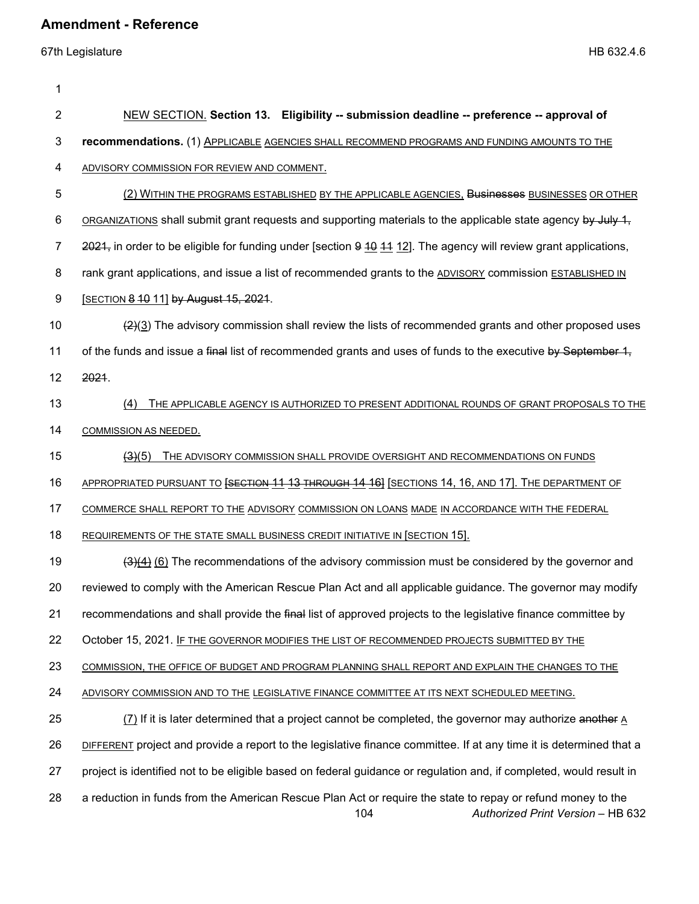NEW SECTION. **Section 13. Eligibility -- submission deadline -- preference -- approval of recommendations.** (1) APPLICABLE AGENCIES SHALL RECOMMEND PROGRAMS AND FUNDING AMOUNTS TO THE ADVISORY COMMISSION FOR REVIEW AND COMMENT.

(2) WITHIN THE PROGRAMS ESTABLISHED BY THE APPLICABLE AGENCIES, ~~Businesses~~ BUSINESSES OR OTHER ORGANIZATIONS shall submit grant requests and supporting materials to the applicable state agency ~~by July 1, 2021,~~ in order to be eligible for funding under [section ~~9~~ ~~10~~ ~~11~~ 12]. The agency will review grant applications, rank grant applications, and issue a list of recommended grants to the ADVISORY commission ESTABLISHED IN [SECTION ~~8~~ ~~10~~ 11] ~~by August 15, 2021~~.

~~(2)~~(3) The advisory commission shall review the lists of recommended grants and other proposed uses of the funds and issue a ~~final~~ list of recommended grants and uses of funds to the executive ~~by September 1, 2021~~.

(4) THE APPLICABLE AGENCY IS AUTHORIZED TO PRESENT ADDITIONAL ROUNDS OF GRANT PROPOSALS TO THE COMMISSION AS NEEDED.

~~(3)~~(5) THE ADVISORY COMMISSION SHALL PROVIDE OVERSIGHT AND RECOMMENDATIONS ON FUNDS APPROPRIATED PURSUANT TO ~~[SECTION 11 13 THROUGH 14 16]~~ [SECTIONS 14, 16, AND 17]. THE DEPARTMENT OF COMMERCE SHALL REPORT TO THE ADVISORY COMMISSION ON LOANS MADE IN ACCORDANCE WITH THE FEDERAL REQUIREMENTS OF THE STATE SMALL BUSINESS CREDIT INITIATIVE IN [SECTION 15].

~~(3)~~~~(4)~~ (6) The recommendations of the advisory commission must be considered by the governor and reviewed to comply with the American Rescue Plan Act and all applicable guidance. The governor may modify recommendations and shall provide the ~~final~~ list of approved projects to the legislative finance committee by October 15, 2021. IF THE GOVERNOR MODIFIES THE LIST OF RECOMMENDED PROJECTS SUBMITTED BY THE COMMISSION, THE OFFICE OF BUDGET AND PROGRAM PLANNING SHALL REPORT AND EXPLAIN THE CHANGES TO THE ADVISORY COMMISSION AND TO THE LEGISLATIVE FINANCE COMMITTEE AT ITS NEXT SCHEDULED MEETING.

(7) If it is later determined that a project cannot be completed, the governor may authorize ~~another~~ A DIFFERENT project and provide a report to the legislative finance committee. If at any time it is determined that a project is identified not to be eligible based on federal guidance or regulation and, if completed, would result in a reduction in funds from the American Rescue Plan Act or require the state to repay or refund money to the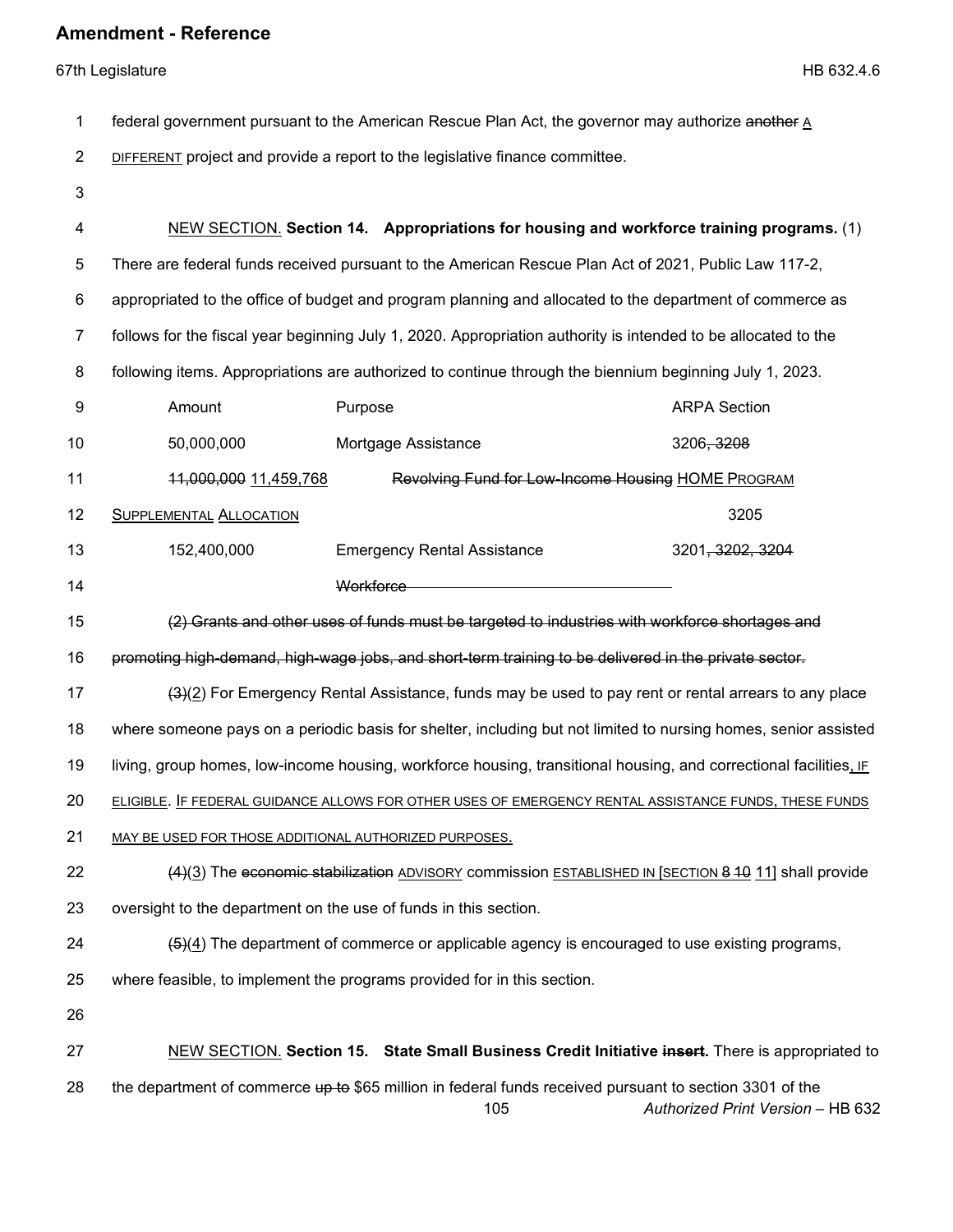federal government pursuant to the American Rescue Plan Act, the governor may authorize ~~another~~ A DIFFERENT project and provide a report to the legislative finance committee.

NEW SECTION. **Section 14. Appropriations for housing and workforce training programs.** (1) There are federal funds received pursuant to the American Rescue Plan Act of 2021, Public Law 117-2, appropriated to the office of budget and program planning and allocated to the department of commerce as follows for the fiscal year beginning July 1, 2020. Appropriation authority is intended to be allocated to the following items. Appropriations are authorized to continue through the biennium beginning July 1, 2023.

| Amount | Purpose | ARPA Section |
|---|---|---|
| 50,000,000 | Mortgage Assistance | 3206~~, 3208~~ |
| ~~11,000,000~~ 11,459,768 | ~~Revolving Fund for Low-Income Housing~~ HOME PROGRAM SUPPLEMENTAL ALLOCATION | 3205 |
| 152,400,000 | Emergency Rental Assistance | 3201~~, 3202, 3204~~ |
| | ~~Workforce~~ | |

~~(2) Grants and other uses of funds must be targeted to industries with workforce shortages and promoting high-demand, high-wage jobs, and short-term training to be delivered in the private sector.~~

~~(3)~~(2) For Emergency Rental Assistance, funds may be used to pay rent or rental arrears to any place where someone pays on a periodic basis for shelter, including but not limited to nursing homes, senior assisted living, group homes, low-income housing, workforce housing, transitional housing, and correctional facilities, IF ELIGIBLE. IF FEDERAL GUIDANCE ALLOWS FOR OTHER USES OF EMERGENCY RENTAL ASSISTANCE FUNDS, THESE FUNDS MAY BE USED FOR THOSE ADDITIONAL AUTHORIZED PURPOSES.

~~(4)~~(3) The ~~economic stabilization~~ ADVISORY commission ESTABLISHED IN [SECTION ~~8~~ ~~10~~ 11] shall provide oversight to the department on the use of funds in this section.

~~(5)~~(4) The department of commerce or applicable agency is encouraged to use existing programs, where feasible, to implement the programs provided for in this section.

NEW SECTION. **Section 15. State Small Business Credit Initiative ~~insert~~.** There is appropriated to the department of commerce ~~up to~~ $65 million in federal funds received pursuant to section 3301 of the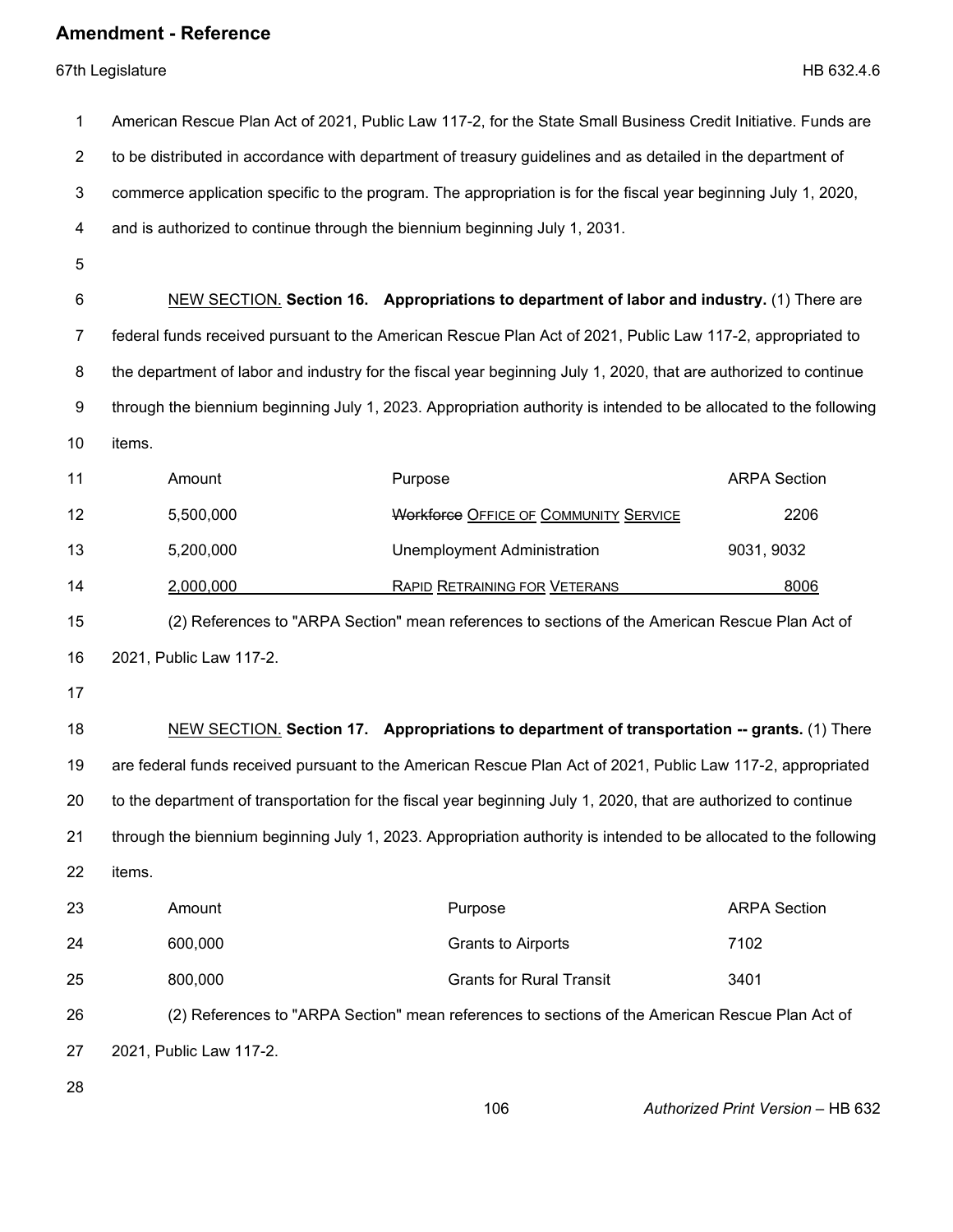American Rescue Plan Act of 2021, Public Law 117-2, for the State Small Business Credit Initiative. Funds are to be distributed in accordance with department of treasury guidelines and as detailed in the department of commerce application specific to the program. The appropriation is for the fiscal year beginning July 1, 2020, and is authorized to continue through the biennium beginning July 1, 2031.

NEW SECTION. **Section 16. Appropriations to department of labor and industry.** (1) There are federal funds received pursuant to the American Rescue Plan Act of 2021, Public Law 117-2, appropriated to the department of labor and industry for the fiscal year beginning July 1, 2020, that are authorized to continue through the biennium beginning July 1, 2023. Appropriation authority is intended to be allocated to the following items.

| Amount | Purpose | ARPA Section |
|---|---|---|
| 5,500,000 | ~~Workforce~~ OFFICE OF COMMUNITY SERVICE | 2206 |
| 5,200,000 | Unemployment Administration | 9031, 9032 |
| 2,000,000 | RAPID RETRAINING FOR VETERANS | 8006 |

(2) References to "ARPA Section" mean references to sections of the American Rescue Plan Act of 2021, Public Law 117-2.

NEW SECTION. **Section 17. Appropriations to department of transportation -- grants.** (1) There are federal funds received pursuant to the American Rescue Plan Act of 2021, Public Law 117-2, appropriated to the department of transportation for the fiscal year beginning July 1, 2020, that are authorized to continue through the biennium beginning July 1, 2023. Appropriation authority is intended to be allocated to the following items.

| Amount | Purpose | ARPA Section |
|---|---|---|
| 600,000 | Grants to Airports | 7102 |
| 800,000 | Grants for Rural Transit | 3401 |

(2) References to "ARPA Section" mean references to sections of the American Rescue Plan Act of 2021, Public Law 117-2.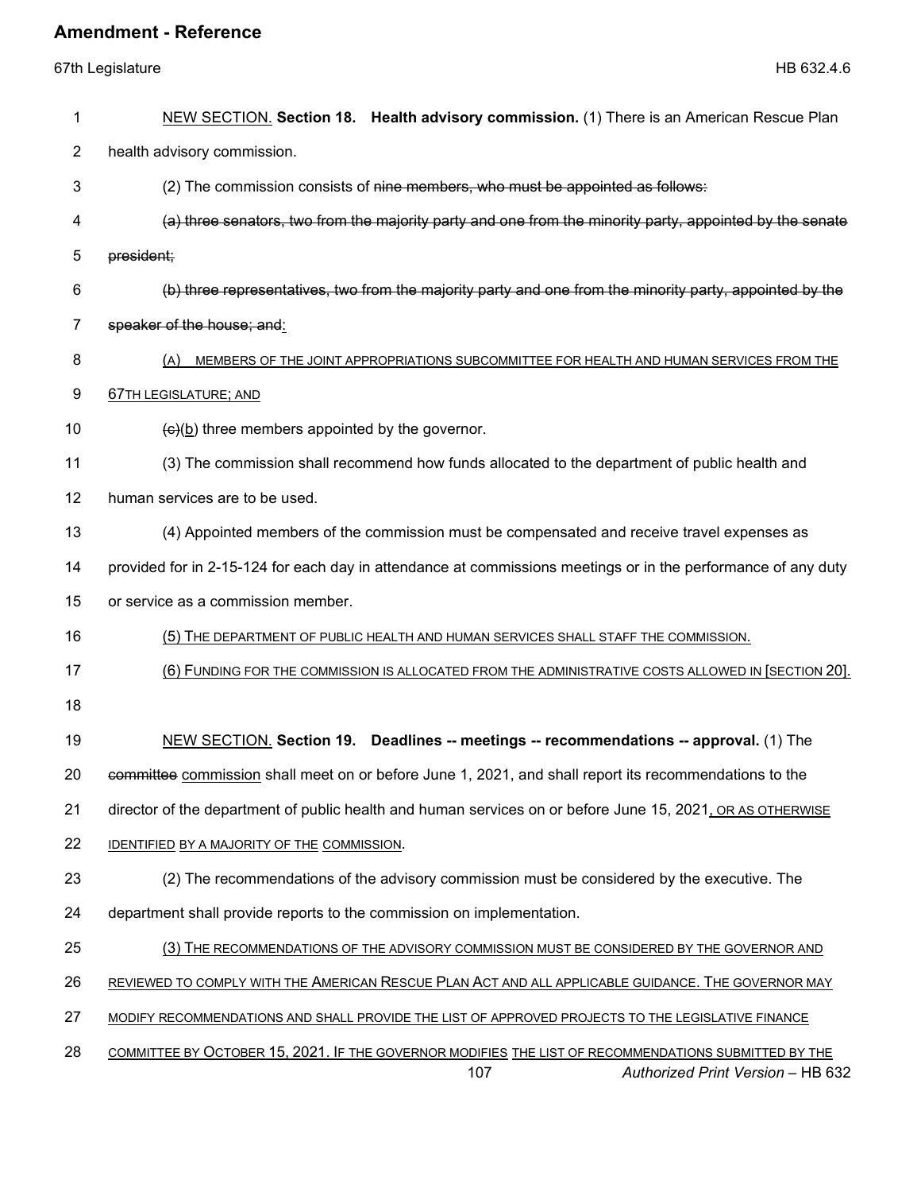NEW SECTION. **Section 18. Health advisory commission.** (1) There is an American Rescue Plan health advisory commission.

(2) The commission consists of ~~nine members, who must be appointed as follows:~~

~~(a) three senators, two from the majority party and one from the minority party, appointed by the senate president;~~

~~(b) three representatives, two from the majority party and one from the minority party, appointed by the speaker of the house; and~~:

(A) MEMBERS OF THE JOINT APPROPRIATIONS SUBCOMMITTEE FOR HEALTH AND HUMAN SERVICES FROM THE 67TH LEGISLATURE; AND

~~(c)~~(b) three members appointed by the governor.

(3) The commission shall recommend how funds allocated to the department of public health and human services are to be used.

(4) Appointed members of the commission must be compensated and receive travel expenses as provided for in 2-15-124 for each day in attendance at commissions meetings or in the performance of any duty or service as a commission member.

(5) THE DEPARTMENT OF PUBLIC HEALTH AND HUMAN SERVICES SHALL STAFF THE COMMISSION.

(6) FUNDING FOR THE COMMISSION IS ALLOCATED FROM THE ADMINISTRATIVE COSTS ALLOWED IN [SECTION 20].

NEW SECTION. **Section 19. Deadlines -- meetings -- recommendations -- approval.** (1) The ~~committee~~ commission shall meet on or before June 1, 2021, and shall report its recommendations to the director of the department of public health and human services on or before June 15, 2021, OR AS OTHERWISE IDENTIFIED BY A MAJORITY OF THE COMMISSION.

(2) The recommendations of the advisory commission must be considered by the executive. The department shall provide reports to the commission on implementation.

(3) THE RECOMMENDATIONS OF THE ADVISORY COMMISSION MUST BE CONSIDERED BY THE GOVERNOR AND REVIEWED TO COMPLY WITH THE AMERICAN RESCUE PLAN ACT AND ALL APPLICABLE GUIDANCE. THE GOVERNOR MAY MODIFY RECOMMENDATIONS AND SHALL PROVIDE THE LIST OF APPROVED PROJECTS TO THE LEGISLATIVE FINANCE COMMITTEE BY OCTOBER 15, 2021. IF THE GOVERNOR MODIFIES THE LIST OF RECOMMENDATIONS SUBMITTED BY THE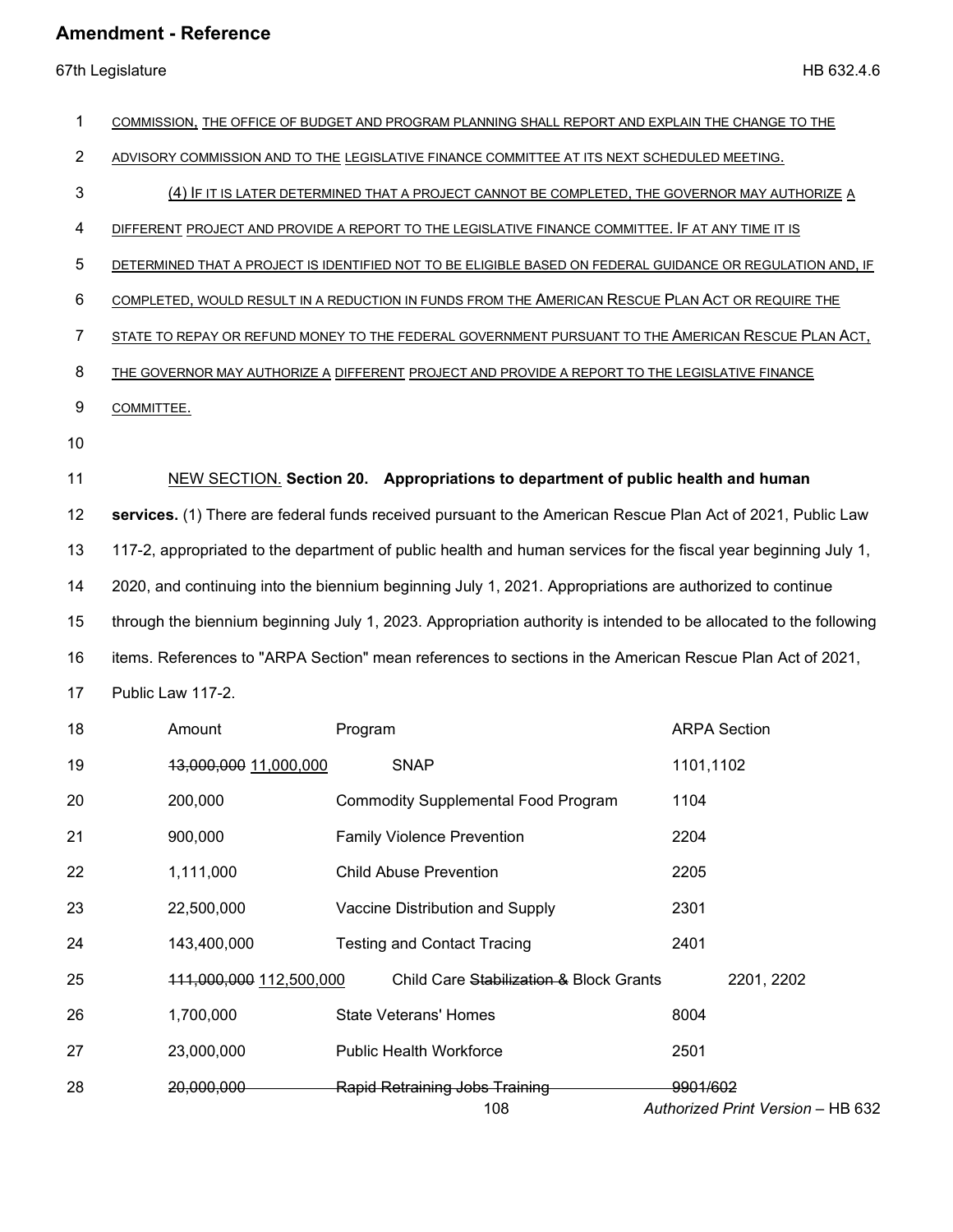COMMISSION, THE OFFICE OF BUDGET AND PROGRAM PLANNING SHALL REPORT AND EXPLAIN THE CHANGE TO THE ADVISORY COMMISSION AND TO THE LEGISLATIVE FINANCE COMMITTEE AT ITS NEXT SCHEDULED MEETING.

(4) IF IT IS LATER DETERMINED THAT A PROJECT CANNOT BE COMPLETED, THE GOVERNOR MAY AUTHORIZE A DIFFERENT PROJECT AND PROVIDE A REPORT TO THE LEGISLATIVE FINANCE COMMITTEE. IF AT ANY TIME IT IS DETERMINED THAT A PROJECT IS IDENTIFIED NOT TO BE ELIGIBLE BASED ON FEDERAL GUIDANCE OR REGULATION AND, IF COMPLETED, WOULD RESULT IN A REDUCTION IN FUNDS FROM THE AMERICAN RESCUE PLAN ACT OR REQUIRE THE STATE TO REPAY OR REFUND MONEY TO THE FEDERAL GOVERNMENT PURSUANT TO THE AMERICAN RESCUE PLAN ACT, THE GOVERNOR MAY AUTHORIZE A DIFFERENT PROJECT AND PROVIDE A REPORT TO THE LEGISLATIVE FINANCE COMMITTEE.

NEW SECTION. **Section 20. Appropriations to department of public health and human services.** (1) There are federal funds received pursuant to the American Rescue Plan Act of 2021, Public Law 117-2, appropriated to the department of public health and human services for the fiscal year beginning July 1, 2020, and continuing into the biennium beginning July 1, 2021. Appropriations are authorized to continue through the biennium beginning July 1, 2023. Appropriation authority is intended to be allocated to the following items. References to "ARPA Section" mean references to sections in the American Rescue Plan Act of 2021, Public Law 117-2.

| Amount | Program | ARPA Section |
|---|---|---|
| ~~13,000,000~~ 11,000,000 | SNAP | 1101,1102 |
| 200,000 | Commodity Supplemental Food Program | 1104 |
| 900,000 | Family Violence Prevention | 2204 |
| 1,111,000 | Child Abuse Prevention | 2205 |
| 22,500,000 | Vaccine Distribution and Supply | 2301 |
| 143,400,000 | Testing and Contact Tracing | 2401 |
| ~~111,000,000~~ 112,500,000 | Child Care ~~Stabilization &~~ Block Grants | 2201, 2202 |
| 1,700,000 | State Veterans' Homes | 8004 |
| 23,000,000 | Public Health Workforce | 2501 |
| ~~20,000,000~~ | ~~Rapid Retraining Jobs Training~~ | ~~9901/602~~ |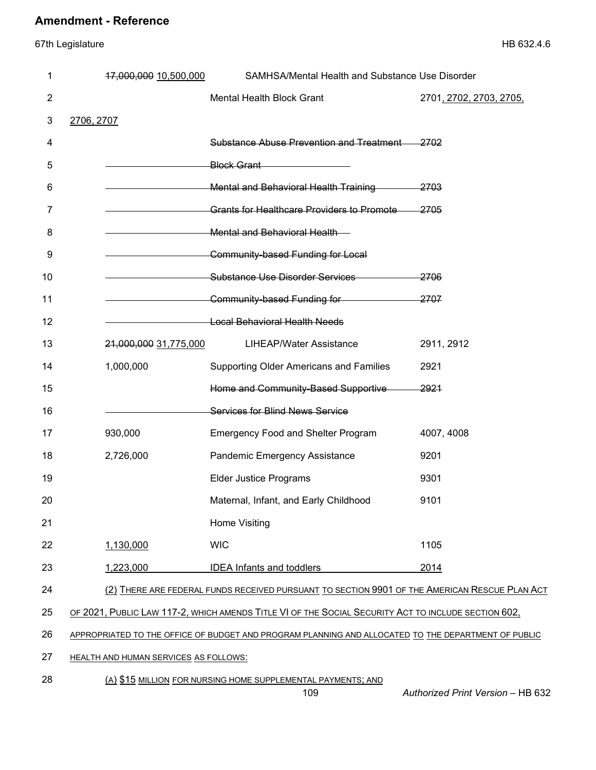| | | |
|---|---|---|
| ~~17,000,000~~ 10,500,000 | SAMHSA/Mental Health and Substance Use Disorder | |
| | Mental Health Block Grant | 2701, 2702, 2703, 2705, 2706, 2707 |
| | ~~Substance Abuse Prevention and Treatment Block Grant~~ | ~~2702~~ |
| | ~~Mental and Behavioral Health Training~~ | ~~2703~~ |
| | ~~Grants for Healthcare Providers to Promote Mental and Behavioral Health~~ | ~~2705~~ |
| | ~~Community-based Funding for Local Substance Use Disorder Services~~ | ~~2706~~ |
| | ~~Community-based Funding for Local Behavioral Health Needs~~ | ~~2707~~ |
| ~~21,000,000~~ 31,775,000 | LIHEAP/Water Assistance | 2911, 2912 |
| 1,000,000 | Supporting Older Americans and Families | 2921 |
| | ~~Home and Community-Based Supportive Services for Blind News Service~~ | ~~2921~~ |
| 930,000 | Emergency Food and Shelter Program | 4007, 4008 |
| 2,726,000 | Pandemic Emergency Assistance | 9201 |
| | Elder Justice Programs | 9301 |
| | Maternal, Infant, and Early Childhood Home Visiting | 9101 |
| 1,130,000 | WIC | 1105 |
| 1,223,000 | IDEA Infants and toddlers | 2014 |

(2) THERE ARE FEDERAL FUNDS RECEIVED PURSUANT TO SECTION 9901 OF THE AMERICAN RESCUE PLAN ACT OF 2021, PUBLIC LAW 117-2, WHICH AMENDS TITLE VI OF THE SOCIAL SECURITY ACT TO INCLUDE SECTION 602, APPROPRIATED TO THE OFFICE OF BUDGET AND PROGRAM PLANNING AND ALLOCATED TO THE DEPARTMENT OF PUBLIC HEALTH AND HUMAN SERVICES AS FOLLOWS:

(A) $15 MILLION FOR NURSING HOME SUPPLEMENTAL PAYMENTS; AND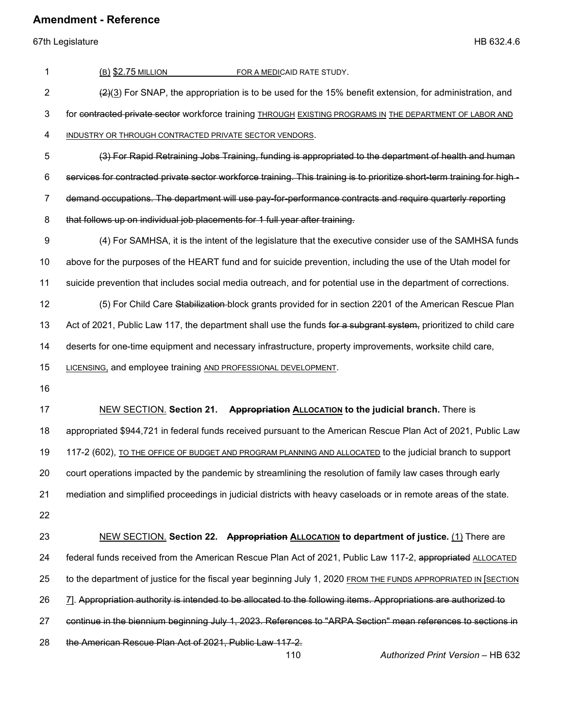(B) $2.75 MILLION FOR A MEDICAID RATE STUDY.

~~(2)~~(3) For SNAP, the appropriation is to be used for the 15% benefit extension, for administration, and for ~~contracted private sector~~ workforce training THROUGH EXISTING PROGRAMS IN THE DEPARTMENT OF LABOR AND INDUSTRY OR THROUGH CONTRACTED PRIVATE SECTOR VENDORS.

~~(3) For Rapid Retraining Jobs Training, funding is appropriated to the department of health and human services for contracted private sector workforce training. This training is to prioritize short-term training for high-demand occupations. The department will use pay-for-performance contracts and require quarterly reporting that follows up on individual job placements for 1 full year after training.~~

(4) For SAMHSA, it is the intent of the legislature that the executive consider use of the SAMHSA funds above for the purposes of the HEART fund and for suicide prevention, including the use of the Utah model for suicide prevention that includes social media outreach, and for potential use in the department of corrections.

(5) For Child Care ~~Stabilization~~ block grants provided for in section 2201 of the American Rescue Plan Act of 2021, Public Law 117, the department shall use the funds ~~for a subgrant system,~~ prioritized to child care deserts for one-time equipment and necessary infrastructure, property improvements, worksite child care, LICENSING, and employee training AND PROFESSIONAL DEVELOPMENT.

NEW SECTION. **Section 21. ~~Appropriation~~ ALLOCATION to the judicial branch.** There is appropriated $944,721 in federal funds received pursuant to the American Rescue Plan Act of 2021, Public Law 117-2 (602), TO THE OFFICE OF BUDGET AND PROGRAM PLANNING AND ALLOCATED to the judicial branch to support court operations impacted by the pandemic by streamlining the resolution of family law cases through early mediation and simplified proceedings in judicial districts with heavy caseloads or in remote areas of the state.

NEW SECTION. **Section 22. ~~Appropriation~~ ALLOCATION to department of justice.** (1) There are federal funds received from the American Rescue Plan Act of 2021, Public Law 117-2, ~~appropriated~~ ALLOCATED to the department of justice for the fiscal year beginning July 1, 2020 FROM THE FUNDS APPROPRIATED IN [SECTION 7]. ~~Appropriation authority is intended to be allocated to the following items. Appropriations are authorized to continue in the biennium beginning July 1, 2023. References to "ARPA Section" mean references to sections in the American Rescue Plan Act of 2021, Public Law 117-2.~~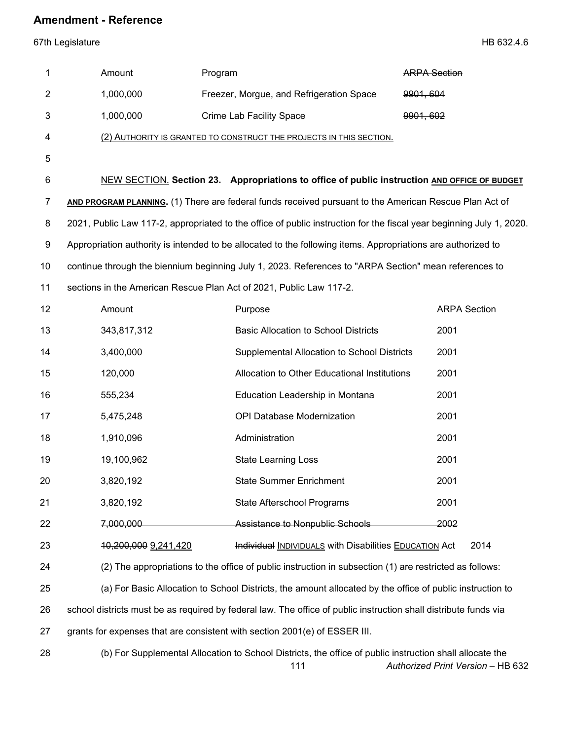| Amount | Program | ~~ARPA Section~~ |
|---|---|---|
| 1,000,000 | Freezer, Morgue, and Refrigeration Space | ~~9901, 604~~ |
| 1,000,000 | Crime Lab Facility Space | ~~9901, 602~~ |

<u>(2) AUTHORITY IS GRANTED TO CONSTRUCT THE PROJECTS IN THIS SECTION.</u>

<u>NEW SECTION.</u> **Section 23. Appropriations to office of public instruction <u>AND OFFICE OF BUDGET AND PROGRAM PLANNING</u>.** (1) There are federal funds received pursuant to the American Rescue Plan Act of 2021, Public Law 117-2, appropriated to the office of public instruction for the fiscal year beginning July 1, 2020. Appropriation authority is intended to be allocated to the following items. Appropriations are authorized to continue through the biennium beginning July 1, 2023. References to "ARPA Section" mean references to sections in the American Rescue Plan Act of 2021, Public Law 117-2.

| Amount | Purpose | ARPA Section |
|---|---|---|
| 343,817,312 | Basic Allocation to School Districts | 2001 |
| 3,400,000 | Supplemental Allocation to School Districts | 2001 |
| 120,000 | Allocation to Other Educational Institutions | 2001 |
| 555,234 | Education Leadership in Montana | 2001 |
| 5,475,248 | OPI Database Modernization | 2001 |
| 1,910,096 | Administration | 2001 |
| 19,100,962 | State Learning Loss | 2001 |
| 3,820,192 | State Summer Enrichment | 2001 |
| 3,820,192 | State Afterschool Programs | 2001 |
| ~~7,000,000~~ | ~~Assistance to Nonpublic Schools~~ | ~~2002~~ |
| ~~10,200,000~~ <u>9,241,420</u> | ~~Individual~~ <u>INDIVIDUALS</u> with Disabilities <u>EDUCATION</u> Act | 2014 |

(2) The appropriations to the office of public instruction in subsection (1) are restricted as follows:

(a) For Basic Allocation to School Districts, the amount allocated by the office of public instruction to school districts must be as required by federal law. The office of public instruction shall distribute funds via grants for expenses that are consistent with section 2001(e) of ESSER III.

(b) For Supplemental Allocation to School Districts, the office of public instruction shall allocate the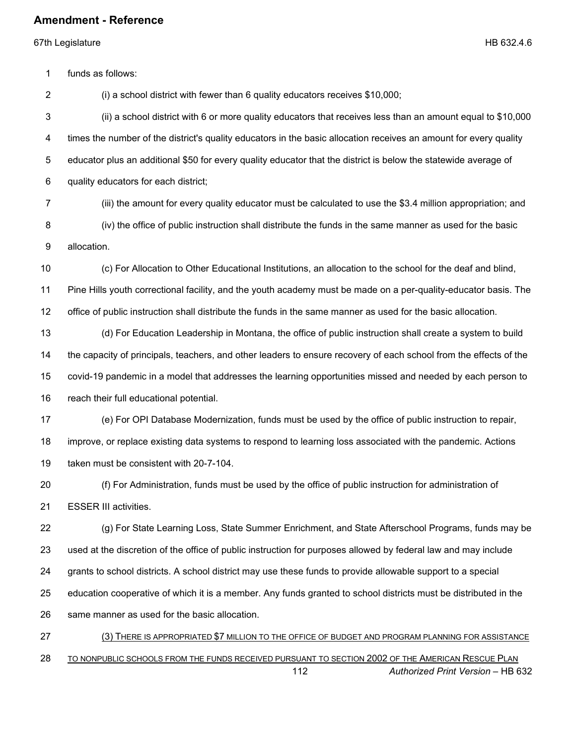funds as follows:

(i) a school district with fewer than 6 quality educators receives $10,000;

(ii) a school district with 6 or more quality educators that receives less than an amount equal to $10,000 times the number of the district's quality educators in the basic allocation receives an amount for every quality educator plus an additional $50 for every quality educator that the district is below the statewide average of quality educators for each district;

(iii) the amount for every quality educator must be calculated to use the $3.4 million appropriation; and

(iv) the office of public instruction shall distribute the funds in the same manner as used for the basic allocation.

(c) For Allocation to Other Educational Institutions, an allocation to the school for the deaf and blind, Pine Hills youth correctional facility, and the youth academy must be made on a per-quality-educator basis. The office of public instruction shall distribute the funds in the same manner as used for the basic allocation.

(d) For Education Leadership in Montana, the office of public instruction shall create a system to build the capacity of principals, teachers, and other leaders to ensure recovery of each school from the effects of the covid-19 pandemic in a model that addresses the learning opportunities missed and needed by each person to reach their full educational potential.

(e) For OPI Database Modernization, funds must be used by the office of public instruction to repair, improve, or replace existing data systems to respond to learning loss associated with the pandemic. Actions taken must be consistent with 20-7-104.

(f) For Administration, funds must be used by the office of public instruction for administration of ESSER III activities.

(g) For State Learning Loss, State Summer Enrichment, and State Afterschool Programs, funds may be used at the discretion of the office of public instruction for purposes allowed by federal law and may include grants to school districts. A school district may use these funds to provide allowable support to a special education cooperative of which it is a member. Any funds granted to school districts must be distributed in the same manner as used for the basic allocation.

(3) THERE IS APPROPRIATED $7 MILLION TO THE OFFICE OF BUDGET AND PROGRAM PLANNING FOR ASSISTANCE TO NONPUBLIC SCHOOLS FROM THE FUNDS RECEIVED PURSUANT TO SECTION 2002 OF THE AMERICAN RESCUE PLAN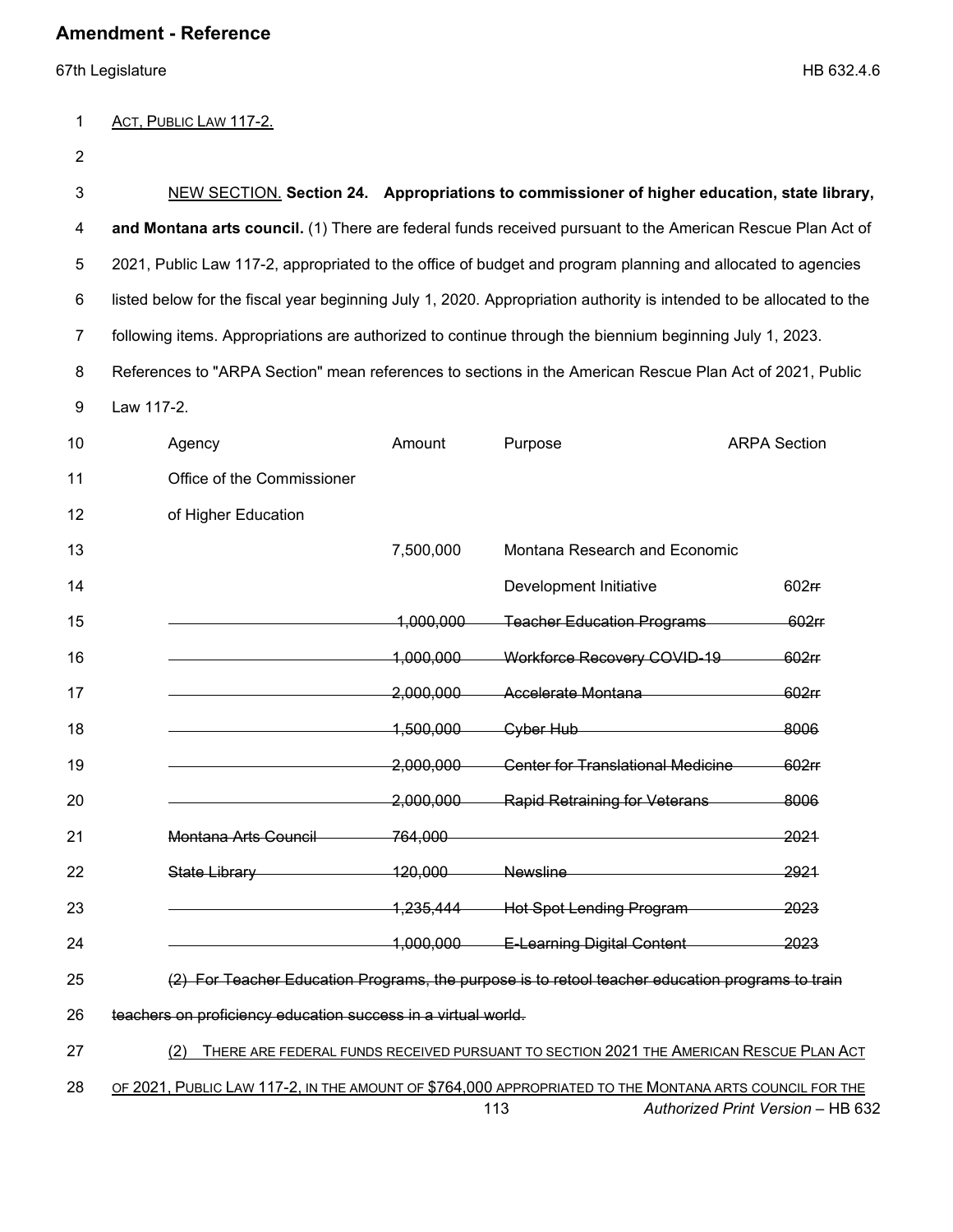ACT, PUBLIC LAW 117-2.

NEW SECTION. **Section 24. Appropriations to commissioner of higher education, state library, and Montana arts council.** (1) There are federal funds received pursuant to the American Rescue Plan Act of 2021, Public Law 117-2, appropriated to the office of budget and program planning and allocated to agencies listed below for the fiscal year beginning July 1, 2020. Appropriation authority is intended to be allocated to the following items. Appropriations are authorized to continue through the biennium beginning July 1, 2023. References to "ARPA Section" mean references to sections in the American Rescue Plan Act of 2021, Public Law 117-2.

| Agency | Amount | Purpose | ARPA Section |
|---|---|---|---|
| Office of the Commissioner of Higher Education | | | |
| | 7,500,000 | Montana Research and Economic Development Initiative | 602~~rr~~ |
| | ~~1,000,000~~ | ~~Teacher Education Programs~~ | ~~602rr~~ |
| | ~~1,000,000~~ | ~~Workforce Recovery COVID-19~~ | ~~602rr~~ |
| | ~~2,000,000~~ | ~~Accelerate Montana~~ | ~~602rr~~ |
| | ~~1,500,000~~ | ~~Cyber Hub~~ | ~~8006~~ |
| | ~~2,000,000~~ | ~~Center for Translational Medicine~~ | ~~602rr~~ |
| | ~~2,000,000~~ | ~~Rapid Retraining for Veterans~~ | ~~8006~~ |
| ~~Montana Arts Council~~ | ~~764,000~~ | | ~~2021~~ |
| ~~State Library~~ | ~~120,000~~ | ~~Newsline~~ | ~~2921~~ |
| | ~~1,235,444~~ | ~~Hot Spot Lending Program~~ | ~~2023~~ |
| | ~~1,000,000~~ | ~~E-Learning Digital Content~~ | ~~2023~~ |

~~(2) For Teacher Education Programs, the purpose is to retool teacher education programs to train teachers on proficiency education success in a virtual world.~~

(2) THERE ARE FEDERAL FUNDS RECEIVED PURSUANT TO SECTION 2021 THE AMERICAN RESCUE PLAN ACT OF 2021, PUBLIC LAW 117-2, IN THE AMOUNT OF $764,000 APPROPRIATED TO THE MONTANA ARTS COUNCIL FOR THE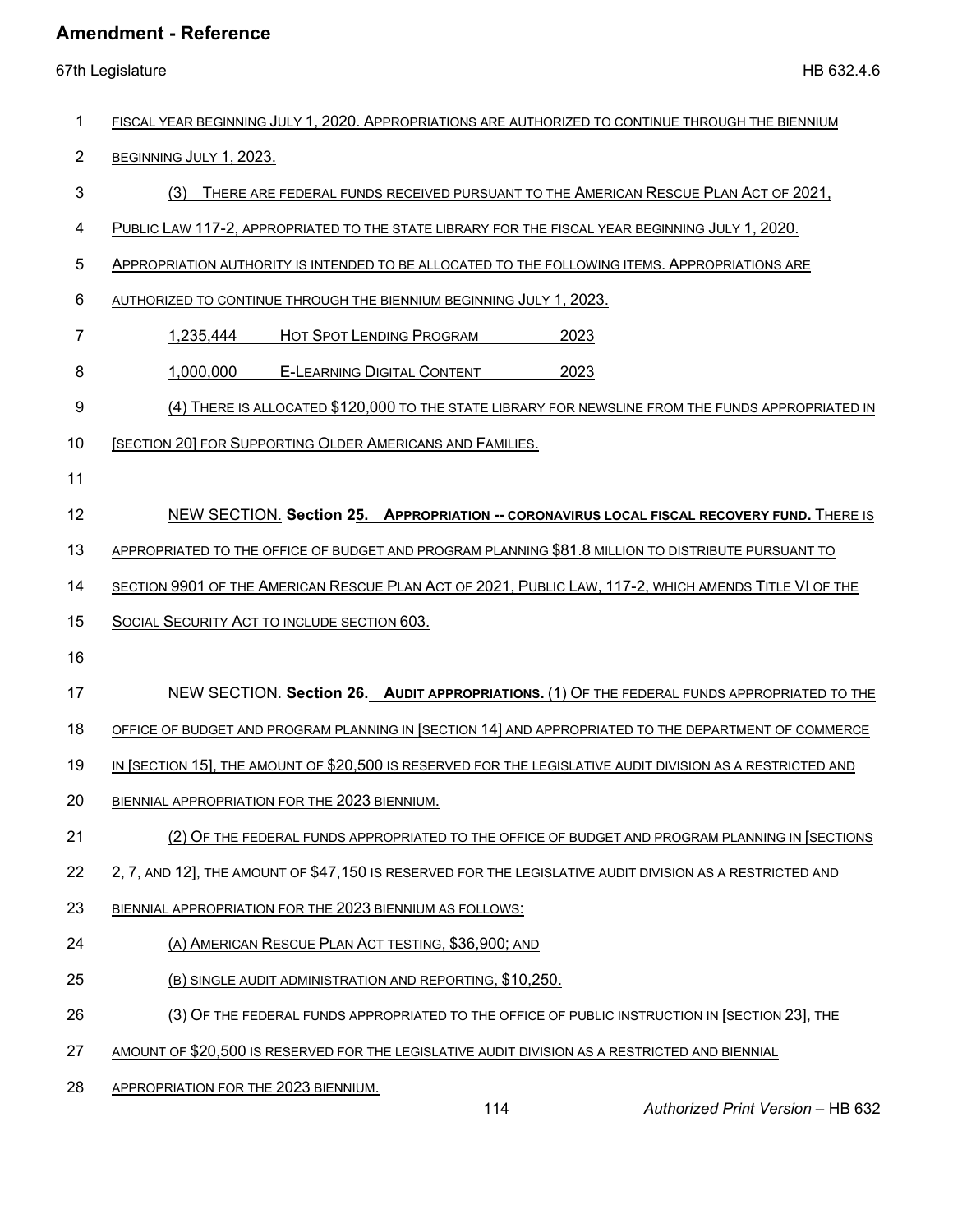FISCAL YEAR BEGINNING JULY 1, 2020. APPROPRIATIONS ARE AUTHORIZED TO CONTINUE THROUGH THE BIENNIUM BEGINNING JULY 1, 2023.

(3) THERE ARE FEDERAL FUNDS RECEIVED PURSUANT TO THE AMERICAN RESCUE PLAN ACT OF 2021, PUBLIC LAW 117-2, APPROPRIATED TO THE STATE LIBRARY FOR THE FISCAL YEAR BEGINNING JULY 1, 2020. APPROPRIATION AUTHORITY IS INTENDED TO BE ALLOCATED TO THE FOLLOWING ITEMS. APPROPRIATIONS ARE AUTHORIZED TO CONTINUE THROUGH THE BIENNIUM BEGINNING JULY 1, 2023.

| | | |
|---|---|---|
| 1,235,444 | HOT SPOT LENDING PROGRAM | 2023 |
| 1,000,000 | E-LEARNING DIGITAL CONTENT | 2023 |

(4) THERE IS ALLOCATED $120,000 TO THE STATE LIBRARY FOR NEWSLINE FROM THE FUNDS APPROPRIATED IN [SECTION 20] FOR SUPPORTING OLDER AMERICANS AND FAMILIES.

NEW SECTION. **Section 25. APPROPRIATION -- CORONAVIRUS LOCAL FISCAL RECOVERY FUND.** THERE IS APPROPRIATED TO THE OFFICE OF BUDGET AND PROGRAM PLANNING $81.8 MILLION TO DISTRIBUTE PURSUANT TO SECTION 9901 OF THE AMERICAN RESCUE PLAN ACT OF 2021, PUBLIC LAW, 117-2, WHICH AMENDS TITLE VI OF THE SOCIAL SECURITY ACT TO INCLUDE SECTION 603.

NEW SECTION. **Section 26. AUDIT APPROPRIATIONS.** (1) OF THE FEDERAL FUNDS APPROPRIATED TO THE OFFICE OF BUDGET AND PROGRAM PLANNING IN [SECTION 14] AND APPROPRIATED TO THE DEPARTMENT OF COMMERCE IN [SECTION 15], THE AMOUNT OF $20,500 IS RESERVED FOR THE LEGISLATIVE AUDIT DIVISION AS A RESTRICTED AND BIENNIAL APPROPRIATION FOR THE 2023 BIENNIUM.

(2) OF THE FEDERAL FUNDS APPROPRIATED TO THE OFFICE OF BUDGET AND PROGRAM PLANNING IN [SECTIONS 2, 7, AND 12], THE AMOUNT OF $47,150 IS RESERVED FOR THE LEGISLATIVE AUDIT DIVISION AS A RESTRICTED AND BIENNIAL APPROPRIATION FOR THE 2023 BIENNIUM AS FOLLOWS:

(A) AMERICAN RESCUE PLAN ACT TESTING, $36,900; AND

(B) SINGLE AUDIT ADMINISTRATION AND REPORTING, $10,250.

(3) OF THE FEDERAL FUNDS APPROPRIATED TO THE OFFICE OF PUBLIC INSTRUCTION IN [SECTION 23], THE AMOUNT OF $20,500 IS RESERVED FOR THE LEGISLATIVE AUDIT DIVISION AS A RESTRICTED AND BIENNIAL APPROPRIATION FOR THE 2023 BIENNIUM.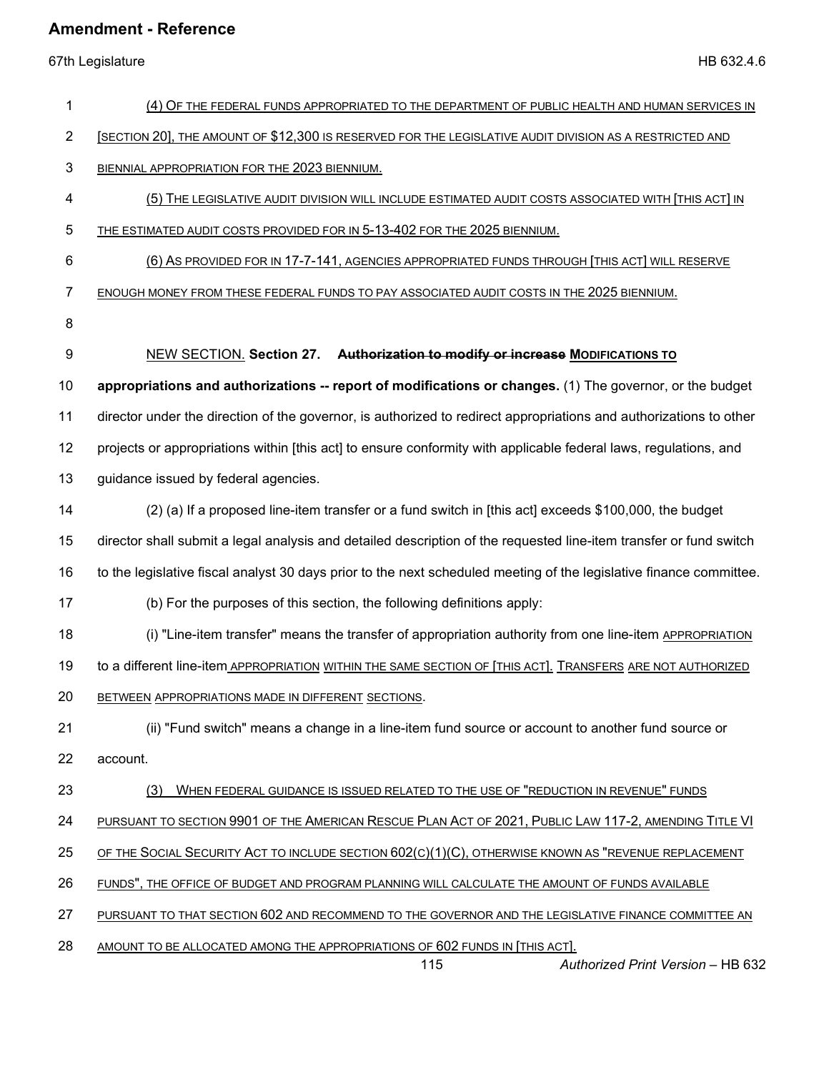(4) OF THE FEDERAL FUNDS APPROPRIATED TO THE DEPARTMENT OF PUBLIC HEALTH AND HUMAN SERVICES IN [SECTION 20], THE AMOUNT OF $12,300 IS RESERVED FOR THE LEGISLATIVE AUDIT DIVISION AS A RESTRICTED AND BIENNIAL APPROPRIATION FOR THE 2023 BIENNIUM.

(5) THE LEGISLATIVE AUDIT DIVISION WILL INCLUDE ESTIMATED AUDIT COSTS ASSOCIATED WITH [THIS ACT] IN THE ESTIMATED AUDIT COSTS PROVIDED FOR IN 5-13-402 FOR THE 2025 BIENNIUM.

(6) AS PROVIDED FOR IN 17-7-141, AGENCIES APPROPRIATED FUNDS THROUGH [THIS ACT] WILL RESERVE ENOUGH MONEY FROM THESE FEDERAL FUNDS TO PAY ASSOCIATED AUDIT COSTS IN THE 2025 BIENNIUM.

NEW SECTION. **Section 27.** ~~**Authorization to modify or increase**~~ **MODIFICATIONS TO appropriations and authorizations -- report of modifications or changes.** (1) The governor, or the budget director under the direction of the governor, is authorized to redirect appropriations and authorizations to other projects or appropriations within [this act] to ensure conformity with applicable federal laws, regulations, and guidance issued by federal agencies.

(2) (a) If a proposed line-item transfer or a fund switch in [this act] exceeds $100,000, the budget director shall submit a legal analysis and detailed description of the requested line-item transfer or fund switch to the legislative fiscal analyst 30 days prior to the next scheduled meeting of the legislative finance committee.

(b) For the purposes of this section, the following definitions apply:

(i) "Line-item transfer" means the transfer of appropriation authority from one line-item APPROPRIATION to a different line-item APPROPRIATION WITHIN THE SAME SECTION OF [THIS ACT]. TRANSFERS ARE NOT AUTHORIZED BETWEEN APPROPRIATIONS MADE IN DIFFERENT SECTIONS.

(ii) "Fund switch" means a change in a line-item fund source or account to another fund source or account.

(3) WHEN FEDERAL GUIDANCE IS ISSUED RELATED TO THE USE OF "REDUCTION IN REVENUE" FUNDS PURSUANT TO SECTION 9901 OF THE AMERICAN RESCUE PLAN ACT OF 2021, PUBLIC LAW 117-2, AMENDING TITLE VI OF THE SOCIAL SECURITY ACT TO INCLUDE SECTION 602(C)(1)(C), OTHERWISE KNOWN AS "REVENUE REPLACEMENT FUNDS", THE OFFICE OF BUDGET AND PROGRAM PLANNING WILL CALCULATE THE AMOUNT OF FUNDS AVAILABLE PURSUANT TO THAT SECTION 602 AND RECOMMEND TO THE GOVERNOR AND THE LEGISLATIVE FINANCE COMMITTEE AN AMOUNT TO BE ALLOCATED AMONG THE APPROPRIATIONS OF 602 FUNDS IN [THIS ACT].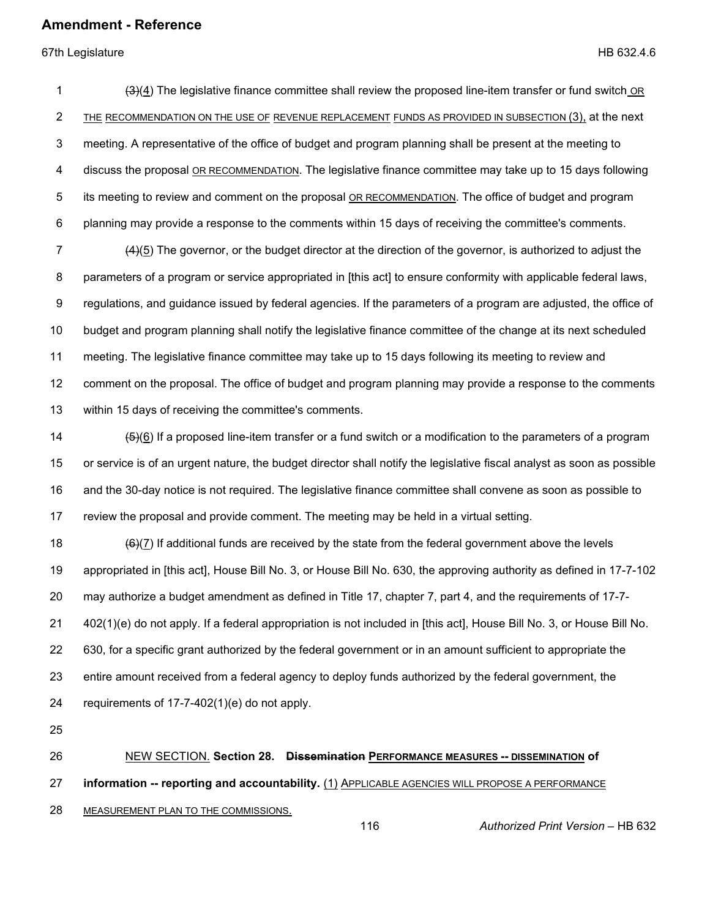~~(3)~~(4) The legislative finance committee shall review the proposed line-item transfer or fund switch OR THE RECOMMENDATION ON THE USE OF REVENUE REPLACEMENT FUNDS AS PROVIDED IN SUBSECTION (3), at the next meeting. A representative of the office of budget and program planning shall be present at the meeting to discuss the proposal OR RECOMMENDATION. The legislative finance committee may take up to 15 days following its meeting to review and comment on the proposal OR RECOMMENDATION. The office of budget and program planning may provide a response to the comments within 15 days of receiving the committee's comments.

~~(4)~~(5) The governor, or the budget director at the direction of the governor, is authorized to adjust the parameters of a program or service appropriated in [this act] to ensure conformity with applicable federal laws, regulations, and guidance issued by federal agencies. If the parameters of a program are adjusted, the office of budget and program planning shall notify the legislative finance committee of the change at its next scheduled meeting. The legislative finance committee may take up to 15 days following its meeting to review and comment on the proposal. The office of budget and program planning may provide a response to the comments within 15 days of receiving the committee's comments.

~~(5)~~(6) If a proposed line-item transfer or a fund switch or a modification to the parameters of a program or service is of an urgent nature, the budget director shall notify the legislative fiscal analyst as soon as possible and the 30-day notice is not required. The legislative finance committee shall convene as soon as possible to review the proposal and provide comment. The meeting may be held in a virtual setting.

~~(6)~~(7) If additional funds are received by the state from the federal government above the levels appropriated in [this act], House Bill No. 3, or House Bill No. 630, the approving authority as defined in 17-7-102 may authorize a budget amendment as defined in Title 17, chapter 7, part 4, and the requirements of 17-7-402(1)(e) do not apply. If a federal appropriation is not included in [this act], House Bill No. 3, or House Bill No. 630, for a specific grant authorized by the federal government or in an amount sufficient to appropriate the entire amount received from a federal agency to deploy funds authorized by the federal government, the requirements of 17-7-402(1)(e) do not apply.

NEW SECTION. **Section 28. ~~Dissemination~~ PERFORMANCE MEASURES -- DISSEMINATION of information -- reporting and accountability.** (1) APPLICABLE AGENCIES WILL PROPOSE A PERFORMANCE MEASUREMENT PLAN TO THE COMMISSIONS.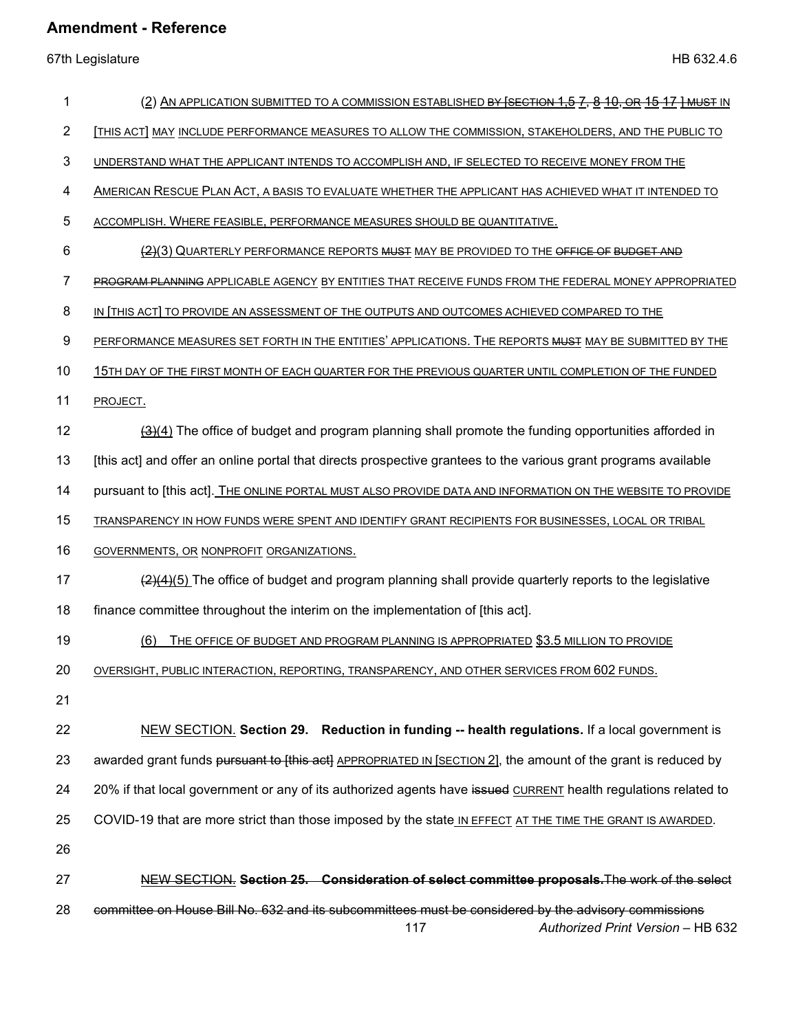(2) AN APPLICATION SUBMITTED TO A COMMISSION ESTABLISHED ~~BY [SECTION 1,5 7, 8 10, OR 15 17 ] MUST~~ IN [THIS ACT] MAY INCLUDE PERFORMANCE MEASURES TO ALLOW THE COMMISSION, STAKEHOLDERS, AND THE PUBLIC TO UNDERSTAND WHAT THE APPLICANT INTENDS TO ACCOMPLISH AND, IF SELECTED TO RECEIVE MONEY FROM THE AMERICAN RESCUE PLAN ACT, A BASIS TO EVALUATE WHETHER THE APPLICANT HAS ACHIEVED WHAT IT INTENDED TO ACCOMPLISH. WHERE FEASIBLE, PERFORMANCE MEASURES SHOULD BE QUANTITATIVE.

~~(2)~~(3) QUARTERLY PERFORMANCE REPORTS ~~MUST~~ MAY BE PROVIDED TO THE ~~OFFICE OF BUDGET AND PROGRAM PLANNING~~ APPLICABLE AGENCY BY ENTITIES THAT RECEIVE FUNDS FROM THE FEDERAL MONEY APPROPRIATED IN [THIS ACT] TO PROVIDE AN ASSESSMENT OF THE OUTPUTS AND OUTCOMES ACHIEVED COMPARED TO THE PERFORMANCE MEASURES SET FORTH IN THE ENTITIES' APPLICATIONS. THE REPORTS ~~MUST~~ MAY BE SUBMITTED BY THE 15TH DAY OF THE FIRST MONTH OF EACH QUARTER FOR THE PREVIOUS QUARTER UNTIL COMPLETION OF THE FUNDED PROJECT.

~~(3)~~(4) The office of budget and program planning shall promote the funding opportunities afforded in [this act] and offer an online portal that directs prospective grantees to the various grant programs available pursuant to [this act]. THE ONLINE PORTAL MUST ALSO PROVIDE DATA AND INFORMATION ON THE WEBSITE TO PROVIDE TRANSPARENCY IN HOW FUNDS WERE SPENT AND IDENTIFY GRANT RECIPIENTS FOR BUSINESSES, LOCAL OR TRIBAL GOVERNMENTS, OR NONPROFIT ORGANIZATIONS.

~~(2)(4)~~(5) The office of budget and program planning shall provide quarterly reports to the legislative finance committee throughout the interim on the implementation of [this act].

(6) THE OFFICE OF BUDGET AND PROGRAM PLANNING IS APPROPRIATED $3.5 MILLION TO PROVIDE OVERSIGHT, PUBLIC INTERACTION, REPORTING, TRANSPARENCY, AND OTHER SERVICES FROM 602 FUNDS.

NEW SECTION. **Section 29. Reduction in funding -- health regulations.** If a local government is awarded grant funds ~~pursuant to [this act]~~ APPROPRIATED IN [SECTION 2], the amount of the grant is reduced by 20% if that local government or any of its authorized agents have ~~issued~~ CURRENT health regulations related to COVID-19 that are more strict than those imposed by the state IN EFFECT AT THE TIME THE GRANT IS AWARDED.

~~NEW SECTION. **Section 25. Consideration of select committee proposals.** The work of the select committee on House Bill No. 632 and its subcommittees must be considered by the advisory commissions~~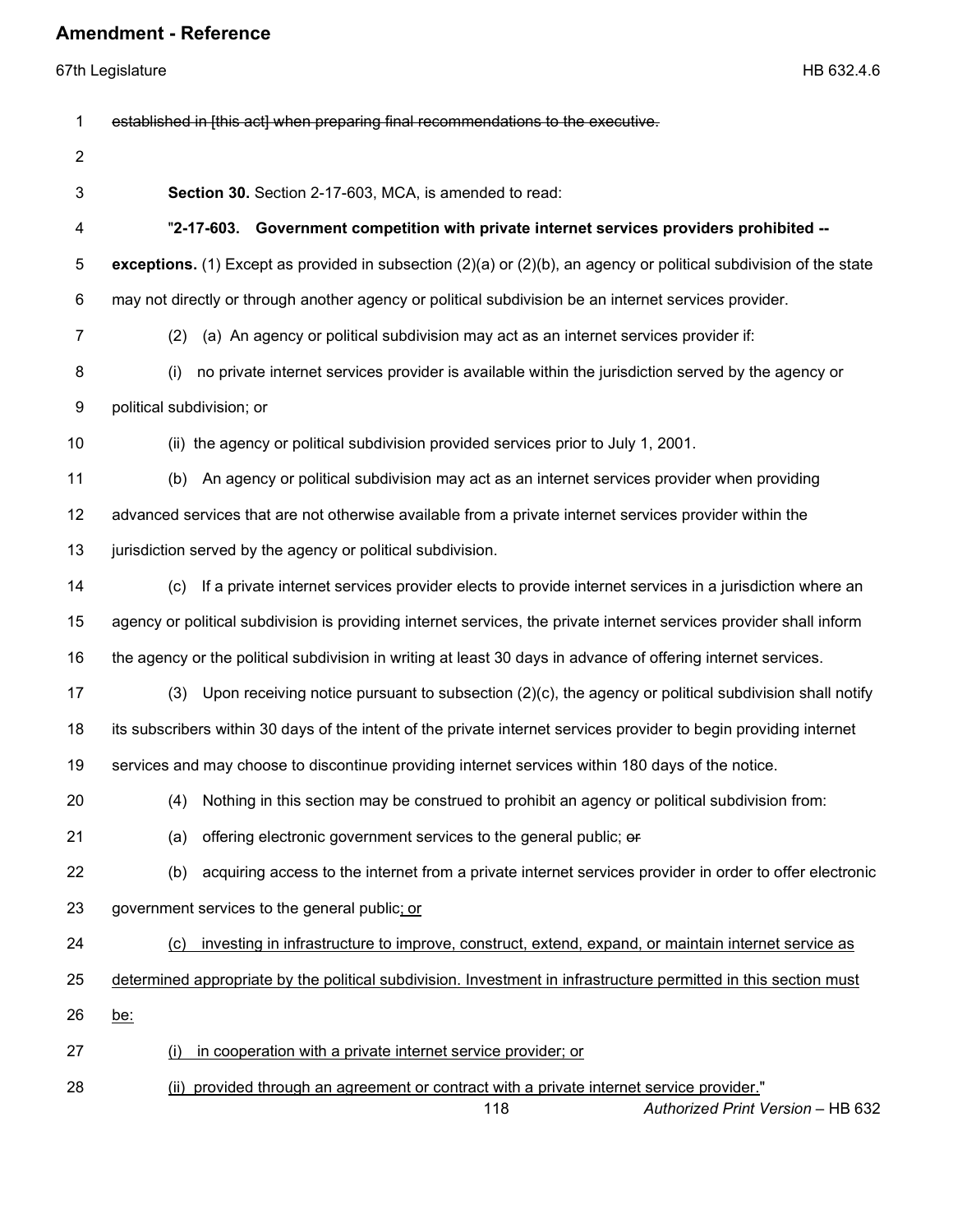~~established in [this act] when preparing final recommendations to the executive.~~

**Section 30.** Section 2-17-603, MCA, is amended to read:

"**2-17-603. Government competition with private internet services providers prohibited -- exceptions.** (1) Except as provided in subsection (2)(a) or (2)(b), an agency or political subdivision of the state may not directly or through another agency or political subdivision be an internet services provider.

(2) (a) An agency or political subdivision may act as an internet services provider if:

(i) no private internet services provider is available within the jurisdiction served by the agency or political subdivision; or

(ii) the agency or political subdivision provided services prior to July 1, 2001.

(b) An agency or political subdivision may act as an internet services provider when providing advanced services that are not otherwise available from a private internet services provider within the jurisdiction served by the agency or political subdivision.

(c) If a private internet services provider elects to provide internet services in a jurisdiction where an agency or political subdivision is providing internet services, the private internet services provider shall inform the agency or the political subdivision in writing at least 30 days in advance of offering internet services.

(3) Upon receiving notice pursuant to subsection (2)(c), the agency or political subdivision shall notify its subscribers within 30 days of the intent of the private internet services provider to begin providing internet services and may choose to discontinue providing internet services within 180 days of the notice.

(4) Nothing in this section may be construed to prohibit an agency or political subdivision from:

(a) offering electronic government services to the general public; ~~or~~

(b) acquiring access to the internet from a private internet services provider in order to offer electronic government services to the general public<u>; or</u>

<u>(c) investing in infrastructure to improve, construct, extend, expand, or maintain internet service as determined appropriate by the political subdivision. Investment in infrastructure permitted in this section must be:</u>

<u>(i) in cooperation with a private internet service provider; or</u>

<u>(ii) provided through an agreement or contract with a private internet service provider.</u>"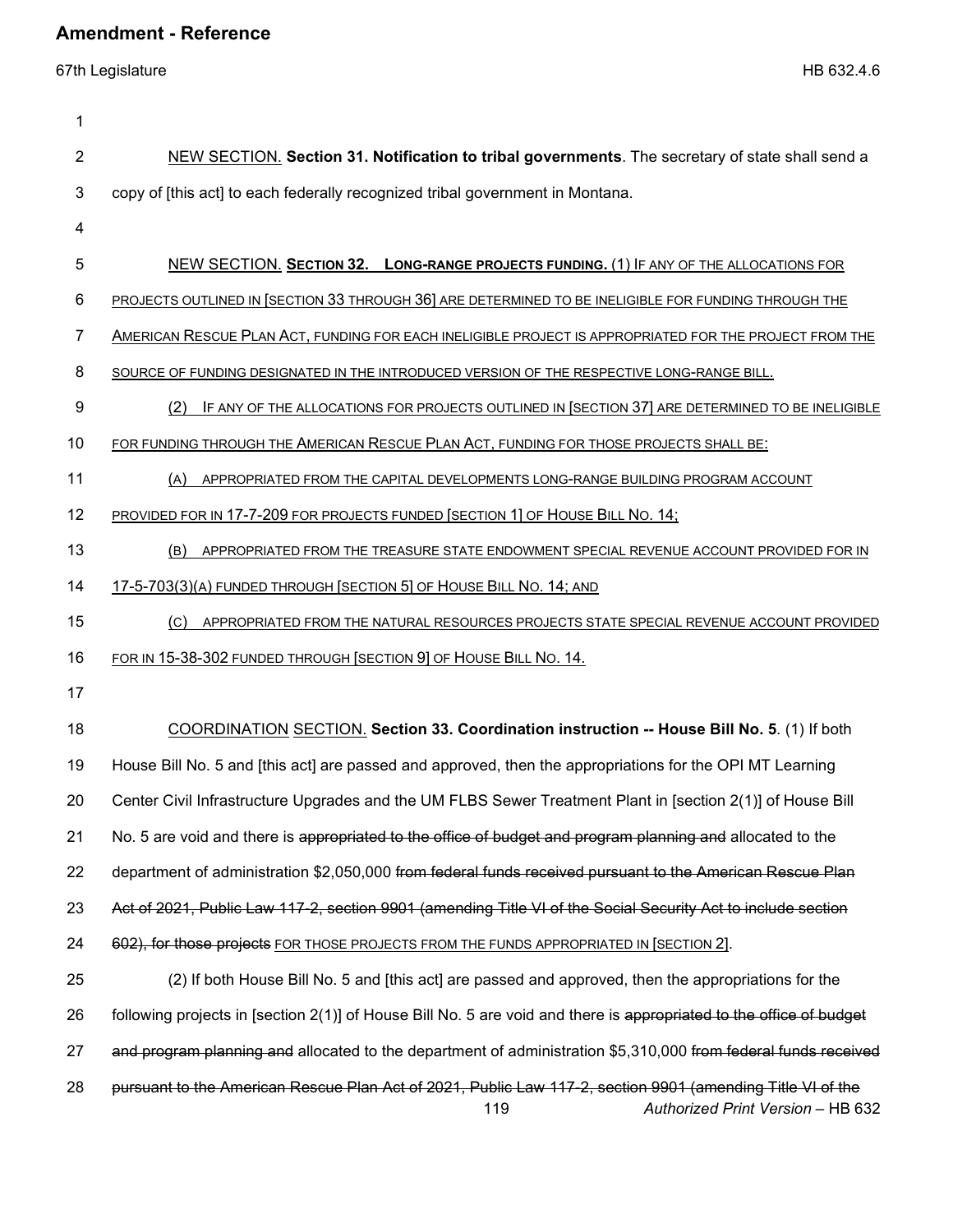NEW SECTION. **Section 31. Notification to tribal governments**. The secretary of state shall send a copy of [this act] to each federally recognized tribal government in Montana.

NEW SECTION. **SECTION 32. LONG-RANGE PROJECTS FUNDING.** (1) IF ANY OF THE ALLOCATIONS FOR PROJECTS OUTLINED IN [SECTION 33 THROUGH 36] ARE DETERMINED TO BE INELIGIBLE FOR FUNDING THROUGH THE AMERICAN RESCUE PLAN ACT, FUNDING FOR EACH INELIGIBLE PROJECT IS APPROPRIATED FOR THE PROJECT FROM THE SOURCE OF FUNDING DESIGNATED IN THE INTRODUCED VERSION OF THE RESPECTIVE LONG-RANGE BILL.

(2) IF ANY OF THE ALLOCATIONS FOR PROJECTS OUTLINED IN [SECTION 37] ARE DETERMINED TO BE INELIGIBLE FOR FUNDING THROUGH THE AMERICAN RESCUE PLAN ACT, FUNDING FOR THOSE PROJECTS SHALL BE:

(A) APPROPRIATED FROM THE CAPITAL DEVELOPMENTS LONG-RANGE BUILDING PROGRAM ACCOUNT PROVIDED FOR IN 17-7-209 FOR PROJECTS FUNDED [SECTION 1] OF HOUSE BILL NO. 14;

(B) APPROPRIATED FROM THE TREASURE STATE ENDOWMENT SPECIAL REVENUE ACCOUNT PROVIDED FOR IN 17-5-703(3)(A) FUNDED THROUGH [SECTION 5] OF HOUSE BILL NO. 14; AND

(C) APPROPRIATED FROM THE NATURAL RESOURCES PROJECTS STATE SPECIAL REVENUE ACCOUNT PROVIDED FOR IN 15-38-302 FUNDED THROUGH [SECTION 9] OF HOUSE BILL NO. 14.

COORDINATION SECTION. **Section 33. Coordination instruction -- House Bill No. 5**. (1) If both House Bill No. 5 and [this act] are passed and approved, then the appropriations for the OPI MT Learning Center Civil Infrastructure Upgrades and the UM FLBS Sewer Treatment Plant in [section 2(1)] of House Bill No. 5 are void and there is ~~appropriated to the office of budget and program planning and~~ allocated to the department of administration \$2,050,000 ~~from federal funds received pursuant to the American Rescue Plan Act of 2021, Public Law 117-2, section 9901 (amending Title VI of the Social Security Act to include section 602), for those projects~~ FOR THOSE PROJECTS FROM THE FUNDS APPROPRIATED IN [SECTION 2].

(2) If both House Bill No. 5 and [this act] are passed and approved, then the appropriations for the following projects in [section 2(1)] of House Bill No. 5 are void and there is ~~appropriated to the office of budget and program planning and~~ allocated to the department of administration \$5,310,000 ~~from federal funds received pursuant to the American Rescue Plan Act of 2021, Public Law 117-2, section 9901 (amending Title VI of the~~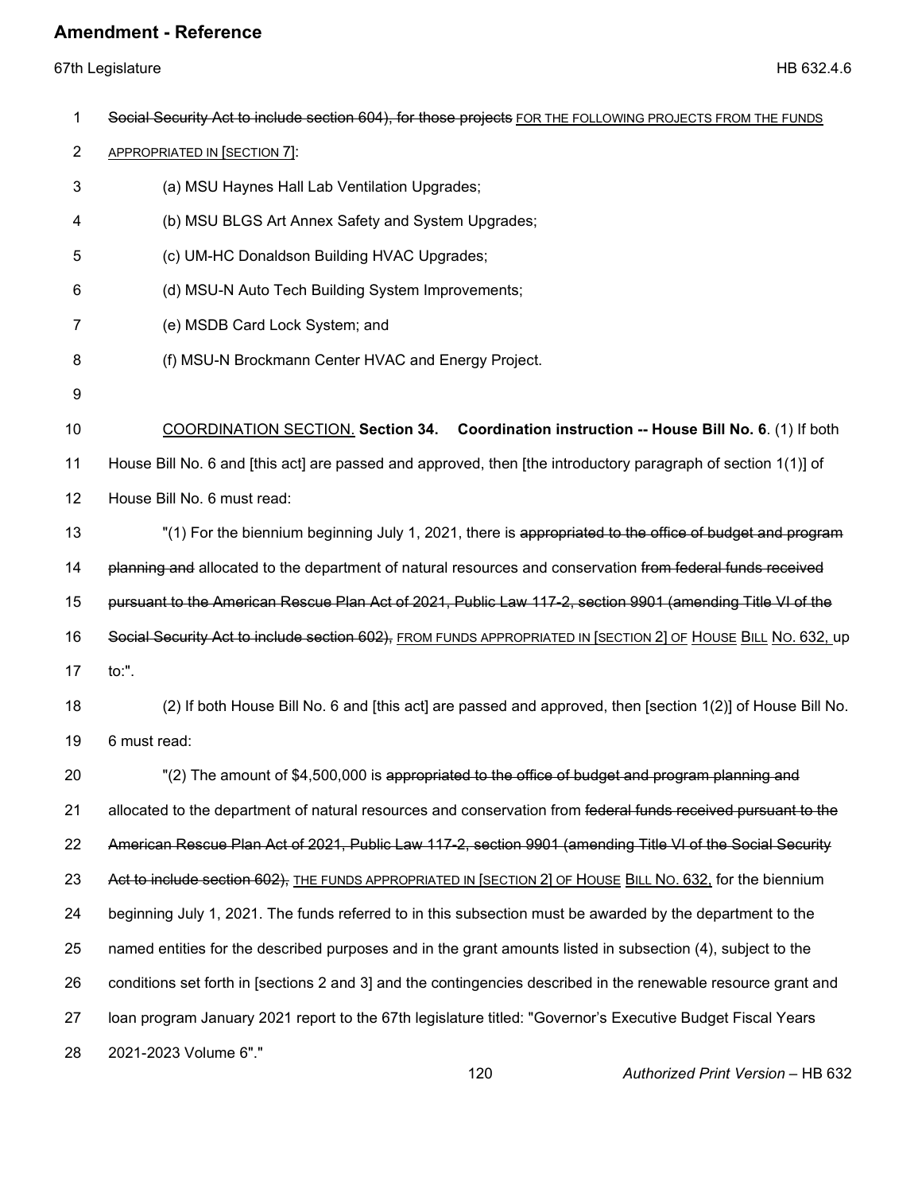~~Social Security Act to include section 604), for those projects~~ FOR THE FOLLOWING PROJECTS FROM THE FUNDS APPROPRIATED IN [SECTION 7]:

(a) MSU Haynes Hall Lab Ventilation Upgrades;

(b) MSU BLGS Art Annex Safety and System Upgrades;

(c) UM-HC Donaldson Building HVAC Upgrades;

(d) MSU-N Auto Tech Building System Improvements;

(e) MSDB Card Lock System; and

(f) MSU-N Brockmann Center HVAC and Energy Project.

COORDINATION SECTION. **Section 34. Coordination instruction -- House Bill No. 6**. (1) If both House Bill No. 6 and [this act] are passed and approved, then [the introductory paragraph of section 1(1)] of House Bill No. 6 must read:

"(1) For the biennium beginning July 1, 2021, there is ~~appropriated to the office of budget and program planning and~~ allocated to the department of natural resources and conservation ~~from federal funds received pursuant to the American Rescue Plan Act of 2021, Public Law 117-2, section 9901 (amending Title VI of the Social Security Act to include section 602),~~ FROM FUNDS APPROPRIATED IN [SECTION 2] OF HOUSE BILL NO. 632, up to:".

(2) If both House Bill No. 6 and [this act] are passed and approved, then [section 1(2)] of House Bill No. 6 must read:

"(2) The amount of $4,500,000 is ~~appropriated to the office of budget and program planning and~~ allocated to the department of natural resources and conservation from ~~federal funds received pursuant to the American Rescue Plan Act of 2021, Public Law 117-2, section 9901 (amending Title VI of the Social Security Act to include section 602),~~ THE FUNDS APPROPRIATED IN [SECTION 2] OF HOUSE BILL NO. 632, for the biennium beginning July 1, 2021. The funds referred to in this subsection must be awarded by the department to the named entities for the described purposes and in the grant amounts listed in subsection (4), subject to the conditions set forth in [sections 2 and 3] and the contingencies described in the renewable resource grant and loan program January 2021 report to the 67th legislature titled: "Governor's Executive Budget Fiscal Years 2021-2023 Volume 6"."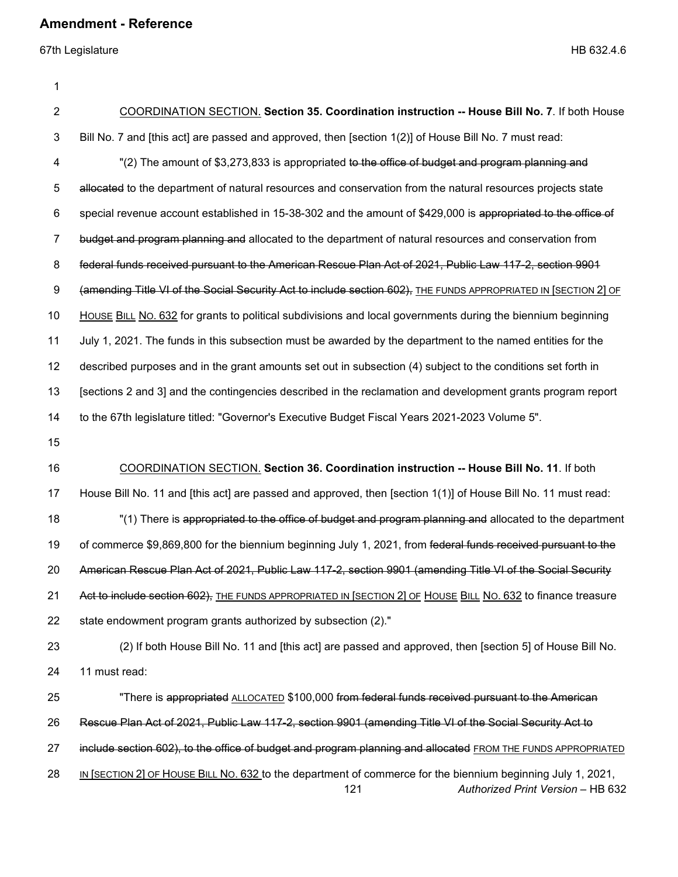COORDINATION SECTION. **Section 35. Coordination instruction -- House Bill No. 7**. If both House Bill No. 7 and [this act] are passed and approved, then [section 1(2)] of House Bill No. 7 must read:

"(2) The amount of $3,273,833 is appropriated ~~to the office of budget and program planning and allocated~~ to the department of natural resources and conservation from the natural resources projects state special revenue account established in 15-38-302 and the amount of $429,000 is ~~appropriated to the office of budget and program planning and~~ allocated to the department of natural resources and conservation from ~~federal funds received pursuant to the American Rescue Plan Act of 2021, Public Law 117-2, section 9901 (amending Title VI of the Social Security Act to include section 602),~~ THE FUNDS APPROPRIATED IN [SECTION 2] OF HOUSE BILL NO. 632 for grants to political subdivisions and local governments during the biennium beginning July 1, 2021. The funds in this subsection must be awarded by the department to the named entities for the described purposes and in the grant amounts set out in subsection (4) subject to the conditions set forth in [sections 2 and 3] and the contingencies described in the reclamation and development grants program report to the 67th legislature titled: "Governor's Executive Budget Fiscal Years 2021-2023 Volume 5".

COORDINATION SECTION. **Section 36. Coordination instruction -- House Bill No. 11**. If both House Bill No. 11 and [this act] are passed and approved, then [section 1(1)] of House Bill No. 11 must read:

"(1) There is ~~appropriated to the office of budget and program planning and~~ allocated to the department of commerce $9,869,800 for the biennium beginning July 1, 2021, from ~~federal funds received pursuant to the American Rescue Plan Act of 2021, Public Law 117-2, section 9901 (amending Title VI of the Social Security Act to include section 602),~~ THE FUNDS APPROPRIATED IN [SECTION 2] OF HOUSE BILL NO. 632 to finance treasure state endowment program grants authorized by subsection (2)."

(2) If both House Bill No. 11 and [this act] are passed and approved, then [section 5] of House Bill No. 11 must read:

"There is ~~appropriated~~ ALLOCATED $100,000 ~~from federal funds received pursuant to the American Rescue Plan Act of 2021, Public Law 117-2, section 9901 (amending Title VI of the Social Security Act to include section 602), to the office of budget and program planning and allocated~~ FROM THE FUNDS APPROPRIATED IN [SECTION 2] OF HOUSE BILL NO. 632 to the department of commerce for the biennium beginning July 1, 2021,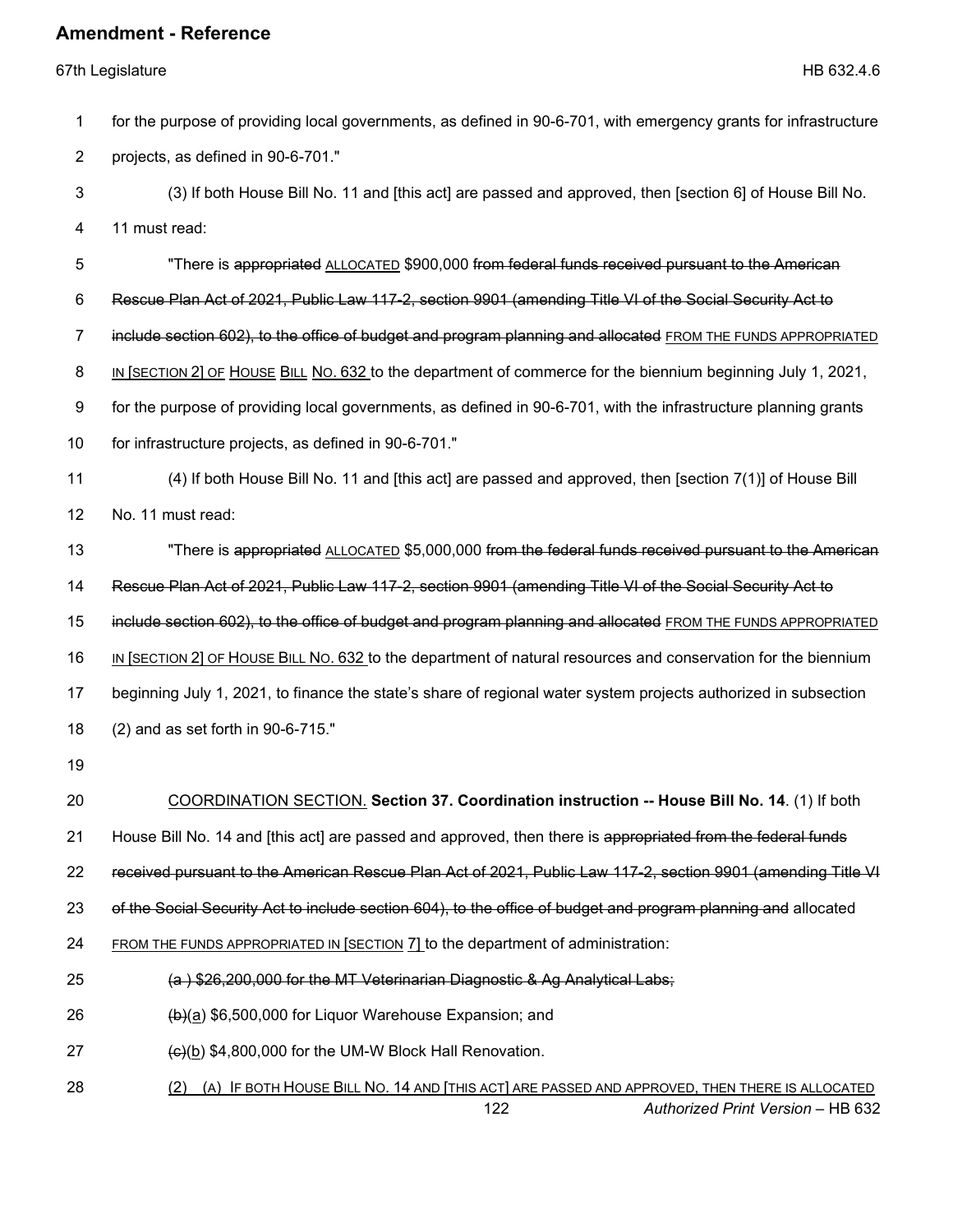for the purpose of providing local governments, as defined in 90-6-701, with emergency grants for infrastructure projects, as defined in 90-6-701."

(3) If both House Bill No. 11 and [this act] are passed and approved, then [section 6] of House Bill No. 11 must read:

"There is ~~appropriated~~ ALLOCATED $900,000 ~~from federal funds received pursuant to the American Rescue Plan Act of 2021, Public Law 117-2, section 9901 (amending Title VI of the Social Security Act to include section 602), to the office of budget and program planning and allocated~~ FROM THE FUNDS APPROPRIATED IN [SECTION 2] OF HOUSE BILL NO. 632 to the department of commerce for the biennium beginning July 1, 2021, for the purpose of providing local governments, as defined in 90-6-701, with the infrastructure planning grants for infrastructure projects, as defined in 90-6-701."

(4) If both House Bill No. 11 and [this act] are passed and approved, then [section 7(1)] of House Bill No. 11 must read:

"There is ~~appropriated~~ ALLOCATED $5,000,000 ~~from the federal funds received pursuant to the American Rescue Plan Act of 2021, Public Law 117-2, section 9901 (amending Title VI of the Social Security Act to include section 602), to the office of budget and program planning and allocated~~ FROM THE FUNDS APPROPRIATED IN [SECTION 2] OF HOUSE BILL NO. 632 to the department of natural resources and conservation for the biennium beginning July 1, 2021, to finance the state's share of regional water system projects authorized in subsection (2) and as set forth in 90-6-715."

COORDINATION SECTION. **Section 37. Coordination instruction -- House Bill No. 14**. (1) If both House Bill No. 14 and [this act] are passed and approved, then there is ~~appropriated from the federal funds received pursuant to the American Rescue Plan Act of 2021, Public Law 117-2, section 9901 (amending Title VI of the Social Security Act to include section 604), to the office of budget and program planning and~~ allocated FROM THE FUNDS APPROPRIATED IN [SECTION 7] to the department of administration:

~~(a ) $26,200,000 for the MT Veterinarian Diagnostic & Ag Analytical Labs;~~

~~(b)~~(a) $6,500,000 for Liquor Warehouse Expansion; and

~~(c)~~(b) $4,800,000 for the UM-W Block Hall Renovation.

(2) (A) IF BOTH HOUSE BILL NO. 14 AND [THIS ACT] ARE PASSED AND APPROVED, THEN THERE IS ALLOCATED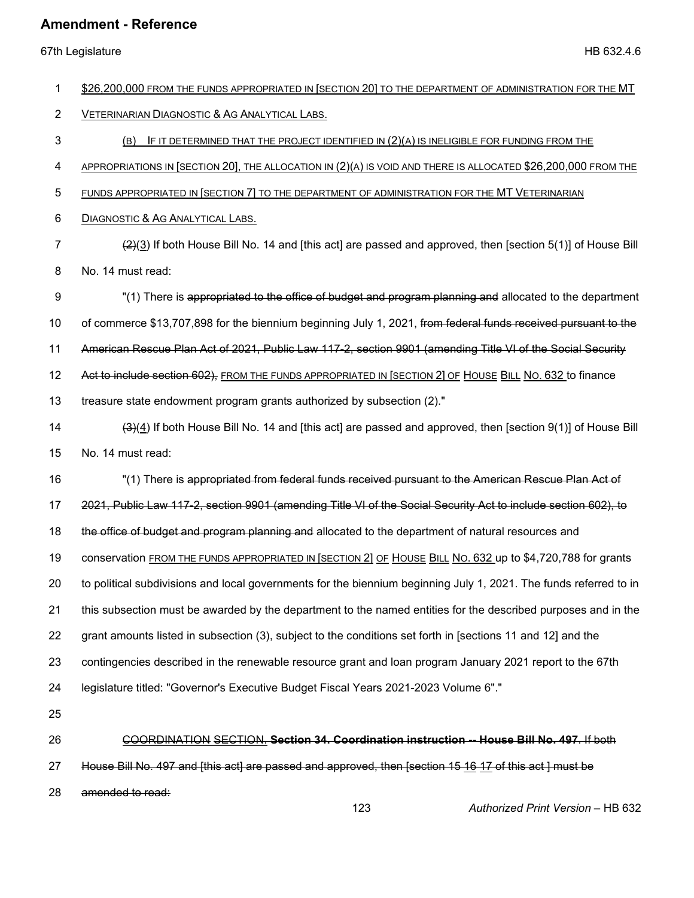$26,200,000 FROM THE FUNDS APPROPRIATED IN [SECTION 20] TO THE DEPARTMENT OF ADMINISTRATION FOR THE MT VETERINARIAN DIAGNOSTIC & AG ANALYTICAL LABS.

(B) IF IT DETERMINED THAT THE PROJECT IDENTIFIED IN (2)(A) IS INELIGIBLE FOR FUNDING FROM THE APPROPRIATIONS IN [SECTION 20], THE ALLOCATION IN (2)(A) IS VOID AND THERE IS ALLOCATED $26,200,000 FROM THE FUNDS APPROPRIATED IN [SECTION 7] TO THE DEPARTMENT OF ADMINISTRATION FOR THE MT VETERINARIAN DIAGNOSTIC & AG ANALYTICAL LABS.

~~(2)~~(3) If both House Bill No. 14 and [this act] are passed and approved, then [section 5(1)] of House Bill No. 14 must read:

"(1) There is ~~appropriated to the office of budget and program planning and~~ allocated to the department of commerce $13,707,898 for the biennium beginning July 1, 2021, ~~from federal funds received pursuant to the American Rescue Plan Act of 2021, Public Law 117-2, section 9901 (amending Title VI of the Social Security Act to include section 602),~~ FROM THE FUNDS APPROPRIATED IN [SECTION 2] OF HOUSE BILL NO. 632 to finance treasure state endowment program grants authorized by subsection (2)."

~~(3)~~(4) If both House Bill No. 14 and [this act] are passed and approved, then [section 9(1)] of House Bill No. 14 must read:

"(1) There is ~~appropriated from federal funds received pursuant to the American Rescue Plan Act of 2021, Public Law 117-2, section 9901 (amending Title VI of the Social Security Act to include section 602), to the office of budget and program planning and~~ allocated to the department of natural resources and conservation FROM THE FUNDS APPROPRIATED IN [SECTION 2] OF HOUSE BILL NO. 632 up to $4,720,788 for grants to political subdivisions and local governments for the biennium beginning July 1, 2021. The funds referred to in this subsection must be awarded by the department to the named entities for the described purposes and in the grant amounts listed in subsection (3), subject to the conditions set forth in [sections 11 and 12] and the contingencies described in the renewable resource grant and loan program January 2021 report to the 67th legislature titled: "Governor's Executive Budget Fiscal Years 2021-2023 Volume 6"."

~~COORDINATION SECTION.~~ ~~**Section 34. Coordination instruction -- House Bill No. 497**. If both House Bill No. 497 and [this act] are passed and approved, then [section 15 16 17 of this act ] must be amended to read:~~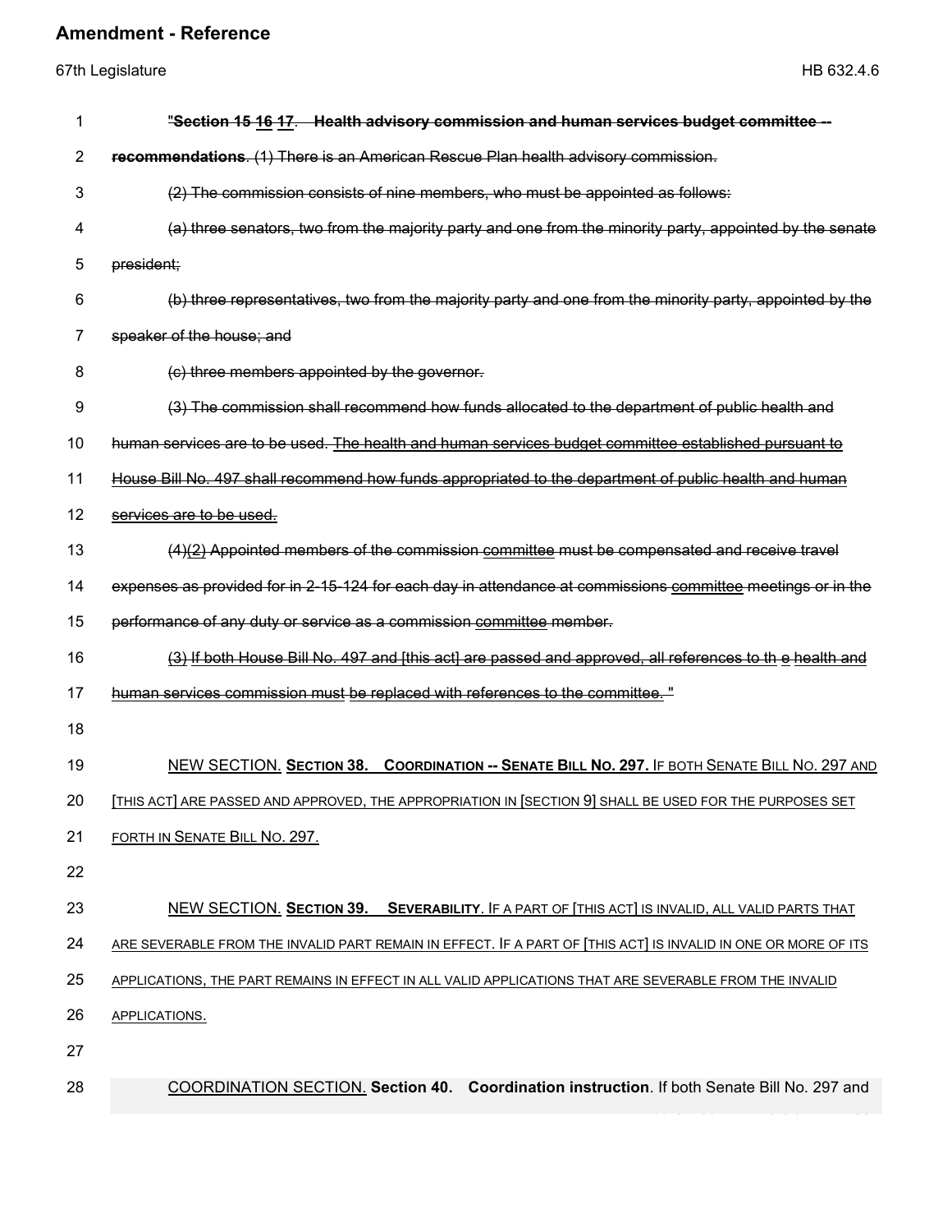"Section 15 16 17. Health advisory commission and human services budget committee -- recommendations. (1) There is an American Rescue Plan health advisory commission.

(2) The commission consists of nine members, who must be appointed as follows:

(a) three senators, two from the majority party and one from the minority party, appointed by the senate president;

(b) three representatives, two from the majority party and one from the minority party, appointed by the speaker of the house; and

(c) three members appointed by the governor.

(3) The commission shall recommend how funds allocated to the department of public health and human services are to be used. The health and human services budget committee established pursuant to House Bill No. 497 shall recommend how funds appropriated to the department of public health and human services are to be used.

(4)(2) Appointed members of the commission committee must be compensated and receive travel expenses as provided for in 2-15-124 for each day in attendance at commissions committee meetings or in the performance of any duty or service as a commission committee member.

(3) If both House Bill No. 497 and [this act] are passed and approved, all references to th e health and human services commission must be replaced with references to the committee. "

NEW SECTION. **Section 38. Coordination -- Senate Bill No. 297.** If both Senate Bill No. 297 and [this act] are passed and approved, the appropriation in [section 9] shall be used for the purposes set forth in Senate Bill No. 297.

NEW SECTION. **Section 39. Severability**. If a part of [this act] is invalid, all valid parts that are severable from the invalid part remain in effect. If a part of [this act] is invalid in one or more of its applications, the part remains in effect in all valid applications that are severable from the invalid applications.

COORDINATION SECTION. **Section 40. Coordination instruction**. If both Senate Bill No. 297 and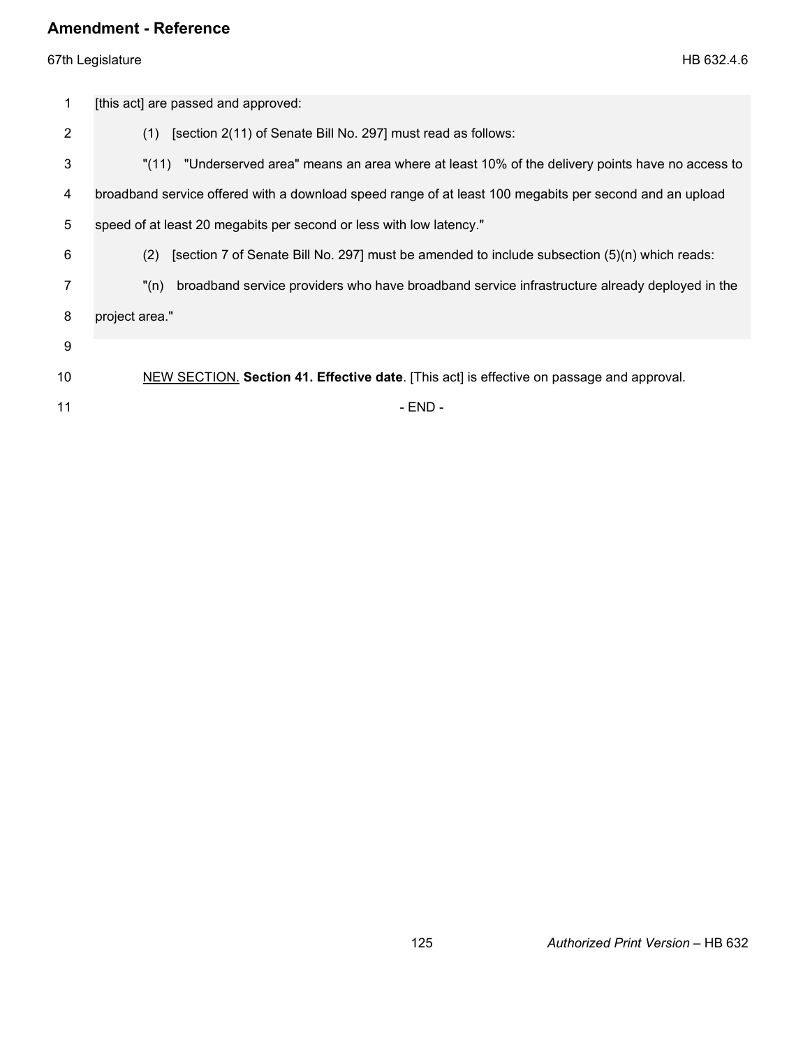[this act] are passed and approved:

(1) [section 2(11) of Senate Bill No. 297] must read as follows:

"(11) "Underserved area" means an area where at least 10% of the delivery points have no access to broadband service offered with a download speed range of at least 100 megabits per second and an upload speed of at least 20 megabits per second or less with low latency."

(2) [section 7 of Senate Bill No. 297] must be amended to include subsection (5)(n) which reads:

"(n) broadband service providers who have broadband service infrastructure already deployed in the project area."

NEW SECTION. **Section 41. Effective date**. [This act] is effective on passage and approval.

\- END -